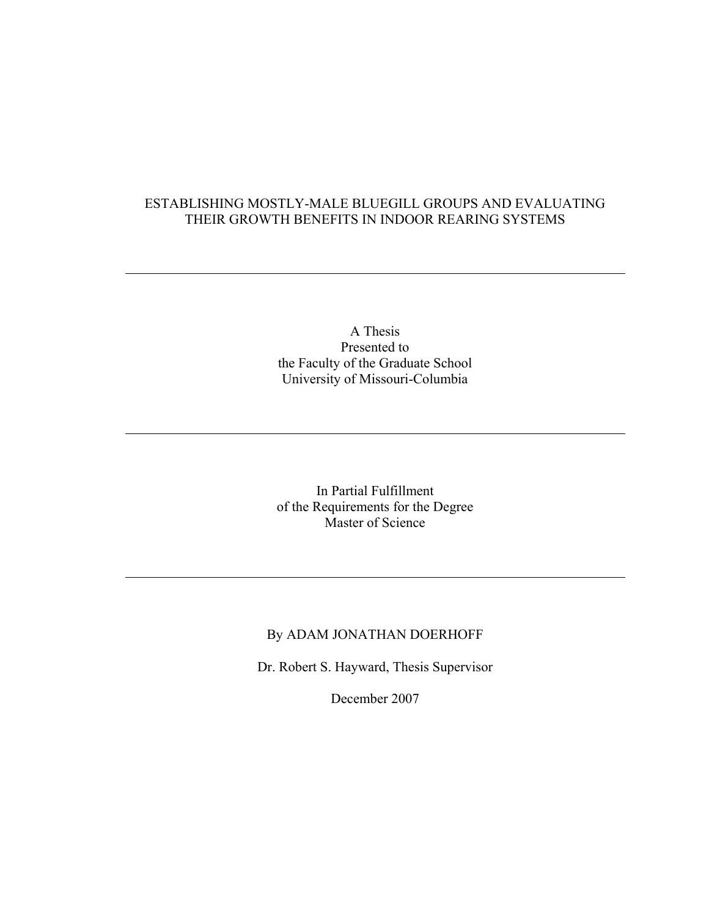# ESTABLISHING MOSTLY-MALE BLUEGILL GROUPS AND EVALUATING THEIR GROWTH BENEFITS IN INDOOR REARING SYSTEMS

---

A Thesis
Presented to
the Faculty of the Graduate School
University of Missouri-Columbia

---

In Partial Fulfillment
of the Requirements for the Degree
Master of Science

---

By ADAM JONATHAN DOERHOFF

Dr. Robert S. Hayward, Thesis Supervisor

December 2007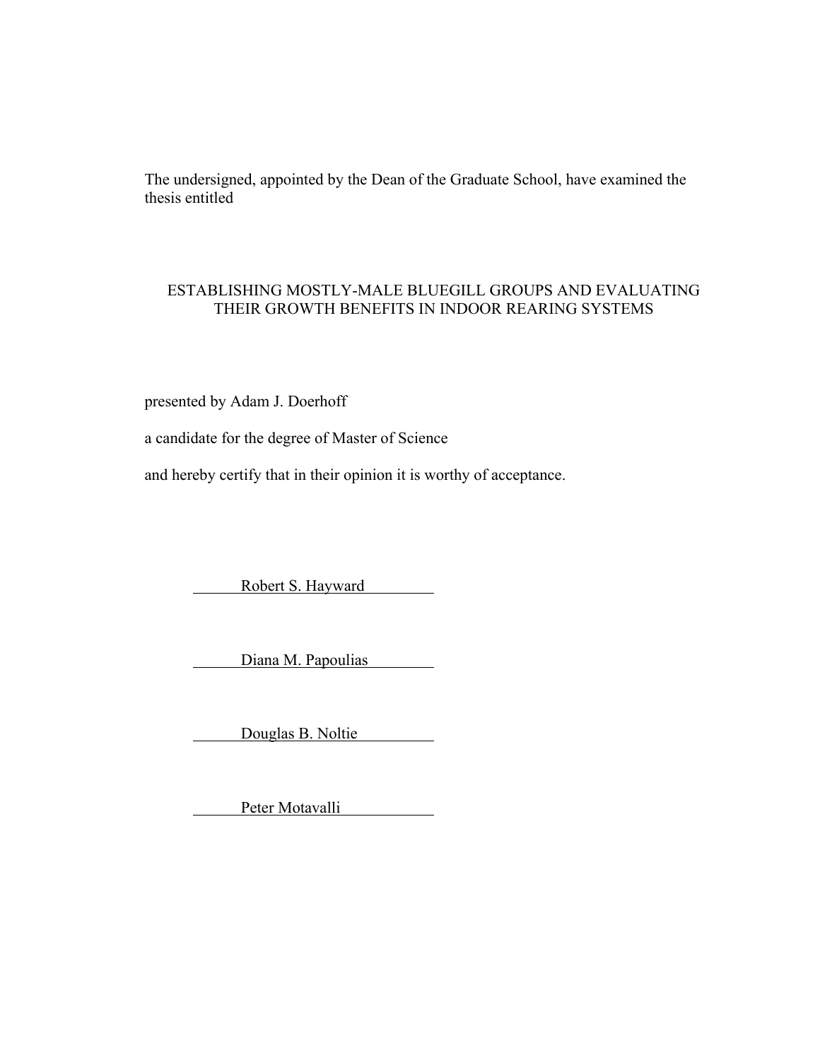The undersigned, appointed by the Dean of the Graduate School, have examined the thesis entitled

ESTABLISHING MOSTLY-MALE BLUEGILL GROUPS AND EVALUATING THEIR GROWTH BENEFITS IN INDOOR REARING SYSTEMS

presented by Adam J. Doerhoff

a candidate for the degree of Master of Science

and hereby certify that in their opinion it is worthy of acceptance.

Robert S. Hayward

Diana M. Papoulias

Douglas B. Noltie

Peter Motavalli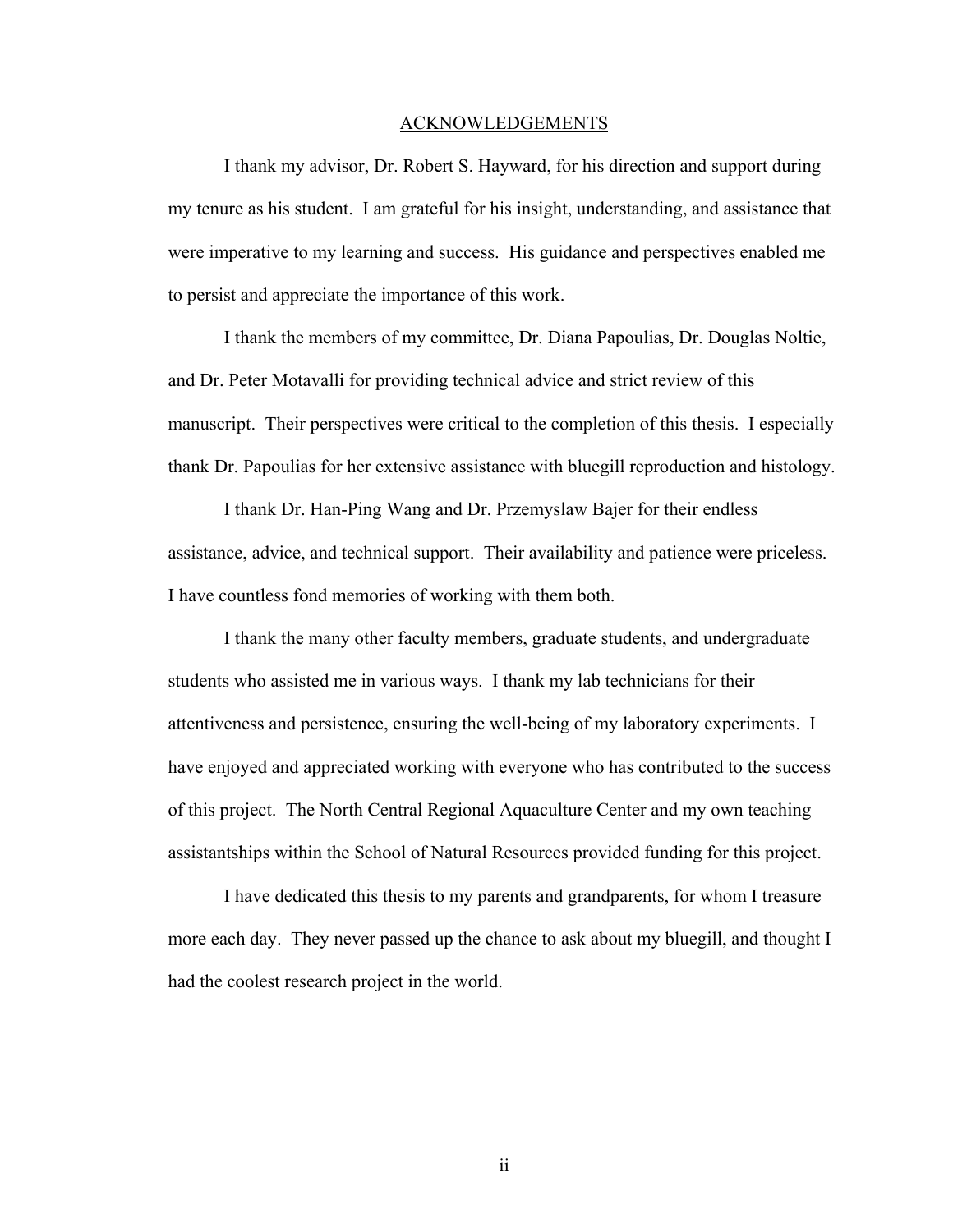# ACKNOWLEDGEMENTS

I thank my advisor, Dr. Robert S. Hayward, for his direction and support during my tenure as his student. I am grateful for his insight, understanding, and assistance that were imperative to my learning and success. His guidance and perspectives enabled me to persist and appreciate the importance of this work.

I thank the members of my committee, Dr. Diana Papoulias, Dr. Douglas Noltie, and Dr. Peter Motavalli for providing technical advice and strict review of this manuscript. Their perspectives were critical to the completion of this thesis. I especially thank Dr. Papoulias for her extensive assistance with bluegill reproduction and histology.

I thank Dr. Han-Ping Wang and Dr. Przemyslaw Bajer for their endless assistance, advice, and technical support. Their availability and patience were priceless. I have countless fond memories of working with them both.

I thank the many other faculty members, graduate students, and undergraduate students who assisted me in various ways. I thank my lab technicians for their attentiveness and persistence, ensuring the well-being of my laboratory experiments. I have enjoyed and appreciated working with everyone who has contributed to the success of this project. The North Central Regional Aquaculture Center and my own teaching assistantships within the School of Natural Resources provided funding for this project.

I have dedicated this thesis to my parents and grandparents, for whom I treasure more each day. They never passed up the chance to ask about my bluegill, and thought I had the coolest research project in the world.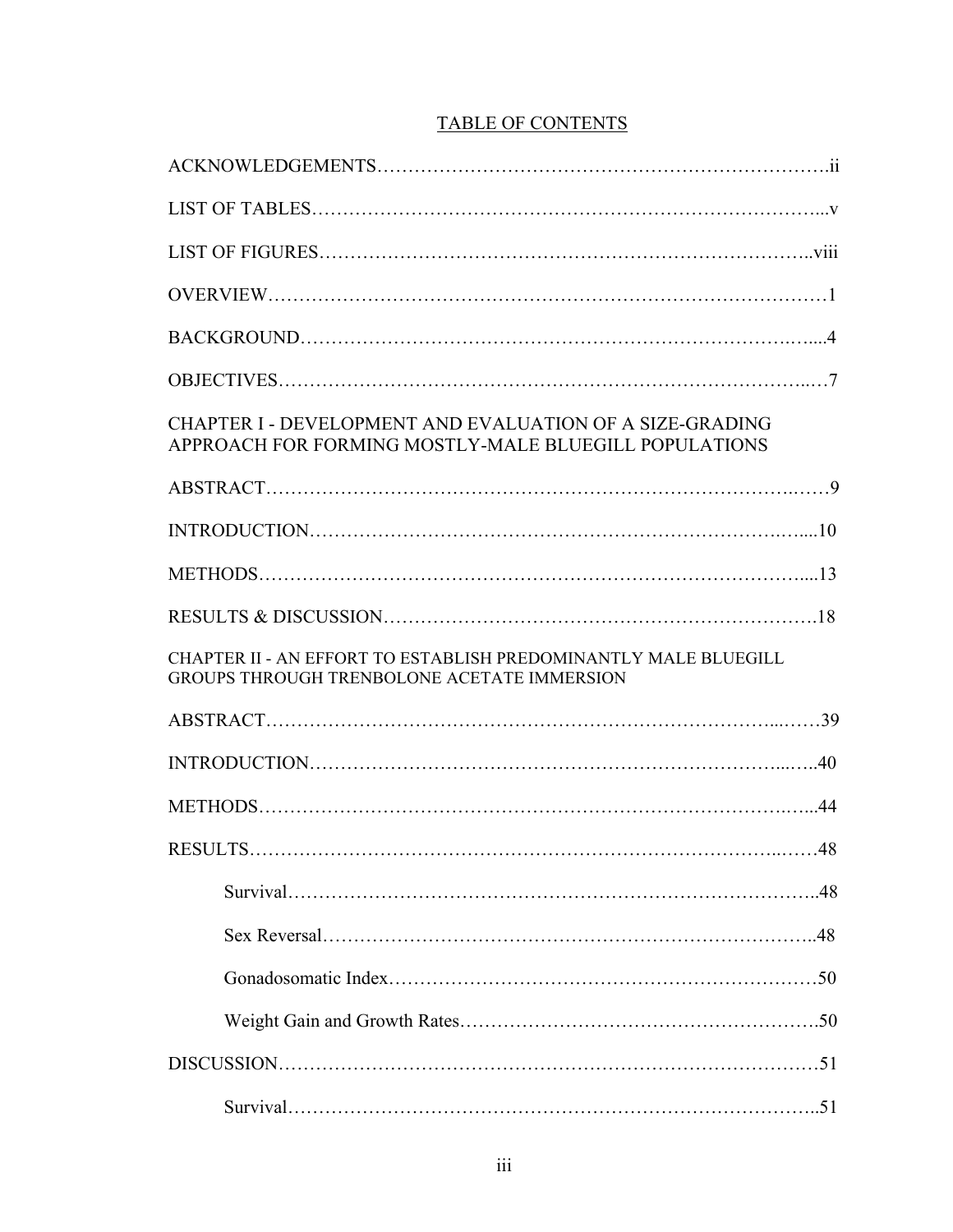## TABLE OF CONTENTS

ACKNOWLEDGEMENTS……………………………………………………………….ii

LIST OF TABLES…………………………………………………………………...v

LIST OF FIGURES………………………………………………………………..viii

OVERVIEW……………………………………………………………………………1

BACKGROUND…………………………………………………………………….....4

OBJECTIVES……………………………………………………………………..…7

CHAPTER I - DEVELOPMENT AND EVALUATION OF A SIZE-GRADING APPROACH FOR FORMING MOSTLY-MALE BLUEGILL POPULATIONS

ABSTRACT……………………………………………………………………….……9

INTRODUCTION…………………………………………………………………….....10

METHODS…………………………………………………………………………....13

RESULTS & DISCUSSION……………………………………………………………….18

CHAPTER II - AN EFFORT TO ESTABLISH PREDOMINANTLY MALE BLUEGILL GROUPS THROUGH TRENBOLONE ACETATE IMMERSION

ABSTRACT…………………………………………………………………...……39

INTRODUCTION……………………………………………………………...…..40

METHODS……………………………………………………………………….….44

RESULTS…………………………………………………………………..……48

- Survival…………………………………………………………………………..48
- Sex Reversal…………………………………………………………………..48
- Gonadosomatic Index……………………………………………………………50
- Weight Gain and Growth Rates……………………………………………….50

DISCUSSION……………………………………………………………………………51

- Survival…………………………………………………………………………..51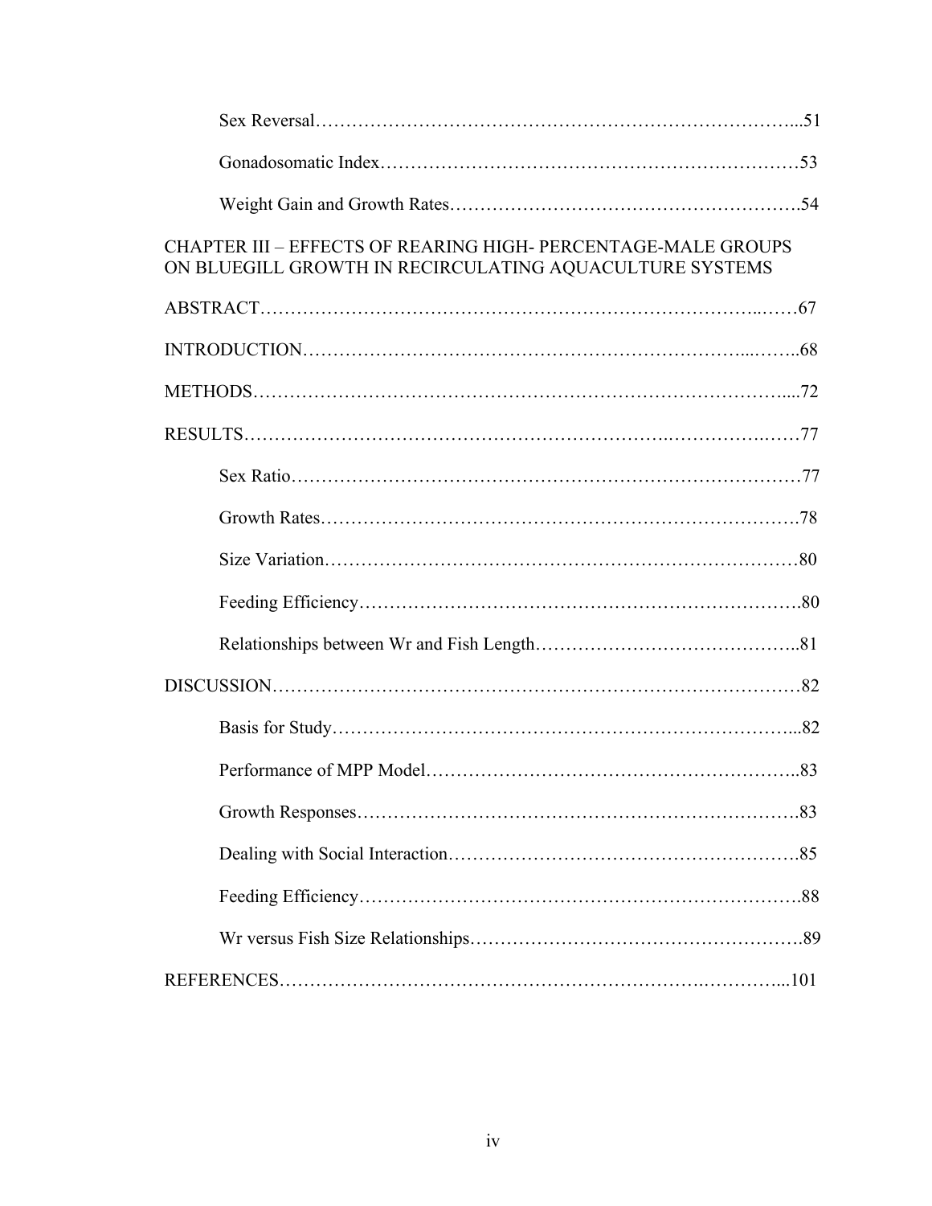Sex Reversal……………………………………………………………………...51

Gonadosomatic Index……………………………………………………………53

Weight Gain and Growth Rates……………………………………………….54

CHAPTER III – EFFECTS OF REARING HIGH- PERCENTAGE-MALE GROUPS ON BLUEGILL GROWTH IN RECIRCULATING AQUACULTURE SYSTEMS

ABSTRACT……………………………………………………………………..……67

INTRODUCTION…………………………………………………………...……..68

METHODS………………………………………………………………………....72

RESULTS…………………………………………………………….……………77

Sex Ratio…………………………………………………………………………77

Growth Rates…………………………………………………………………….78

Size Variation……………………………………………………………………80

Feeding Efficiency……………………………………………………………….80

Relationships between Wr and Fish Length……………………………………..81

DISCUSSION……………………………………………………………………………82

Basis for Study…………………………………………………………………...82

Performance of MPP Model……………………………………………………..83

Growth Responses……………………………………………………………….83

Dealing with Social Interaction………………………………………………….85

Feeding Efficiency……………………………………………………………….88

Wr versus Fish Size Relationships……………………………………………….89

REFERENCES………………………………………………………….…………...101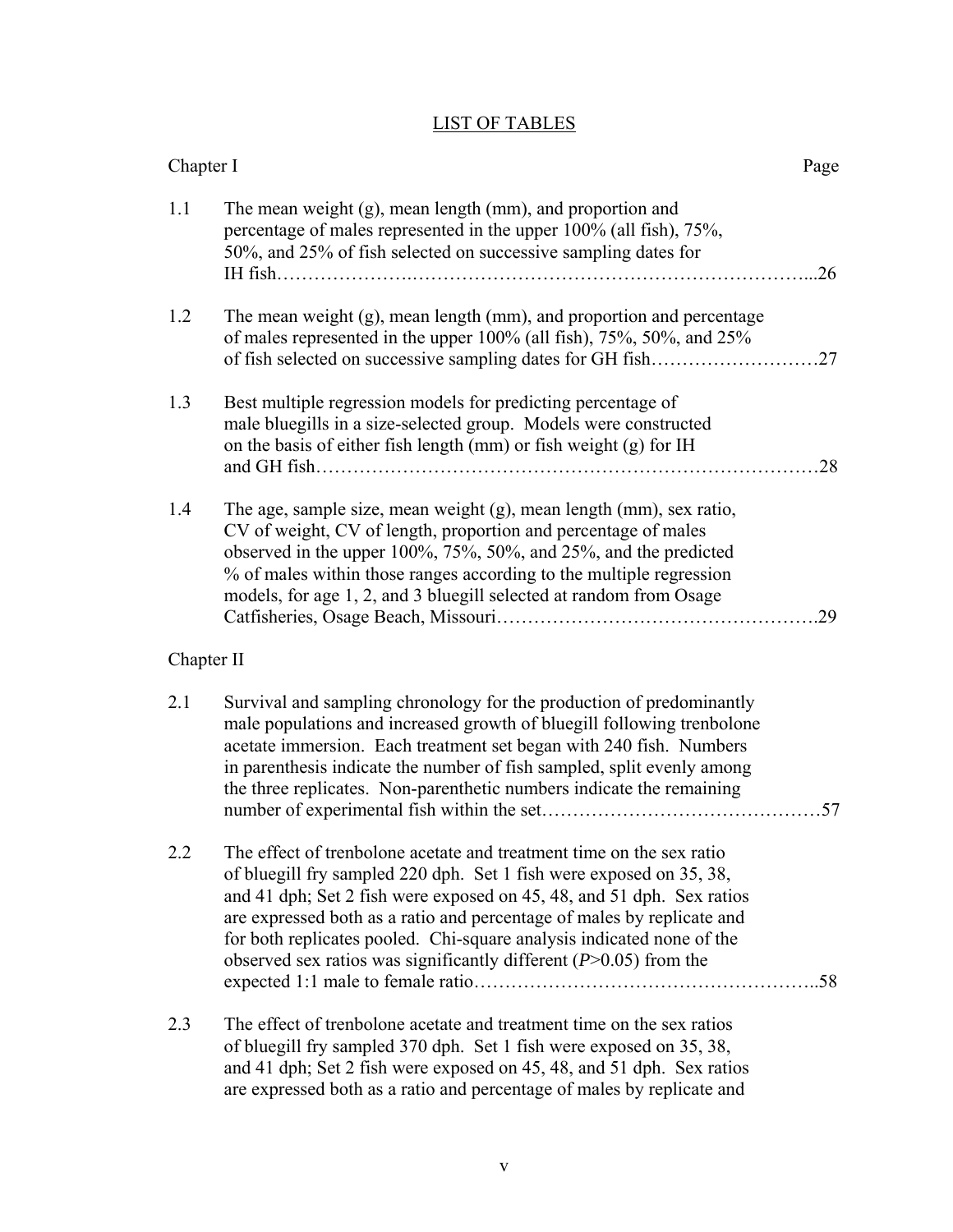# LIST OF TABLES

Chapter I — Page

1.1 The mean weight (g), mean length (mm), and proportion and percentage of males represented in the upper 100% (all fish), 75%, 50%, and 25% of fish selected on successive sampling dates for IH fish……………………………………………………………………...26

1.2 The mean weight (g), mean length (mm), and proportion and percentage of males represented in the upper 100% (all fish), 75%, 50%, and 25% of fish selected on successive sampling dates for GH fish………………………27

1.3 Best multiple regression models for predicting percentage of male bluegills in a size-selected group. Models were constructed on the basis of either fish length (mm) or fish weight (g) for IH and GH fish……………………………………………………………………28

1.4 The age, sample size, mean weight (g), mean length (mm), sex ratio, CV of weight, CV of length, proportion and percentage of males observed in the upper 100%, 75%, 50%, and 25%, and the predicted % of males within those ranges according to the multiple regression models, for age 1, 2, and 3 bluegill selected at random from Osage Catfisheries, Osage Beach, Missouri……………………………………………..29

Chapter II

2.1 Survival and sampling chronology for the production of predominantly male populations and increased growth of bluegill following trenbolone acetate immersion. Each treatment set began with 240 fish. Numbers in parenthesis indicate the number of fish sampled, split evenly among the three replicates. Non-parenthetic numbers indicate the remaining number of experimental fish within the set………………………………………57

2.2 The effect of trenbolone acetate and treatment time on the sex ratio of bluegill fry sampled 220 dph. Set 1 fish were exposed on 35, 38, and 41 dph; Set 2 fish were exposed on 45, 48, and 51 dph. Sex ratios are expressed both as a ratio and percentage of males by replicate and for both replicates pooled. Chi-square analysis indicated none of the observed sex ratios was significantly different ($P$>0.05) from the expected 1:1 male to female ratio………………………………………………..58

2.3 The effect of trenbolone acetate and treatment time on the sex ratios of bluegill fry sampled 370 dph. Set 1 fish were exposed on 35, 38, and 41 dph; Set 2 fish were exposed on 45, 48, and 51 dph. Sex ratios are expressed both as a ratio and percentage of males by replicate and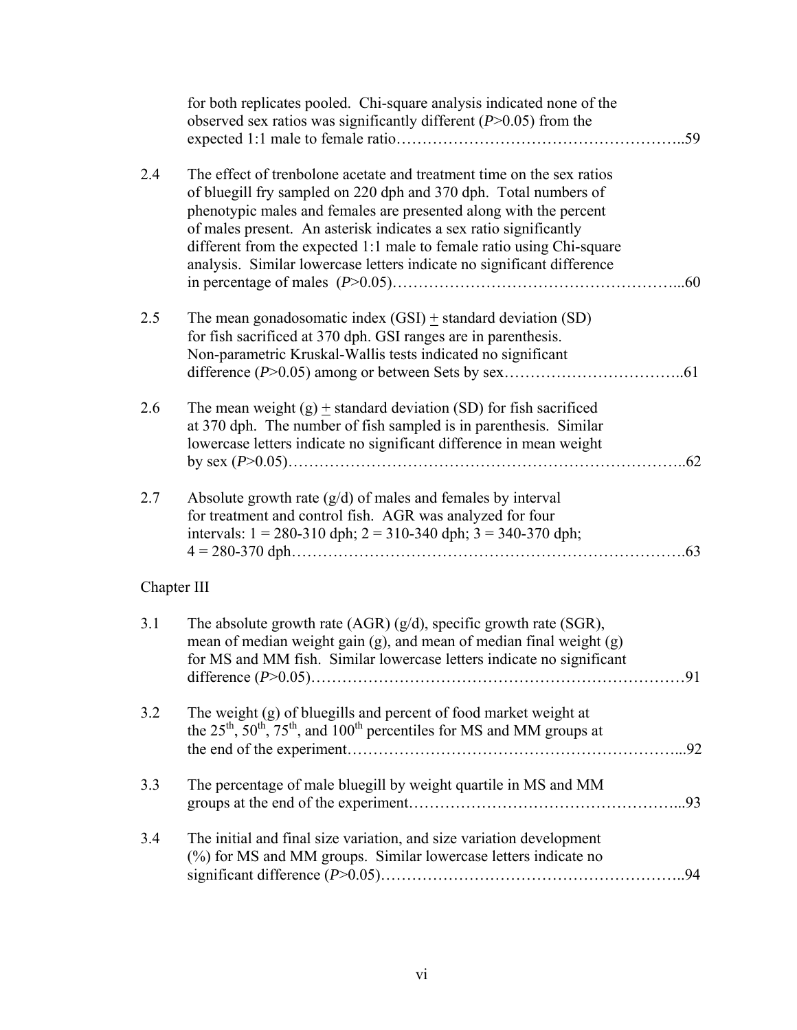for both replicates pooled. Chi-square analysis indicated none of the observed sex ratios was significantly different (*P*>0.05) from the expected 1:1 male to female ratio……………………………………………..59

2.4 The effect of trenbolone acetate and treatment time on the sex ratios of bluegill fry sampled on 220 dph and 370 dph. Total numbers of phenotypic males and females are presented along with the percent of males present. An asterisk indicates a sex ratio significantly different from the expected 1:1 male to female ratio using Chi-square analysis. Similar lowercase letters indicate no significant difference in percentage of males (*P*>0.05)……………………………………………...60

2.5 The mean gonadosomatic index (GSI) ± standard deviation (SD) for fish sacrificed at 370 dph. GSI ranges are in parenthesis. Non-parametric Kruskal-Wallis tests indicated no significant difference (*P*>0.05) among or between Sets by sex……………………………..61

2.6 The mean weight (g) ± standard deviation (SD) for fish sacrificed at 370 dph. The number of fish sampled is in parenthesis. Similar lowercase letters indicate no significant difference in mean weight by sex (*P*>0.05)………………………………………………………………..62

2.7 Absolute growth rate (g/d) of males and females by interval for treatment and control fish. AGR was analyzed for four intervals: 1 = 280-310 dph; 2 = 310-340 dph; 3 = 340-370 dph; 4 = 280-370 dph……………………………………………………………….63

Chapter III

3.1 The absolute growth rate (AGR) (g/d), specific growth rate (SGR), mean of median weight gain (g), and mean of median final weight (g) for MS and MM fish. Similar lowercase letters indicate no significant difference (*P*>0.05)……………………………………………………………91

3.2 The weight (g) of bluegills and percent of food market weight at the 25th, 50th, 75th, and 100th percentiles for MS and MM groups at the end of the experiment……………………………………………………...92

3.3 The percentage of male bluegill by weight quartile in MS and MM groups at the end of the experiment……………………………………………...93

3.4 The initial and final size variation, and size variation development (%) for MS and MM groups. Similar lowercase letters indicate no significant difference (*P*>0.05)………………………………………………..94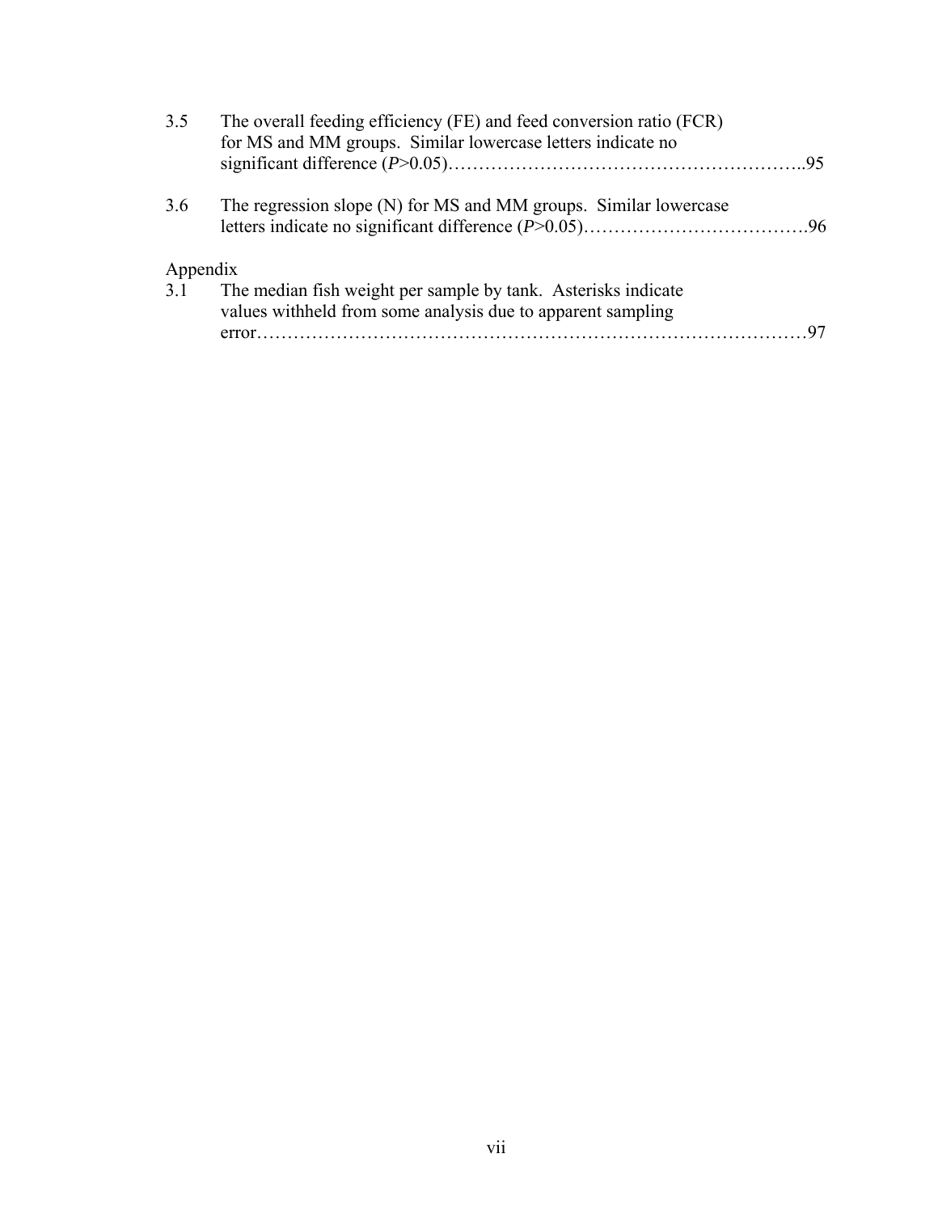3.5 The overall feeding efficiency (FE) and feed conversion ratio (FCR) for MS and MM groups. Similar lowercase letters indicate no significant difference (*P*>0.05)………………………………………………..95

3.6 The regression slope (N) for MS and MM groups. Similar lowercase letters indicate no significant difference (*P*>0.05)……………………………….96

Appendix

3.1 The median fish weight per sample by tank. Asterisks indicate values withheld from some analysis due to apparent sampling error……………………………………………………………………………97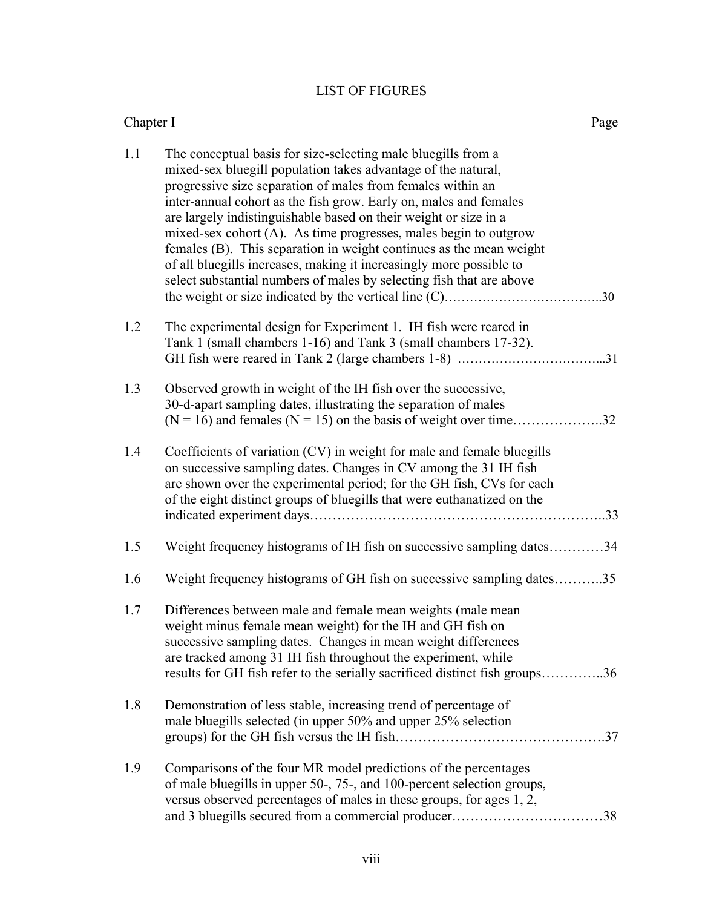# LIST OF FIGURES

| Chapter I | | Page |
|---|---|---|
| 1.1 | The conceptual basis for size-selecting male bluegills from a mixed-sex bluegill population takes advantage of the natural, progressive size separation of males from females within an inter-annual cohort as the fish grow. Early on, males and females are largely indistinguishable based on their weight or size in a mixed-sex cohort (A). As time progresses, males begin to outgrow females (B). This separation in weight continues as the mean weight of all bluegills increases, making it increasingly more possible to select substantial numbers of males by selecting fish that are above the weight or size indicated by the vertical line (C) | 30 |
| 1.2 | The experimental design for Experiment 1. IH fish were reared in Tank 1 (small chambers 1-16) and Tank 3 (small chambers 17-32). GH fish were reared in Tank 2 (large chambers 1-8) | 31 |
| 1.3 | Observed growth in weight of the IH fish over the successive, 30-d-apart sampling dates, illustrating the separation of males (N = 16) and females (N = 15) on the basis of weight over time | 32 |
| 1.4 | Coefficients of variation (CV) in weight for male and female bluegills on successive sampling dates. Changes in CV among the 31 IH fish are shown over the experimental period; for the GH fish, CVs for each of the eight distinct groups of bluegills that were euthanized on the indicated experiment days | 33 |
| 1.5 | Weight frequency histograms of IH fish on successive sampling dates | 34 |
| 1.6 | Weight frequency histograms of GH fish on successive sampling dates | 35 |
| 1.7 | Differences between male and female mean weights (male mean weight minus female mean weight) for the IH and GH fish on successive sampling dates. Changes in mean weight differences are tracked among 31 IH fish throughout the experiment, while results for GH fish refer to the serially sacrificed distinct fish groups | 36 |
| 1.8 | Demonstration of less stable, increasing trend of percentage of male bluegills selected (in upper 50% and upper 25% selection groups) for the GH fish versus the IH fish | 37 |
| 1.9 | Comparisons of the four MR model predictions of the percentages of male bluegills in upper 50-, 75-, and 100-percent selection groups, versus observed percentages of males in these groups, for ages 1, 2, and 3 bluegills secured from a commercial producer | 38 |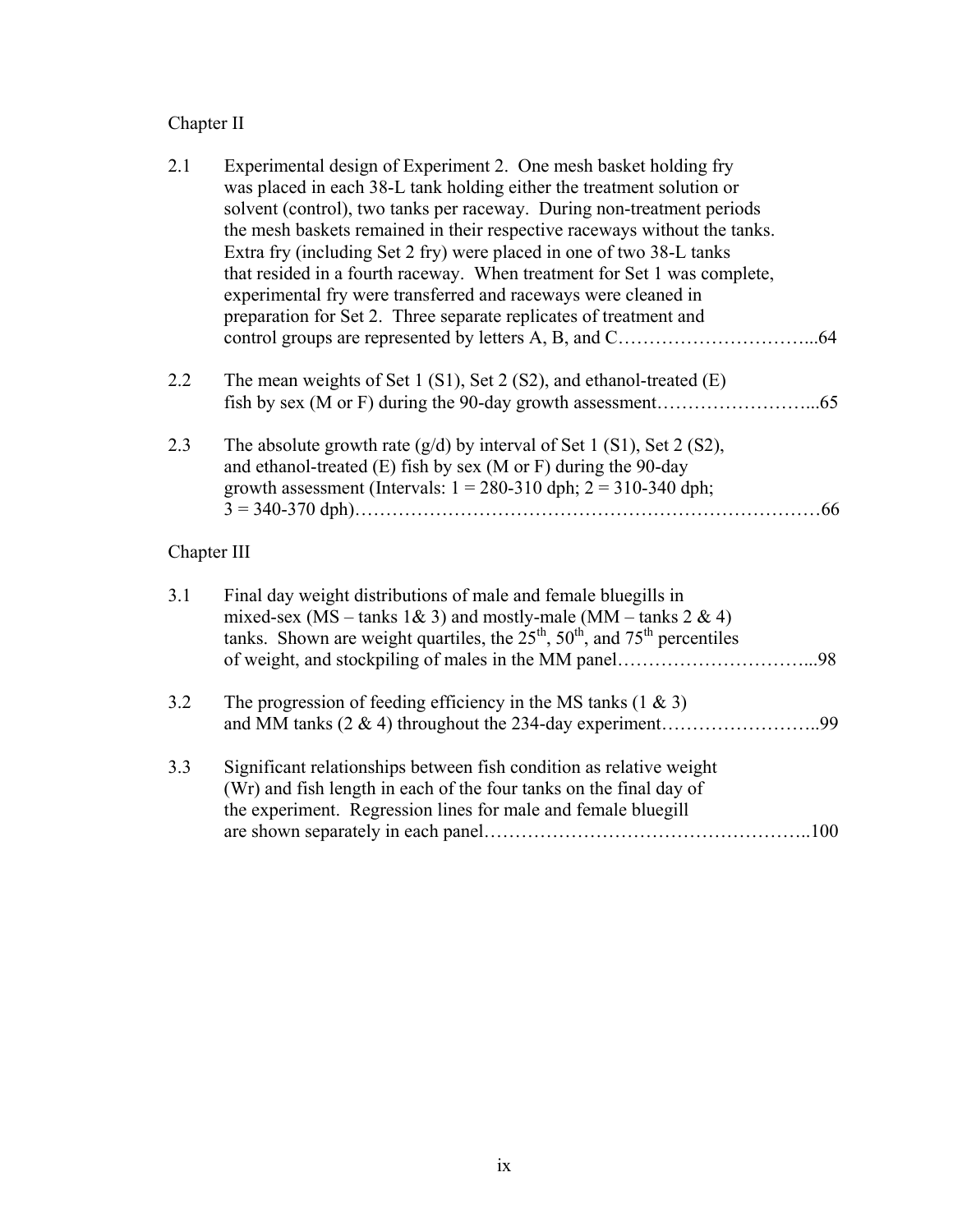Chapter II

2.1 Experimental design of Experiment 2. One mesh basket holding fry was placed in each 38-L tank holding either the treatment solution or solvent (control), two tanks per raceway. During non-treatment periods the mesh baskets remained in their respective raceways without the tanks. Extra fry (including Set 2 fry) were placed in one of two 38-L tanks that resided in a fourth raceway. When treatment for Set 1 was complete, experimental fry were transferred and raceways were cleaned in preparation for Set 2. Three separate replicates of treatment and control groups are represented by letters A, B, and C…………………………...64

2.2 The mean weights of Set 1 (S1), Set 2 (S2), and ethanol-treated (E) fish by sex (M or F) during the 90-day growth assessment……………………...65

2.3 The absolute growth rate (g/d) by interval of Set 1 (S1), Set 2 (S2), and ethanol-treated (E) fish by sex (M or F) during the 90-day growth assessment (Intervals: 1 = 280-310 dph; 2 = 310-340 dph; 3 = 340-370 dph)………………………………………………………………66

Chapter III

3.1 Final day weight distributions of male and female bluegills in mixed-sex (MS – tanks 1& 3) and mostly-male (MM – tanks 2 & 4) tanks. Shown are weight quartiles, the 25$^{th}$, 50$^{th}$, and 75$^{th}$ percentiles of weight, and stockpiling of males in the MM panel…………………………...98

3.2 The progression of feeding efficiency in the MS tanks (1 & 3) and MM tanks (2 & 4) throughout the 234-day experiment……………………..99

3.3 Significant relationships between fish condition as relative weight (Wr) and fish length in each of the four tanks on the final day of the experiment. Regression lines for male and female bluegill are shown separately in each panel……………………………………………..100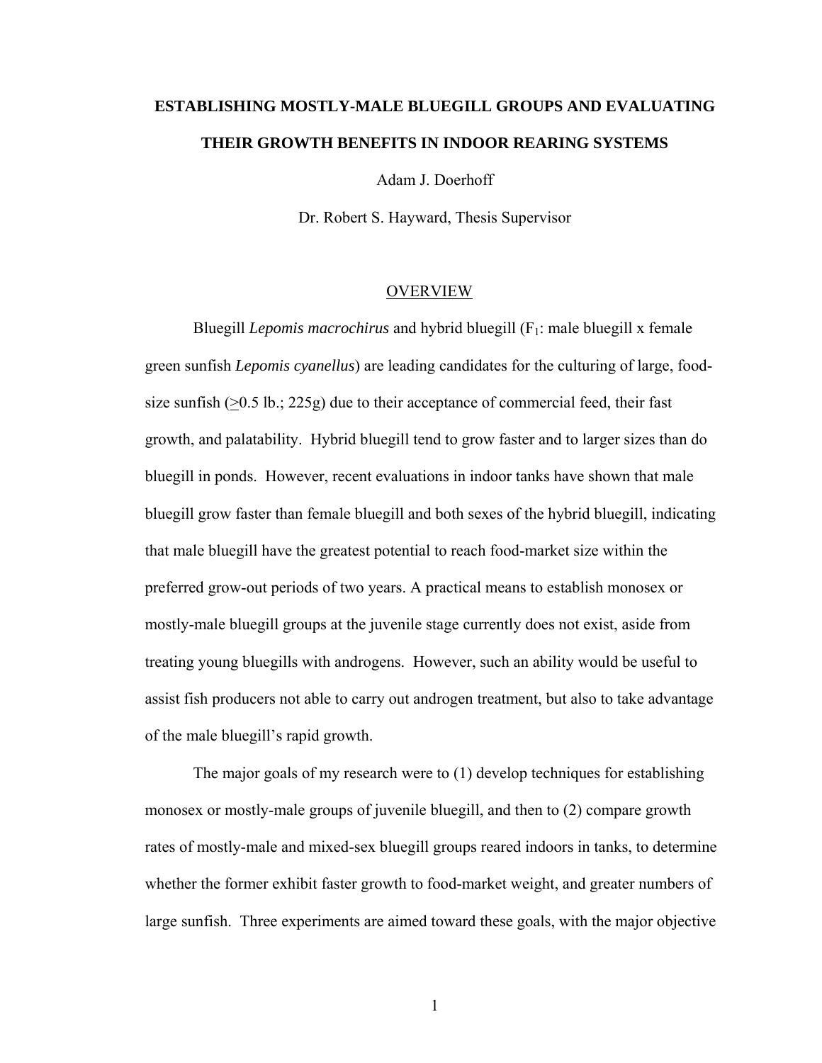# ESTABLISHING MOSTLY-MALE BLUEGILL GROUPS AND EVALUATING THEIR GROWTH BENEFITS IN INDOOR REARING SYSTEMS

Adam J. Doerhoff

Dr. Robert S. Hayward, Thesis Supervisor

## OVERVIEW

Bluegill *Lepomis macrochirus* and hybrid bluegill ($F_1$: male bluegill x female green sunfish *Lepomis cyanellus*) are leading candidates for the culturing of large, food-size sunfish ($\geq$0.5 lb.; 225g) due to their acceptance of commercial feed, their fast growth, and palatability. Hybrid bluegill tend to grow faster and to larger sizes than do bluegill in ponds. However, recent evaluations in indoor tanks have shown that male bluegill grow faster than female bluegill and both sexes of the hybrid bluegill, indicating that male bluegill have the greatest potential to reach food-market size within the preferred grow-out periods of two years. A practical means to establish monosex or mostly-male bluegill groups at the juvenile stage currently does not exist, aside from treating young bluegills with androgens. However, such an ability would be useful to assist fish producers not able to carry out androgen treatment, but also to take advantage of the male bluegill's rapid growth.

The major goals of my research were to (1) develop techniques for establishing monosex or mostly-male groups of juvenile bluegill, and then to (2) compare growth rates of mostly-male and mixed-sex bluegill groups reared indoors in tanks, to determine whether the former exhibit faster growth to food-market weight, and greater numbers of large sunfish. Three experiments are aimed toward these goals, with the major objective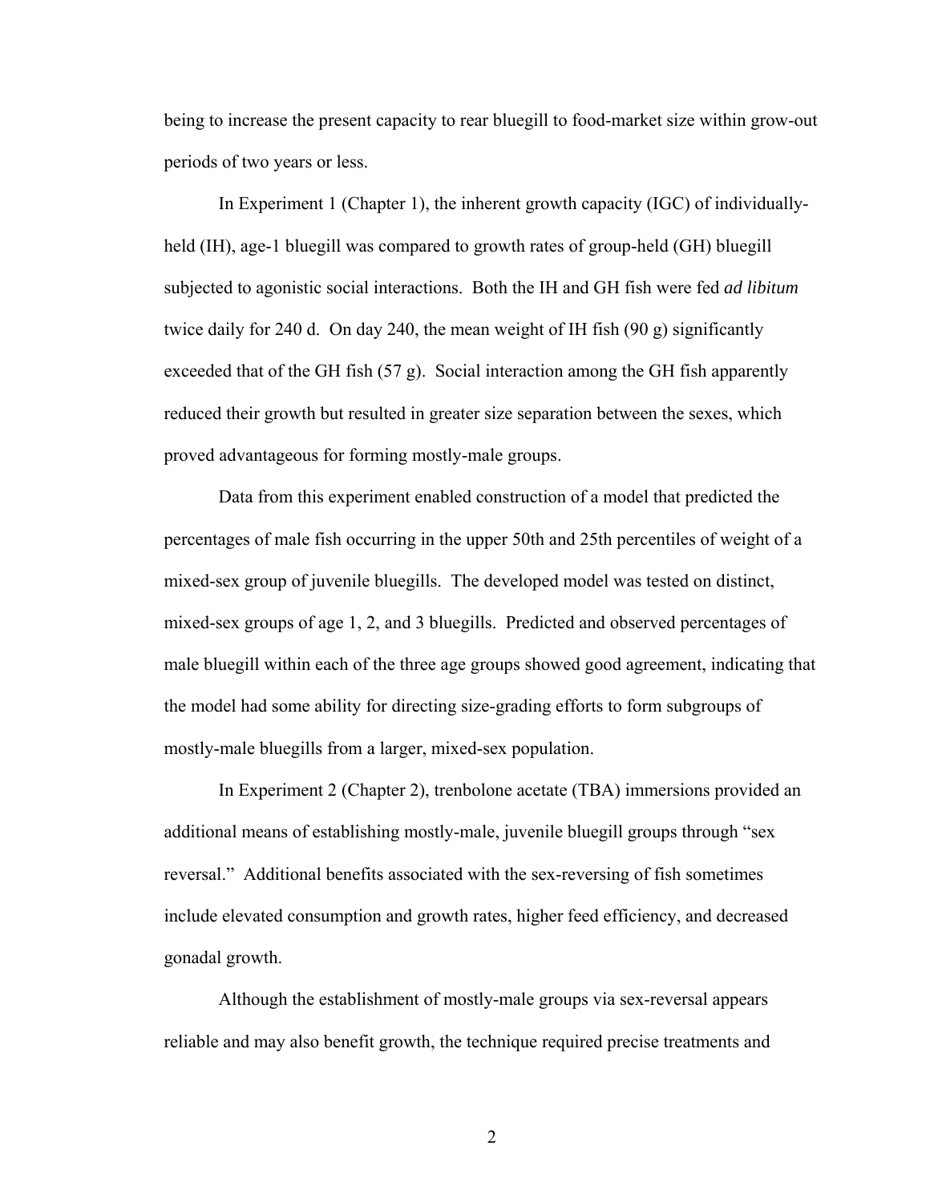being to increase the present capacity to rear bluegill to food-market size within grow-out periods of two years or less.

In Experiment 1 (Chapter 1), the inherent growth capacity (IGC) of individually-held (IH), age-1 bluegill was compared to growth rates of group-held (GH) bluegill subjected to agonistic social interactions. Both the IH and GH fish were fed *ad libitum* twice daily for 240 d. On day 240, the mean weight of IH fish (90 g) significantly exceeded that of the GH fish (57 g). Social interaction among the GH fish apparently reduced their growth but resulted in greater size separation between the sexes, which proved advantageous for forming mostly-male groups.

Data from this experiment enabled construction of a model that predicted the percentages of male fish occurring in the upper 50th and 25th percentiles of weight of a mixed-sex group of juvenile bluegills. The developed model was tested on distinct, mixed-sex groups of age 1, 2, and 3 bluegills. Predicted and observed percentages of male bluegill within each of the three age groups showed good agreement, indicating that the model had some ability for directing size-grading efforts to form subgroups of mostly-male bluegills from a larger, mixed-sex population.

In Experiment 2 (Chapter 2), trenbolone acetate (TBA) immersions provided an additional means of establishing mostly-male, juvenile bluegill groups through "sex reversal." Additional benefits associated with the sex-reversing of fish sometimes include elevated consumption and growth rates, higher feed efficiency, and decreased gonadal growth.

Although the establishment of mostly-male groups via sex-reversal appears reliable and may also benefit growth, the technique required precise treatments and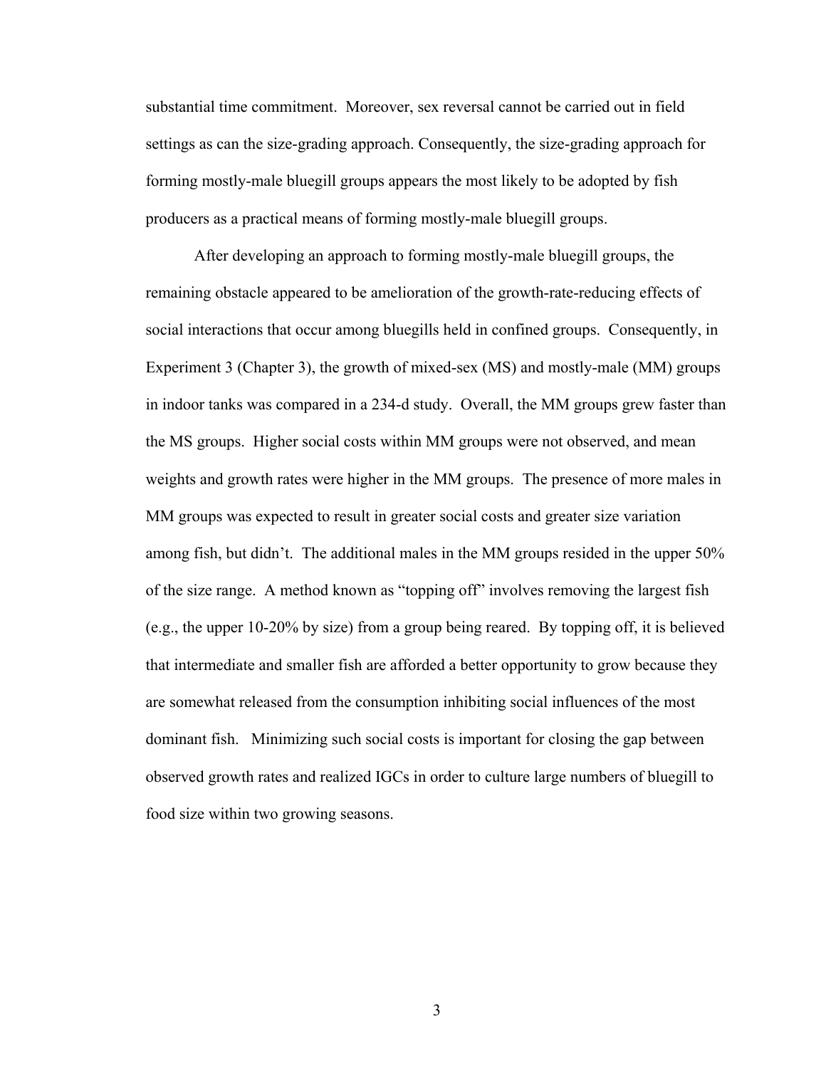substantial time commitment. Moreover, sex reversal cannot be carried out in field settings as can the size-grading approach. Consequently, the size-grading approach for forming mostly-male bluegill groups appears the most likely to be adopted by fish producers as a practical means of forming mostly-male bluegill groups.

After developing an approach to forming mostly-male bluegill groups, the remaining obstacle appeared to be amelioration of the growth-rate-reducing effects of social interactions that occur among bluegills held in confined groups. Consequently, in Experiment 3 (Chapter 3), the growth of mixed-sex (MS) and mostly-male (MM) groups in indoor tanks was compared in a 234-d study. Overall, the MM groups grew faster than the MS groups. Higher social costs within MM groups were not observed, and mean weights and growth rates were higher in the MM groups. The presence of more males in MM groups was expected to result in greater social costs and greater size variation among fish, but didn't. The additional males in the MM groups resided in the upper 50% of the size range. A method known as "topping off" involves removing the largest fish (e.g., the upper 10-20% by size) from a group being reared. By topping off, it is believed that intermediate and smaller fish are afforded a better opportunity to grow because they are somewhat released from the consumption inhibiting social influences of the most dominant fish. Minimizing such social costs is important for closing the gap between observed growth rates and realized IGCs in order to culture large numbers of bluegill to food size within two growing seasons.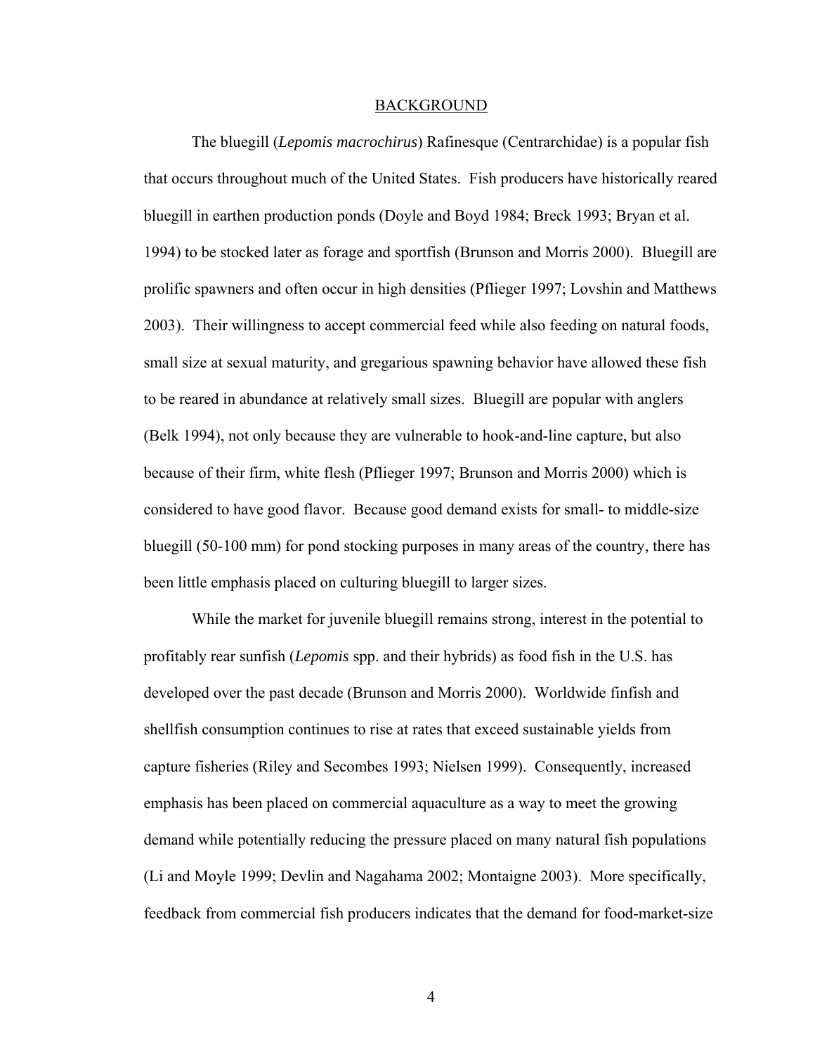## BACKGROUND

The bluegill (*Lepomis macrochirus*) Rafinesque (Centrarchidae) is a popular fish that occurs throughout much of the United States. Fish producers have historically reared bluegill in earthen production ponds (Doyle and Boyd 1984; Breck 1993; Bryan et al. 1994) to be stocked later as forage and sportfish (Brunson and Morris 2000). Bluegill are prolific spawners and often occur in high densities (Pflieger 1997; Lovshin and Matthews 2003). Their willingness to accept commercial feed while also feeding on natural foods, small size at sexual maturity, and gregarious spawning behavior have allowed these fish to be reared in abundance at relatively small sizes. Bluegill are popular with anglers (Belk 1994), not only because they are vulnerable to hook-and-line capture, but also because of their firm, white flesh (Pflieger 1997; Brunson and Morris 2000) which is considered to have good flavor. Because good demand exists for small- to middle-size bluegill (50-100 mm) for pond stocking purposes in many areas of the country, there has been little emphasis placed on culturing bluegill to larger sizes.

While the market for juvenile bluegill remains strong, interest in the potential to profitably rear sunfish (*Lepomis* spp. and their hybrids) as food fish in the U.S. has developed over the past decade (Brunson and Morris 2000). Worldwide finfish and shellfish consumption continues to rise at rates that exceed sustainable yields from capture fisheries (Riley and Secombes 1993; Nielsen 1999). Consequently, increased emphasis has been placed on commercial aquaculture as a way to meet the growing demand while potentially reducing the pressure placed on many natural fish populations (Li and Moyle 1999; Devlin and Nagahama 2002; Montaigne 2003). More specifically, feedback from commercial fish producers indicates that the demand for food-market-size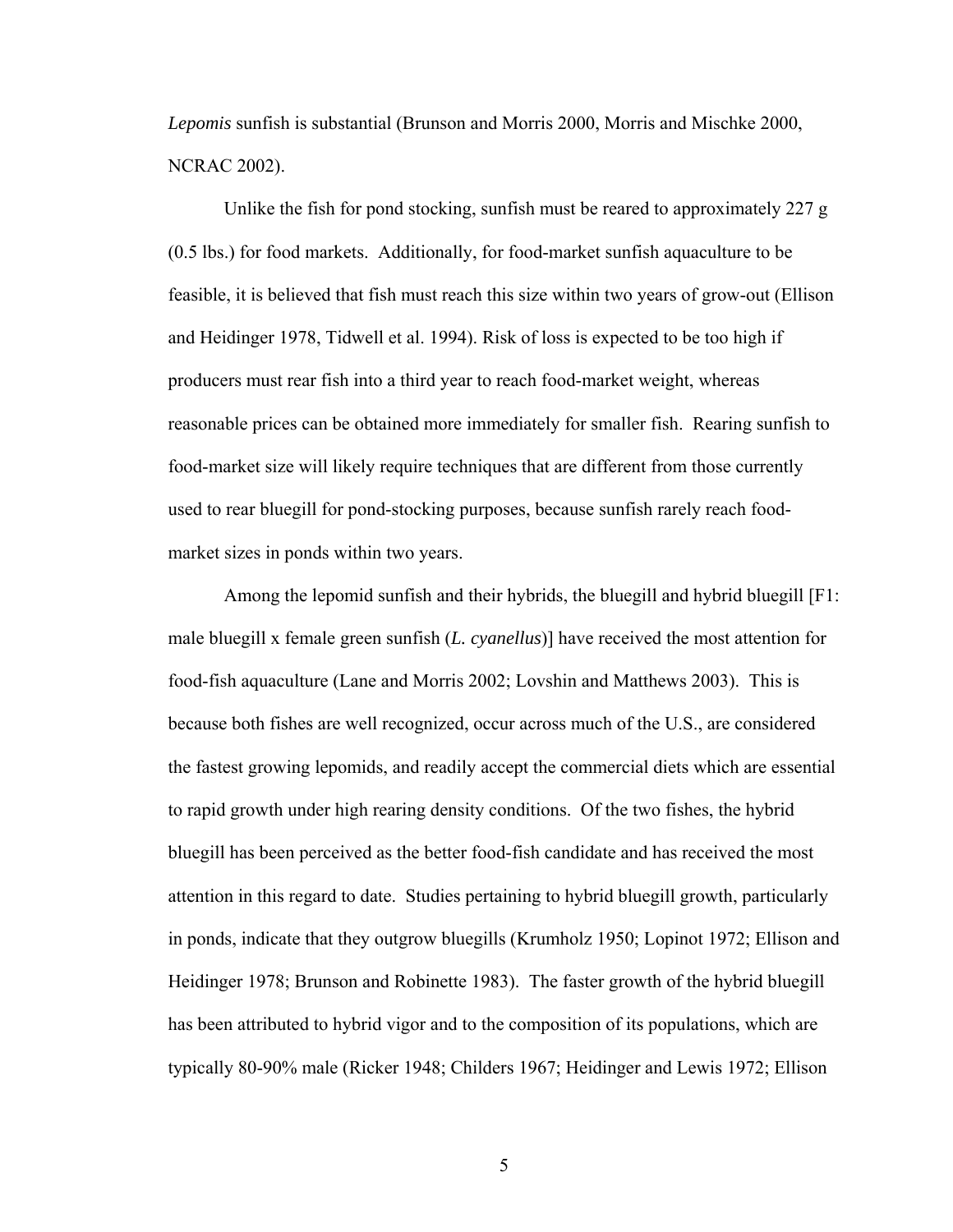*Lepomis* sunfish is substantial (Brunson and Morris 2000, Morris and Mischke 2000, NCRAC 2002).

Unlike the fish for pond stocking, sunfish must be reared to approximately 227 g (0.5 lbs.) for food markets. Additionally, for food-market sunfish aquaculture to be feasible, it is believed that fish must reach this size within two years of grow-out (Ellison and Heidinger 1978, Tidwell et al. 1994). Risk of loss is expected to be too high if producers must rear fish into a third year to reach food-market weight, whereas reasonable prices can be obtained more immediately for smaller fish. Rearing sunfish to food-market size will likely require techniques that are different from those currently used to rear bluegill for pond-stocking purposes, because sunfish rarely reach food-market sizes in ponds within two years.

Among the lepomid sunfish and their hybrids, the bluegill and hybrid bluegill [F1: male bluegill x female green sunfish (*L. cyanellus*)] have received the most attention for food-fish aquaculture (Lane and Morris 2002; Lovshin and Matthews 2003). This is because both fishes are well recognized, occur across much of the U.S., are considered the fastest growing lepomids, and readily accept the commercial diets which are essential to rapid growth under high rearing density conditions. Of the two fishes, the hybrid bluegill has been perceived as the better food-fish candidate and has received the most attention in this regard to date. Studies pertaining to hybrid bluegill growth, particularly in ponds, indicate that they outgrow bluegills (Krumholz 1950; Lopinot 1972; Ellison and Heidinger 1978; Brunson and Robinette 1983). The faster growth of the hybrid bluegill has been attributed to hybrid vigor and to the composition of its populations, which are typically 80-90% male (Ricker 1948; Childers 1967; Heidinger and Lewis 1972; Ellison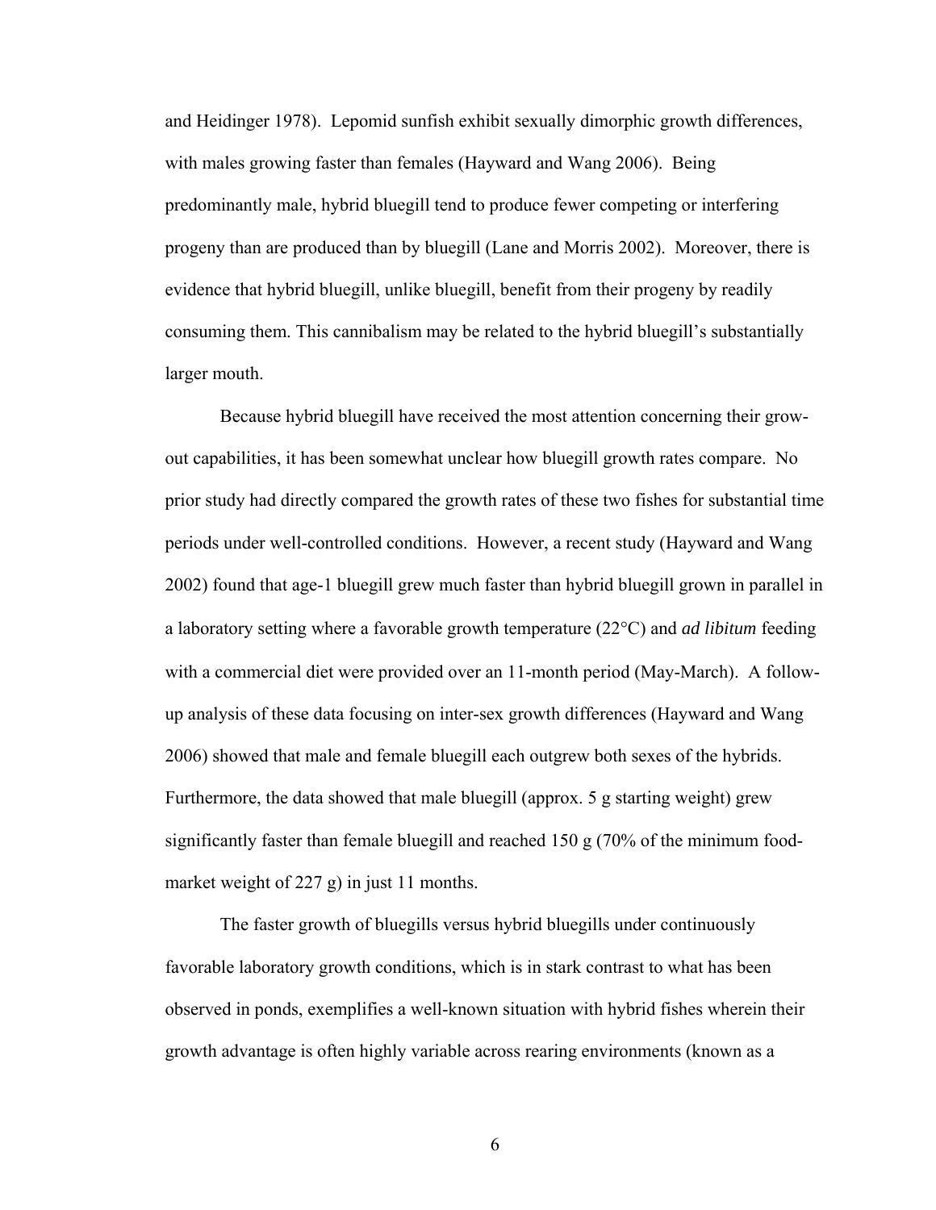and Heidinger 1978). Lepomid sunfish exhibit sexually dimorphic growth differences, with males growing faster than females (Hayward and Wang 2006). Being predominantly male, hybrid bluegill tend to produce fewer competing or interfering progeny than are produced than by bluegill (Lane and Morris 2002). Moreover, there is evidence that hybrid bluegill, unlike bluegill, benefit from their progeny by readily consuming them. This cannibalism may be related to the hybrid bluegill's substantially larger mouth.

Because hybrid bluegill have received the most attention concerning their grow-out capabilities, it has been somewhat unclear how bluegill growth rates compare. No prior study had directly compared the growth rates of these two fishes for substantial time periods under well-controlled conditions. However, a recent study (Hayward and Wang 2002) found that age-1 bluegill grew much faster than hybrid bluegill grown in parallel in a laboratory setting where a favorable growth temperature (22°C) and *ad libitum* feeding with a commercial diet were provided over an 11-month period (May-March). A follow-up analysis of these data focusing on inter-sex growth differences (Hayward and Wang 2006) showed that male and female bluegill each outgrew both sexes of the hybrids. Furthermore, the data showed that male bluegill (approx. 5 g starting weight) grew significantly faster than female bluegill and reached 150 g (70% of the minimum food-market weight of 227 g) in just 11 months.

The faster growth of bluegills versus hybrid bluegills under continuously favorable laboratory growth conditions, which is in stark contrast to what has been observed in ponds, exemplifies a well-known situation with hybrid fishes wherein their growth advantage is often highly variable across rearing environments (known as a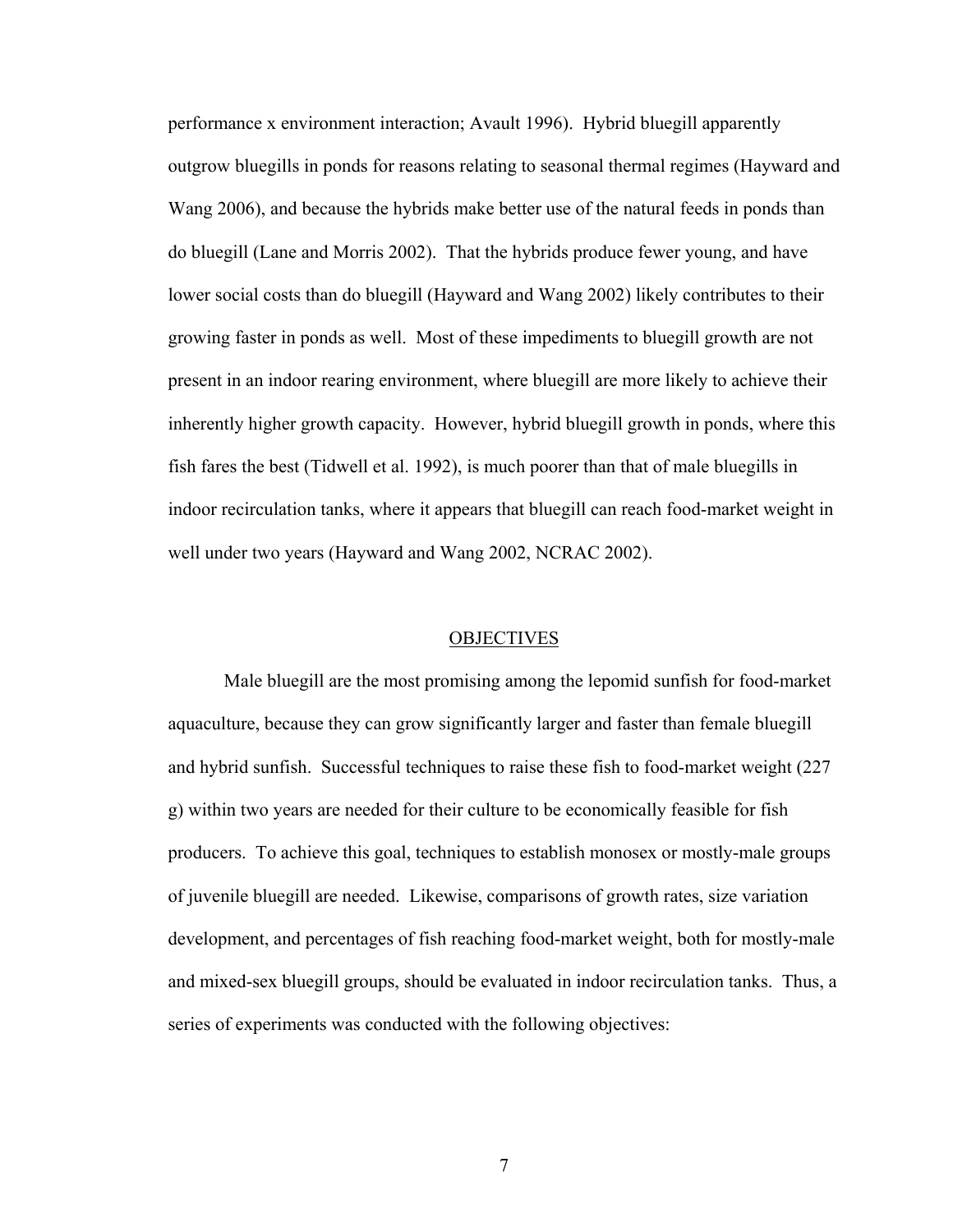performance x environment interaction; Avault 1996). Hybrid bluegill apparently outgrow bluegills in ponds for reasons relating to seasonal thermal regimes (Hayward and Wang 2006), and because the hybrids make better use of the natural feeds in ponds than do bluegill (Lane and Morris 2002). That the hybrids produce fewer young, and have lower social costs than do bluegill (Hayward and Wang 2002) likely contributes to their growing faster in ponds as well. Most of these impediments to bluegill growth are not present in an indoor rearing environment, where bluegill are more likely to achieve their inherently higher growth capacity. However, hybrid bluegill growth in ponds, where this fish fares the best (Tidwell et al. 1992), is much poorer than that of male bluegills in indoor recirculation tanks, where it appears that bluegill can reach food-market weight in well under two years (Hayward and Wang 2002, NCRAC 2002).

## OBJECTIVES

Male bluegill are the most promising among the lepomid sunfish for food-market aquaculture, because they can grow significantly larger and faster than female bluegill and hybrid sunfish. Successful techniques to raise these fish to food-market weight (227 g) within two years are needed for their culture to be economically feasible for fish producers. To achieve this goal, techniques to establish monosex or mostly-male groups of juvenile bluegill are needed. Likewise, comparisons of growth rates, size variation development, and percentages of fish reaching food-market weight, both for mostly-male and mixed-sex bluegill groups, should be evaluated in indoor recirculation tanks. Thus, a series of experiments was conducted with the following objectives: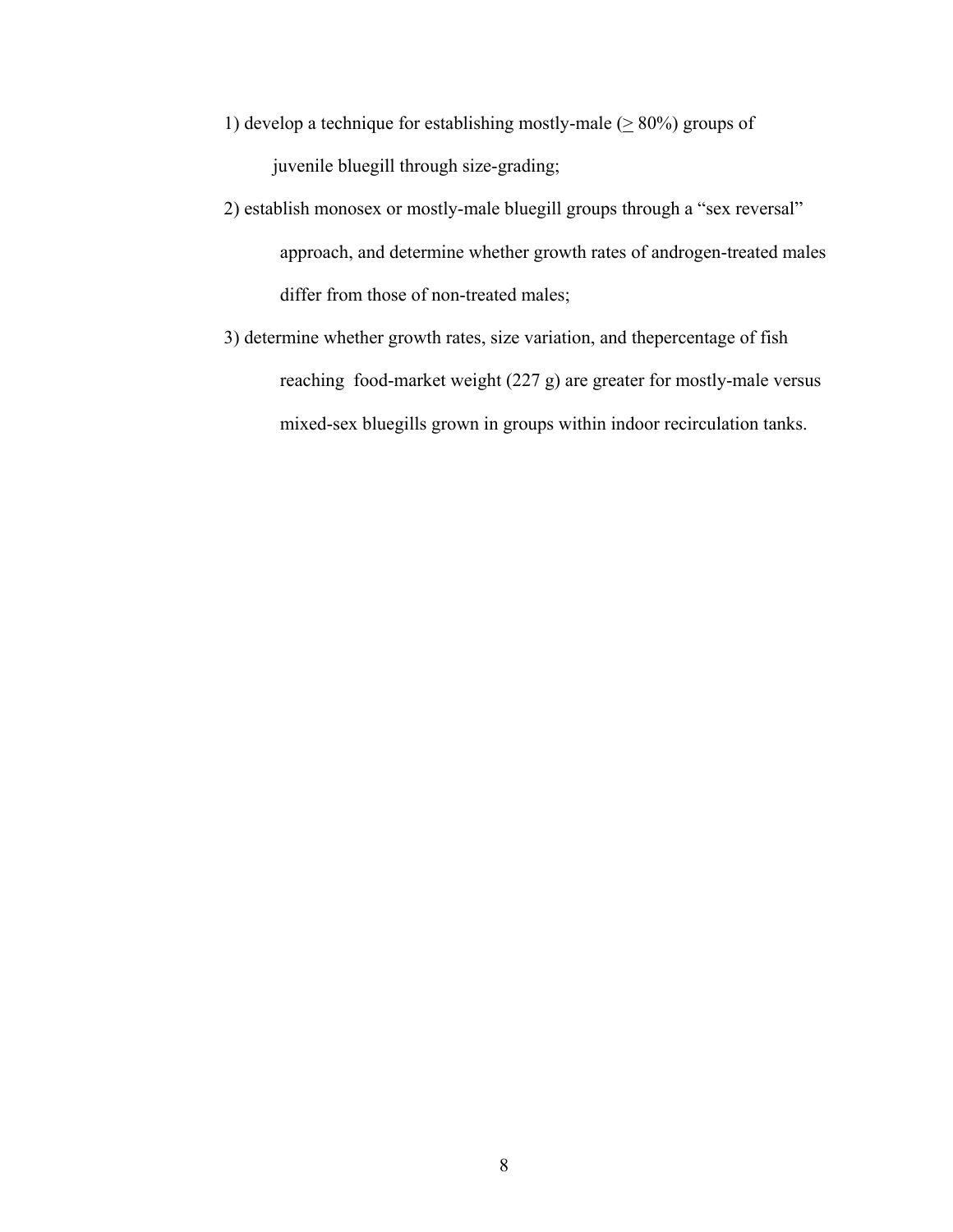1) develop a technique for establishing mostly-male ($\geq$ 80%) groups of juvenile bluegill through size-grading;

2) establish monosex or mostly-male bluegill groups through a "sex reversal" approach, and determine whether growth rates of androgen-treated males differ from those of non-treated males;

3) determine whether growth rates, size variation, and thepercentage of fish reaching food-market weight (227 g) are greater for mostly-male versus mixed-sex bluegills grown in groups within indoor recirculation tanks.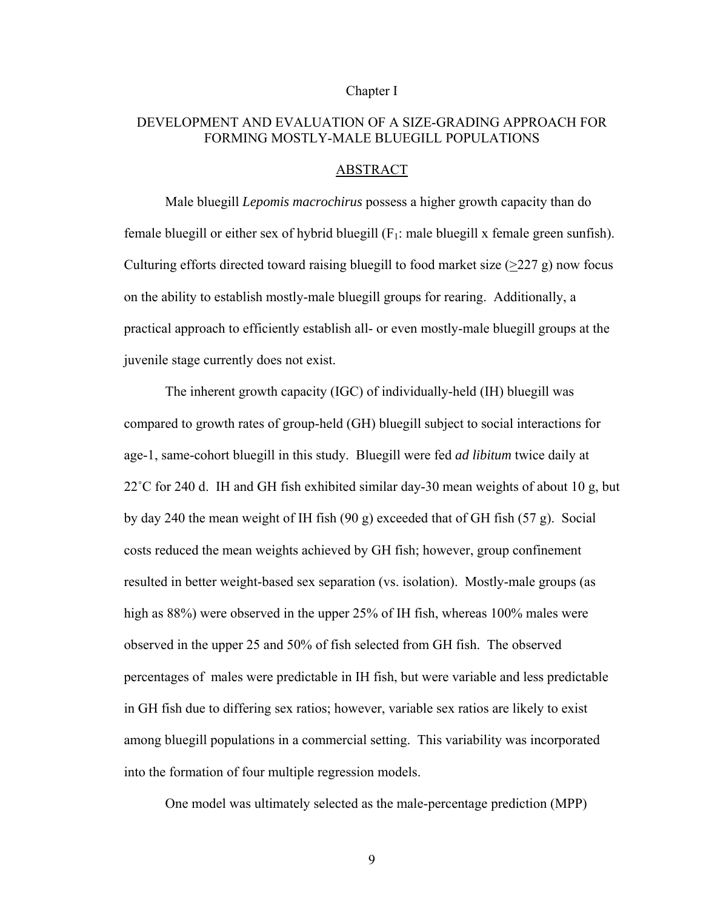Chapter I

# DEVELOPMENT AND EVALUATION OF A SIZE-GRADING APPROACH FOR FORMING MOSTLY-MALE BLUEGILL POPULATIONS

## ABSTRACT

Male bluegill *Lepomis macrochirus* possess a higher growth capacity than do female bluegill or either sex of hybrid bluegill ($F_1$: male bluegill x female green sunfish). Culturing efforts directed toward raising bluegill to food market size ($\geq$227 g) now focus on the ability to establish mostly-male bluegill groups for rearing. Additionally, a practical approach to efficiently establish all- or even mostly-male bluegill groups at the juvenile stage currently does not exist.

The inherent growth capacity (IGC) of individually-held (IH) bluegill was compared to growth rates of group-held (GH) bluegill subject to social interactions for age-1, same-cohort bluegill in this study. Bluegill were fed *ad libitum* twice daily at 22˚C for 240 d. IH and GH fish exhibited similar day-30 mean weights of about 10 g, but by day 240 the mean weight of IH fish (90 g) exceeded that of GH fish (57 g). Social costs reduced the mean weights achieved by GH fish; however, group confinement resulted in better weight-based sex separation (vs. isolation). Mostly-male groups (as high as 88%) were observed in the upper 25% of IH fish, whereas 100% males were observed in the upper 25 and 50% of fish selected from GH fish. The observed percentages of males were predictable in IH fish, but were variable and less predictable in GH fish due to differing sex ratios; however, variable sex ratios are likely to exist among bluegill populations in a commercial setting. This variability was incorporated into the formation of four multiple regression models.

One model was ultimately selected as the male-percentage prediction (MPP)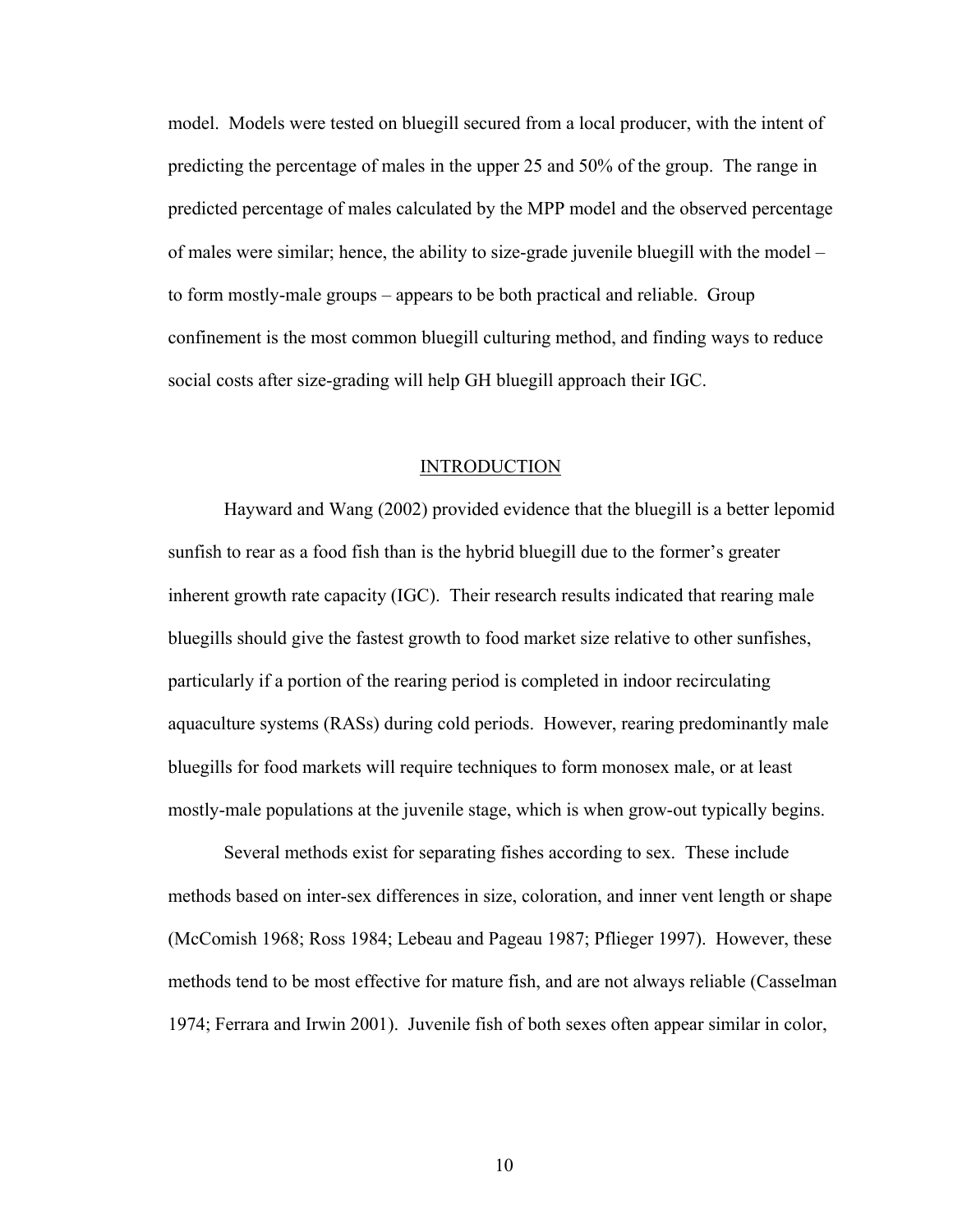model. Models were tested on bluegill secured from a local producer, with the intent of predicting the percentage of males in the upper 25 and 50% of the group. The range in predicted percentage of males calculated by the MPP model and the observed percentage of males were similar; hence, the ability to size-grade juvenile bluegill with the model – to form mostly-male groups – appears to be both practical and reliable. Group confinement is the most common bluegill culturing method, and finding ways to reduce social costs after size-grading will help GH bluegill approach their IGC.

## INTRODUCTION

Hayward and Wang (2002) provided evidence that the bluegill is a better lepomid sunfish to rear as a food fish than is the hybrid bluegill due to the former's greater inherent growth rate capacity (IGC). Their research results indicated that rearing male bluegills should give the fastest growth to food market size relative to other sunfishes, particularly if a portion of the rearing period is completed in indoor recirculating aquaculture systems (RASs) during cold periods. However, rearing predominantly male bluegills for food markets will require techniques to form monosex male, or at least mostly-male populations at the juvenile stage, which is when grow-out typically begins.

Several methods exist for separating fishes according to sex. These include methods based on inter-sex differences in size, coloration, and inner vent length or shape (McComish 1968; Ross 1984; Lebeau and Pageau 1987; Pflieger 1997). However, these methods tend to be most effective for mature fish, and are not always reliable (Casselman 1974; Ferrara and Irwin 2001). Juvenile fish of both sexes often appear similar in color,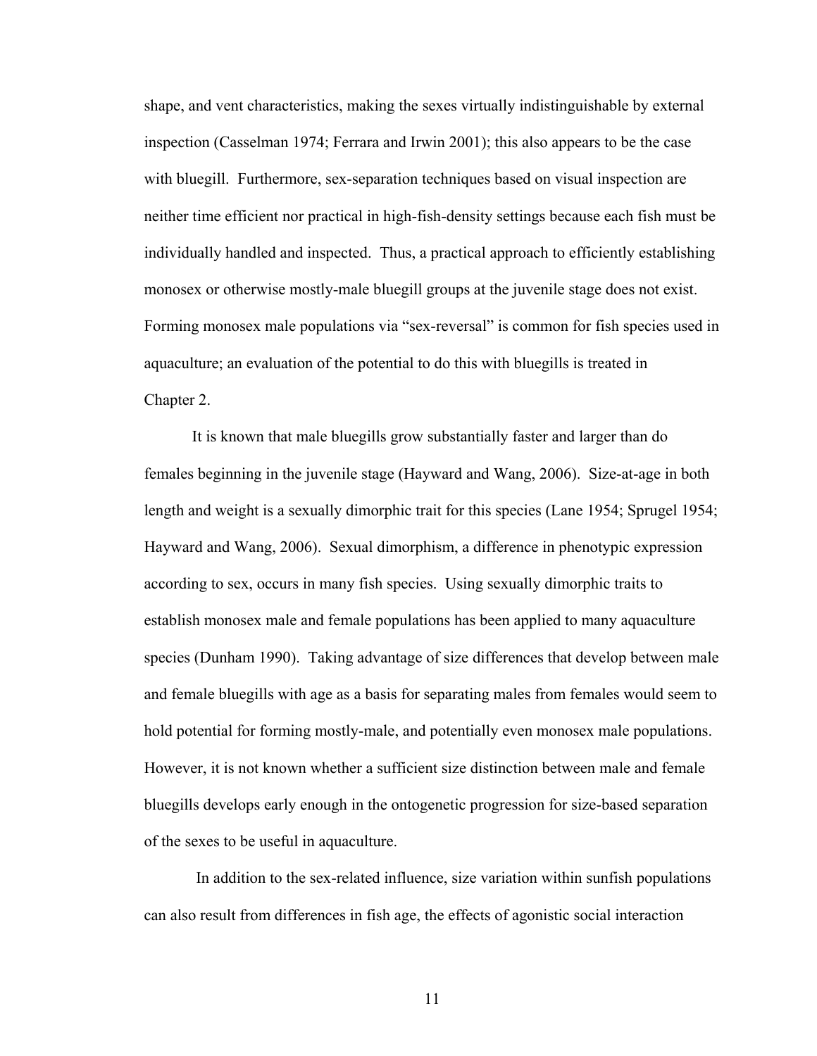shape, and vent characteristics, making the sexes virtually indistinguishable by external inspection (Casselman 1974; Ferrara and Irwin 2001); this also appears to be the case with bluegill. Furthermore, sex-separation techniques based on visual inspection are neither time efficient nor practical in high-fish-density settings because each fish must be individually handled and inspected. Thus, a practical approach to efficiently establishing monosex or otherwise mostly-male bluegill groups at the juvenile stage does not exist. Forming monosex male populations via "sex-reversal" is common for fish species used in aquaculture; an evaluation of the potential to do this with bluegills is treated in Chapter 2.

It is known that male bluegills grow substantially faster and larger than do females beginning in the juvenile stage (Hayward and Wang, 2006). Size-at-age in both length and weight is a sexually dimorphic trait for this species (Lane 1954; Sprugel 1954; Hayward and Wang, 2006). Sexual dimorphism, a difference in phenotypic expression according to sex, occurs in many fish species. Using sexually dimorphic traits to establish monosex male and female populations has been applied to many aquaculture species (Dunham 1990). Taking advantage of size differences that develop between male and female bluegills with age as a basis for separating males from females would seem to hold potential for forming mostly-male, and potentially even monosex male populations. However, it is not known whether a sufficient size distinction between male and female bluegills develops early enough in the ontogenetic progression for size-based separation of the sexes to be useful in aquaculture.

In addition to the sex-related influence, size variation within sunfish populations can also result from differences in fish age, the effects of agonistic social interaction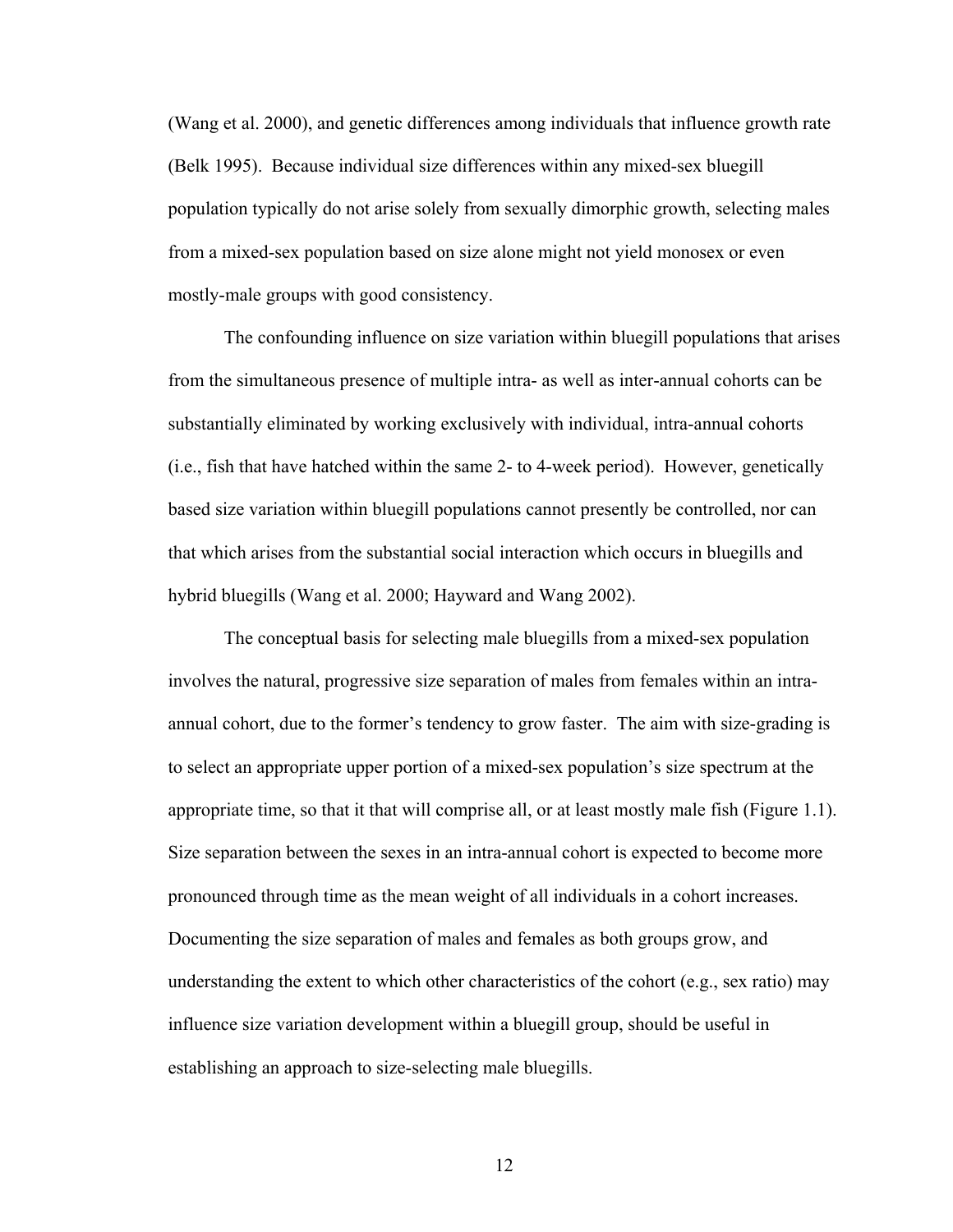(Wang et al. 2000), and genetic differences among individuals that influence growth rate (Belk 1995). Because individual size differences within any mixed-sex bluegill population typically do not arise solely from sexually dimorphic growth, selecting males from a mixed-sex population based on size alone might not yield monosex or even mostly-male groups with good consistency.

The confounding influence on size variation within bluegill populations that arises from the simultaneous presence of multiple intra- as well as inter-annual cohorts can be substantially eliminated by working exclusively with individual, intra-annual cohorts (i.e., fish that have hatched within the same 2- to 4-week period). However, genetically based size variation within bluegill populations cannot presently be controlled, nor can that which arises from the substantial social interaction which occurs in bluegills and hybrid bluegills (Wang et al. 2000; Hayward and Wang 2002).

The conceptual basis for selecting male bluegills from a mixed-sex population involves the natural, progressive size separation of males from females within an intra-annual cohort, due to the former's tendency to grow faster. The aim with size-grading is to select an appropriate upper portion of a mixed-sex population's size spectrum at the appropriate time, so that it that will comprise all, or at least mostly male fish (Figure 1.1). Size separation between the sexes in an intra-annual cohort is expected to become more pronounced through time as the mean weight of all individuals in a cohort increases. Documenting the size separation of males and females as both groups grow, and understanding the extent to which other characteristics of the cohort (e.g., sex ratio) may influence size variation development within a bluegill group, should be useful in establishing an approach to size-selecting male bluegills.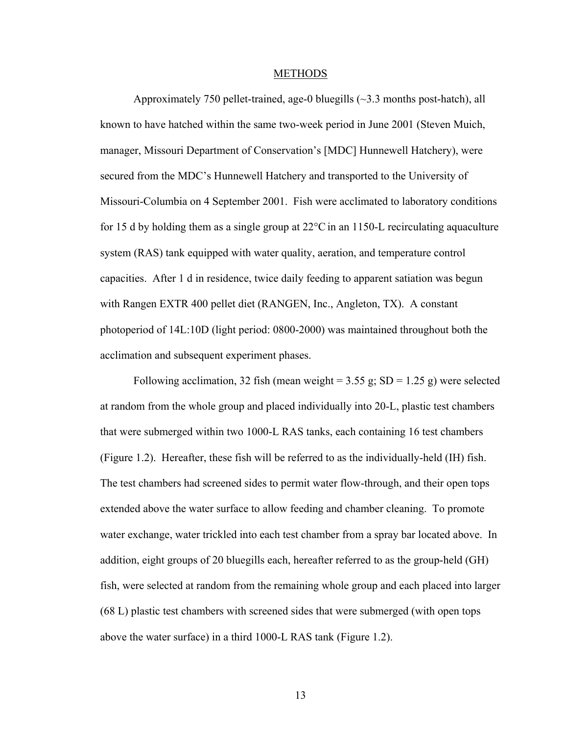## METHODS

Approximately 750 pellet-trained, age-0 bluegills (~3.3 months post-hatch), all known to have hatched within the same two-week period in June 2001 (Steven Muich, manager, Missouri Department of Conservation's [MDC] Hunnewell Hatchery), were secured from the MDC's Hunnewell Hatchery and transported to the University of Missouri-Columbia on 4 September 2001. Fish were acclimated to laboratory conditions for 15 d by holding them as a single group at 22°C in an 1150-L recirculating aquaculture system (RAS) tank equipped with water quality, aeration, and temperature control capacities. After 1 d in residence, twice daily feeding to apparent satiation was begun with Rangen EXTR 400 pellet diet (RANGEN, Inc., Angleton, TX). A constant photoperiod of 14L:10D (light period: 0800-2000) was maintained throughout both the acclimation and subsequent experiment phases.

Following acclimation, 32 fish (mean weight = 3.55 g; SD = 1.25 g) were selected at random from the whole group and placed individually into 20-L, plastic test chambers that were submerged within two 1000-L RAS tanks, each containing 16 test chambers (Figure 1.2). Hereafter, these fish will be referred to as the individually-held (IH) fish. The test chambers had screened sides to permit water flow-through, and their open tops extended above the water surface to allow feeding and chamber cleaning. To promote water exchange, water trickled into each test chamber from a spray bar located above. In addition, eight groups of 20 bluegills each, hereafter referred to as the group-held (GH) fish, were selected at random from the remaining whole group and each placed into larger (68 L) plastic test chambers with screened sides that were submerged (with open tops above the water surface) in a third 1000-L RAS tank (Figure 1.2).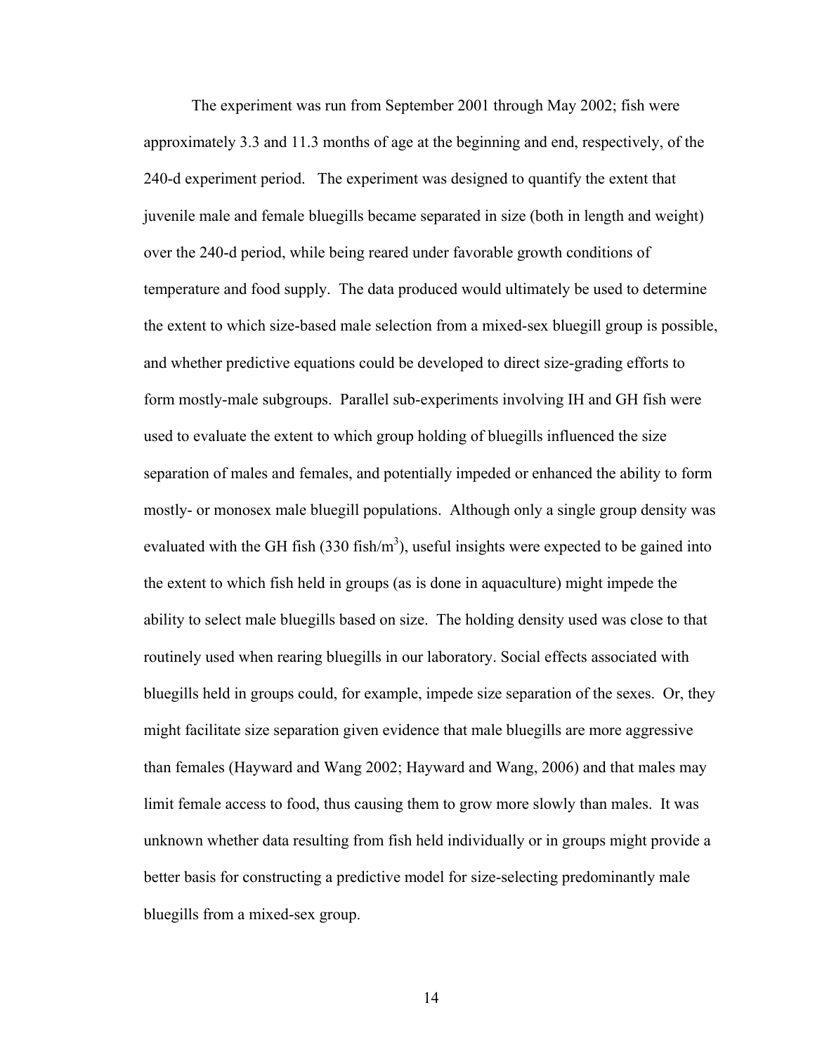The experiment was run from September 2001 through May 2002; fish were approximately 3.3 and 11.3 months of age at the beginning and end, respectively, of the 240-d experiment period. The experiment was designed to quantify the extent that juvenile male and female bluegills became separated in size (both in length and weight) over the 240-d period, while being reared under favorable growth conditions of temperature and food supply. The data produced would ultimately be used to determine the extent to which size-based male selection from a mixed-sex bluegill group is possible, and whether predictive equations could be developed to direct size-grading efforts to form mostly-male subgroups. Parallel sub-experiments involving IH and GH fish were used to evaluate the extent to which group holding of bluegills influenced the size separation of males and females, and potentially impeded or enhanced the ability to form mostly- or monosex male bluegill populations. Although only a single group density was evaluated with the GH fish (330 fish/$m^3$), useful insights were expected to be gained into the extent to which fish held in groups (as is done in aquaculture) might impede the ability to select male bluegills based on size. The holding density used was close to that routinely used when rearing bluegills in our laboratory. Social effects associated with bluegills held in groups could, for example, impede size separation of the sexes. Or, they might facilitate size separation given evidence that male bluegills are more aggressive than females (Hayward and Wang 2002; Hayward and Wang, 2006) and that males may limit female access to food, thus causing them to grow more slowly than males. It was unknown whether data resulting from fish held individually or in groups might provide a better basis for constructing a predictive model for size-selecting predominantly male bluegills from a mixed-sex group.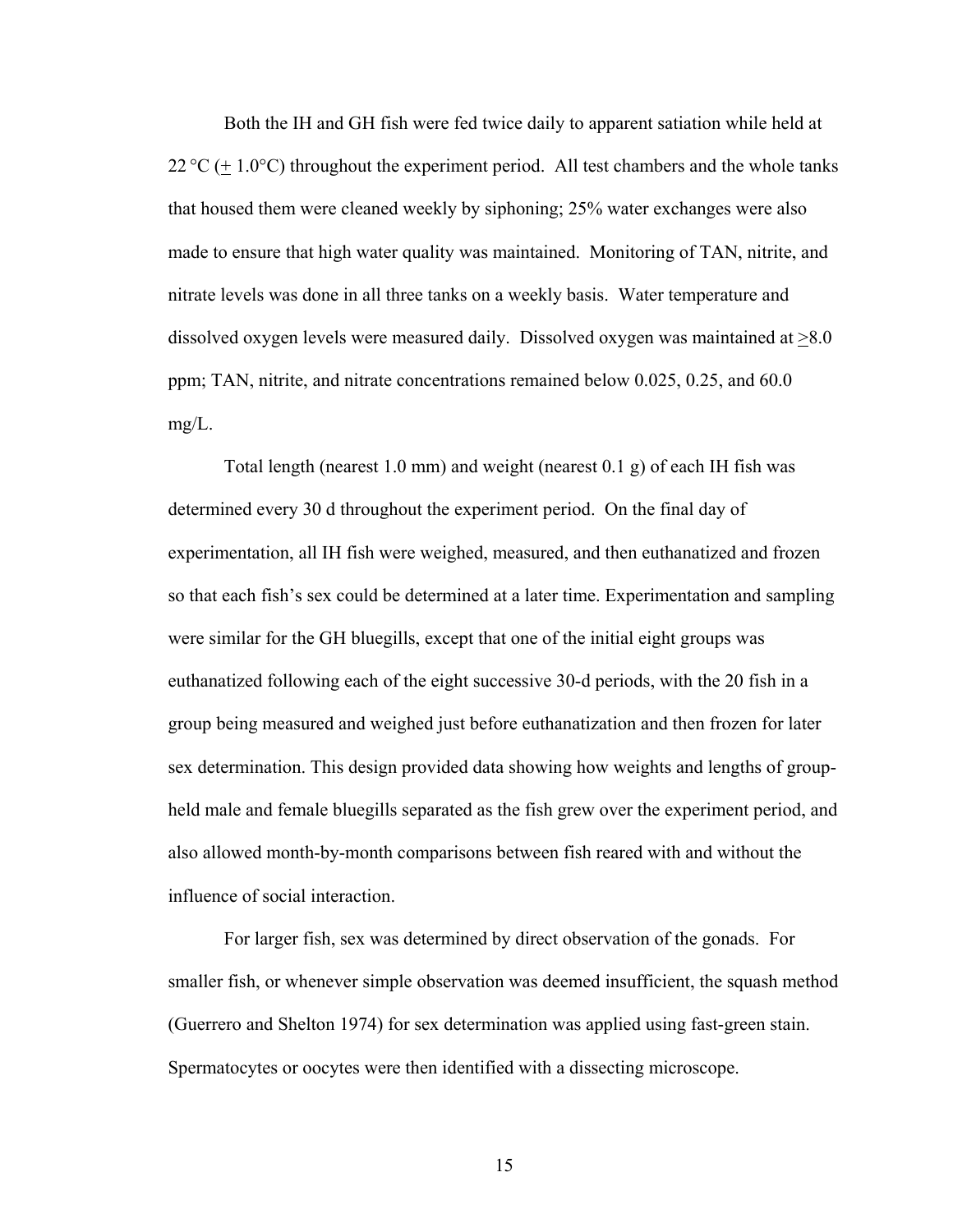Both the IH and GH fish were fed twice daily to apparent satiation while held at 22 °C (± 1.0°C) throughout the experiment period. All test chambers and the whole tanks that housed them were cleaned weekly by siphoning; 25% water exchanges were also made to ensure that high water quality was maintained. Monitoring of TAN, nitrite, and nitrate levels was done in all three tanks on a weekly basis. Water temperature and dissolved oxygen levels were measured daily. Dissolved oxygen was maintained at ≥8.0 ppm; TAN, nitrite, and nitrate concentrations remained below 0.025, 0.25, and 60.0 mg/L.

Total length (nearest 1.0 mm) and weight (nearest 0.1 g) of each IH fish was determined every 30 d throughout the experiment period. On the final day of experimentation, all IH fish were weighed, measured, and then euthanatized and frozen so that each fish's sex could be determined at a later time. Experimentation and sampling were similar for the GH bluegills, except that one of the initial eight groups was euthanatized following each of the eight successive 30-d periods, with the 20 fish in a group being measured and weighed just before euthanatization and then frozen for later sex determination. This design provided data showing how weights and lengths of group-held male and female bluegills separated as the fish grew over the experiment period, and also allowed month-by-month comparisons between fish reared with and without the influence of social interaction.

For larger fish, sex was determined by direct observation of the gonads. For smaller fish, or whenever simple observation was deemed insufficient, the squash method (Guerrero and Shelton 1974) for sex determination was applied using fast-green stain. Spermatocytes or oocytes were then identified with a dissecting microscope.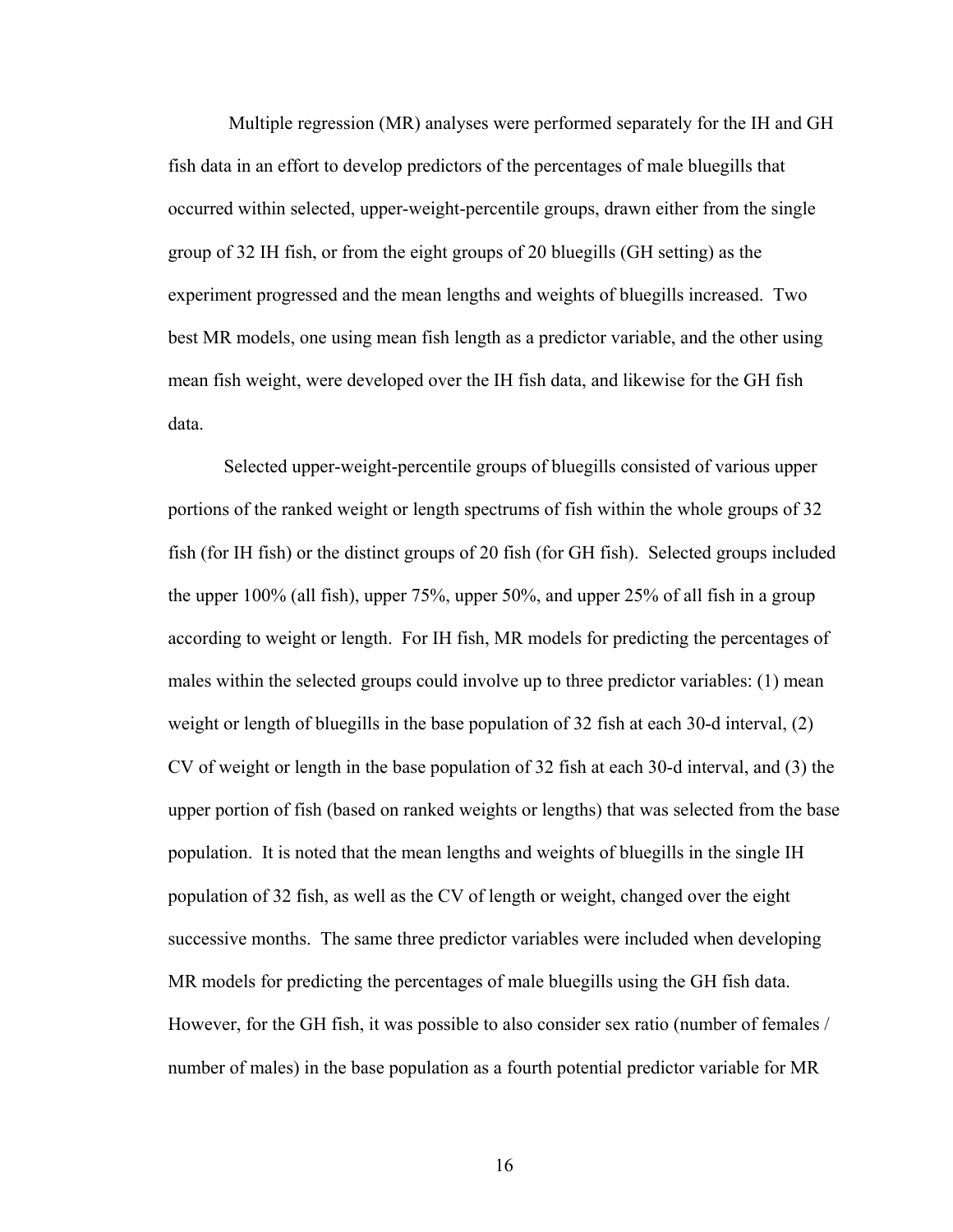Multiple regression (MR) analyses were performed separately for the IH and GH fish data in an effort to develop predictors of the percentages of male bluegills that occurred within selected, upper-weight-percentile groups, drawn either from the single group of 32 IH fish, or from the eight groups of 20 bluegills (GH setting) as the experiment progressed and the mean lengths and weights of bluegills increased. Two best MR models, one using mean fish length as a predictor variable, and the other using mean fish weight, were developed over the IH fish data, and likewise for the GH fish data.

Selected upper-weight-percentile groups of bluegills consisted of various upper portions of the ranked weight or length spectrums of fish within the whole groups of 32 fish (for IH fish) or the distinct groups of 20 fish (for GH fish). Selected groups included the upper 100% (all fish), upper 75%, upper 50%, and upper 25% of all fish in a group according to weight or length. For IH fish, MR models for predicting the percentages of males within the selected groups could involve up to three predictor variables: (1) mean weight or length of bluegills in the base population of 32 fish at each 30-d interval, (2) CV of weight or length in the base population of 32 fish at each 30-d interval, and (3) the upper portion of fish (based on ranked weights or lengths) that was selected from the base population. It is noted that the mean lengths and weights of bluegills in the single IH population of 32 fish, as well as the CV of length or weight, changed over the eight successive months. The same three predictor variables were included when developing MR models for predicting the percentages of male bluegills using the GH fish data. However, for the GH fish, it was possible to also consider sex ratio (number of females / number of males) in the base population as a fourth potential predictor variable for MR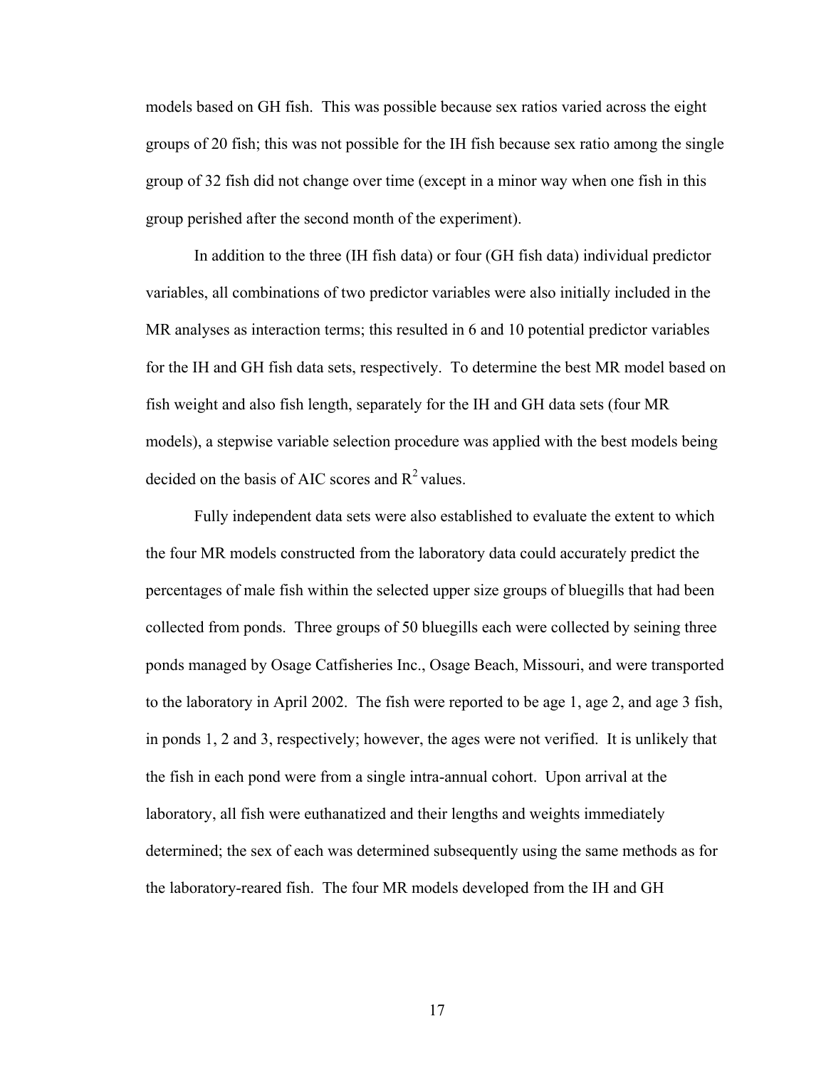models based on GH fish. This was possible because sex ratios varied across the eight groups of 20 fish; this was not possible for the IH fish because sex ratio among the single group of 32 fish did not change over time (except in a minor way when one fish in this group perished after the second month of the experiment).

In addition to the three (IH fish data) or four (GH fish data) individual predictor variables, all combinations of two predictor variables were also initially included in the MR analyses as interaction terms; this resulted in 6 and 10 potential predictor variables for the IH and GH fish data sets, respectively. To determine the best MR model based on fish weight and also fish length, separately for the IH and GH data sets (four MR models), a stepwise variable selection procedure was applied with the best models being decided on the basis of AIC scores and $R^2$ values.

Fully independent data sets were also established to evaluate the extent to which the four MR models constructed from the laboratory data could accurately predict the percentages of male fish within the selected upper size groups of bluegills that had been collected from ponds. Three groups of 50 bluegills each were collected by seining three ponds managed by Osage Catfisheries Inc., Osage Beach, Missouri, and were transported to the laboratory in April 2002. The fish were reported to be age 1, age 2, and age 3 fish, in ponds 1, 2 and 3, respectively; however, the ages were not verified. It is unlikely that the fish in each pond were from a single intra-annual cohort. Upon arrival at the laboratory, all fish were euthanatized and their lengths and weights immediately determined; the sex of each was determined subsequently using the same methods as for the laboratory-reared fish. The four MR models developed from the IH and GH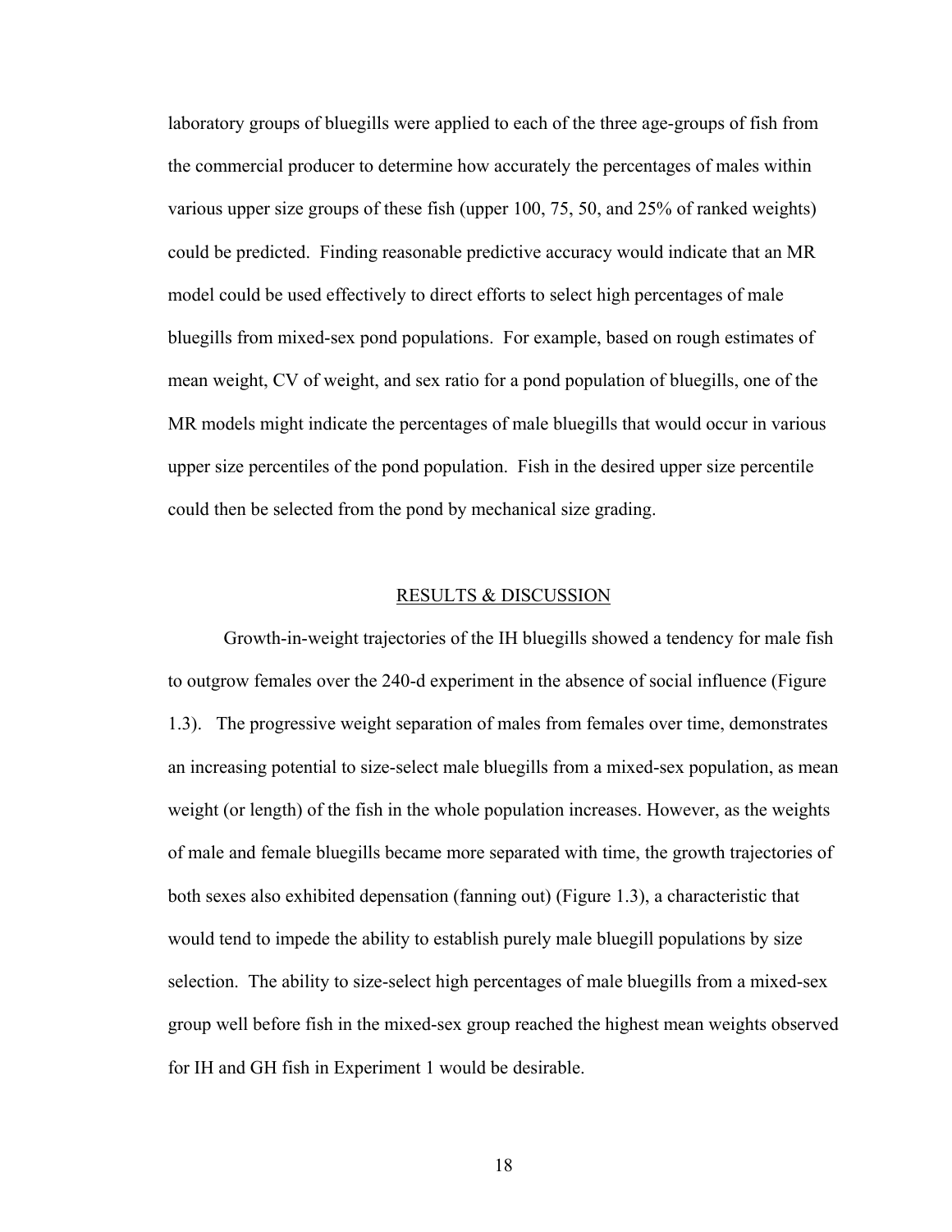laboratory groups of bluegills were applied to each of the three age-groups of fish from the commercial producer to determine how accurately the percentages of males within various upper size groups of these fish (upper 100, 75, 50, and 25% of ranked weights) could be predicted. Finding reasonable predictive accuracy would indicate that an MR model could be used effectively to direct efforts to select high percentages of male bluegills from mixed-sex pond populations. For example, based on rough estimates of mean weight, CV of weight, and sex ratio for a pond population of bluegills, one of the MR models might indicate the percentages of male bluegills that would occur in various upper size percentiles of the pond population. Fish in the desired upper size percentile could then be selected from the pond by mechanical size grading.

## RESULTS & DISCUSSION

Growth-in-weight trajectories of the IH bluegills showed a tendency for male fish to outgrow females over the 240-d experiment in the absence of social influence (Figure 1.3). The progressive weight separation of males from females over time, demonstrates an increasing potential to size-select male bluegills from a mixed-sex population, as mean weight (or length) of the fish in the whole population increases. However, as the weights of male and female bluegills became more separated with time, the growth trajectories of both sexes also exhibited depensation (fanning out) (Figure 1.3), a characteristic that would tend to impede the ability to establish purely male bluegill populations by size selection. The ability to size-select high percentages of male bluegills from a mixed-sex group well before fish in the mixed-sex group reached the highest mean weights observed for IH and GH fish in Experiment 1 would be desirable.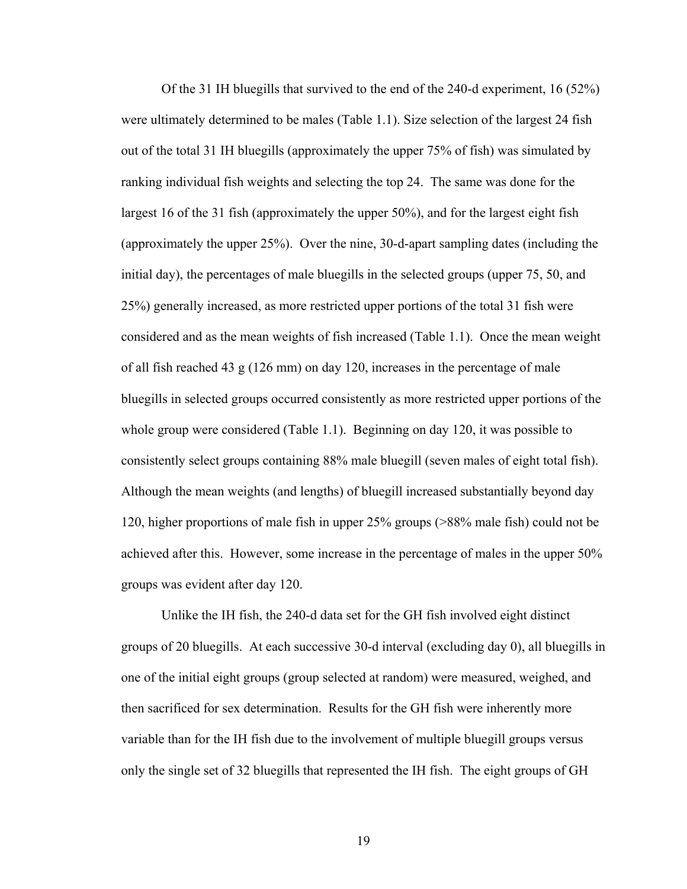Of the 31 IH bluegills that survived to the end of the 240-d experiment, 16 (52%) were ultimately determined to be males (Table 1.1). Size selection of the largest 24 fish out of the total 31 IH bluegills (approximately the upper 75% of fish) was simulated by ranking individual fish weights and selecting the top 24. The same was done for the largest 16 of the 31 fish (approximately the upper 50%), and for the largest eight fish (approximately the upper 25%). Over the nine, 30-d-apart sampling dates (including the initial day), the percentages of male bluegills in the selected groups (upper 75, 50, and 25%) generally increased, as more restricted upper portions of the total 31 fish were considered and as the mean weights of fish increased (Table 1.1). Once the mean weight of all fish reached 43 g (126 mm) on day 120, increases in the percentage of male bluegills in selected groups occurred consistently as more restricted upper portions of the whole group were considered (Table 1.1). Beginning on day 120, it was possible to consistently select groups containing 88% male bluegill (seven males of eight total fish). Although the mean weights (and lengths) of bluegill increased substantially beyond day 120, higher proportions of male fish in upper 25% groups (>88% male fish) could not be achieved after this. However, some increase in the percentage of males in the upper 50% groups was evident after day 120.

Unlike the IH fish, the 240-d data set for the GH fish involved eight distinct groups of 20 bluegills. At each successive 30-d interval (excluding day 0), all bluegills in one of the initial eight groups (group selected at random) were measured, weighed, and then sacrificed for sex determination. Results for the GH fish were inherently more variable than for the IH fish due to the involvement of multiple bluegill groups versus only the single set of 32 bluegills that represented the IH fish. The eight groups of GH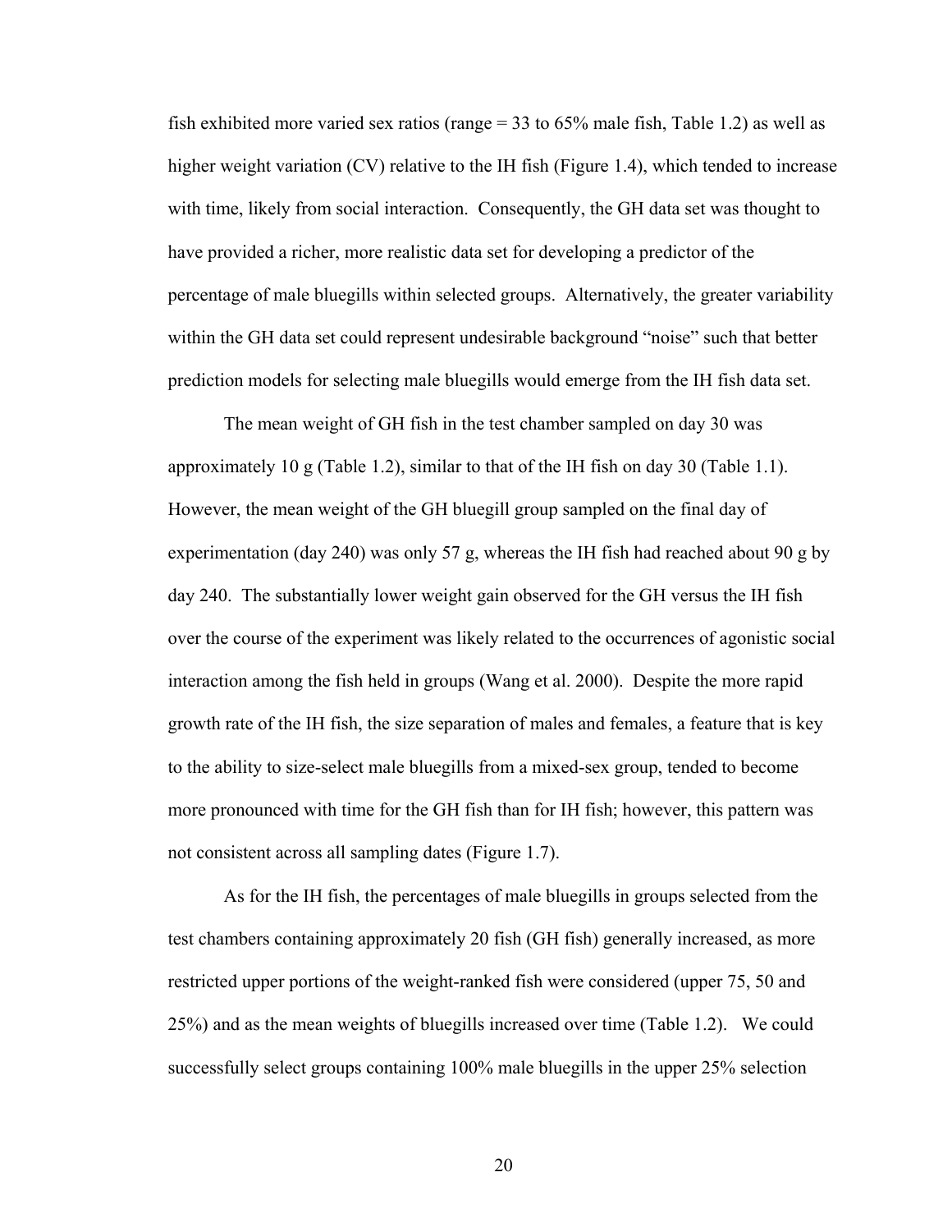fish exhibited more varied sex ratios (range = 33 to 65% male fish, Table 1.2) as well as higher weight variation (CV) relative to the IH fish (Figure 1.4), which tended to increase with time, likely from social interaction. Consequently, the GH data set was thought to have provided a richer, more realistic data set for developing a predictor of the percentage of male bluegills within selected groups. Alternatively, the greater variability within the GH data set could represent undesirable background "noise" such that better prediction models for selecting male bluegills would emerge from the IH fish data set.

The mean weight of GH fish in the test chamber sampled on day 30 was approximately 10 g (Table 1.2), similar to that of the IH fish on day 30 (Table 1.1). However, the mean weight of the GH bluegill group sampled on the final day of experimentation (day 240) was only 57 g, whereas the IH fish had reached about 90 g by day 240. The substantially lower weight gain observed for the GH versus the IH fish over the course of the experiment was likely related to the occurrences of agonistic social interaction among the fish held in groups (Wang et al. 2000). Despite the more rapid growth rate of the IH fish, the size separation of males and females, a feature that is key to the ability to size-select male bluegills from a mixed-sex group, tended to become more pronounced with time for the GH fish than for IH fish; however, this pattern was not consistent across all sampling dates (Figure 1.7).

As for the IH fish, the percentages of male bluegills in groups selected from the test chambers containing approximately 20 fish (GH fish) generally increased, as more restricted upper portions of the weight-ranked fish were considered (upper 75, 50 and 25%) and as the mean weights of bluegills increased over time (Table 1.2). We could successfully select groups containing 100% male bluegills in the upper 25% selection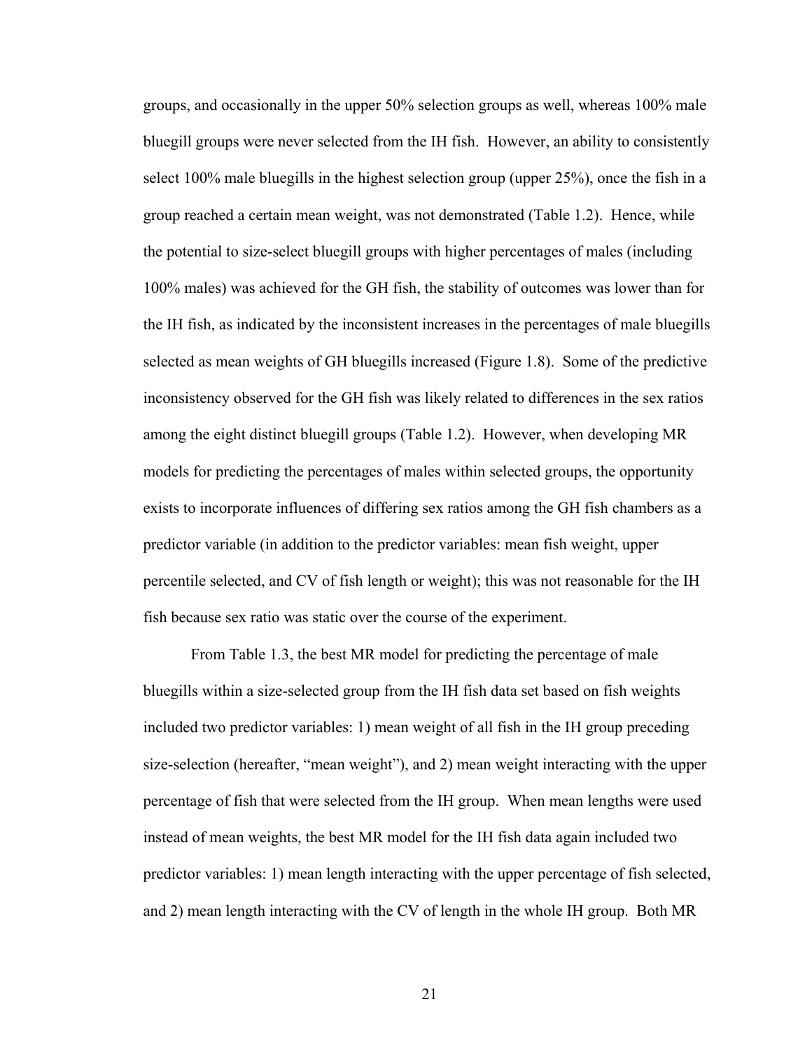groups, and occasionally in the upper 50% selection groups as well, whereas 100% male bluegill groups were never selected from the IH fish. However, an ability to consistently select 100% male bluegills in the highest selection group (upper 25%), once the fish in a group reached a certain mean weight, was not demonstrated (Table 1.2). Hence, while the potential to size-select bluegill groups with higher percentages of males (including 100% males) was achieved for the GH fish, the stability of outcomes was lower than for the IH fish, as indicated by the inconsistent increases in the percentages of male bluegills selected as mean weights of GH bluegills increased (Figure 1.8). Some of the predictive inconsistency observed for the GH fish was likely related to differences in the sex ratios among the eight distinct bluegill groups (Table 1.2). However, when developing MR models for predicting the percentages of males within selected groups, the opportunity exists to incorporate influences of differing sex ratios among the GH fish chambers as a predictor variable (in addition to the predictor variables: mean fish weight, upper percentile selected, and CV of fish length or weight); this was not reasonable for the IH fish because sex ratio was static over the course of the experiment.

From Table 1.3, the best MR model for predicting the percentage of male bluegills within a size-selected group from the IH fish data set based on fish weights included two predictor variables: 1) mean weight of all fish in the IH group preceding size-selection (hereafter, "mean weight"), and 2) mean weight interacting with the upper percentage of fish that were selected from the IH group. When mean lengths were used instead of mean weights, the best MR model for the IH fish data again included two predictor variables: 1) mean length interacting with the upper percentage of fish selected, and 2) mean length interacting with the CV of length in the whole IH group. Both MR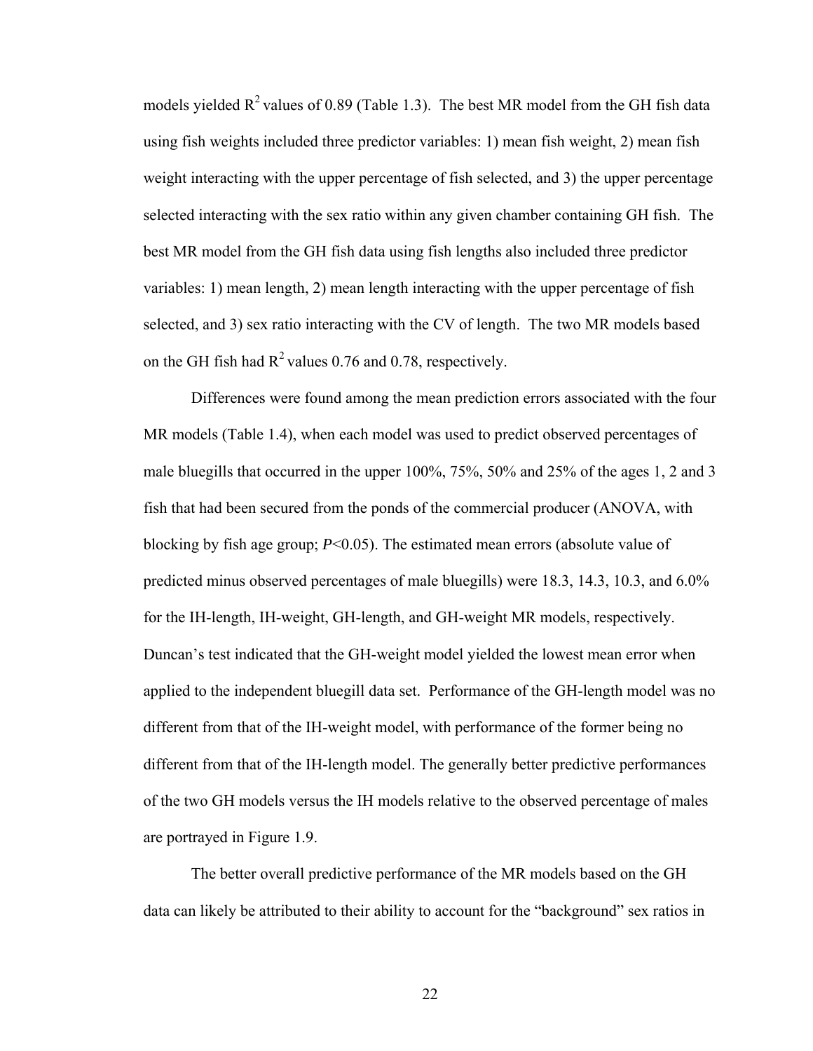models yielded $R^2$ values of 0.89 (Table 1.3). The best MR model from the GH fish data using fish weights included three predictor variables: 1) mean fish weight, 2) mean fish weight interacting with the upper percentage of fish selected, and 3) the upper percentage selected interacting with the sex ratio within any given chamber containing GH fish. The best MR model from the GH fish data using fish lengths also included three predictor variables: 1) mean length, 2) mean length interacting with the upper percentage of fish selected, and 3) sex ratio interacting with the CV of length. The two MR models based on the GH fish had $R^2$ values 0.76 and 0.78, respectively.

Differences were found among the mean prediction errors associated with the four MR models (Table 1.4), when each model was used to predict observed percentages of male bluegills that occurred in the upper 100%, 75%, 50% and 25% of the ages 1, 2 and 3 fish that had been secured from the ponds of the commercial producer (ANOVA, with blocking by fish age group; $P<0.05$). The estimated mean errors (absolute value of predicted minus observed percentages of male bluegills) were 18.3, 14.3, 10.3, and 6.0% for the IH-length, IH-weight, GH-length, and GH-weight MR models, respectively. Duncan's test indicated that the GH-weight model yielded the lowest mean error when applied to the independent bluegill data set. Performance of the GH-length model was no different from that of the IH-weight model, with performance of the former being no different from that of the IH-length model. The generally better predictive performances of the two GH models versus the IH models relative to the observed percentage of males are portrayed in Figure 1.9.

The better overall predictive performance of the MR models based on the GH data can likely be attributed to their ability to account for the "background" sex ratios in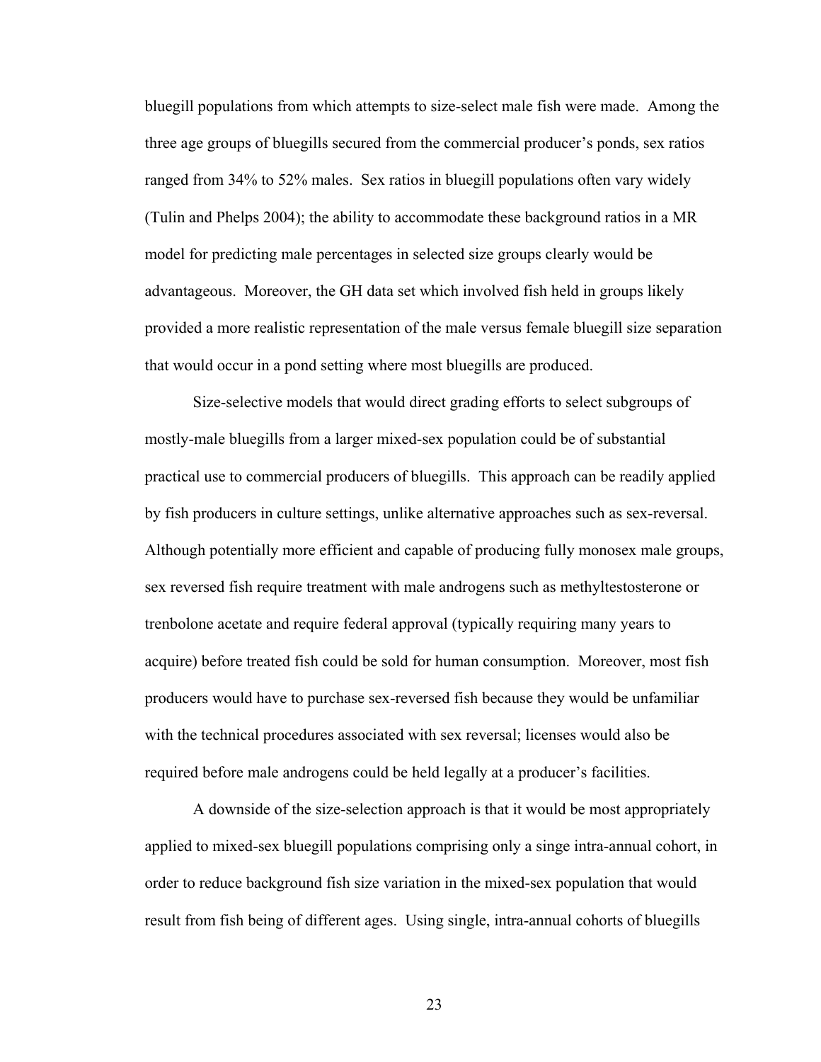bluegill populations from which attempts to size-select male fish were made. Among the three age groups of bluegills secured from the commercial producer's ponds, sex ratios ranged from 34% to 52% males. Sex ratios in bluegill populations often vary widely (Tulin and Phelps 2004); the ability to accommodate these background ratios in a MR model for predicting male percentages in selected size groups clearly would be advantageous. Moreover, the GH data set which involved fish held in groups likely provided a more realistic representation of the male versus female bluegill size separation that would occur in a pond setting where most bluegills are produced.

Size-selective models that would direct grading efforts to select subgroups of mostly-male bluegills from a larger mixed-sex population could be of substantial practical use to commercial producers of bluegills. This approach can be readily applied by fish producers in culture settings, unlike alternative approaches such as sex-reversal. Although potentially more efficient and capable of producing fully monosex male groups, sex reversed fish require treatment with male androgens such as methyltestosterone or trenbolone acetate and require federal approval (typically requiring many years to acquire) before treated fish could be sold for human consumption. Moreover, most fish producers would have to purchase sex-reversed fish because they would be unfamiliar with the technical procedures associated with sex reversal; licenses would also be required before male androgens could be held legally at a producer's facilities.

A downside of the size-selection approach is that it would be most appropriately applied to mixed-sex bluegill populations comprising only a singe intra-annual cohort, in order to reduce background fish size variation in the mixed-sex population that would result from fish being of different ages. Using single, intra-annual cohorts of bluegills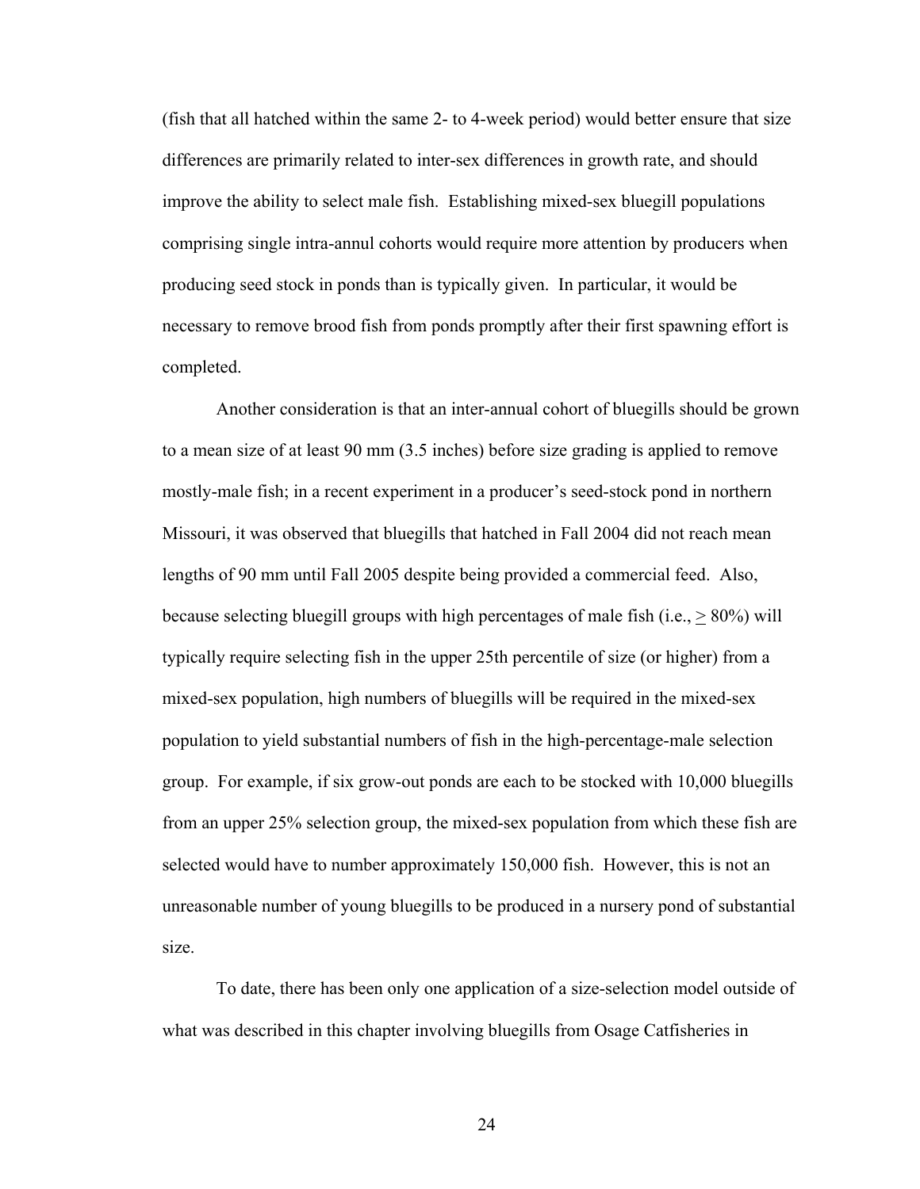(fish that all hatched within the same 2- to 4-week period) would better ensure that size differences are primarily related to inter-sex differences in growth rate, and should improve the ability to select male fish. Establishing mixed-sex bluegill populations comprising single intra-annul cohorts would require more attention by producers when producing seed stock in ponds than is typically given. In particular, it would be necessary to remove brood fish from ponds promptly after their first spawning effort is completed.

Another consideration is that an inter-annual cohort of bluegills should be grown to a mean size of at least 90 mm (3.5 inches) before size grading is applied to remove mostly-male fish; in a recent experiment in a producer's seed-stock pond in northern Missouri, it was observed that bluegills that hatched in Fall 2004 did not reach mean lengths of 90 mm until Fall 2005 despite being provided a commercial feed. Also, because selecting bluegill groups with high percentages of male fish (i.e., $\geq$ 80%) will typically require selecting fish in the upper 25th percentile of size (or higher) from a mixed-sex population, high numbers of bluegills will be required in the mixed-sex population to yield substantial numbers of fish in the high-percentage-male selection group. For example, if six grow-out ponds are each to be stocked with 10,000 bluegills from an upper 25% selection group, the mixed-sex population from which these fish are selected would have to number approximately 150,000 fish. However, this is not an unreasonable number of young bluegills to be produced in a nursery pond of substantial size.

To date, there has been only one application of a size-selection model outside of what was described in this chapter involving bluegills from Osage Catfisheries in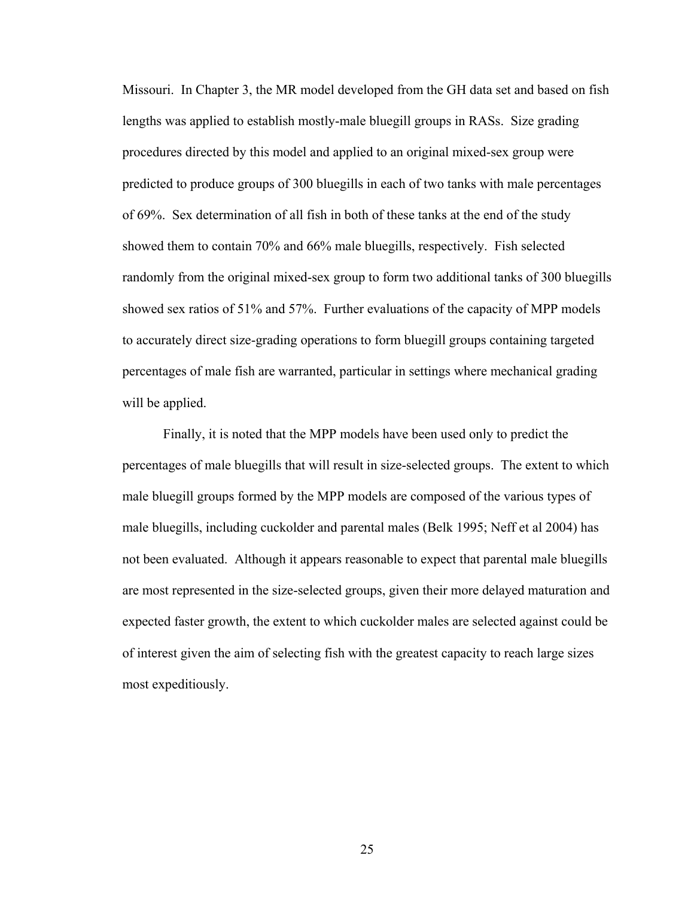Missouri. In Chapter 3, the MR model developed from the GH data set and based on fish lengths was applied to establish mostly-male bluegill groups in RASs. Size grading procedures directed by this model and applied to an original mixed-sex group were predicted to produce groups of 300 bluegills in each of two tanks with male percentages of 69%. Sex determination of all fish in both of these tanks at the end of the study showed them to contain 70% and 66% male bluegills, respectively. Fish selected randomly from the original mixed-sex group to form two additional tanks of 300 bluegills showed sex ratios of 51% and 57%. Further evaluations of the capacity of MPP models to accurately direct size-grading operations to form bluegill groups containing targeted percentages of male fish are warranted, particular in settings where mechanical grading will be applied.

Finally, it is noted that the MPP models have been used only to predict the percentages of male bluegills that will result in size-selected groups. The extent to which male bluegill groups formed by the MPP models are composed of the various types of male bluegills, including cuckolder and parental males (Belk 1995; Neff et al 2004) has not been evaluated. Although it appears reasonable to expect that parental male bluegills are most represented in the size-selected groups, given their more delayed maturation and expected faster growth, the extent to which cuckolder males are selected against could be of interest given the aim of selecting fish with the greatest capacity to reach large sizes most expeditiously.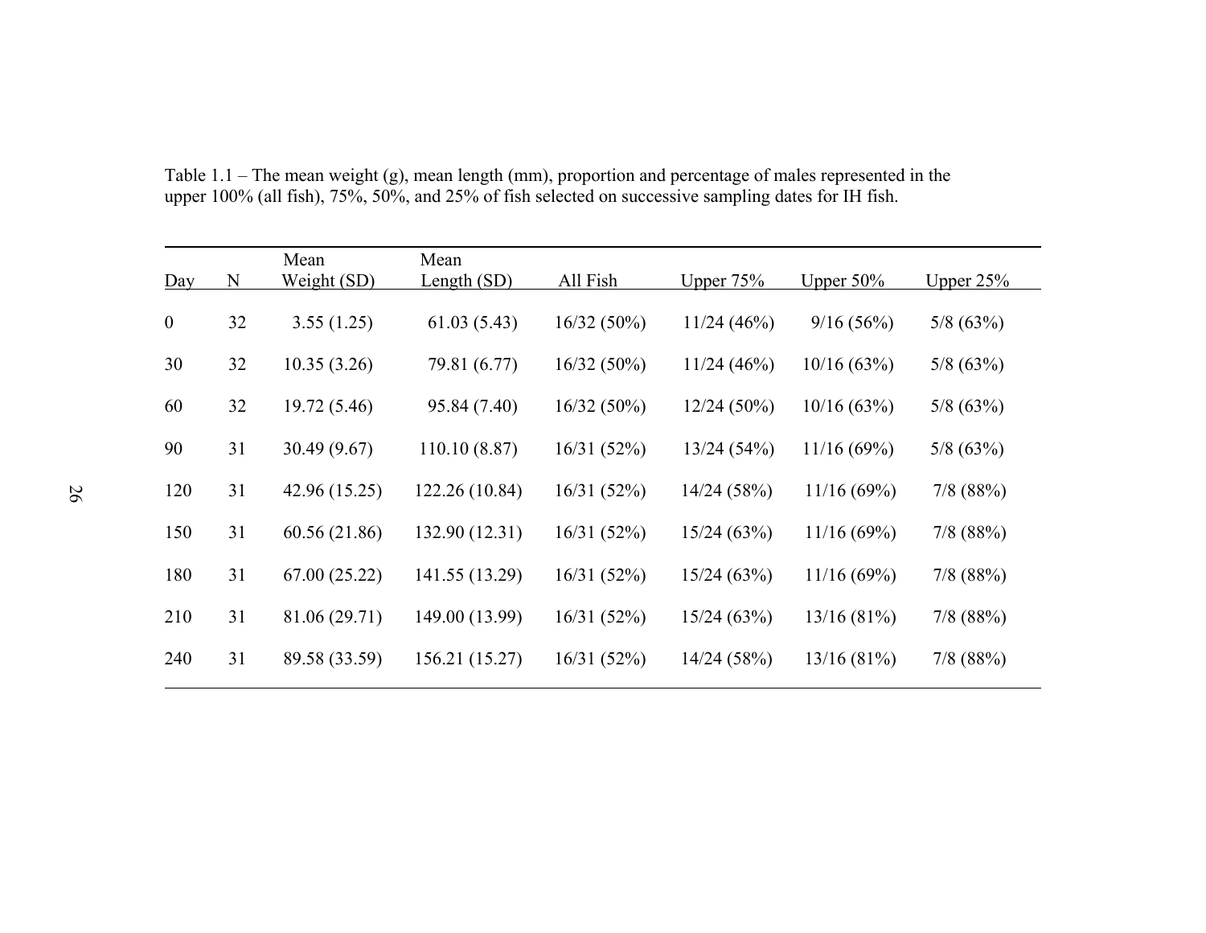Table 1.1 – The mean weight (g), mean length (mm), proportion and percentage of males represented in the upper 100% (all fish), 75%, 50%, and 25% of fish selected on successive sampling dates for IH fish.

| Day | N | Mean Weight (SD) | Mean Length (SD) | All Fish | Upper 75% | Upper 50% | Upper 25% |
|---|---|---|---|---|---|---|---|
| 0 | 32 | 3.55 (1.25) | 61.03 (5.43) | 16/32 (50%) | 11/24 (46%) | 9/16 (56%) | 5/8 (63%) |
| 30 | 32 | 10.35 (3.26) | 79.81 (6.77) | 16/32 (50%) | 11/24 (46%) | 10/16 (63%) | 5/8 (63%) |
| 60 | 32 | 19.72 (5.46) | 95.84 (7.40) | 16/32 (50%) | 12/24 (50%) | 10/16 (63%) | 5/8 (63%) |
| 90 | 31 | 30.49 (9.67) | 110.10 (8.87) | 16/31 (52%) | 13/24 (54%) | 11/16 (69%) | 5/8 (63%) |
| 120 | 31 | 42.96 (15.25) | 122.26 (10.84) | 16/31 (52%) | 14/24 (58%) | 11/16 (69%) | 7/8 (88%) |
| 150 | 31 | 60.56 (21.86) | 132.90 (12.31) | 16/31 (52%) | 15/24 (63%) | 11/16 (69%) | 7/8 (88%) |
| 180 | 31 | 67.00 (25.22) | 141.55 (13.29) | 16/31 (52%) | 15/24 (63%) | 11/16 (69%) | 7/8 (88%) |
| 210 | 31 | 81.06 (29.71) | 149.00 (13.99) | 16/31 (52%) | 15/24 (63%) | 13/16 (81%) | 7/8 (88%) |
| 240 | 31 | 89.58 (33.59) | 156.21 (15.27) | 16/31 (52%) | 14/24 (58%) | 13/16 (81%) | 7/8 (88%) |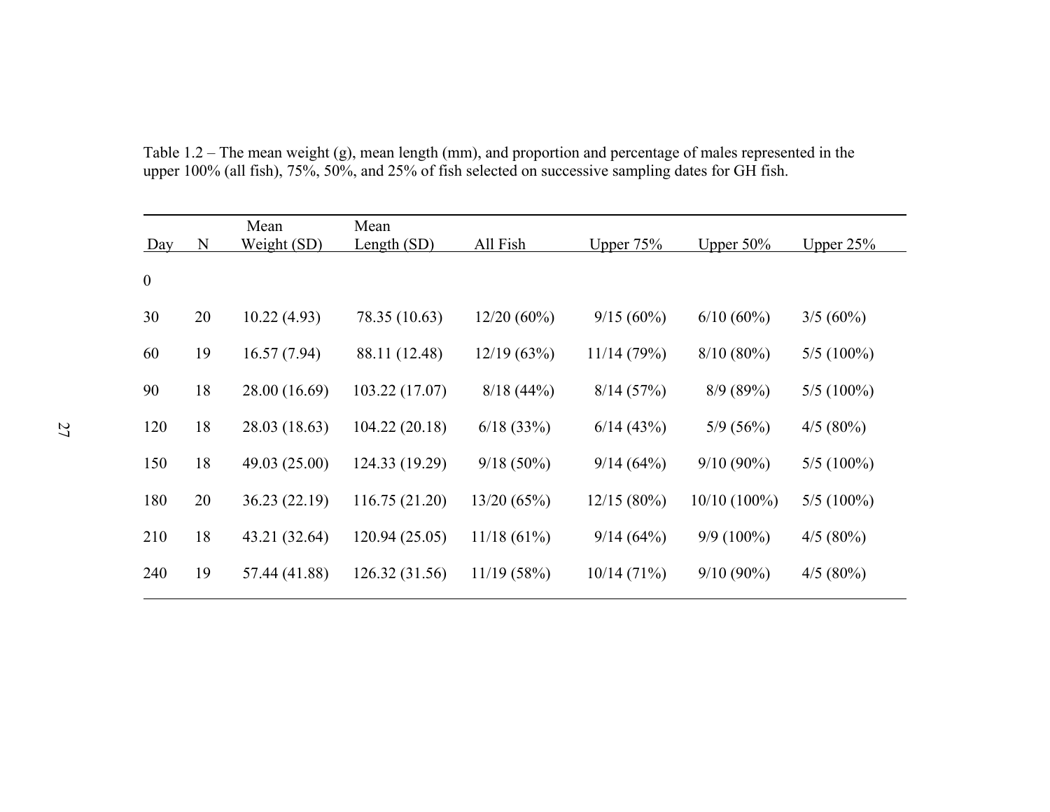Table 1.2 – The mean weight (g), mean length (mm), and proportion and percentage of males represented in the upper 100% (all fish), 75%, 50%, and 25% of fish selected on successive sampling dates for GH fish.

| Day | N | Mean Weight (SD) | Mean Length (SD) | All Fish | Upper 75% | Upper 50% | Upper 25% |
|---|---|---|---|---|---|---|---|
| 0 | | | | | | | |
| 30 | 20 | 10.22 (4.93) | 78.35 (10.63) | 12/20 (60%) | 9/15 (60%) | 6/10 (60%) | 3/5 (60%) |
| 60 | 19 | 16.57 (7.94) | 88.11 (12.48) | 12/19 (63%) | 11/14 (79%) | 8/10 (80%) | 5/5 (100%) |
| 90 | 18 | 28.00 (16.69) | 103.22 (17.07) | 8/18 (44%) | 8/14 (57%) | 8/9 (89%) | 5/5 (100%) |
| 120 | 18 | 28.03 (18.63) | 104.22 (20.18) | 6/18 (33%) | 6/14 (43%) | 5/9 (56%) | 4/5 (80%) |
| 150 | 18 | 49.03 (25.00) | 124.33 (19.29) | 9/18 (50%) | 9/14 (64%) | 9/10 (90%) | 5/5 (100%) |
| 180 | 20 | 36.23 (22.19) | 116.75 (21.20) | 13/20 (65%) | 12/15 (80%) | 10/10 (100%) | 5/5 (100%) |
| 210 | 18 | 43.21 (32.64) | 120.94 (25.05) | 11/18 (61%) | 9/14 (64%) | 9/9 (100%) | 4/5 (80%) |
| 240 | 19 | 57.44 (41.88) | 126.32 (31.56) | 11/19 (58%) | 10/14 (71%) | 9/10 (90%) | 4/5 (80%) |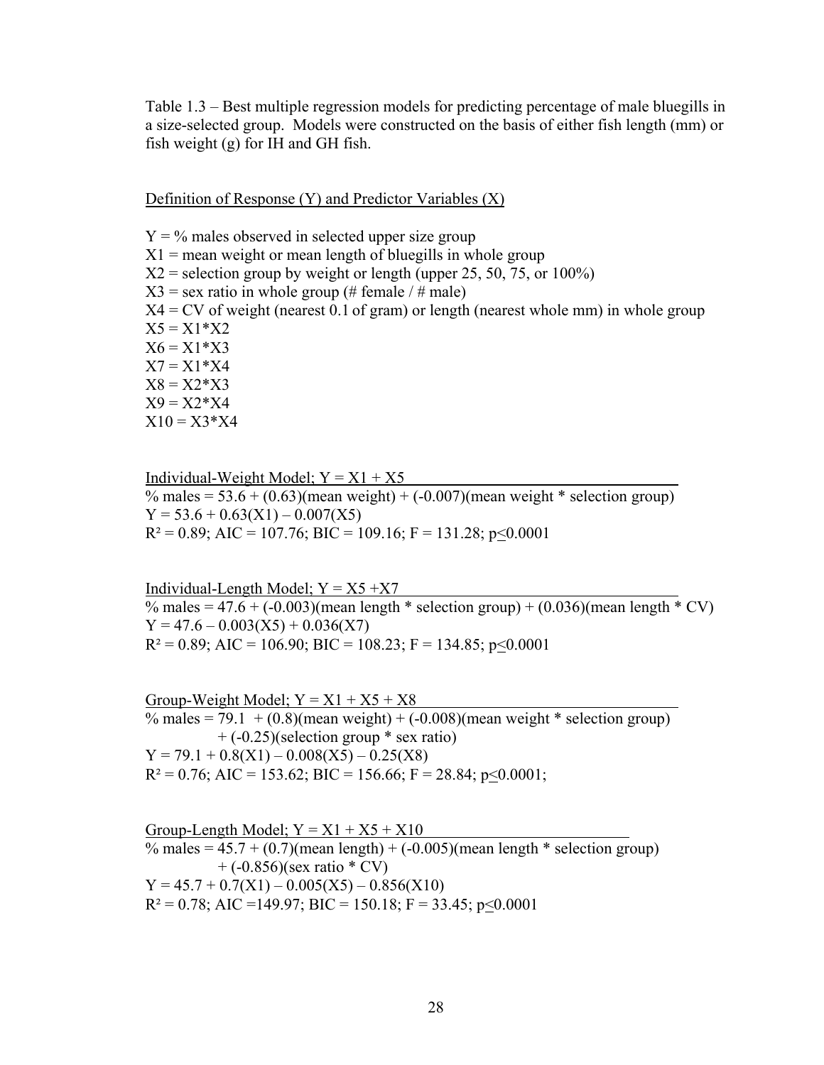Table 1.3 – Best multiple regression models for predicting percentage of male bluegills in a size-selected group. Models were constructed on the basis of either fish length (mm) or fish weight (g) for IH and GH fish.

<u>Definition of Response (Y) and Predictor Variables (X)</u>

$Y$ = % males observed in selected upper size group
$X1$ = mean weight or mean length of bluegills in whole group
$X2$ = selection group by weight or length (upper 25, 50, 75, or 100%)
$X3$ = sex ratio in whole group (# female / # male)
$X4$ = CV of weight (nearest 0.1 of gram) or length (nearest whole mm) in whole group
$X5 = X1*X2$
$X6 = X1*X3$
$X7 = X1*X4$
$X8 = X2*X3$
$X9 = X2*X4$
$X10 = X3*X4$

<u>Individual-Weight Model; $Y = X1 + X5$</u>

% males = 53.6 + (0.63)(mean weight) + (-0.007)(mean weight * selection group)
$Y = 53.6 + 0.63(X1) – 0.007(X5)$
$R^2 = 0.89$; AIC = 107.76; BIC = 109.16; F = 131.28; $p \leq 0.0001$

<u>Individual-Length Model; $Y = X5 + X7$</u>

% males = 47.6 + (-0.003)(mean length * selection group) + (0.036)(mean length * CV)
$Y = 47.6 – 0.003(X5) + 0.036(X7)$
$R^2 = 0.89$; AIC = 106.90; BIC = 108.23; F = 134.85; $p \leq 0.0001$

<u>Group-Weight Model; $Y = X1 + X5 + X8$</u>

% males = 79.1 + (0.8)(mean weight) + (-0.008)(mean weight * selection group) + (-0.25)(selection group * sex ratio)
$Y = 79.1 + 0.8(X1) – 0.008(X5) – 0.25(X8)$
$R^2 = 0.76$; AIC = 153.62; BIC = 156.66; F = 28.84; $p \leq 0.0001$;

<u>Group-Length Model; $Y = X1 + X5 + X10$</u>

% males = 45.7 + (0.7)(mean length) + (-0.005)(mean length * selection group) + (-0.856)(sex ratio * CV)
$Y = 45.7 + 0.7(X1) – 0.005(X5) – 0.856(X10)$
$R^2 = 0.78$; AIC =149.97; BIC = 150.18; F = 33.45; $p \leq 0.0001$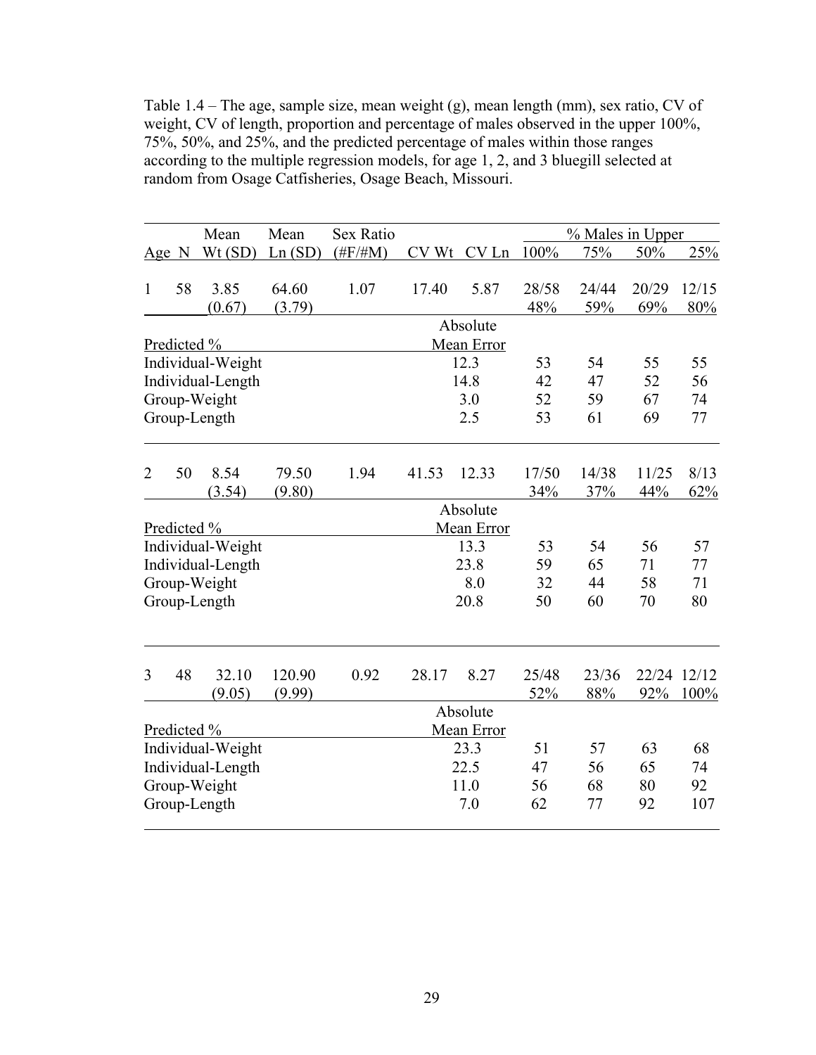Table 1.4 – The age, sample size, mean weight (g), mean length (mm), sex ratio, CV of weight, CV of length, proportion and percentage of males observed in the upper 100%, 75%, 50%, and 25%, and the predicted percentage of males within those ranges according to the multiple regression models, for age 1, 2, and 3 bluegill selected at random from Osage Catfisheries, Osage Beach, Missouri.

| Age | N | Mean Wt (SD) | Mean Ln (SD) | Sex Ratio (#F/#M) | CV Wt | CV Ln | % Males in Upper 100% | 75% | 50% | 25% |
|---|---|---|---|---|---|---|---|---|---|---|
| 1 | 58 | 3.85 (0.67) | 64.60 (3.79) | 1.07 | 17.40 | 5.87 | 28/58 48% | 24/44 59% | 20/29 69% | 12/15 80% |
| Predicted % | | | | | | Absolute Mean Error | | | | |
| Individual-Weight | | | | | | 12.3 | 53 | 54 | 55 | 55 |
| Individual-Length | | | | | | 14.8 | 42 | 47 | 52 | 56 |
| Group-Weight | | | | | | 3.0 | 52 | 59 | 67 | 74 |
| Group-Length | | | | | | 2.5 | 53 | 61 | 69 | 77 |
| 2 | 50 | 8.54 (3.54) | 79.50 (9.80) | 1.94 | 41.53 | 12.33 | 17/50 34% | 14/38 37% | 11/25 44% | 8/13 62% |
| Predicted % | | | | | | Absolute Mean Error | | | | |
| Individual-Weight | | | | | | 13.3 | 53 | 54 | 56 | 57 |
| Individual-Length | | | | | | 23.8 | 59 | 65 | 71 | 77 |
| Group-Weight | | | | | | 8.0 | 32 | 44 | 58 | 71 |
| Group-Length | | | | | | 20.8 | 50 | 60 | 70 | 80 |
| 3 | 48 | 32.10 (9.05) | 120.90 (9.99) | 0.92 | 28.17 | 8.27 | 25/48 52% | 23/36 88% | 22/24 92% | 12/12 100% |
| Predicted % | | | | | | Absolute Mean Error | | | | |
| Individual-Weight | | | | | | 23.3 | 51 | 57 | 63 | 68 |
| Individual-Length | | | | | | 22.5 | 47 | 56 | 65 | 74 |
| Group-Weight | | | | | | 11.0 | 56 | 68 | 80 | 92 |
| Group-Length | | | | | | 7.0 | 62 | 77 | 92 | 107 |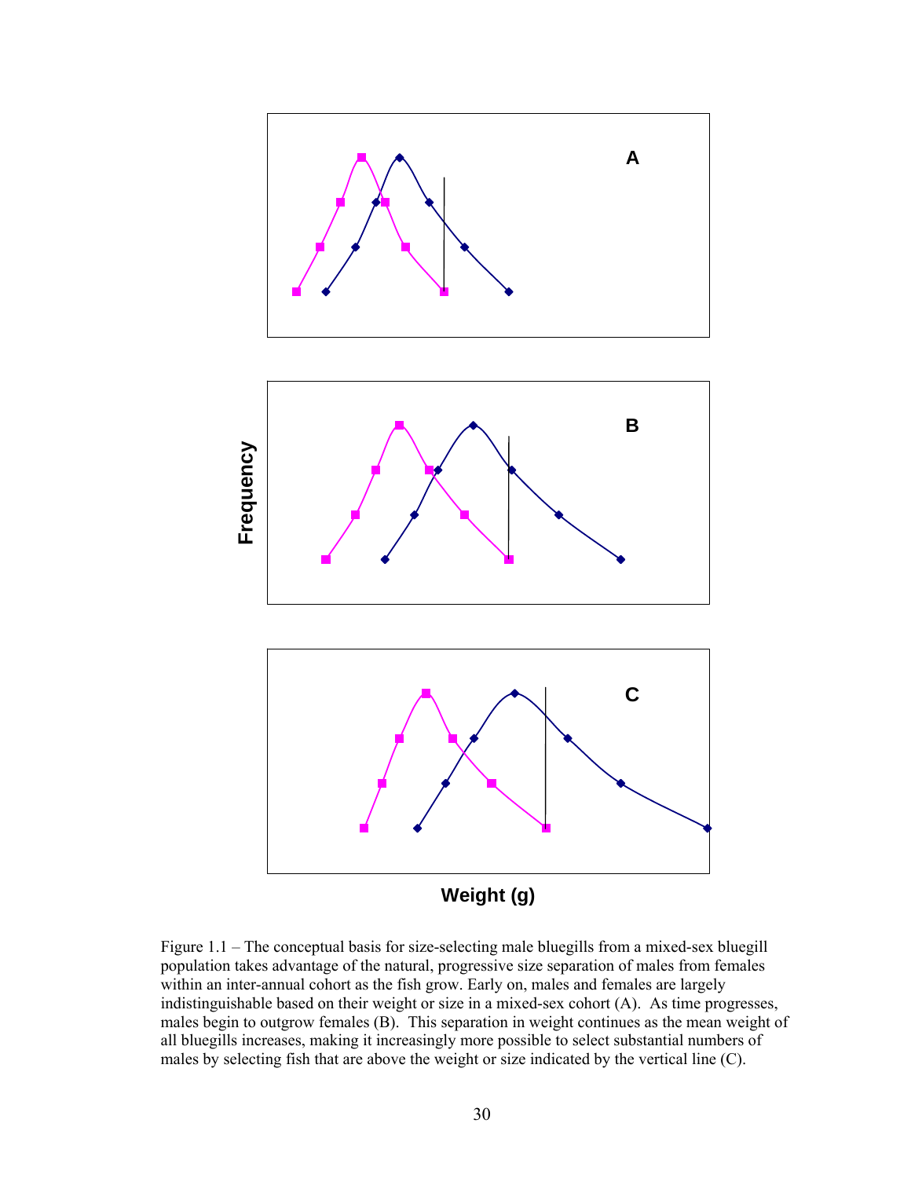Figure 1.1 – The conceptual basis for size-selecting male bluegills from a mixed-sex bluegill population takes advantage of the natural, progressive size separation of males from females within an inter-annual cohort as the fish grow. Early on, males and females are largely indistinguishable based on their weight or size in a mixed-sex cohort (A). As time progresses, males begin to outgrow females (B). This separation in weight continues as the mean weight of all bluegills increases, making it increasingly more possible to select substantial numbers of males by selecting fish that are above the weight or size indicated by the vertical line (C).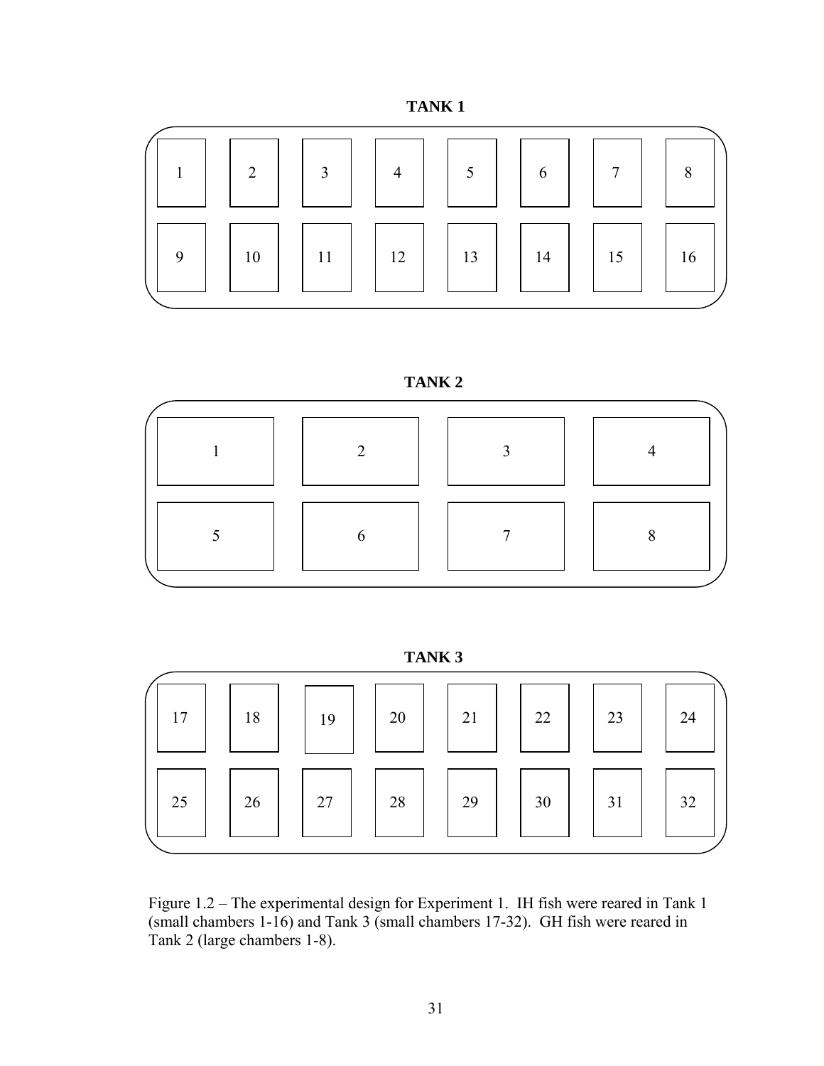**TANK 1**

| 1 | 2 | 3 | 4 | 5 | 6 | 7 | 8 |
|---|---|---|---|---|---|---|---|
| 9 | 10 | 11 | 12 | 13 | 14 | 15 | 16 |

**TANK 2**

| 1 | 2 | 3 | 4 |
|---|---|---|---|
| 5 | 6 | 7 | 8 |

**TANK 3**

| 17 | 18 | 19 | 20 | 21 | 22 | 23 | 24 |
|---|---|---|---|---|---|---|---|
| 25 | 26 | 27 | 28 | 29 | 30 | 31 | 32 |

Figure 1.2 – The experimental design for Experiment 1. IH fish were reared in Tank 1 (small chambers 1-16) and Tank 3 (small chambers 17-32). GH fish were reared in Tank 2 (large chambers 1-8).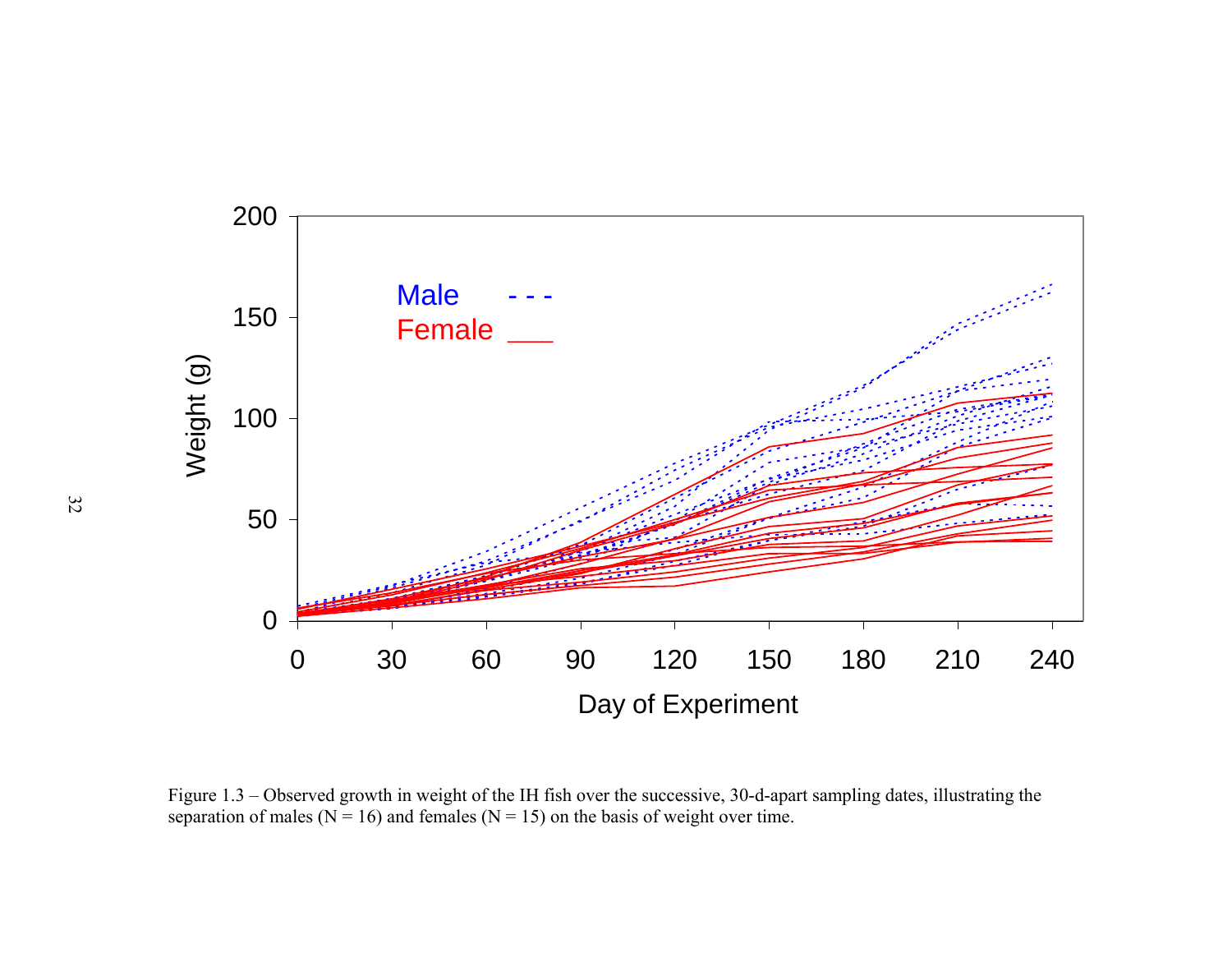Figure 1.3 – Observed growth in weight of the IH fish over the successive, 30-d-apart sampling dates, illustrating the separation of males (N = 16) and females (N = 15) on the basis of weight over time.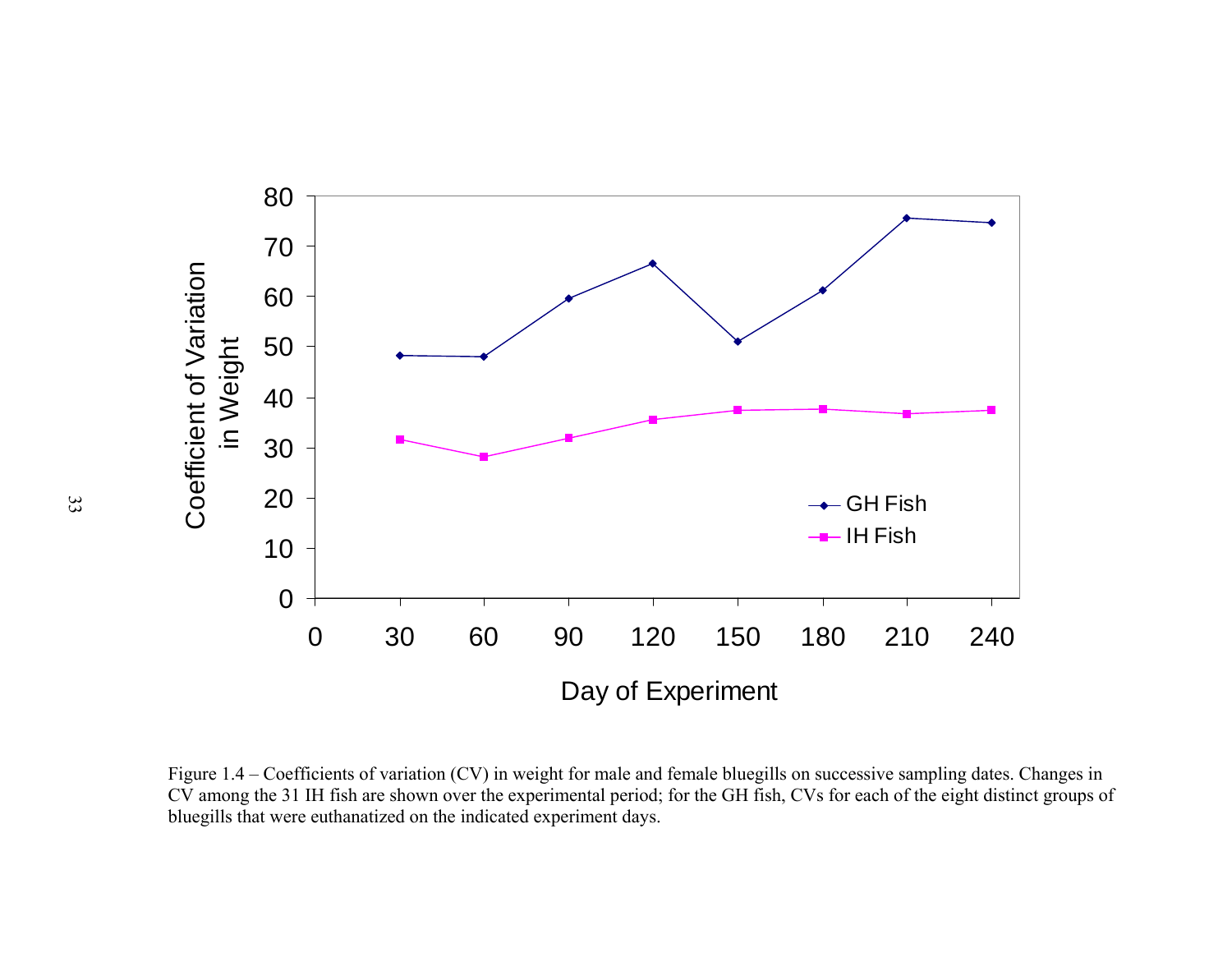Figure 1.4 – Coefficients of variation (CV) in weight for male and female bluegills on successive sampling dates. Changes in CV among the 31 IH fish are shown over the experimental period; for the GH fish, CVs for each of the eight distinct groups of bluegills that were euthanatized on the indicated experiment days.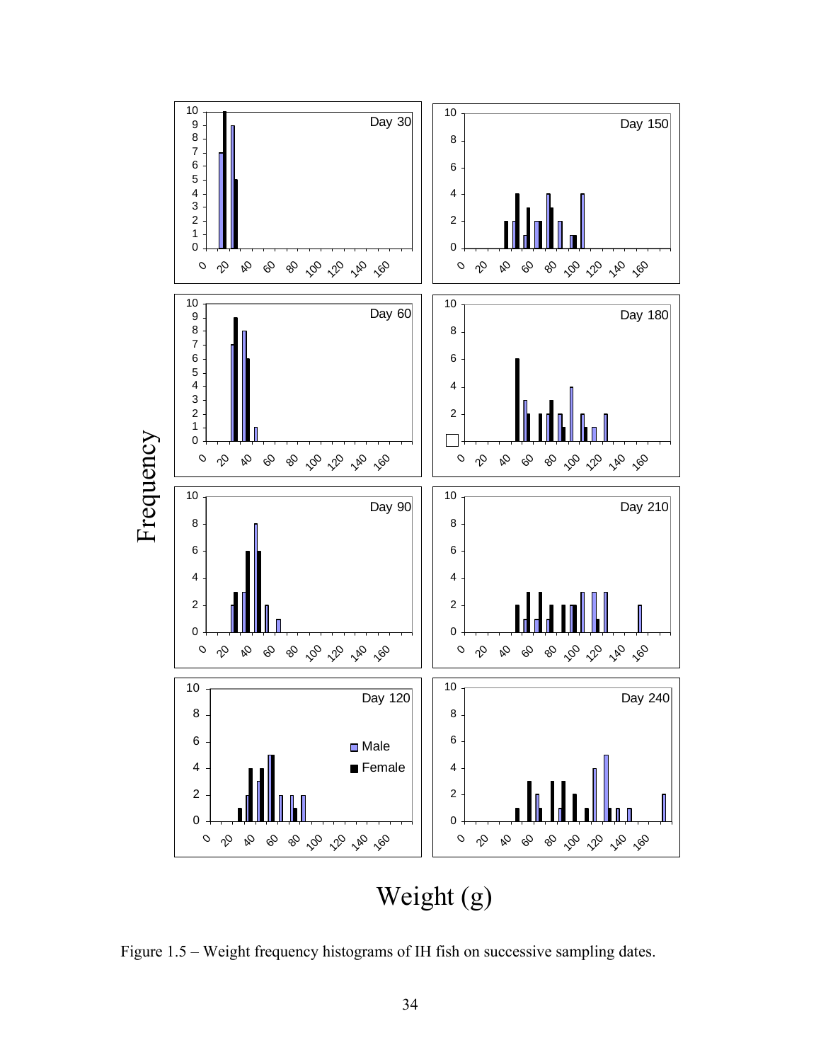Figure 1.5 – Weight frequency histograms of IH fish on successive sampling dates.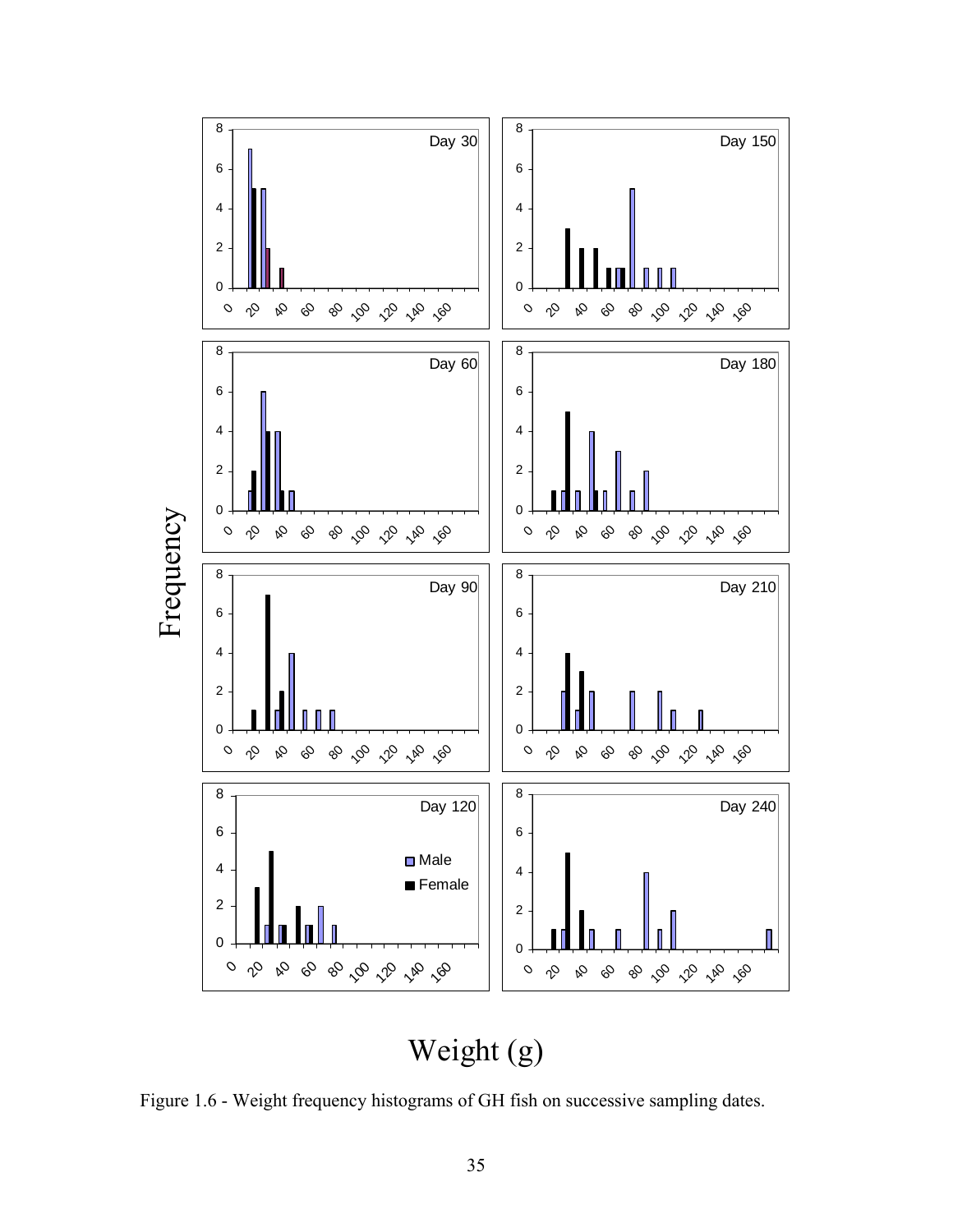Figure 1.6 - Weight frequency histograms of GH fish on successive sampling dates.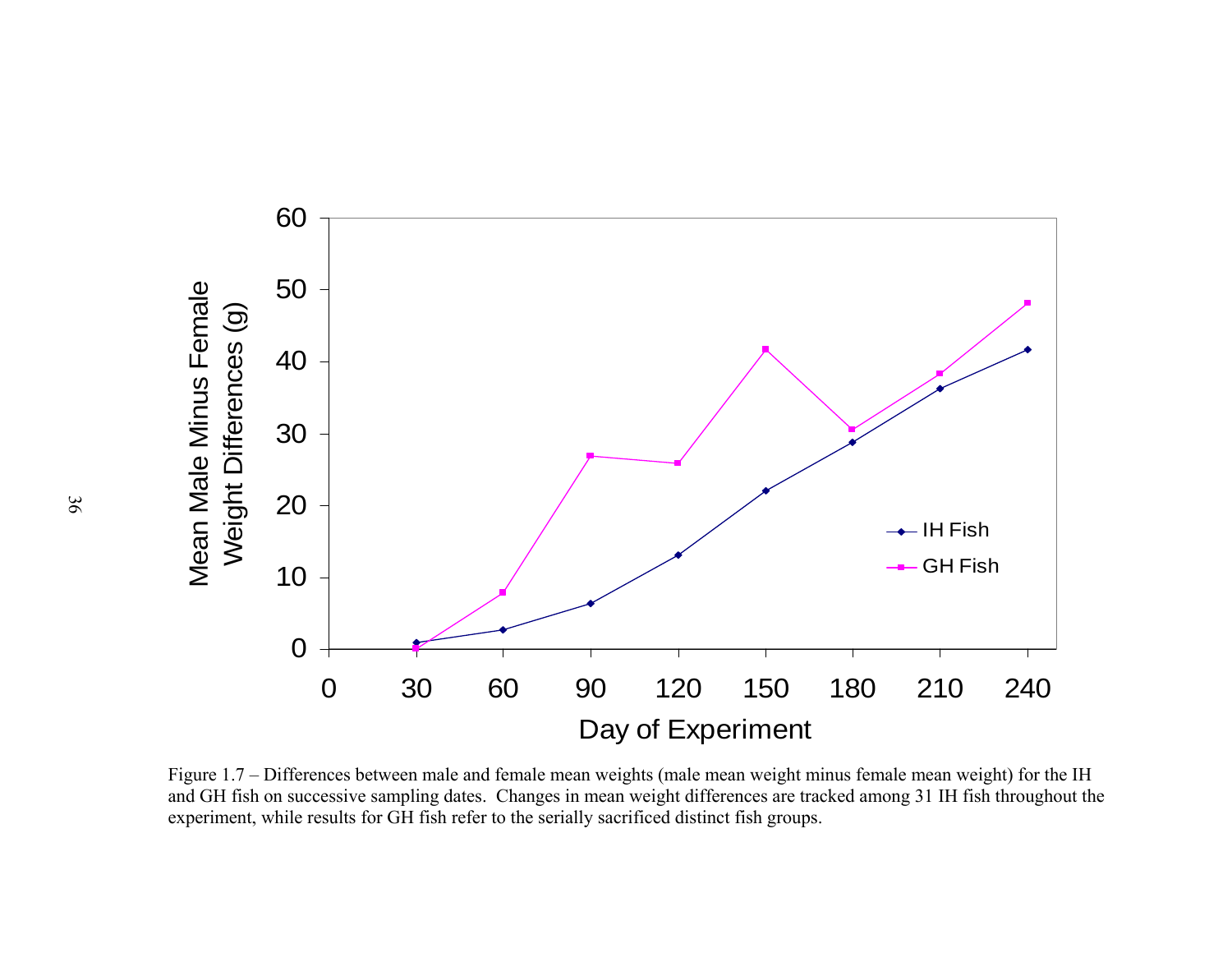Figure 1.7 – Differences between male and female mean weights (male mean weight minus female mean weight) for the IH and GH fish on successive sampling dates. Changes in mean weight differences are tracked among 31 IH fish throughout the experiment, while results for GH fish refer to the serially sacrificed distinct fish groups.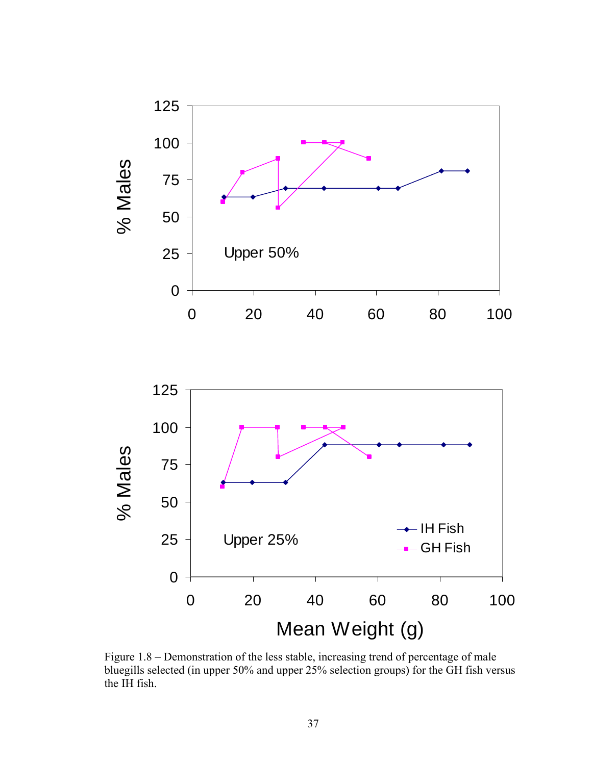Figure 1.8 – Demonstration of the less stable, increasing trend of percentage of male bluegills selected (in upper 50% and upper 25% selection groups) for the GH fish versus the IH fish.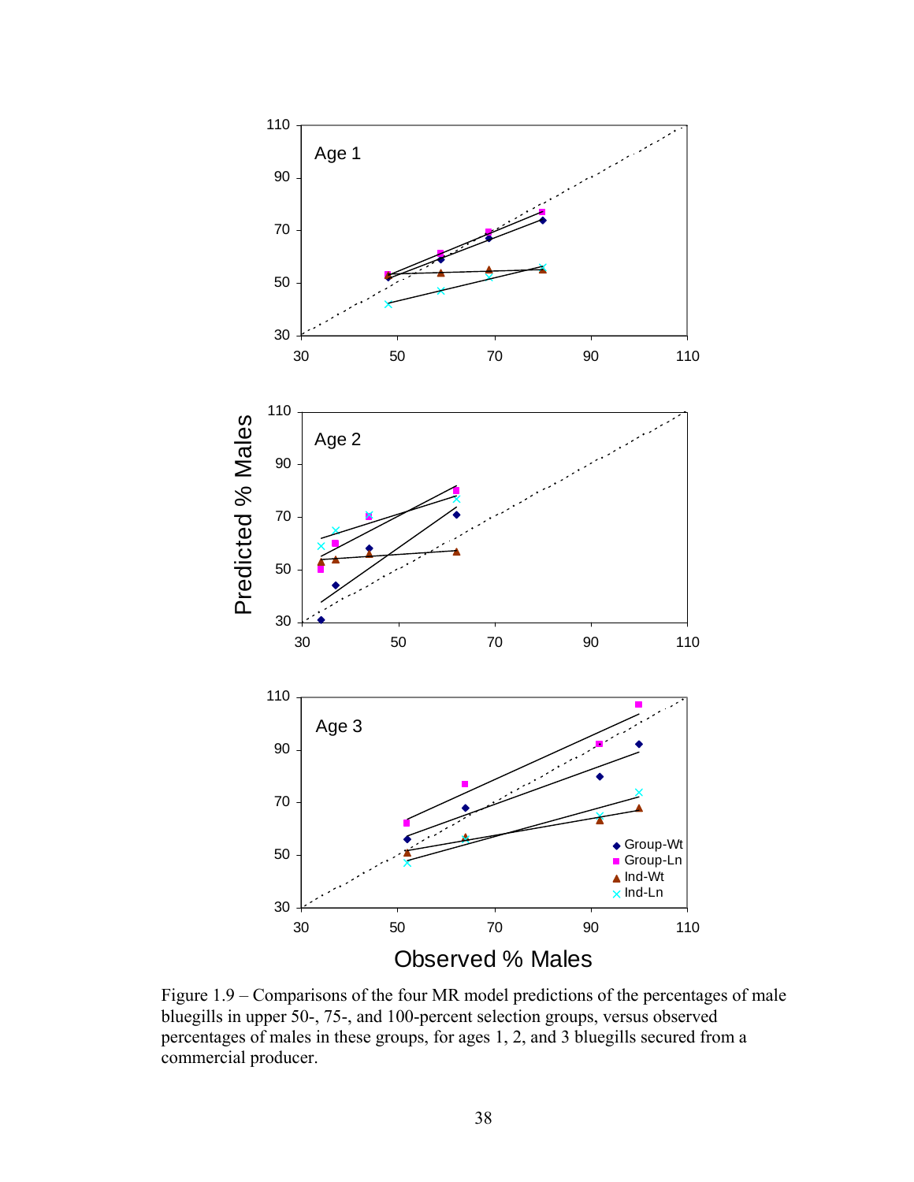Figure 1.9 – Comparisons of the four MR model predictions of the percentages of male bluegills in upper 50-, 75-, and 100-percent selection groups, versus observed percentages of males in these groups, for ages 1, 2, and 3 bluegills secured from a commercial producer.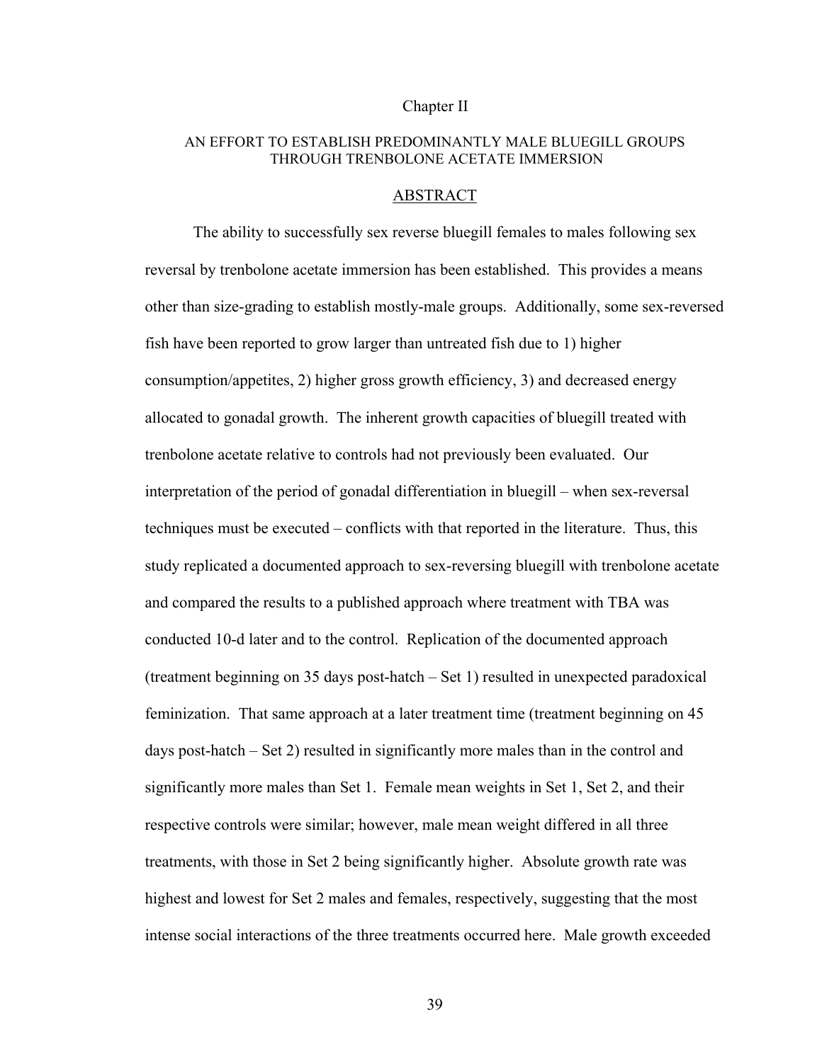# Chapter II

## AN EFFORT TO ESTABLISH PREDOMINANTLY MALE BLUEGILL GROUPS THROUGH TRENBOLONE ACETATE IMMERSION

### ABSTRACT

The ability to successfully sex reverse bluegill females to males following sex reversal by trenbolone acetate immersion has been established. This provides a means other than size-grading to establish mostly-male groups. Additionally, some sex-reversed fish have been reported to grow larger than untreated fish due to 1) higher consumption/appetites, 2) higher gross growth efficiency, 3) and decreased energy allocated to gonadal growth. The inherent growth capacities of bluegill treated with trenbolone acetate relative to controls had not previously been evaluated. Our interpretation of the period of gonadal differentiation in bluegill – when sex-reversal techniques must be executed – conflicts with that reported in the literature. Thus, this study replicated a documented approach to sex-reversing bluegill with trenbolone acetate and compared the results to a published approach where treatment with TBA was conducted 10-d later and to the control. Replication of the documented approach (treatment beginning on 35 days post-hatch – Set 1) resulted in unexpected paradoxical feminization. That same approach at a later treatment time (treatment beginning on 45 days post-hatch – Set 2) resulted in significantly more males than in the control and significantly more males than Set 1. Female mean weights in Set 1, Set 2, and their respective controls were similar; however, male mean weight differed in all three treatments, with those in Set 2 being significantly higher. Absolute growth rate was highest and lowest for Set 2 males and females, respectively, suggesting that the most intense social interactions of the three treatments occurred here. Male growth exceeded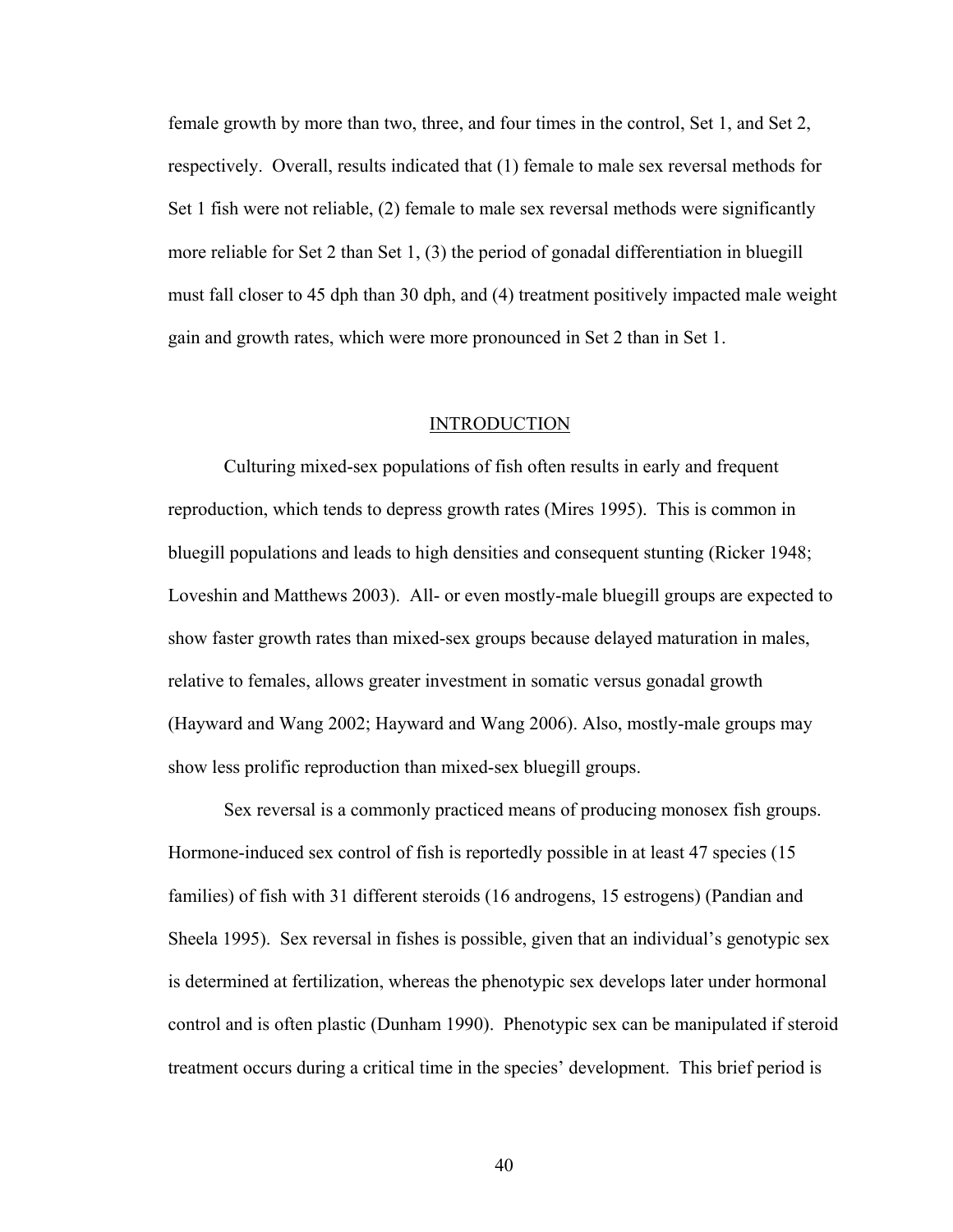female growth by more than two, three, and four times in the control, Set 1, and Set 2, respectively. Overall, results indicated that (1) female to male sex reversal methods for Set 1 fish were not reliable, (2) female to male sex reversal methods were significantly more reliable for Set 2 than Set 1, (3) the period of gonadal differentiation in bluegill must fall closer to 45 dph than 30 dph, and (4) treatment positively impacted male weight gain and growth rates, which were more pronounced in Set 2 than in Set 1.

## INTRODUCTION

Culturing mixed-sex populations of fish often results in early and frequent reproduction, which tends to depress growth rates (Mires 1995). This is common in bluegill populations and leads to high densities and consequent stunting (Ricker 1948; Loveshin and Matthews 2003). All- or even mostly-male bluegill groups are expected to show faster growth rates than mixed-sex groups because delayed maturation in males, relative to females, allows greater investment in somatic versus gonadal growth (Hayward and Wang 2002; Hayward and Wang 2006). Also, mostly-male groups may show less prolific reproduction than mixed-sex bluegill groups.

Sex reversal is a commonly practiced means of producing monosex fish groups. Hormone-induced sex control of fish is reportedly possible in at least 47 species (15 families) of fish with 31 different steroids (16 androgens, 15 estrogens) (Pandian and Sheela 1995). Sex reversal in fishes is possible, given that an individual's genotypic sex is determined at fertilization, whereas the phenotypic sex develops later under hormonal control and is often plastic (Dunham 1990). Phenotypic sex can be manipulated if steroid treatment occurs during a critical time in the species' development. This brief period is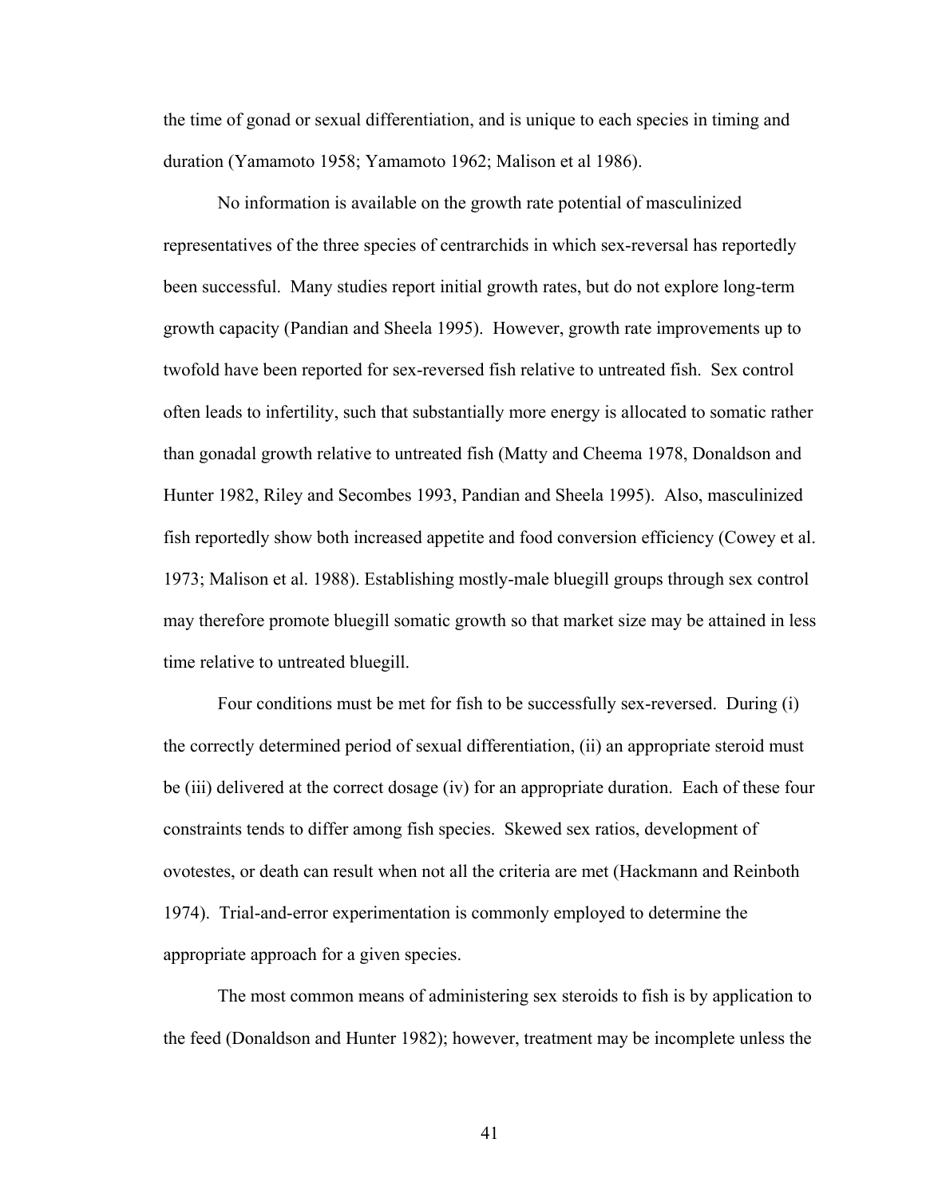the time of gonad or sexual differentiation, and is unique to each species in timing and duration (Yamamoto 1958; Yamamoto 1962; Malison et al 1986).

No information is available on the growth rate potential of masculinized representatives of the three species of centrarchids in which sex-reversal has reportedly been successful. Many studies report initial growth rates, but do not explore long-term growth capacity (Pandian and Sheela 1995). However, growth rate improvements up to twofold have been reported for sex-reversed fish relative to untreated fish. Sex control often leads to infertility, such that substantially more energy is allocated to somatic rather than gonadal growth relative to untreated fish (Matty and Cheema 1978, Donaldson and Hunter 1982, Riley and Secombes 1993, Pandian and Sheela 1995). Also, masculinized fish reportedly show both increased appetite and food conversion efficiency (Cowey et al. 1973; Malison et al. 1988). Establishing mostly-male bluegill groups through sex control may therefore promote bluegill somatic growth so that market size may be attained in less time relative to untreated bluegill.

Four conditions must be met for fish to be successfully sex-reversed. During (i) the correctly determined period of sexual differentiation, (ii) an appropriate steroid must be (iii) delivered at the correct dosage (iv) for an appropriate duration. Each of these four constraints tends to differ among fish species. Skewed sex ratios, development of ovotestes, or death can result when not all the criteria are met (Hackmann and Reinboth 1974). Trial-and-error experimentation is commonly employed to determine the appropriate approach for a given species.

The most common means of administering sex steroids to fish is by application to the feed (Donaldson and Hunter 1982); however, treatment may be incomplete unless the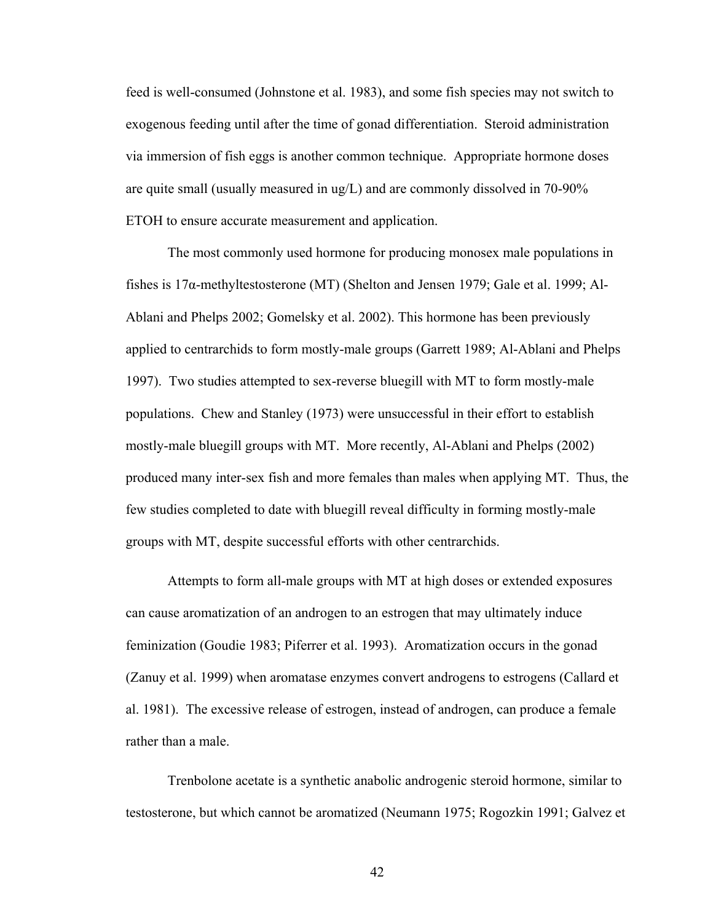feed is well-consumed (Johnstone et al. 1983), and some fish species may not switch to exogenous feeding until after the time of gonad differentiation. Steroid administration via immersion of fish eggs is another common technique. Appropriate hormone doses are quite small (usually measured in ug/L) and are commonly dissolved in 70-90% ETOH to ensure accurate measurement and application.

The most commonly used hormone for producing monosex male populations in fishes is 17α-methyltestosterone (MT) (Shelton and Jensen 1979; Gale et al. 1999; Al-Ablani and Phelps 2002; Gomelsky et al. 2002). This hormone has been previously applied to centrarchids to form mostly-male groups (Garrett 1989; Al-Ablani and Phelps 1997). Two studies attempted to sex-reverse bluegill with MT to form mostly-male populations. Chew and Stanley (1973) were unsuccessful in their effort to establish mostly-male bluegill groups with MT. More recently, Al-Ablani and Phelps (2002) produced many inter-sex fish and more females than males when applying MT. Thus, the few studies completed to date with bluegill reveal difficulty in forming mostly-male groups with MT, despite successful efforts with other centrarchids.

Attempts to form all-male groups with MT at high doses or extended exposures can cause aromatization of an androgen to an estrogen that may ultimately induce feminization (Goudie 1983; Piferrer et al. 1993). Aromatization occurs in the gonad (Zanuy et al. 1999) when aromatase enzymes convert androgens to estrogens (Callard et al. 1981). The excessive release of estrogen, instead of androgen, can produce a female rather than a male.

Trenbolone acetate is a synthetic anabolic androgenic steroid hormone, similar to testosterone, but which cannot be aromatized (Neumann 1975; Rogozkin 1991; Galvez et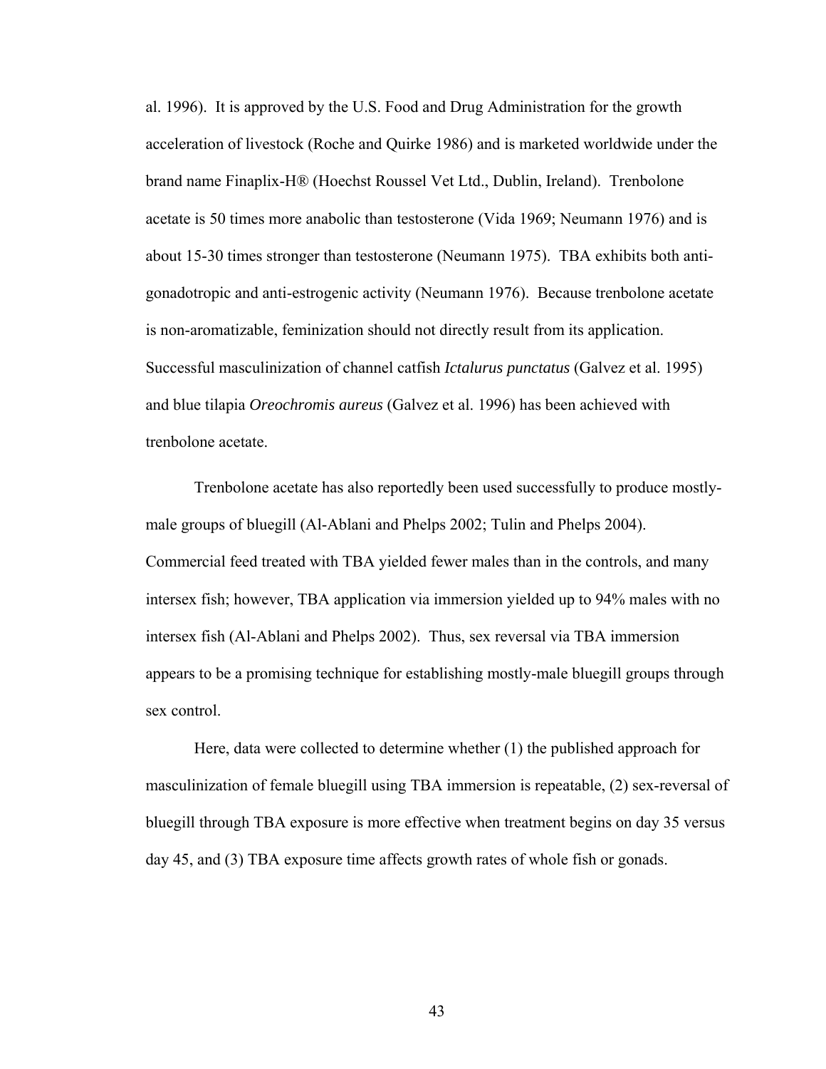al. 1996). It is approved by the U.S. Food and Drug Administration for the growth acceleration of livestock (Roche and Quirke 1986) and is marketed worldwide under the brand name Finaplix-H® (Hoechst Roussel Vet Ltd., Dublin, Ireland). Trenbolone acetate is 50 times more anabolic than testosterone (Vida 1969; Neumann 1976) and is about 15-30 times stronger than testosterone (Neumann 1975). TBA exhibits both anti-gonadotropic and anti-estrogenic activity (Neumann 1976). Because trenbolone acetate is non-aromatizable, feminization should not directly result from its application. Successful masculinization of channel catfish *Ictalurus punctatus* (Galvez et al. 1995) and blue tilapia *Oreochromis aureus* (Galvez et al. 1996) has been achieved with trenbolone acetate.

Trenbolone acetate has also reportedly been used successfully to produce mostly-male groups of bluegill (Al-Ablani and Phelps 2002; Tulin and Phelps 2004). Commercial feed treated with TBA yielded fewer males than in the controls, and many intersex fish; however, TBA application via immersion yielded up to 94% males with no intersex fish (Al-Ablani and Phelps 2002). Thus, sex reversal via TBA immersion appears to be a promising technique for establishing mostly-male bluegill groups through sex control.

Here, data were collected to determine whether (1) the published approach for masculinization of female bluegill using TBA immersion is repeatable, (2) sex-reversal of bluegill through TBA exposure is more effective when treatment begins on day 35 versus day 45, and (3) TBA exposure time affects growth rates of whole fish or gonads.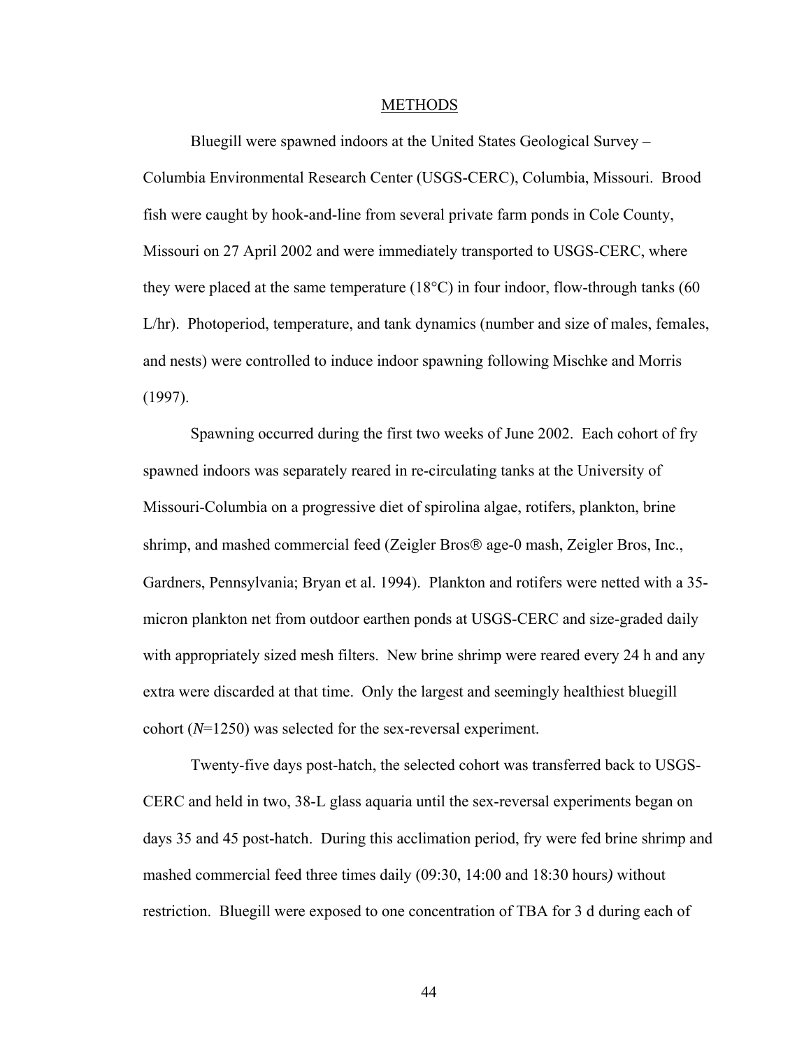## METHODS

Bluegill were spawned indoors at the United States Geological Survey – Columbia Environmental Research Center (USGS-CERC), Columbia, Missouri. Brood fish were caught by hook-and-line from several private farm ponds in Cole County, Missouri on 27 April 2002 and were immediately transported to USGS-CERC, where they were placed at the same temperature (18°C) in four indoor, flow-through tanks (60 L/hr). Photoperiod, temperature, and tank dynamics (number and size of males, females, and nests) were controlled to induce indoor spawning following Mischke and Morris (1997).

Spawning occurred during the first two weeks of June 2002. Each cohort of fry spawned indoors was separately reared in re-circulating tanks at the University of Missouri-Columbia on a progressive diet of spirolina algae, rotifers, plankton, brine shrimp, and mashed commercial feed (Zeigler Bros® age-0 mash, Zeigler Bros, Inc., Gardners, Pennsylvania; Bryan et al. 1994). Plankton and rotifers were netted with a 35-micron plankton net from outdoor earthen ponds at USGS-CERC and size-graded daily with appropriately sized mesh filters. New brine shrimp were reared every 24 h and any extra were discarded at that time. Only the largest and seemingly healthiest bluegill cohort (*N*=1250) was selected for the sex-reversal experiment.

Twenty-five days post-hatch, the selected cohort was transferred back to USGS-CERC and held in two, 38-L glass aquaria until the sex-reversal experiments began on days 35 and 45 post-hatch. During this acclimation period, fry were fed brine shrimp and mashed commercial feed three times daily (09:30, 14:00 and 18:30 hours*)* without restriction. Bluegill were exposed to one concentration of TBA for 3 d during each of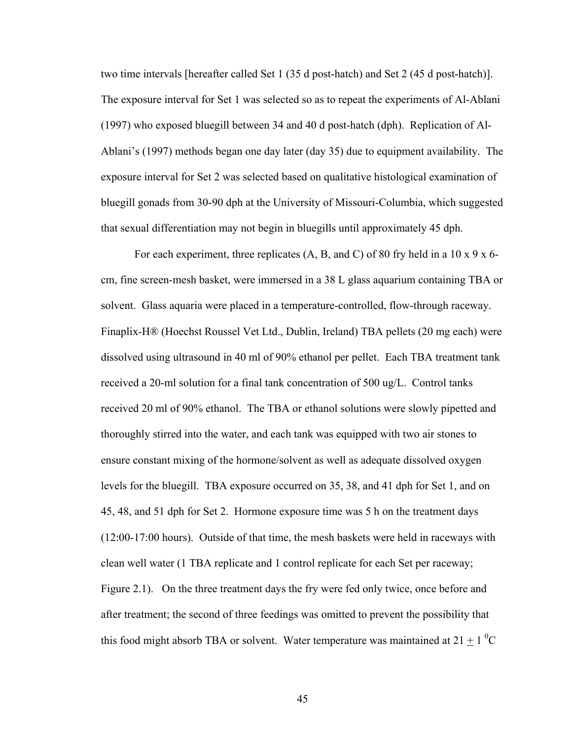two time intervals [hereafter called Set 1 (35 d post-hatch) and Set 2 (45 d post-hatch)]. The exposure interval for Set 1 was selected so as to repeat the experiments of Al-Ablani (1997) who exposed bluegill between 34 and 40 d post-hatch (dph). Replication of Al-Ablani's (1997) methods began one day later (day 35) due to equipment availability. The exposure interval for Set 2 was selected based on qualitative histological examination of bluegill gonads from 30-90 dph at the University of Missouri-Columbia, which suggested that sexual differentiation may not begin in bluegills until approximately 45 dph.

For each experiment, three replicates (A, B, and C) of 80 fry held in a 10 x 9 x 6-cm, fine screen-mesh basket, were immersed in a 38 L glass aquarium containing TBA or solvent. Glass aquaria were placed in a temperature-controlled, flow-through raceway. Finaplix-H® (Hoechst Roussel Vet Ltd., Dublin, Ireland) TBA pellets (20 mg each) were dissolved using ultrasound in 40 ml of 90% ethanol per pellet. Each TBA treatment tank received a 20-ml solution for a final tank concentration of 500 ug/L. Control tanks received 20 ml of 90% ethanol. The TBA or ethanol solutions were slowly pipetted and thoroughly stirred into the water, and each tank was equipped with two air stones to ensure constant mixing of the hormone/solvent as well as adequate dissolved oxygen levels for the bluegill. TBA exposure occurred on 35, 38, and 41 dph for Set 1, and on 45, 48, and 51 dph for Set 2. Hormone exposure time was 5 h on the treatment days (12:00-17:00 hours). Outside of that time, the mesh baskets were held in raceways with clean well water (1 TBA replicate and 1 control replicate for each Set per raceway; Figure 2.1). On the three treatment days the fry were fed only twice, once before and after treatment; the second of three feedings was omitted to prevent the possibility that this food might absorb TBA or solvent. Water temperature was maintained at $21 \pm 1\ ^{0}C$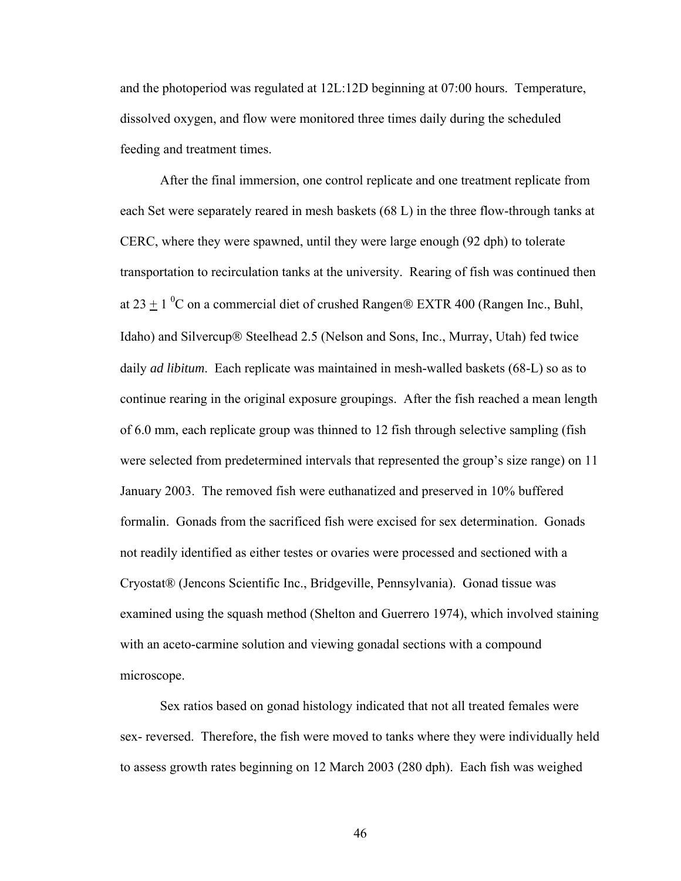and the photoperiod was regulated at 12L:12D beginning at 07:00 hours. Temperature, dissolved oxygen, and flow were monitored three times daily during the scheduled feeding and treatment times.

After the final immersion, one control replicate and one treatment replicate from each Set were separately reared in mesh baskets (68 L) in the three flow-through tanks at CERC, where they were spawned, until they were large enough (92 dph) to tolerate transportation to recirculation tanks at the university. Rearing of fish was continued then at $23 \pm 1$ $^{0}$C on a commercial diet of crushed Rangen® EXTR 400 (Rangen Inc., Buhl, Idaho) and Silvercup® Steelhead 2.5 (Nelson and Sons, Inc., Murray, Utah) fed twice daily *ad libitum*. Each replicate was maintained in mesh-walled baskets (68-L) so as to continue rearing in the original exposure groupings. After the fish reached a mean length of 6.0 mm, each replicate group was thinned to 12 fish through selective sampling (fish were selected from predetermined intervals that represented the group's size range) on 11 January 2003. The removed fish were euthanatized and preserved in 10% buffered formalin. Gonads from the sacrificed fish were excised for sex determination. Gonads not readily identified as either testes or ovaries were processed and sectioned with a Cryostat® (Jencons Scientific Inc., Bridgeville, Pennsylvania). Gonad tissue was examined using the squash method (Shelton and Guerrero 1974), which involved staining with an aceto-carmine solution and viewing gonadal sections with a compound microscope.

Sex ratios based on gonad histology indicated that not all treated females were sex- reversed. Therefore, the fish were moved to tanks where they were individually held to assess growth rates beginning on 12 March 2003 (280 dph). Each fish was weighed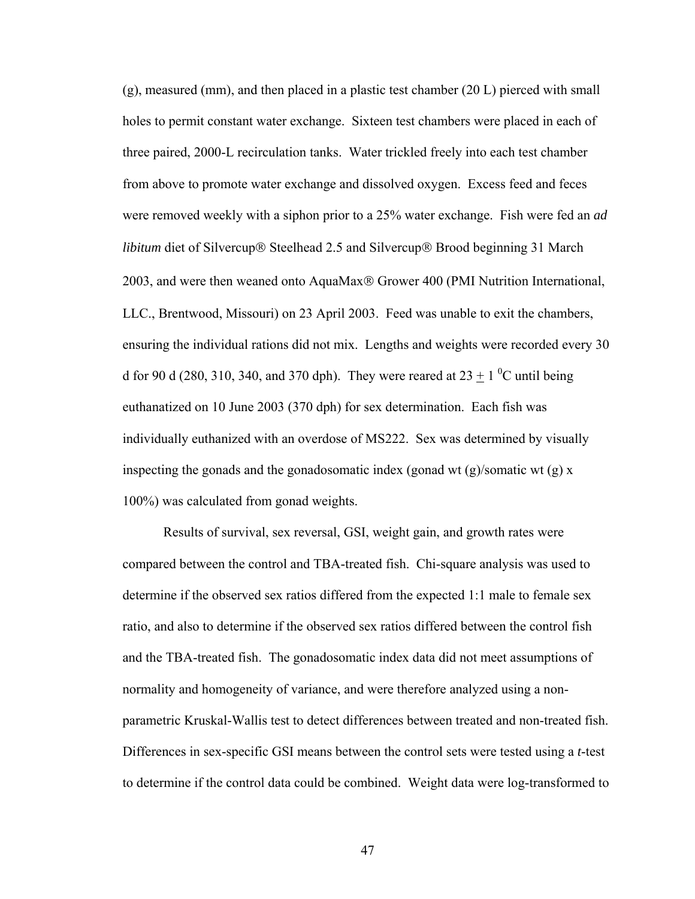(g), measured (mm), and then placed in a plastic test chamber (20 L) pierced with small holes to permit constant water exchange. Sixteen test chambers were placed in each of three paired, 2000-L recirculation tanks. Water trickled freely into each test chamber from above to promote water exchange and dissolved oxygen. Excess feed and feces were removed weekly with a siphon prior to a 25% water exchange. Fish were fed an *ad libitum* diet of Silvercup® Steelhead 2.5 and Silvercup® Brood beginning 31 March 2003, and were then weaned onto AquaMax® Grower 400 (PMI Nutrition International, LLC., Brentwood, Missouri) on 23 April 2003. Feed was unable to exit the chambers, ensuring the individual rations did not mix. Lengths and weights were recorded every 30 d for 90 d (280, 310, 340, and 370 dph). They were reared at $23 \pm 1\ ^{0}$C until being euthanized on 10 June 2003 (370 dph) for sex determination. Each fish was individually euthanized with an overdose of MS222. Sex was determined by visually inspecting the gonads and the gonadosomatic index (gonad wt (g)/somatic wt (g) x 100%) was calculated from gonad weights.

Results of survival, sex reversal, GSI, weight gain, and growth rates were compared between the control and TBA-treated fish. Chi-square analysis was used to determine if the observed sex ratios differed from the expected 1:1 male to female sex ratio, and also to determine if the observed sex ratios differed between the control fish and the TBA-treated fish. The gonadosomatic index data did not meet assumptions of normality and homogeneity of variance, and were therefore analyzed using a non-parametric Kruskal-Wallis test to detect differences between treated and non-treated fish. Differences in sex-specific GSI means between the control sets were tested using a *t*-test to determine if the control data could be combined. Weight data were log-transformed to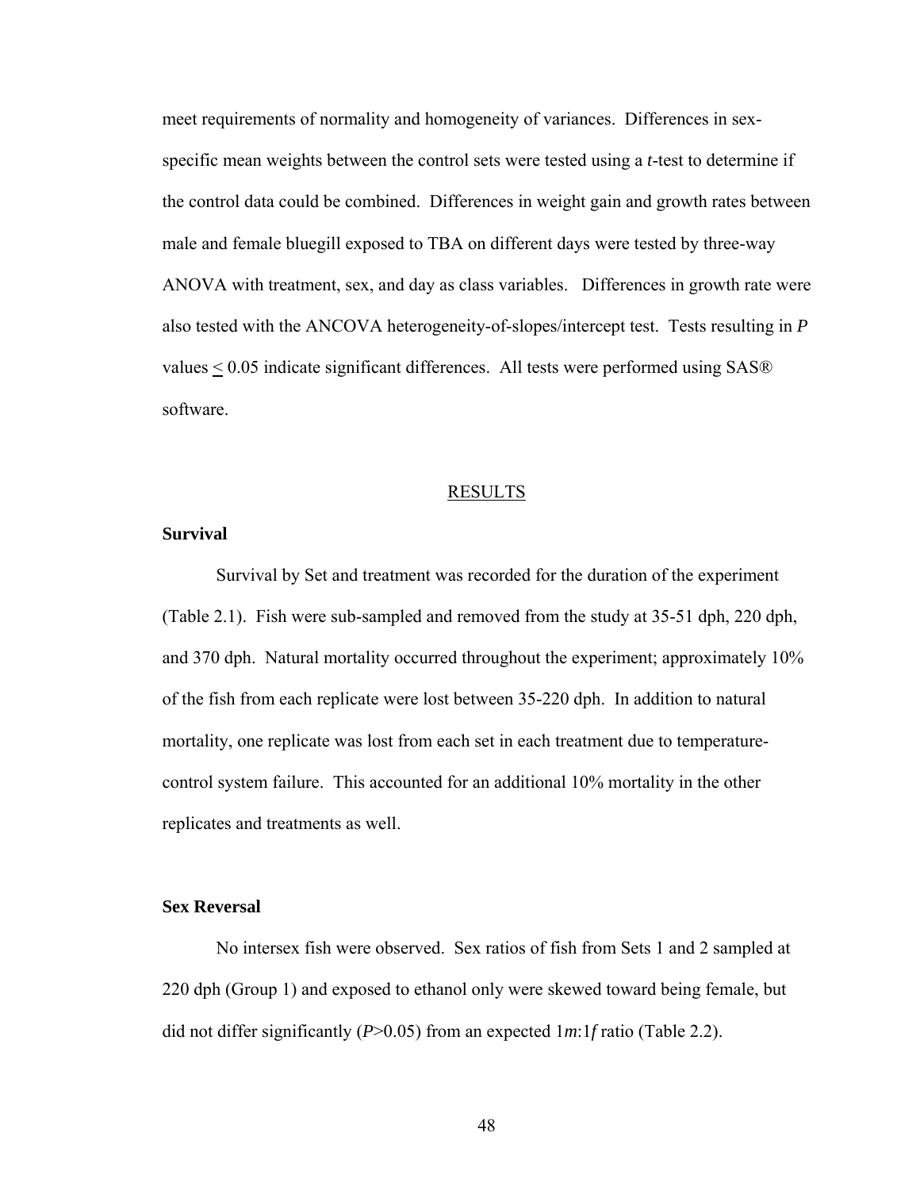meet requirements of normality and homogeneity of variances. Differences in sex-specific mean weights between the control sets were tested using a *t*-test to determine if the control data could be combined. Differences in weight gain and growth rates between male and female bluegill exposed to TBA on different days were tested by three-way ANOVA with treatment, sex, and day as class variables. Differences in growth rate were also tested with the ANCOVA heterogeneity-of-slopes/intercept test. Tests resulting in $P$ values $\leq 0.05$ indicate significant differences. All tests were performed using SAS® software.

## RESULTS

### Survival

Survival by Set and treatment was recorded for the duration of the experiment (Table 2.1). Fish were sub-sampled and removed from the study at 35-51 dph, 220 dph, and 370 dph. Natural mortality occurred throughout the experiment; approximately 10% of the fish from each replicate were lost between 35-220 dph. In addition to natural mortality, one replicate was lost from each set in each treatment due to temperature-control system failure. This accounted for an additional 10% mortality in the other replicates and treatments as well.

### Sex Reversal

No intersex fish were observed. Sex ratios of fish from Sets 1 and 2 sampled at 220 dph (Group 1) and exposed to ethanol only were skewed toward being female, but did not differ significantly ($P>0.05$) from an expected $1m{:}1f$ ratio (Table 2.2).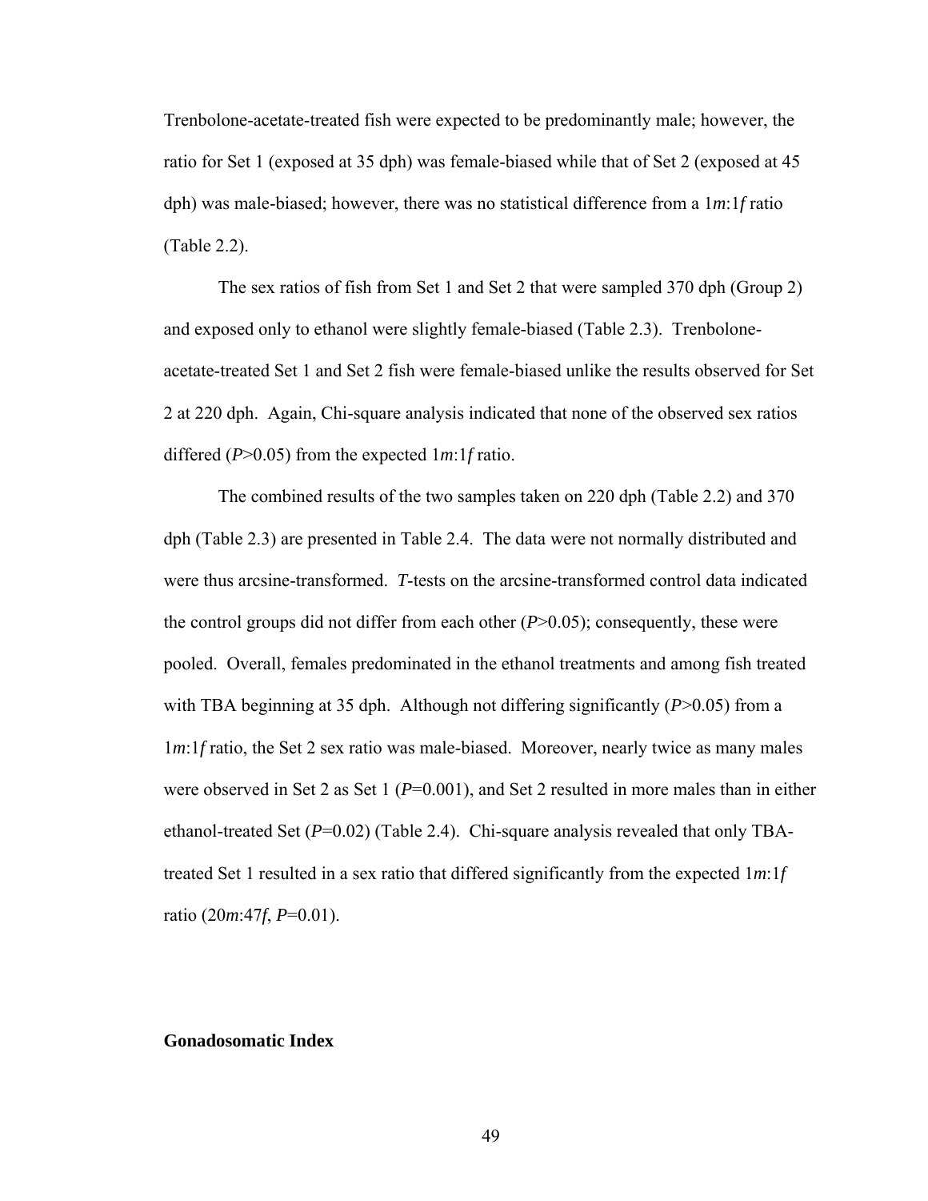Trenbolone-acetate-treated fish were expected to be predominantly male; however, the ratio for Set 1 (exposed at 35 dph) was female-biased while that of Set 2 (exposed at 45 dph) was male-biased; however, there was no statistical difference from a 1*m*:1*f* ratio (Table 2.2).

The sex ratios of fish from Set 1 and Set 2 that were sampled 370 dph (Group 2) and exposed only to ethanol were slightly female-biased (Table 2.3). Trenbolone-acetate-treated Set 1 and Set 2 fish were female-biased unlike the results observed for Set 2 at 220 dph. Again, Chi-square analysis indicated that none of the observed sex ratios differed ($P$>0.05) from the expected 1*m*:1*f* ratio.

The combined results of the two samples taken on 220 dph (Table 2.2) and 370 dph (Table 2.3) are presented in Table 2.4. The data were not normally distributed and were thus arcsine-transformed. *T*-tests on the arcsine-transformed control data indicated the control groups did not differ from each other ($P$>0.05); consequently, these were pooled. Overall, females predominated in the ethanol treatments and among fish treated with TBA beginning at 35 dph. Although not differing significantly ($P$>0.05) from a 1*m*:1*f* ratio, the Set 2 sex ratio was male-biased. Moreover, nearly twice as many males were observed in Set 2 as Set 1 ($P$=0.001), and Set 2 resulted in more males than in either ethanol-treated Set ($P$=0.02) (Table 2.4). Chi-square analysis revealed that only TBA-treated Set 1 resulted in a sex ratio that differed significantly from the expected 1*m*:1*f* ratio (20*m*:47*f*, $P$=0.01).

**Gonadosomatic Index**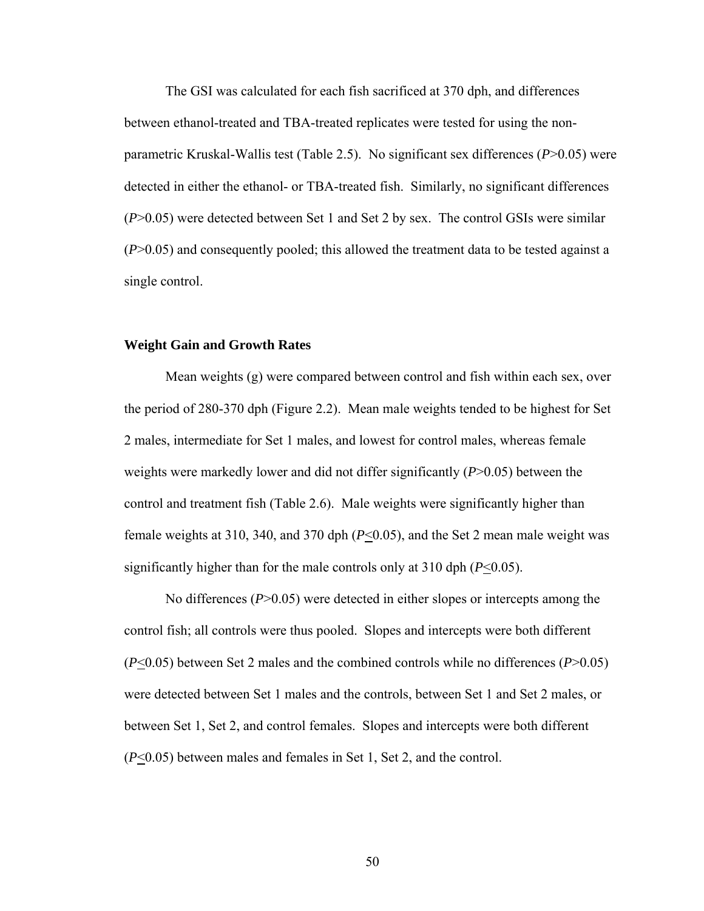The GSI was calculated for each fish sacrificed at 370 dph, and differences between ethanol-treated and TBA-treated replicates were tested for using the non-parametric Kruskal-Wallis test (Table 2.5). No significant sex differences ($P>0.05$) were detected in either the ethanol- or TBA-treated fish. Similarly, no significant differences ($P>0.05$) were detected between Set 1 and Set 2 by sex. The control GSIs were similar ($P>0.05$) and consequently pooled; this allowed the treatment data to be tested against a single control.

### Weight Gain and Growth Rates

Mean weights (g) were compared between control and fish within each sex, over the period of 280-370 dph (Figure 2.2). Mean male weights tended to be highest for Set 2 males, intermediate for Set 1 males, and lowest for control males, whereas female weights were markedly lower and did not differ significantly ($P>0.05$) between the control and treatment fish (Table 2.6). Male weights were significantly higher than female weights at 310, 340, and 370 dph ($P\leq0.05$), and the Set 2 mean male weight was significantly higher than for the male controls only at 310 dph ($P\leq0.05$).

No differences ($P>0.05$) were detected in either slopes or intercepts among the control fish; all controls were thus pooled. Slopes and intercepts were both different ($P\leq0.05$) between Set 2 males and the combined controls while no differences ($P>0.05$) were detected between Set 1 males and the controls, between Set 1 and Set 2 males, or between Set 1, Set 2, and control females. Slopes and intercepts were both different ($P\leq0.05$) between males and females in Set 1, Set 2, and the control.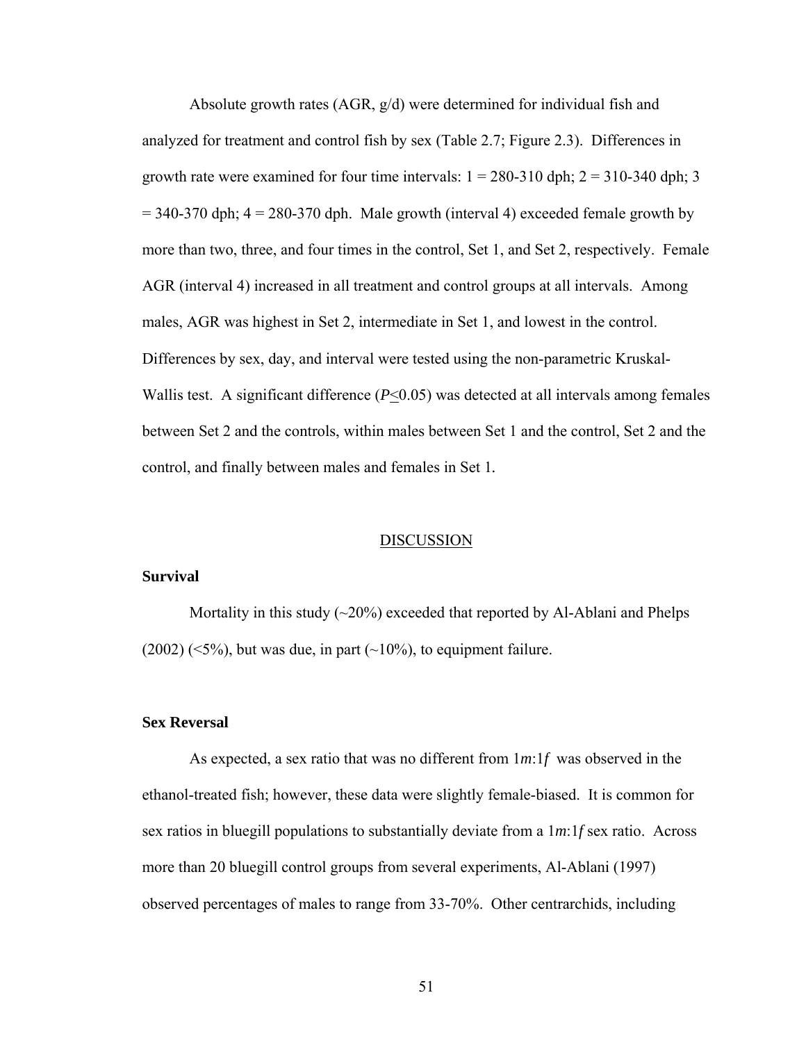Absolute growth rates (AGR, g/d) were determined for individual fish and analyzed for treatment and control fish by sex (Table 2.7; Figure 2.3). Differences in growth rate were examined for four time intervals: 1 = 280-310 dph; 2 = 310-340 dph; 3 = 340-370 dph; 4 = 280-370 dph. Male growth (interval 4) exceeded female growth by more than two, three, and four times in the control, Set 1, and Set 2, respectively. Female AGR (interval 4) increased in all treatment and control groups at all intervals. Among males, AGR was highest in Set 2, intermediate in Set 1, and lowest in the control. Differences by sex, day, and interval were tested using the non-parametric Kruskal-Wallis test. A significant difference ($P \leq 0.05$) was detected at all intervals among females between Set 2 and the controls, within males between Set 1 and the control, Set 2 and the control, and finally between males and females in Set 1.

## DISCUSSION

### Survival

Mortality in this study (~20%) exceeded that reported by Al-Ablani and Phelps (2002) (<5%), but was due, in part (~10%), to equipment failure.

### Sex Reversal

As expected, a sex ratio that was no different from $1m{:}1f$ was observed in the ethanol-treated fish; however, these data were slightly female-biased. It is common for sex ratios in bluegill populations to substantially deviate from a $1m{:}1f$ sex ratio. Across more than 20 bluegill control groups from several experiments, Al-Ablani (1997) observed percentages of males to range from 33-70%. Other centrarchids, including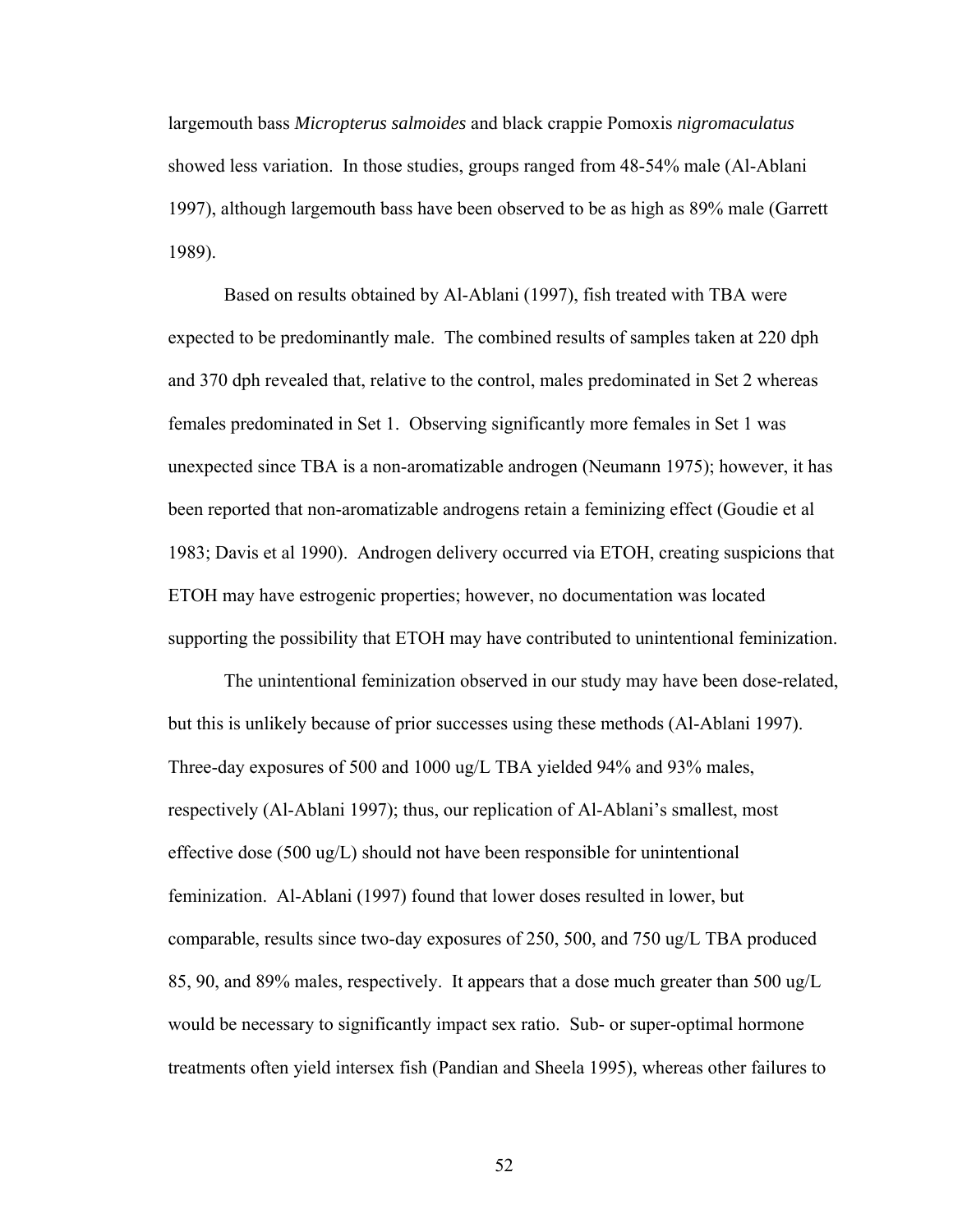largemouth bass *Micropterus salmoides* and black crappie Pomoxis *nigromaculatus* showed less variation. In those studies, groups ranged from 48-54% male (Al-Ablani 1997), although largemouth bass have been observed to be as high as 89% male (Garrett 1989).

Based on results obtained by Al-Ablani (1997), fish treated with TBA were expected to be predominantly male. The combined results of samples taken at 220 dph and 370 dph revealed that, relative to the control, males predominated in Set 2 whereas females predominated in Set 1. Observing significantly more females in Set 1 was unexpected since TBA is a non-aromatizable androgen (Neumann 1975); however, it has been reported that non-aromatizable androgens retain a feminizing effect (Goudie et al 1983; Davis et al 1990). Androgen delivery occurred via ETOH, creating suspicions that ETOH may have estrogenic properties; however, no documentation was located supporting the possibility that ETOH may have contributed to unintentional feminization.

The unintentional feminization observed in our study may have been dose-related, but this is unlikely because of prior successes using these methods (Al-Ablani 1997). Three-day exposures of 500 and 1000 ug/L TBA yielded 94% and 93% males, respectively (Al-Ablani 1997); thus, our replication of Al-Ablani's smallest, most effective dose (500 ug/L) should not have been responsible for unintentional feminization. Al-Ablani (1997) found that lower doses resulted in lower, but comparable, results since two-day exposures of 250, 500, and 750 ug/L TBA produced 85, 90, and 89% males, respectively. It appears that a dose much greater than 500 ug/L would be necessary to significantly impact sex ratio. Sub- or super-optimal hormone treatments often yield intersex fish (Pandian and Sheela 1995), whereas other failures to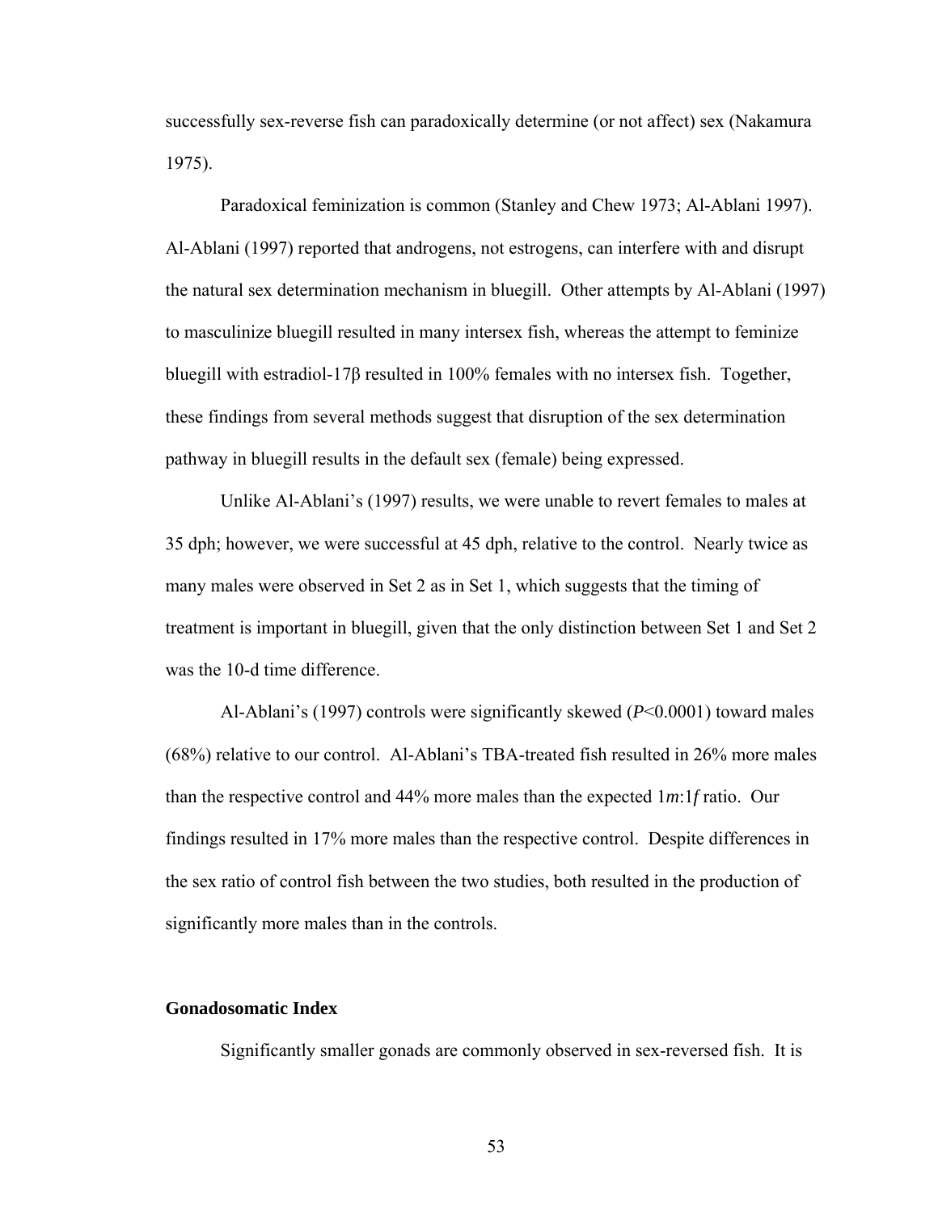successfully sex-reverse fish can paradoxically determine (or not affect) sex (Nakamura 1975).

Paradoxical feminization is common (Stanley and Chew 1973; Al-Ablani 1997). Al-Ablani (1997) reported that androgens, not estrogens, can interfere with and disrupt the natural sex determination mechanism in bluegill. Other attempts by Al-Ablani (1997) to masculinize bluegill resulted in many intersex fish, whereas the attempt to feminize bluegill with estradiol-17β resulted in 100% females with no intersex fish. Together, these findings from several methods suggest that disruption of the sex determination pathway in bluegill results in the default sex (female) being expressed.

Unlike Al-Ablani's (1997) results, we were unable to revert females to males at 35 dph; however, we were successful at 45 dph, relative to the control. Nearly twice as many males were observed in Set 2 as in Set 1, which suggests that the timing of treatment is important in bluegill, given that the only distinction between Set 1 and Set 2 was the 10-d time difference.

Al-Ablani's (1997) controls were significantly skewed ($P<0.0001$) toward males (68%) relative to our control. Al-Ablani's TBA-treated fish resulted in 26% more males than the respective control and 44% more males than the expected $1m{:}1f$ ratio. Our findings resulted in 17% more males than the respective control. Despite differences in the sex ratio of control fish between the two studies, both resulted in the production of significantly more males than in the controls.

### Gonadosomatic Index

Significantly smaller gonads are commonly observed in sex-reversed fish. It is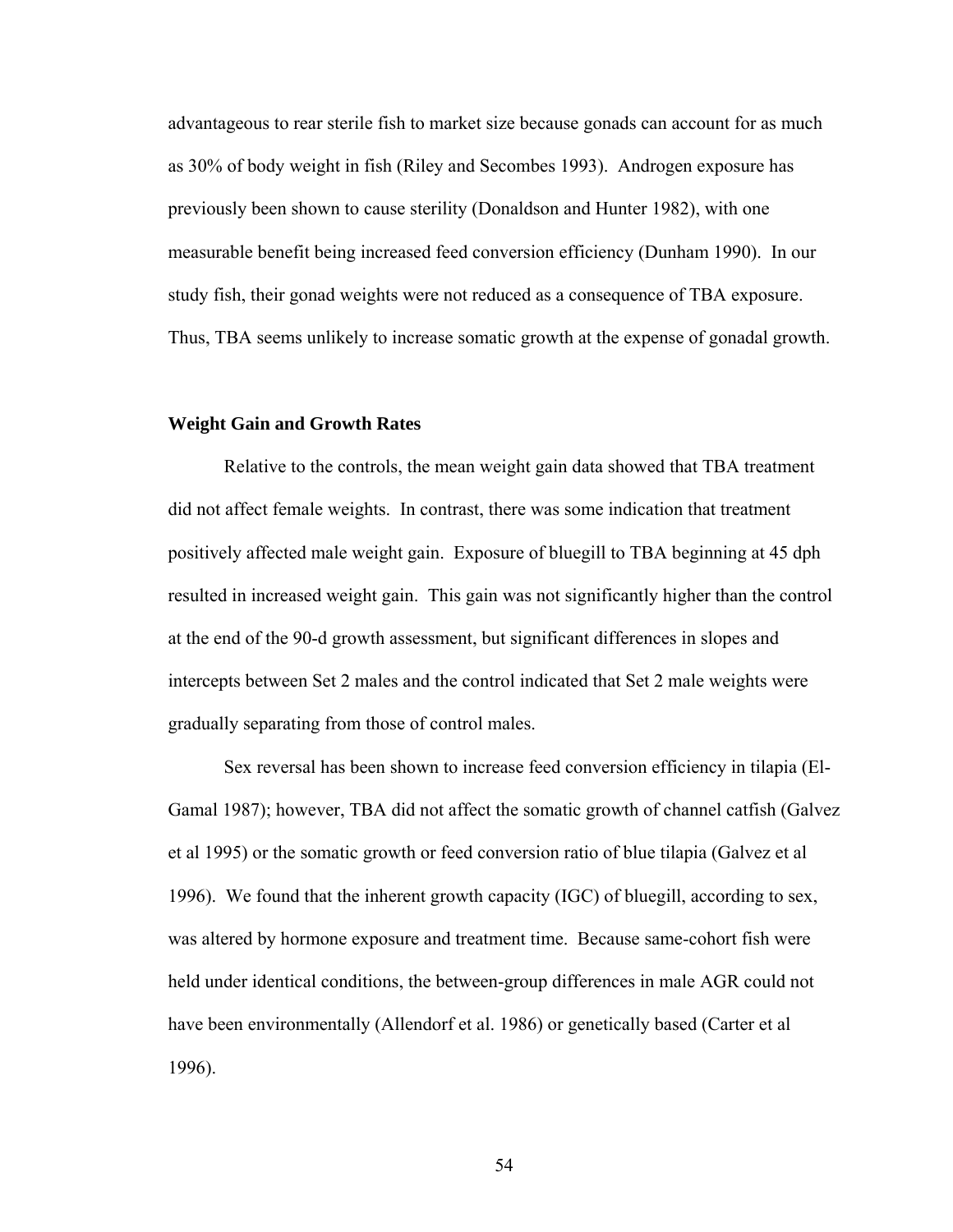advantageous to rear sterile fish to market size because gonads can account for as much as 30% of body weight in fish (Riley and Secombes 1993). Androgen exposure has previously been shown to cause sterility (Donaldson and Hunter 1982), with one measurable benefit being increased feed conversion efficiency (Dunham 1990). In our study fish, their gonad weights were not reduced as a consequence of TBA exposure. Thus, TBA seems unlikely to increase somatic growth at the expense of gonadal growth.

### Weight Gain and Growth Rates

Relative to the controls, the mean weight gain data showed that TBA treatment did not affect female weights. In contrast, there was some indication that treatment positively affected male weight gain. Exposure of bluegill to TBA beginning at 45 dph resulted in increased weight gain. This gain was not significantly higher than the control at the end of the 90-d growth assessment, but significant differences in slopes and intercepts between Set 2 males and the control indicated that Set 2 male weights were gradually separating from those of control males.

Sex reversal has been shown to increase feed conversion efficiency in tilapia (El-Gamal 1987); however, TBA did not affect the somatic growth of channel catfish (Galvez et al 1995) or the somatic growth or feed conversion ratio of blue tilapia (Galvez et al 1996). We found that the inherent growth capacity (IGC) of bluegill, according to sex, was altered by hormone exposure and treatment time. Because same-cohort fish were held under identical conditions, the between-group differences in male AGR could not have been environmentally (Allendorf et al. 1986) or genetically based (Carter et al 1996).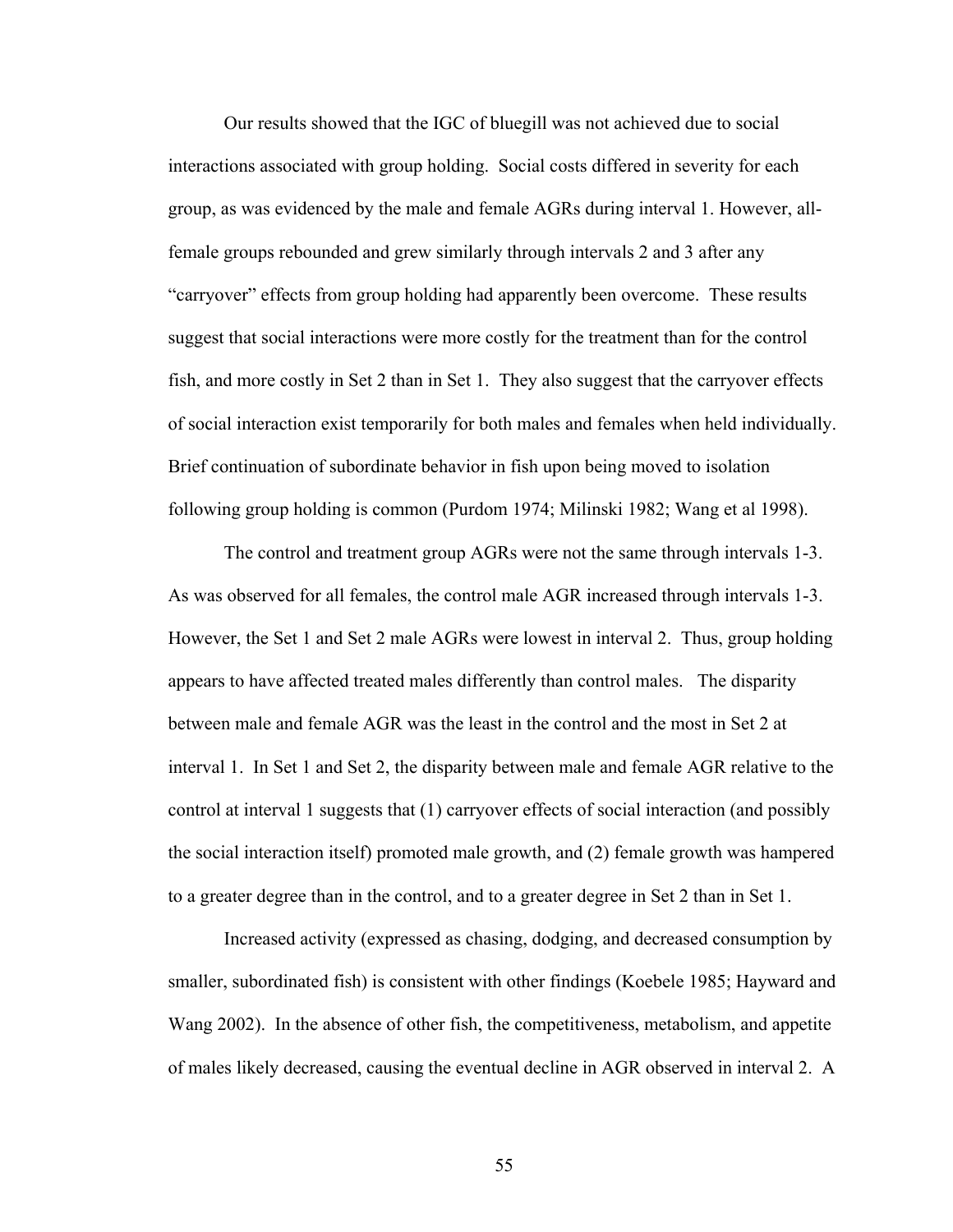Our results showed that the IGC of bluegill was not achieved due to social interactions associated with group holding. Social costs differed in severity for each group, as was evidenced by the male and female AGRs during interval 1. However, all-female groups rebounded and grew similarly through intervals 2 and 3 after any "carryover" effects from group holding had apparently been overcome. These results suggest that social interactions were more costly for the treatment than for the control fish, and more costly in Set 2 than in Set 1. They also suggest that the carryover effects of social interaction exist temporarily for both males and females when held individually. Brief continuation of subordinate behavior in fish upon being moved to isolation following group holding is common (Purdom 1974; Milinski 1982; Wang et al 1998).

The control and treatment group AGRs were not the same through intervals 1-3. As was observed for all females, the control male AGR increased through intervals 1-3. However, the Set 1 and Set 2 male AGRs were lowest in interval 2. Thus, group holding appears to have affected treated males differently than control males. The disparity between male and female AGR was the least in the control and the most in Set 2 at interval 1. In Set 1 and Set 2, the disparity between male and female AGR relative to the control at interval 1 suggests that (1) carryover effects of social interaction (and possibly the social interaction itself) promoted male growth, and (2) female growth was hampered to a greater degree than in the control, and to a greater degree in Set 2 than in Set 1.

Increased activity (expressed as chasing, dodging, and decreased consumption by smaller, subordinated fish) is consistent with other findings (Koebele 1985; Hayward and Wang 2002). In the absence of other fish, the competitiveness, metabolism, and appetite of males likely decreased, causing the eventual decline in AGR observed in interval 2. A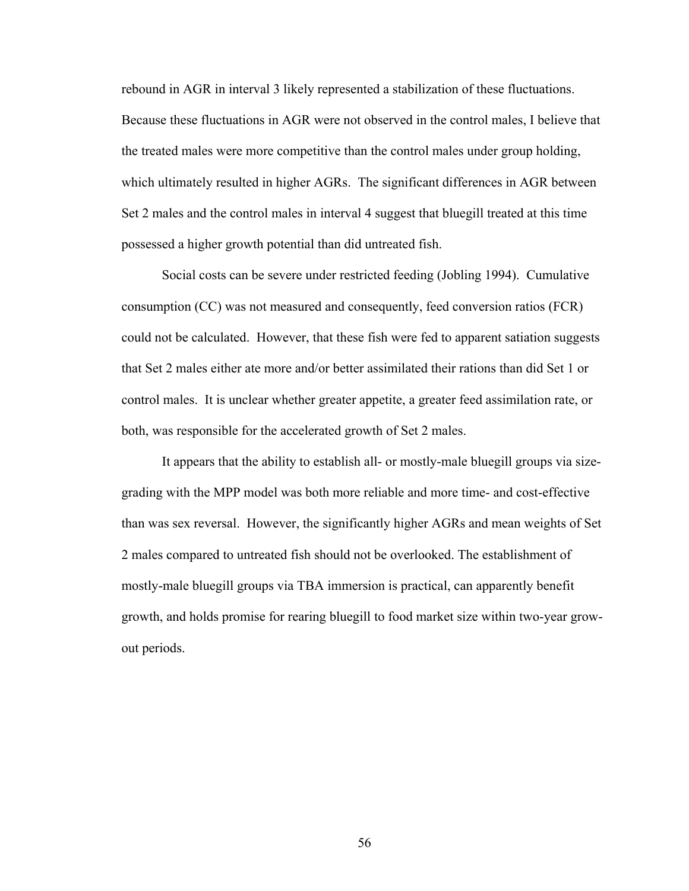rebound in AGR in interval 3 likely represented a stabilization of these fluctuations. Because these fluctuations in AGR were not observed in the control males, I believe that the treated males were more competitive than the control males under group holding, which ultimately resulted in higher AGRs. The significant differences in AGR between Set 2 males and the control males in interval 4 suggest that bluegill treated at this time possessed a higher growth potential than did untreated fish.

Social costs can be severe under restricted feeding (Jobling 1994). Cumulative consumption (CC) was not measured and consequently, feed conversion ratios (FCR) could not be calculated. However, that these fish were fed to apparent satiation suggests that Set 2 males either ate more and/or better assimilated their rations than did Set 1 or control males. It is unclear whether greater appetite, a greater feed assimilation rate, or both, was responsible for the accelerated growth of Set 2 males.

It appears that the ability to establish all- or mostly-male bluegill groups via size-grading with the MPP model was both more reliable and more time- and cost-effective than was sex reversal. However, the significantly higher AGRs and mean weights of Set 2 males compared to untreated fish should not be overlooked. The establishment of mostly-male bluegill groups via TBA immersion is practical, can apparently benefit growth, and holds promise for rearing bluegill to food market size within two-year grow-out periods.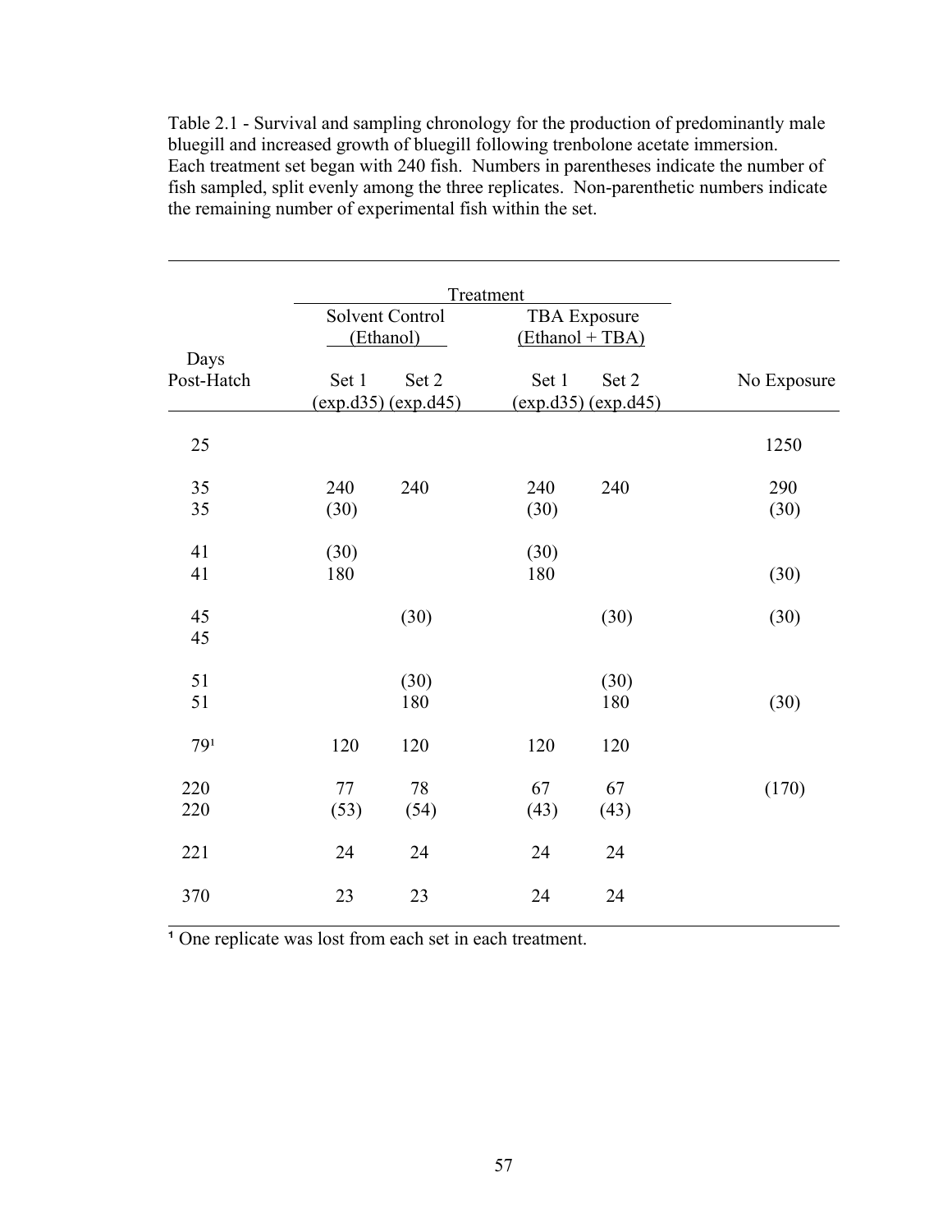Table 2.1 - Survival and sampling chronology for the production of predominantly male bluegill and increased growth of bluegill following trenbolone acetate immersion. Each treatment set began with 240 fish. Numbers in parentheses indicate the number of fish sampled, split evenly among the three replicates. Non-parenthetic numbers indicate the remaining number of experimental fish within the set.

| | Treatment | | | | |
|---|---|---|---|---|---|
| | Solvent Control (Ethanol) | | TBA Exposure (Ethanol + TBA) | | |
| Days Post-Hatch | Set 1 (exp.d35) | Set 2 (exp.d45) | Set 1 (exp.d35) | Set 2 (exp.d45) | No Exposure |
| 25 | | | | | 1250 |
| 35 | 240 | 240 | 240 | 240 | 290 |
| 35 | (30) | | (30) | | (30) |
| 41 | (30) | | (30) | | |
| 41 | 180 | | 180 | | (30) |
| 45 | | (30) | | (30) | (30) |
| 45 | | | | | |
| 51 | | (30) | | (30) | |
| 51 | | 180 | | 180 | (30) |
| 79[1] | 120 | 120 | 120 | 120 | |
| 220 | 77 | 78 | 67 | 67 | (170) |
| 220 | (53) | (54) | (43) | (43) | |
| 221 | 24 | 24 | 24 | 24 | |
| 370 | 23 | 23 | 24 | 24 | |

[1] One replicate was lost from each set in each treatment.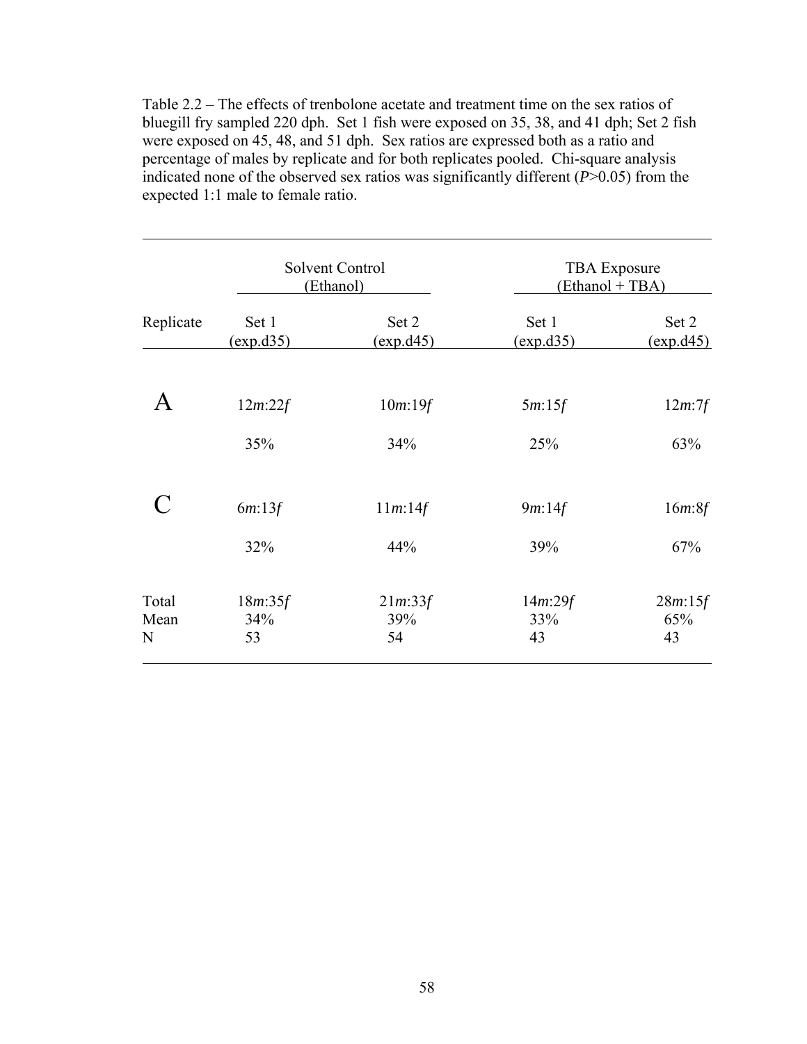Table 2.2 – The effects of trenbolone acetate and treatment time on the sex ratios of bluegill fry sampled 220 dph. Set 1 fish were exposed on 35, 38, and 41 dph; Set 2 fish were exposed on 45, 48, and 51 dph. Sex ratios are expressed both as a ratio and percentage of males by replicate and for both replicates pooled. Chi-square analysis indicated none of the observed sex ratios was significantly different (*P*>0.05) from the expected 1:1 male to female ratio.

| | Solvent Control (Ethanol) | | TBA Exposure (Ethanol + TBA) | |
|---|---|---|---|---|
| Replicate | Set 1 (exp.d35) | Set 2 (exp.d45) | Set 1 (exp.d35) | Set 2 (exp.d45) |
| A | 12*m*:22*f* | 10*m*:19*f* | 5*m*:15*f* | 12*m*:7*f* |
| | 35% | 34% | 25% | 63% |
| C | 6*m*:13*f* | 11*m*:14*f* | 9*m*:14*f* | 16*m*:8*f* |
| | 32% | 44% | 39% | 67% |
| Total | 18*m*:35*f* | 21*m*:33*f* | 14*m*:29*f* | 28*m*:15*f* |
| Mean | 34% | 39% | 33% | 65% |
| N | 53 | 54 | 43 | 43 |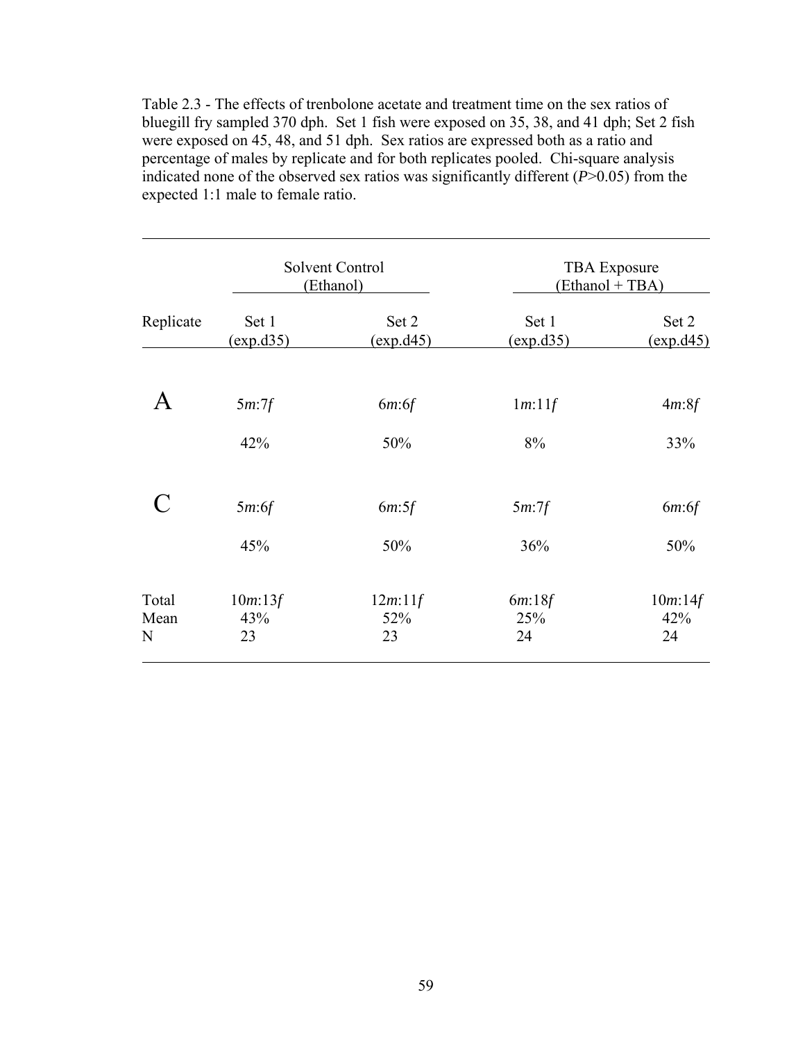Table 2.3 - The effects of trenbolone acetate and treatment time on the sex ratios of bluegill fry sampled 370 dph. Set 1 fish were exposed on 35, 38, and 41 dph; Set 2 fish were exposed on 45, 48, and 51 dph. Sex ratios are expressed both as a ratio and percentage of males by replicate and for both replicates pooled. Chi-square analysis indicated none of the observed sex ratios was significantly different (*P*>0.05) from the expected 1:1 male to female ratio.

| | Solvent Control (Ethanol) | | TBA Exposure (Ethanol + TBA) | |
|---|---|---|---|---|
| Replicate | Set 1 (exp.d35) | Set 2 (exp.d45) | Set 1 (exp.d35) | Set 2 (exp.d45) |
| A | 5*m*:7*f* | 6*m*:6*f* | 1*m*:11*f* | 4*m*:8*f* |
| | 42% | 50% | 8% | 33% |
| C | 5*m*:6*f* | 6*m*:5*f* | 5*m*:7*f* | 6*m*:6*f* |
| | 45% | 50% | 36% | 50% |
| Total | 10*m*:13*f* | 12*m*:11*f* | 6*m*:18*f* | 10*m*:14*f* |
| Mean | 43% | 52% | 25% | 42% |
| N | 23 | 23 | 24 | 24 |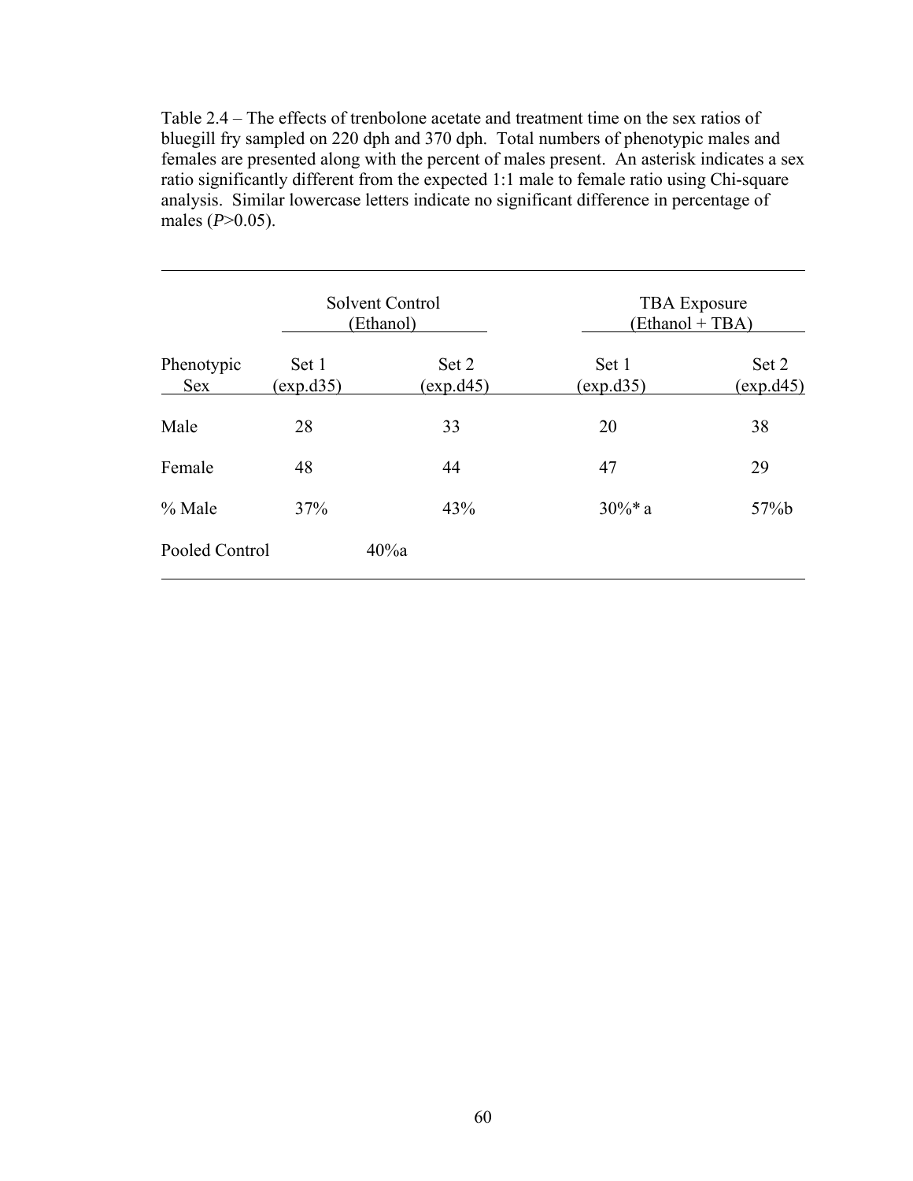Table 2.4 – The effects of trenbolone acetate and treatment time on the sex ratios of bluegill fry sampled on 220 dph and 370 dph. Total numbers of phenotypic males and females are presented along with the percent of males present. An asterisk indicates a sex ratio significantly different from the expected 1:1 male to female ratio using Chi-square analysis. Similar lowercase letters indicate no significant difference in percentage of males ($P>0.05$).

| | Solvent Control (Ethanol) | | TBA Exposure (Ethanol + TBA) | |
|---|---|---|---|---|
| Phenotypic Sex | Set 1 (exp.d35) | Set 2 (exp.d45) | Set 1 (exp.d35) | Set 2 (exp.d45) |
| Male | 28 | 33 | 20 | 38 |
| Female | 48 | 44 | 47 | 29 |
| % Male | 37% | 43% | 30%* a | 57%b |
| Pooled Control | 40%a | | | |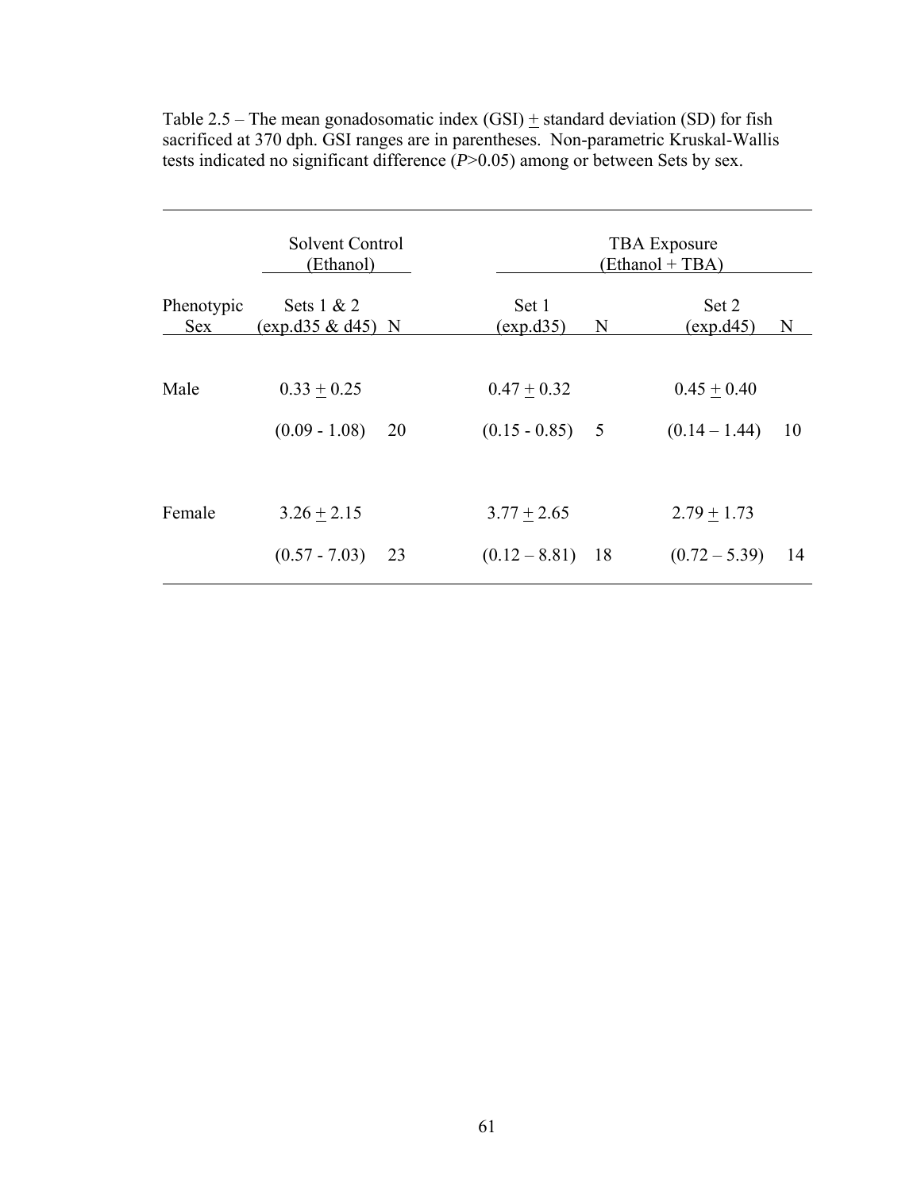Table 2.5 – The mean gonadosomatic index (GSI) ± standard deviation (SD) for fish sacrificed at 370 dph. GSI ranges are in parentheses. Non-parametric Kruskal-Wallis tests indicated no significant difference (*P*>0.05) among or between Sets by sex.

| | Solvent Control (Ethanol) | | TBA Exposure (Ethanol + TBA) | | | |
|---|---|---|---|---|---|---|
| Phenotypic Sex | Sets 1 & 2 (exp.d35 & d45) | N | Set 1 (exp.d35) | N | Set 2 (exp.d45) | N |
| Male | 0.33 ± 0.25 | | 0.47 ± 0.32 | | 0.45 ± 0.40 | |
| | (0.09 - 1.08) | 20 | (0.15 - 0.85) | 5 | (0.14 – 1.44) | 10 |
| Female | 3.26 ± 2.15 | | 3.77 ± 2.65 | | 2.79 ± 1.73 | |
| | (0.57 - 7.03) | 23 | (0.12 – 8.81) | 18 | (0.72 – 5.39) | 14 |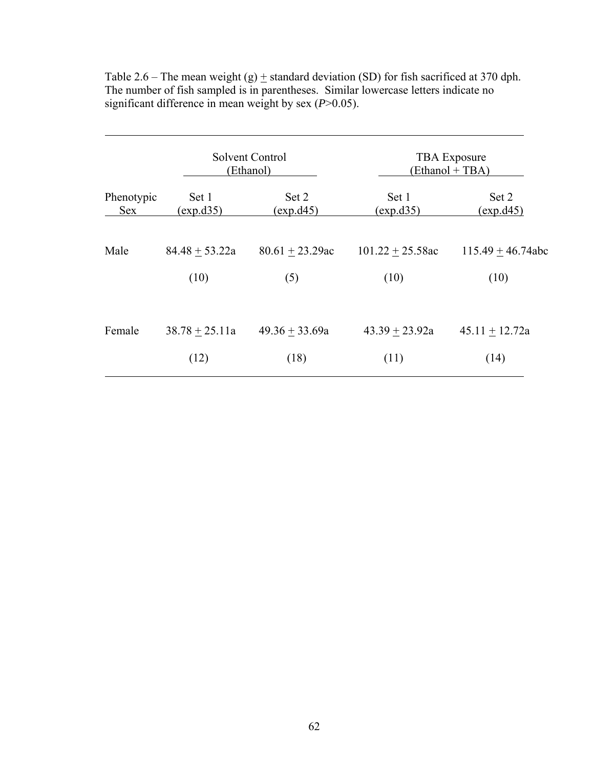Table 2.6 – The mean weight (g) ± standard deviation (SD) for fish sacrificed at 370 dph. The number of fish sampled is in parentheses. Similar lowercase letters indicate no significant difference in mean weight by sex (*P*>0.05).

| | Solvent Control (Ethanol) | | TBA Exposure (Ethanol + TBA) | |
|---|---|---|---|---|
| Phenotypic Sex | Set 1 (exp.d35) | Set 2 (exp.d45) | Set 1 (exp.d35) | Set 2 (exp.d45) |
| Male | 84.48 ± 53.22a | 80.61 ± 23.29ac | 101.22 ± 25.58ac | 115.49 ± 46.74abc |
| | (10) | (5) | (10) | (10) |
| Female | 38.78 ± 25.11a | 49.36 ± 33.69a | 43.39 ± 23.92a | 45.11 ± 12.72a |
| | (12) | (18) | (11) | (14) |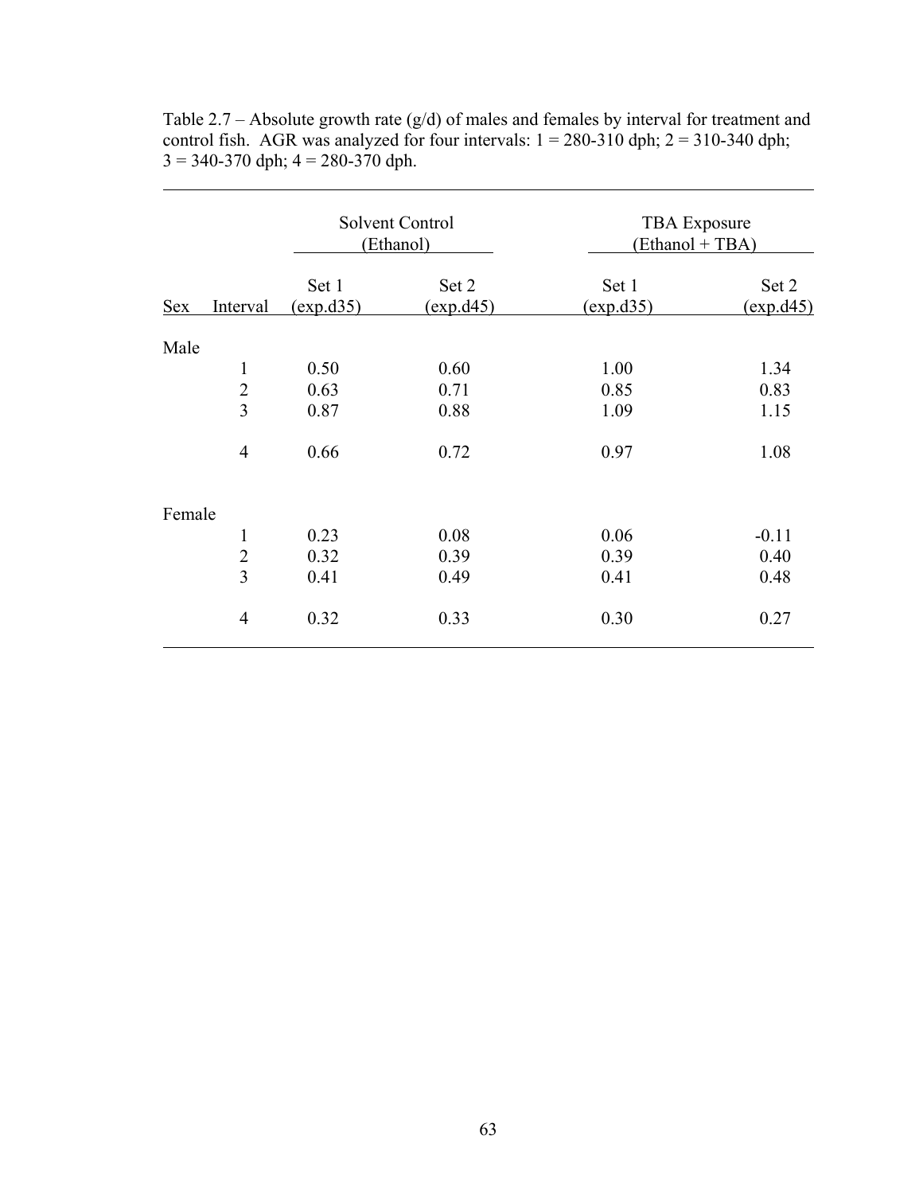Table 2.7 – Absolute growth rate (g/d) of males and females by interval for treatment and control fish. AGR was analyzed for four intervals: 1 = 280-310 dph; 2 = 310-340 dph; 3 = 340-370 dph; 4 = 280-370 dph.

| | | Solvent Control (Ethanol) | | TBA Exposure (Ethanol + TBA) | |
|---|---|---|---|---|---|
| Sex | Interval | Set 1 (exp.d35) | Set 2 (exp.d45) | Set 1 (exp.d35) | Set 2 (exp.d45) |
| Male | | | | | |
| | 1 | 0.50 | 0.60 | 1.00 | 1.34 |
| | 2 | 0.63 | 0.71 | 0.85 | 0.83 |
| | 3 | 0.87 | 0.88 | 1.09 | 1.15 |
| | 4 | 0.66 | 0.72 | 0.97 | 1.08 |
| Female | | | | | |
| | 1 | 0.23 | 0.08 | 0.06 | -0.11 |
| | 2 | 0.32 | 0.39 | 0.39 | 0.40 |
| | 3 | 0.41 | 0.49 | 0.41 | 0.48 |
| | 4 | 0.32 | 0.33 | 0.30 | 0.27 |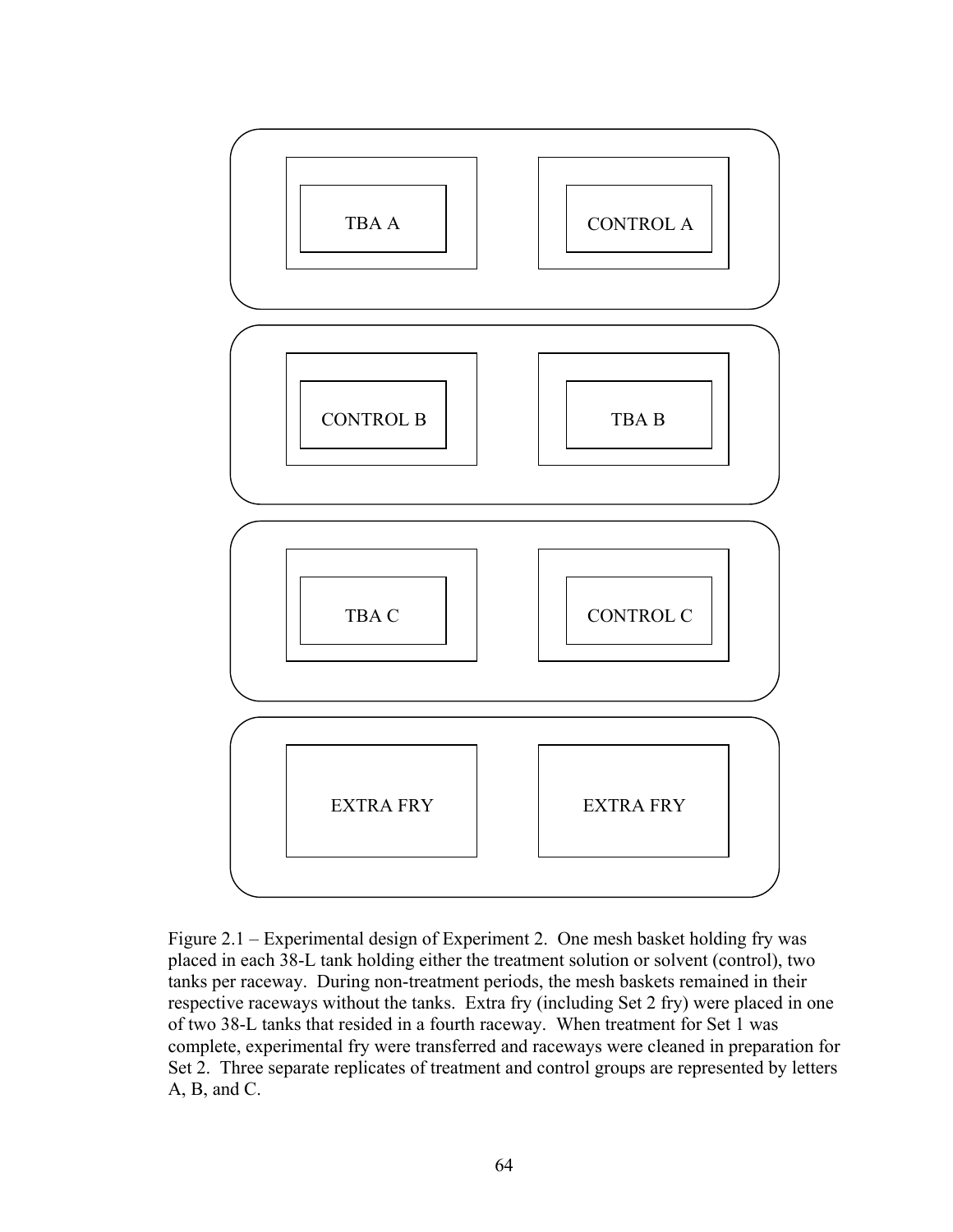TBA A

CONTROL A

CONTROL B

TBA B

TBA C

CONTROL C

EXTRA FRY

EXTRA FRY

Figure 2.1 – Experimental design of Experiment 2. One mesh basket holding fry was placed in each 38-L tank holding either the treatment solution or solvent (control), two tanks per raceway. During non-treatment periods, the mesh baskets remained in their respective raceways without the tanks. Extra fry (including Set 2 fry) were placed in one of two 38-L tanks that resided in a fourth raceway. When treatment for Set 1 was complete, experimental fry were transferred and raceways were cleaned in preparation for Set 2. Three separate replicates of treatment and control groups are represented by letters A, B, and C.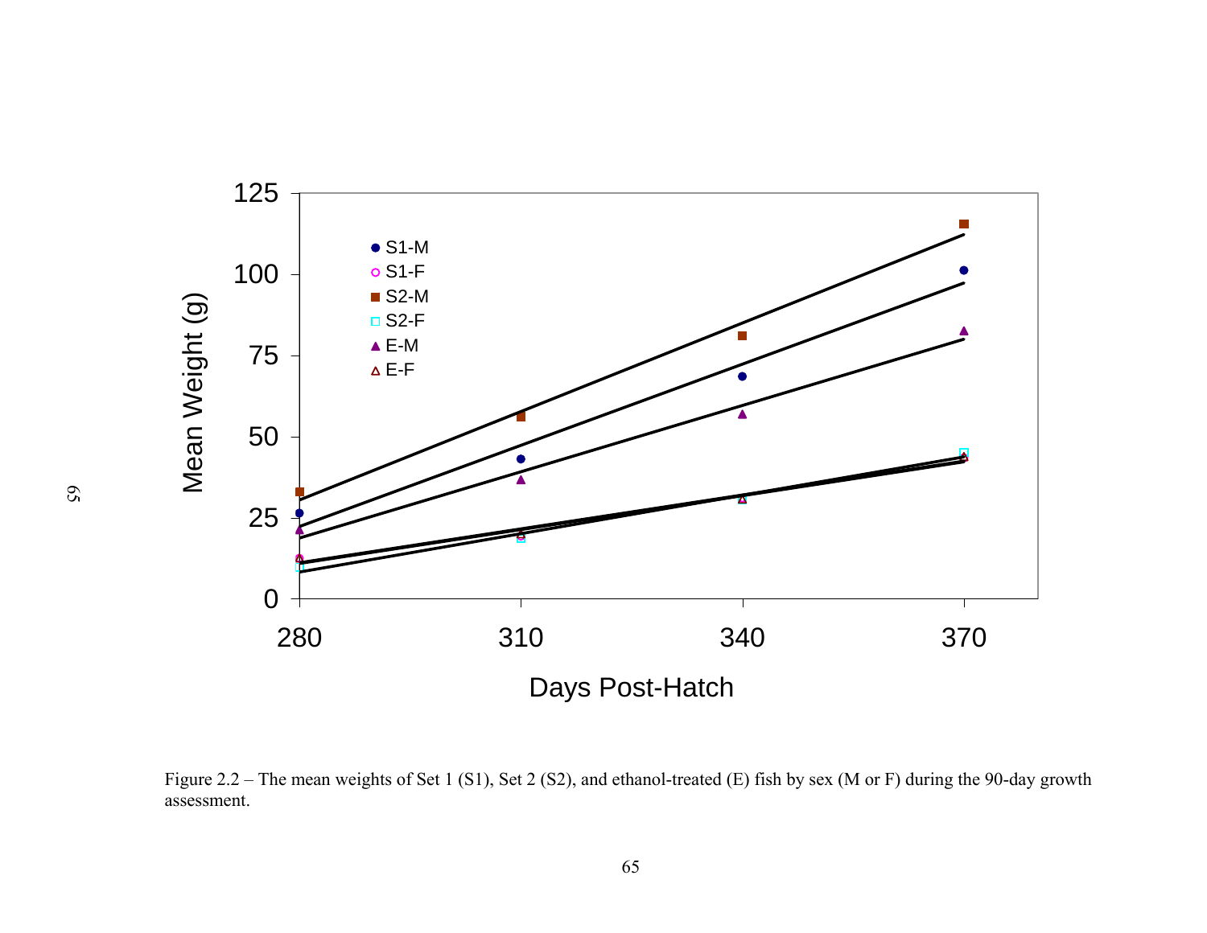Figure 2.2 – The mean weights of Set 1 (S1), Set 2 (S2), and ethanol-treated (E) fish by sex (M or F) during the 90-day growth assessment.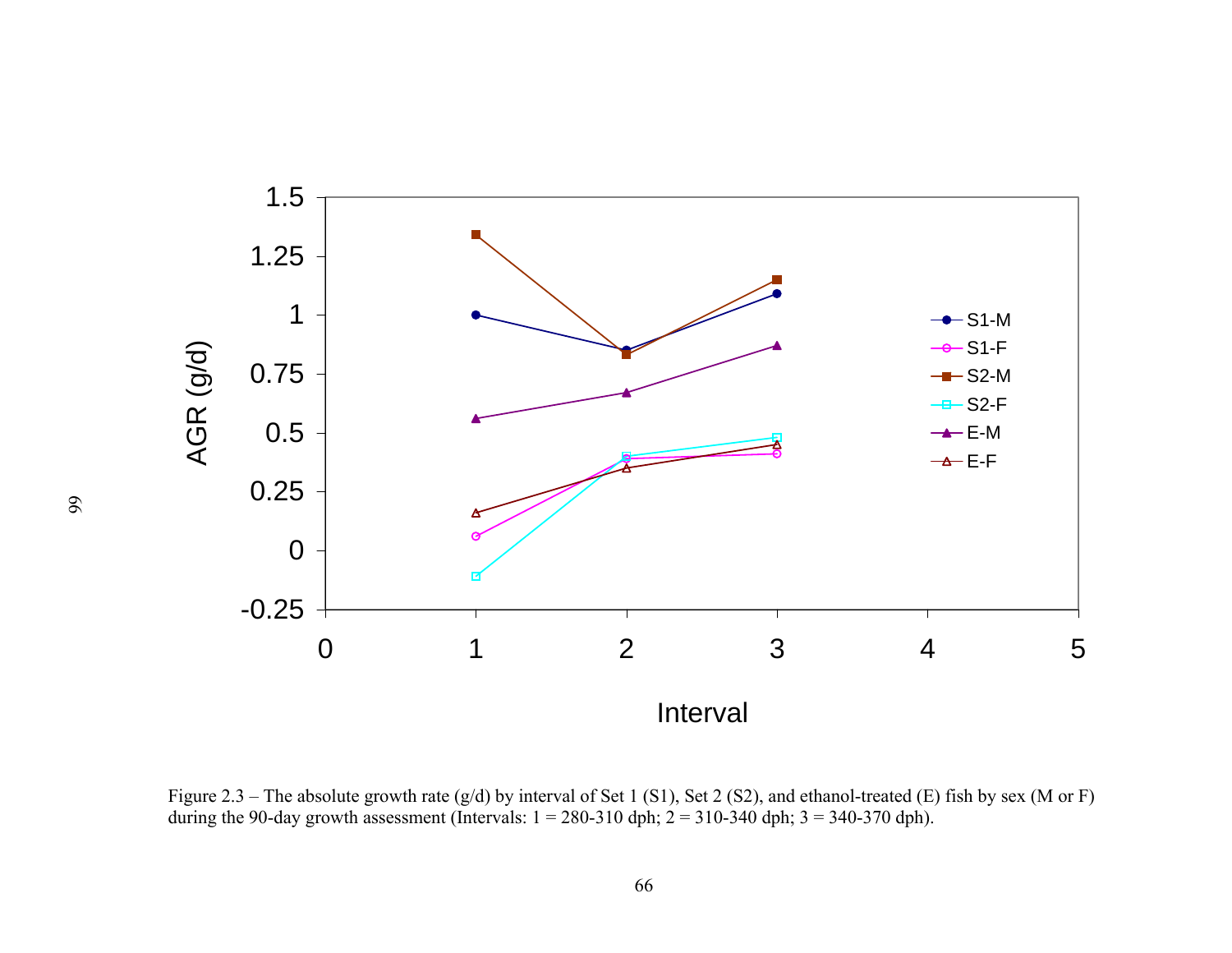Figure 2.3 – The absolute growth rate (g/d) by interval of Set 1 (S1), Set 2 (S2), and ethanol-treated (E) fish by sex (M or F) during the 90-day growth assessment (Intervals: 1 = 280-310 dph; 2 = 310-340 dph; 3 = 340-370 dph).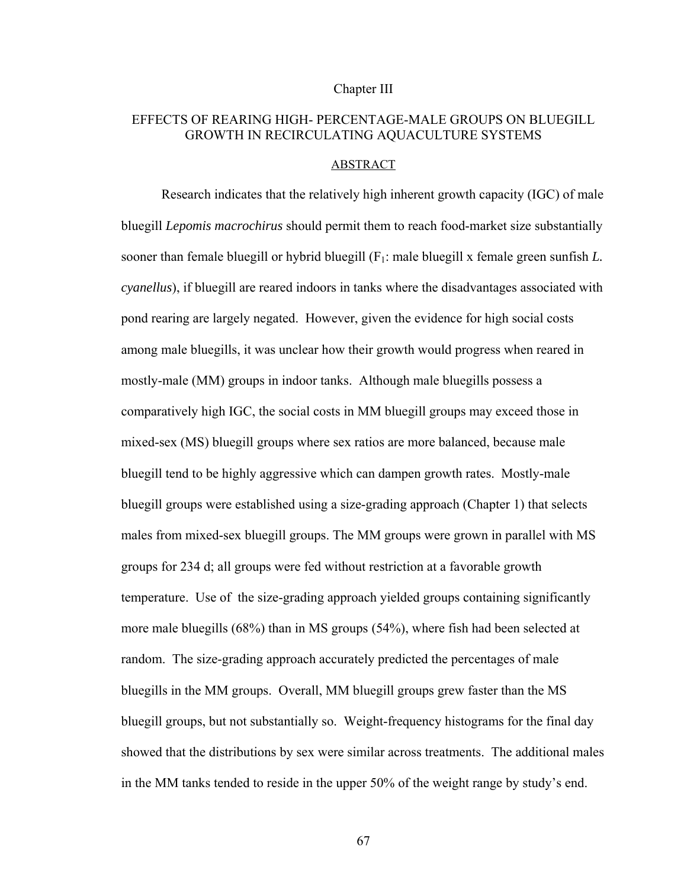Chapter III

# EFFECTS OF REARING HIGH- PERCENTAGE-MALE GROUPS ON BLUEGILL GROWTH IN RECIRCULATING AQUACULTURE SYSTEMS

## ABSTRACT

Research indicates that the relatively high inherent growth capacity (IGC) of male bluegill *Lepomis macrochirus* should permit them to reach food-market size substantially sooner than female bluegill or hybrid bluegill ($F_1$: male bluegill x female green sunfish *L. cyanellus*), if bluegill are reared indoors in tanks where the disadvantages associated with pond rearing are largely negated. However, given the evidence for high social costs among male bluegills, it was unclear how their growth would progress when reared in mostly-male (MM) groups in indoor tanks. Although male bluegills possess a comparatively high IGC, the social costs in MM bluegill groups may exceed those in mixed-sex (MS) bluegill groups where sex ratios are more balanced, because male bluegill tend to be highly aggressive which can dampen growth rates. Mostly-male bluegill groups were established using a size-grading approach (Chapter 1) that selects males from mixed-sex bluegill groups. The MM groups were grown in parallel with MS groups for 234 d; all groups were fed without restriction at a favorable growth temperature. Use of the size-grading approach yielded groups containing significantly more male bluegills (68%) than in MS groups (54%), where fish had been selected at random. The size-grading approach accurately predicted the percentages of male bluegills in the MM groups. Overall, MM bluegill groups grew faster than the MS bluegill groups, but not substantially so. Weight-frequency histograms for the final day showed that the distributions by sex were similar across treatments. The additional males in the MM tanks tended to reside in the upper 50% of the weight range by study's end.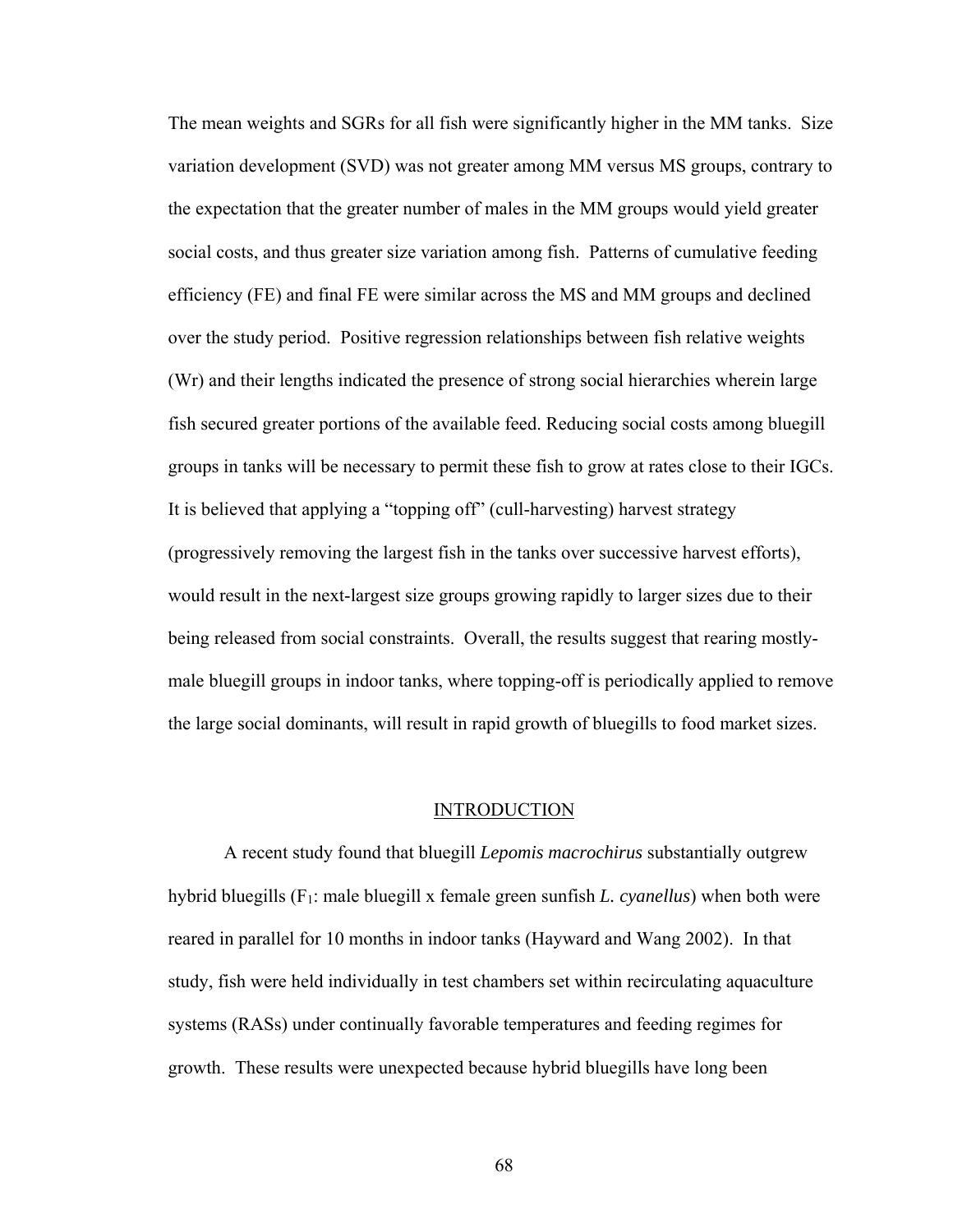The mean weights and SGRs for all fish were significantly higher in the MM tanks. Size variation development (SVD) was not greater among MM versus MS groups, contrary to the expectation that the greater number of males in the MM groups would yield greater social costs, and thus greater size variation among fish. Patterns of cumulative feeding efficiency (FE) and final FE were similar across the MS and MM groups and declined over the study period. Positive regression relationships between fish relative weights (Wr) and their lengths indicated the presence of strong social hierarchies wherein large fish secured greater portions of the available feed. Reducing social costs among bluegill groups in tanks will be necessary to permit these fish to grow at rates close to their IGCs. It is believed that applying a "topping off" (cull-harvesting) harvest strategy (progressively removing the largest fish in the tanks over successive harvest efforts), would result in the next-largest size groups growing rapidly to larger sizes due to their being released from social constraints. Overall, the results suggest that rearing mostly-male bluegill groups in indoor tanks, where topping-off is periodically applied to remove the large social dominants, will result in rapid growth of bluegills to food market sizes.

## INTRODUCTION

A recent study found that bluegill *Lepomis macrochirus* substantially outgrew hybrid bluegills ($F_1$: male bluegill x female green sunfish *L. cyanellus*) when both were reared in parallel for 10 months in indoor tanks (Hayward and Wang 2002). In that study, fish were held individually in test chambers set within recirculating aquaculture systems (RASs) under continually favorable temperatures and feeding regimes for growth. These results were unexpected because hybrid bluegills have long been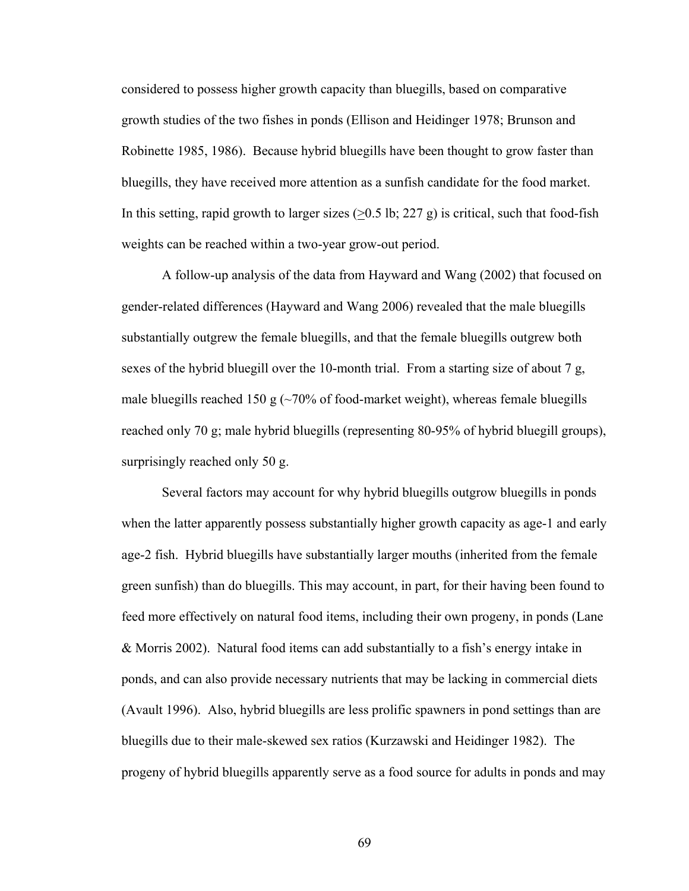considered to possess higher growth capacity than bluegills, based on comparative growth studies of the two fishes in ponds (Ellison and Heidinger 1978; Brunson and Robinette 1985, 1986). Because hybrid bluegills have been thought to grow faster than bluegills, they have received more attention as a sunfish candidate for the food market. In this setting, rapid growth to larger sizes ($\geq$0.5 lb; 227 g) is critical, such that food-fish weights can be reached within a two-year grow-out period.

A follow-up analysis of the data from Hayward and Wang (2002) that focused on gender-related differences (Hayward and Wang 2006) revealed that the male bluegills substantially outgrew the female bluegills, and that the female bluegills outgrew both sexes of the hybrid bluegill over the 10-month trial. From a starting size of about 7 g, male bluegills reached 150 g (~70% of food-market weight), whereas female bluegills reached only 70 g; male hybrid bluegills (representing 80-95% of hybrid bluegill groups), surprisingly reached only 50 g.

Several factors may account for why hybrid bluegills outgrow bluegills in ponds when the latter apparently possess substantially higher growth capacity as age-1 and early age-2 fish. Hybrid bluegills have substantially larger mouths (inherited from the female green sunfish) than do bluegills. This may account, in part, for their having been found to feed more effectively on natural food items, including their own progeny, in ponds (Lane & Morris 2002). Natural food items can add substantially to a fish's energy intake in ponds, and can also provide necessary nutrients that may be lacking in commercial diets (Avault 1996). Also, hybrid bluegills are less prolific spawners in pond settings than are bluegills due to their male-skewed sex ratios (Kurzawski and Heidinger 1982). The progeny of hybrid bluegills apparently serve as a food source for adults in ponds and may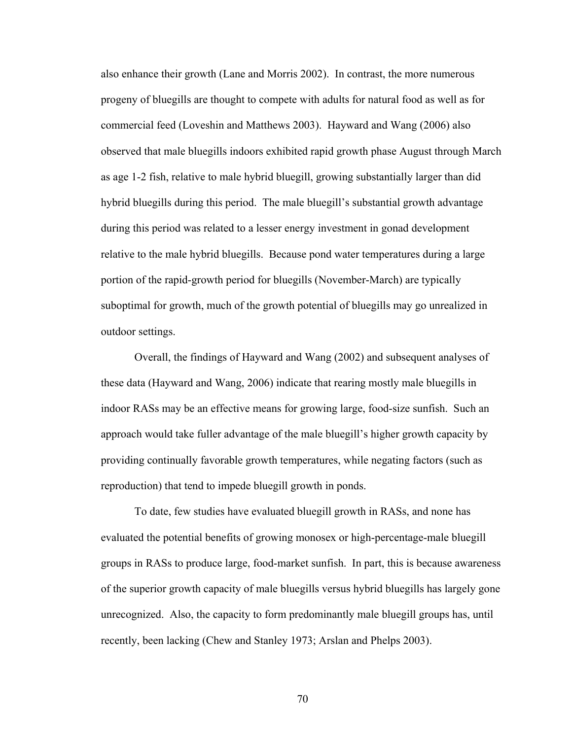also enhance their growth (Lane and Morris 2002). In contrast, the more numerous progeny of bluegills are thought to compete with adults for natural food as well as for commercial feed (Loveshin and Matthews 2003). Hayward and Wang (2006) also observed that male bluegills indoors exhibited rapid growth phase August through March as age 1-2 fish, relative to male hybrid bluegill, growing substantially larger than did hybrid bluegills during this period. The male bluegill's substantial growth advantage during this period was related to a lesser energy investment in gonad development relative to the male hybrid bluegills. Because pond water temperatures during a large portion of the rapid-growth period for bluegills (November-March) are typically suboptimal for growth, much of the growth potential of bluegills may go unrealized in outdoor settings.

Overall, the findings of Hayward and Wang (2002) and subsequent analyses of these data (Hayward and Wang, 2006) indicate that rearing mostly male bluegills in indoor RASs may be an effective means for growing large, food-size sunfish. Such an approach would take fuller advantage of the male bluegill's higher growth capacity by providing continually favorable growth temperatures, while negating factors (such as reproduction) that tend to impede bluegill growth in ponds.

To date, few studies have evaluated bluegill growth in RASs, and none has evaluated the potential benefits of growing monosex or high-percentage-male bluegill groups in RASs to produce large, food-market sunfish. In part, this is because awareness of the superior growth capacity of male bluegills versus hybrid bluegills has largely gone unrecognized. Also, the capacity to form predominantly male bluegill groups has, until recently, been lacking (Chew and Stanley 1973; Arslan and Phelps 2003).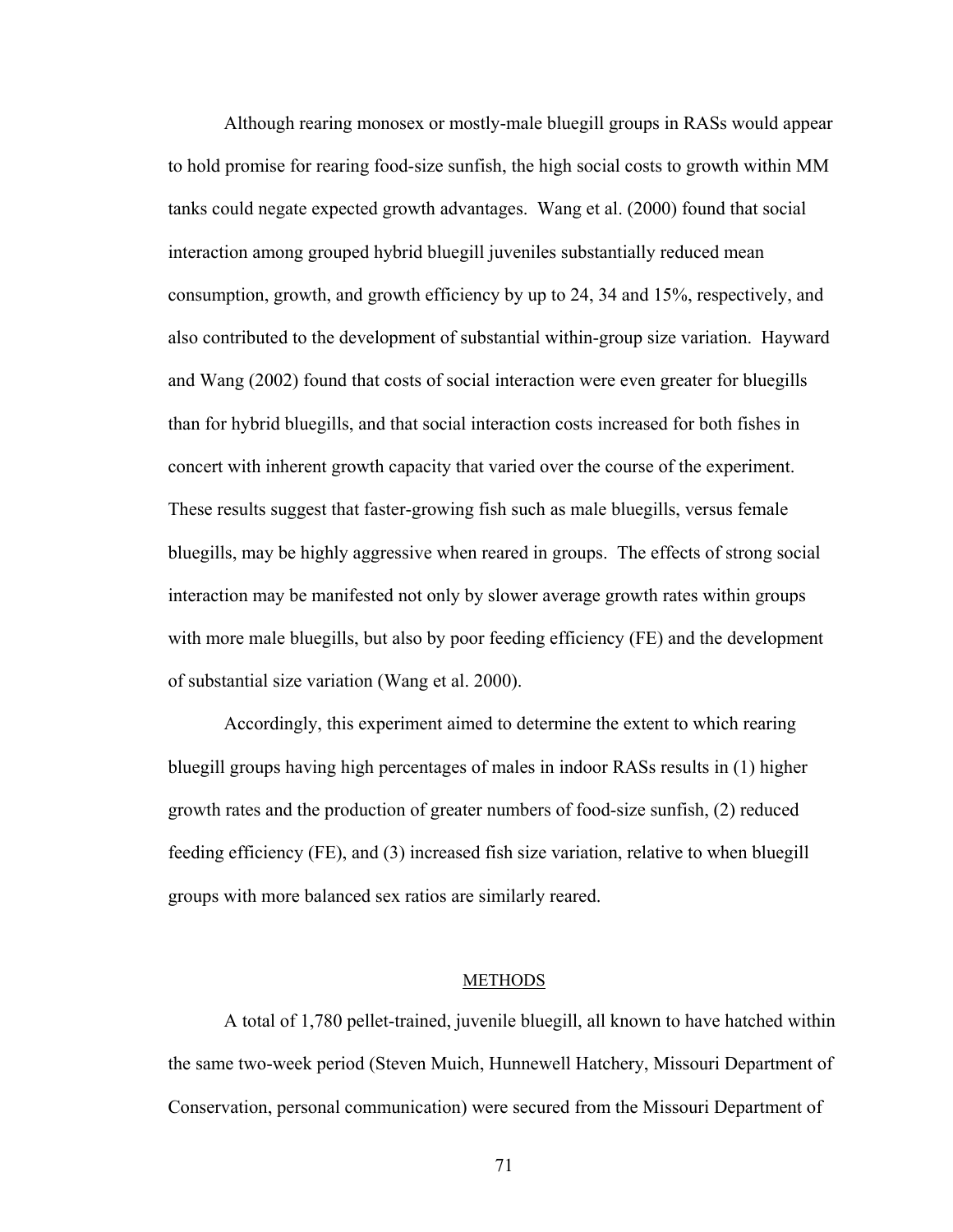Although rearing monosex or mostly-male bluegill groups in RASs would appear to hold promise for rearing food-size sunfish, the high social costs to growth within MM tanks could negate expected growth advantages. Wang et al. (2000) found that social interaction among grouped hybrid bluegill juveniles substantially reduced mean consumption, growth, and growth efficiency by up to 24, 34 and 15%, respectively, and also contributed to the development of substantial within-group size variation. Hayward and Wang (2002) found that costs of social interaction were even greater for bluegills than for hybrid bluegills, and that social interaction costs increased for both fishes in concert with inherent growth capacity that varied over the course of the experiment. These results suggest that faster-growing fish such as male bluegills, versus female bluegills, may be highly aggressive when reared in groups. The effects of strong social interaction may be manifested not only by slower average growth rates within groups with more male bluegills, but also by poor feeding efficiency (FE) and the development of substantial size variation (Wang et al. 2000).

Accordingly, this experiment aimed to determine the extent to which rearing bluegill groups having high percentages of males in indoor RASs results in (1) higher growth rates and the production of greater numbers of food-size sunfish, (2) reduced feeding efficiency (FE), and (3) increased fish size variation, relative to when bluegill groups with more balanced sex ratios are similarly reared.

## METHODS

A total of 1,780 pellet-trained, juvenile bluegill, all known to have hatched within the same two-week period (Steven Muich, Hunnewell Hatchery, Missouri Department of Conservation, personal communication) were secured from the Missouri Department of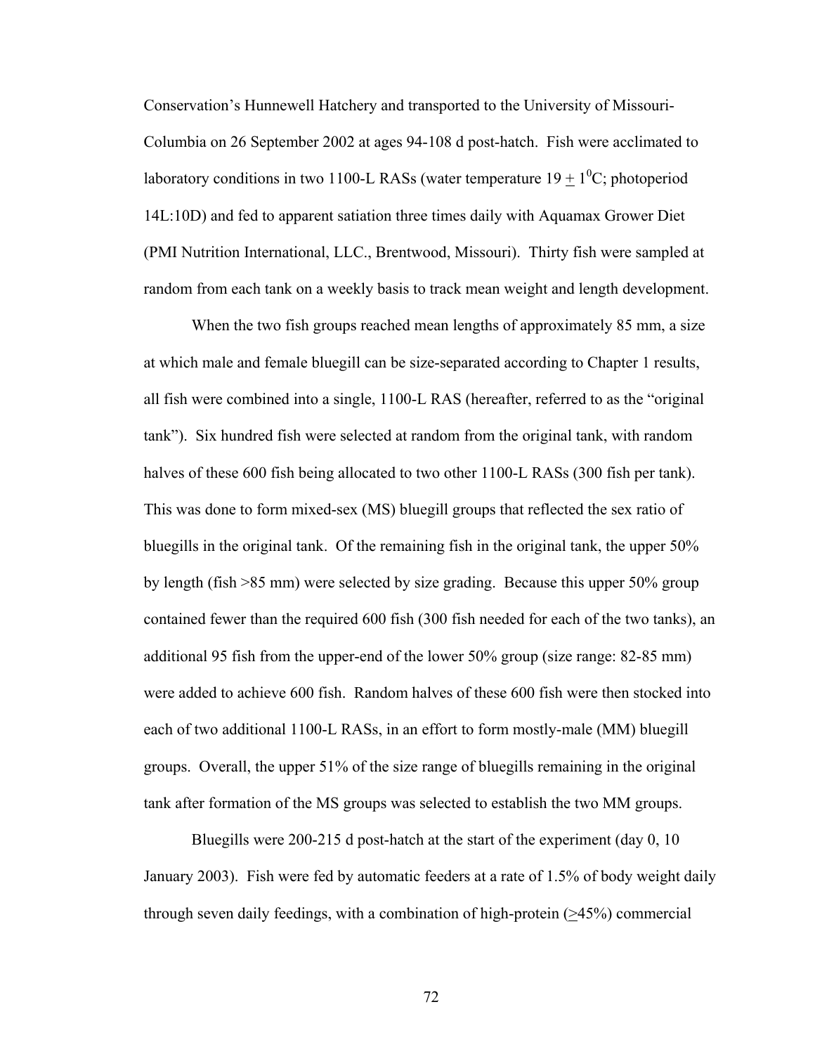Conservation's Hunnewell Hatchery and transported to the University of Missouri-Columbia on 26 September 2002 at ages 94-108 d post-hatch. Fish were acclimated to laboratory conditions in two 1100-L RASs (water temperature 19 $\pm$ 1$^0$C; photoperiod 14L:10D) and fed to apparent satiation three times daily with Aquamax Grower Diet (PMI Nutrition International, LLC., Brentwood, Missouri). Thirty fish were sampled at random from each tank on a weekly basis to track mean weight and length development.

When the two fish groups reached mean lengths of approximately 85 mm, a size at which male and female bluegill can be size-separated according to Chapter 1 results, all fish were combined into a single, 1100-L RAS (hereafter, referred to as the "original tank"). Six hundred fish were selected at random from the original tank, with random halves of these 600 fish being allocated to two other 1100-L RASs (300 fish per tank). This was done to form mixed-sex (MS) bluegill groups that reflected the sex ratio of bluegills in the original tank. Of the remaining fish in the original tank, the upper 50% by length (fish >85 mm) were selected by size grading. Because this upper 50% group contained fewer than the required 600 fish (300 fish needed for each of the two tanks), an additional 95 fish from the upper-end of the lower 50% group (size range: 82-85 mm) were added to achieve 600 fish. Random halves of these 600 fish were then stocked into each of two additional 1100-L RASs, in an effort to form mostly-male (MM) bluegill groups. Overall, the upper 51% of the size range of bluegills remaining in the original tank after formation of the MS groups was selected to establish the two MM groups.

Bluegills were 200-215 d post-hatch at the start of the experiment (day 0, 10 January 2003). Fish were fed by automatic feeders at a rate of 1.5% of body weight daily through seven daily feedings, with a combination of high-protein ($\geq$45%) commercial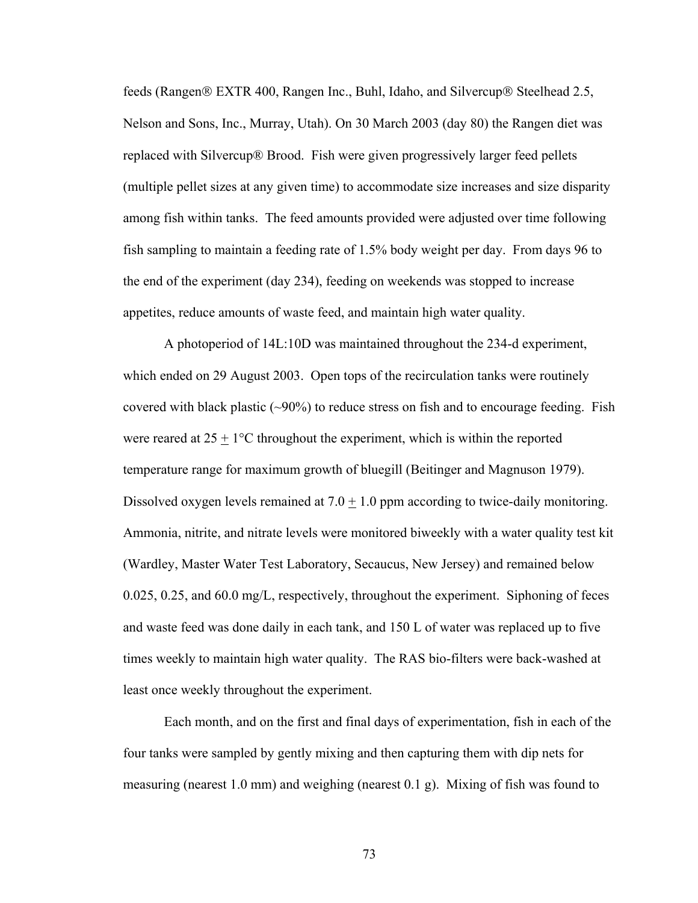feeds (Rangen® EXTR 400, Rangen Inc., Buhl, Idaho, and Silvercup® Steelhead 2.5, Nelson and Sons, Inc., Murray, Utah). On 30 March 2003 (day 80) the Rangen diet was replaced with Silvercup® Brood. Fish were given progressively larger feed pellets (multiple pellet sizes at any given time) to accommodate size increases and size disparity among fish within tanks. The feed amounts provided were adjusted over time following fish sampling to maintain a feeding rate of 1.5% body weight per day. From days 96 to the end of the experiment (day 234), feeding on weekends was stopped to increase appetites, reduce amounts of waste feed, and maintain high water quality.

A photoperiod of 14L:10D was maintained throughout the 234-d experiment, which ended on 29 August 2003. Open tops of the recirculation tanks were routinely covered with black plastic (~90%) to reduce stress on fish and to encourage feeding. Fish were reared at $25 \pm 1$°C throughout the experiment, which is within the reported temperature range for maximum growth of bluegill (Beitinger and Magnuson 1979). Dissolved oxygen levels remained at $7.0 \pm 1.0$ ppm according to twice-daily monitoring. Ammonia, nitrite, and nitrate levels were monitored biweekly with a water quality test kit (Wardley, Master Water Test Laboratory, Secaucus, New Jersey) and remained below 0.025, 0.25, and 60.0 mg/L, respectively, throughout the experiment. Siphoning of feces and waste feed was done daily in each tank, and 150 L of water was replaced up to five times weekly to maintain high water quality. The RAS bio-filters were back-washed at least once weekly throughout the experiment.

Each month, and on the first and final days of experimentation, fish in each of the four tanks were sampled by gently mixing and then capturing them with dip nets for measuring (nearest 1.0 mm) and weighing (nearest 0.1 g). Mixing of fish was found to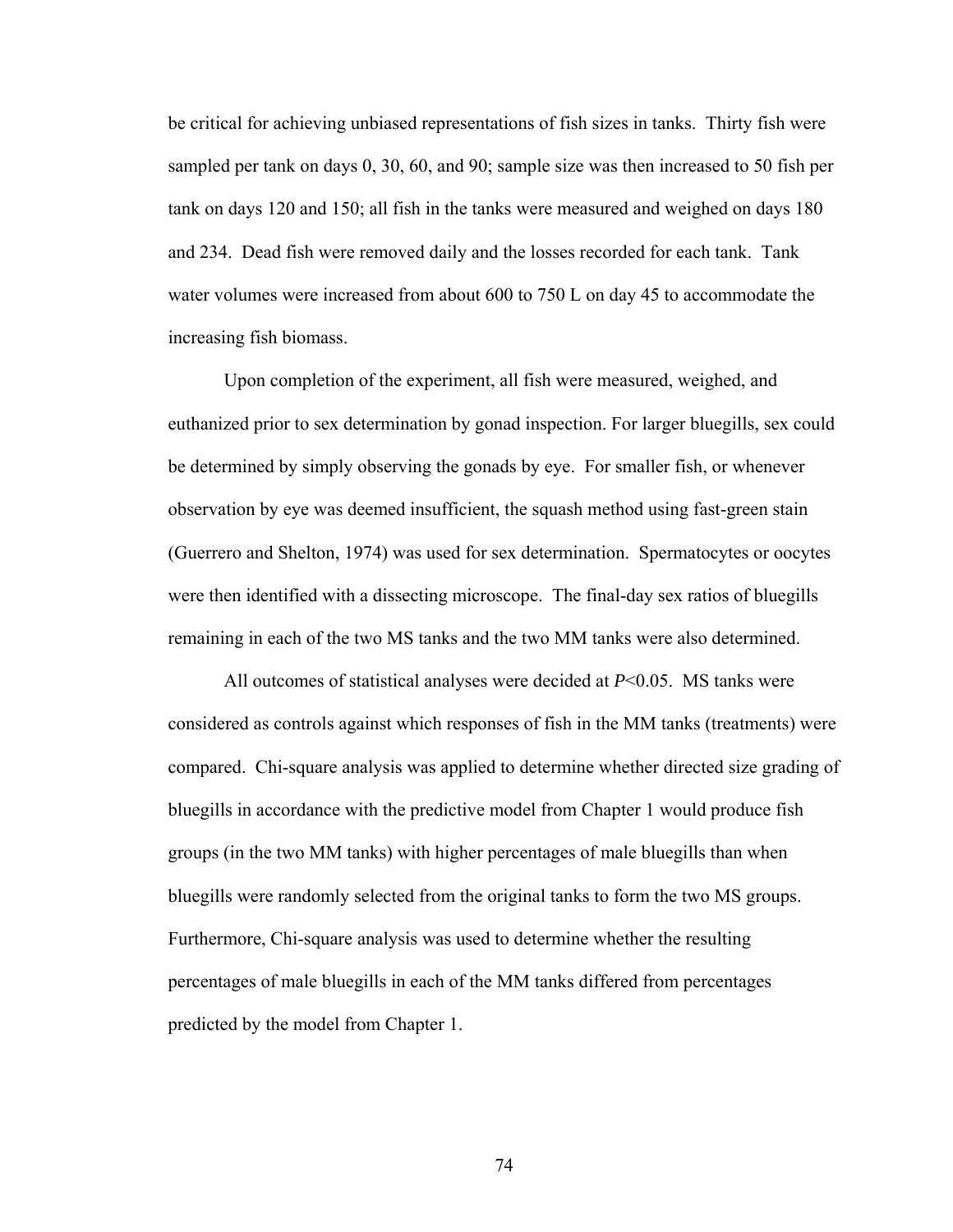be critical for achieving unbiased representations of fish sizes in tanks. Thirty fish were sampled per tank on days 0, 30, 60, and 90; sample size was then increased to 50 fish per tank on days 120 and 150; all fish in the tanks were measured and weighed on days 180 and 234. Dead fish were removed daily and the losses recorded for each tank. Tank water volumes were increased from about 600 to 750 L on day 45 to accommodate the increasing fish biomass.

Upon completion of the experiment, all fish were measured, weighed, and euthanized prior to sex determination by gonad inspection. For larger bluegills, sex could be determined by simply observing the gonads by eye. For smaller fish, or whenever observation by eye was deemed insufficient, the squash method using fast-green stain (Guerrero and Shelton, 1974) was used for sex determination. Spermatocytes or oocytes were then identified with a dissecting microscope. The final-day sex ratios of bluegills remaining in each of the two MS tanks and the two MM tanks were also determined.

All outcomes of statistical analyses were decided at $P<0.05$. MS tanks were considered as controls against which responses of fish in the MM tanks (treatments) were compared. Chi-square analysis was applied to determine whether directed size grading of bluegills in accordance with the predictive model from Chapter 1 would produce fish groups (in the two MM tanks) with higher percentages of male bluegills than when bluegills were randomly selected from the original tanks to form the two MS groups. Furthermore, Chi-square analysis was used to determine whether the resulting percentages of male bluegills in each of the MM tanks differed from percentages predicted by the model from Chapter 1.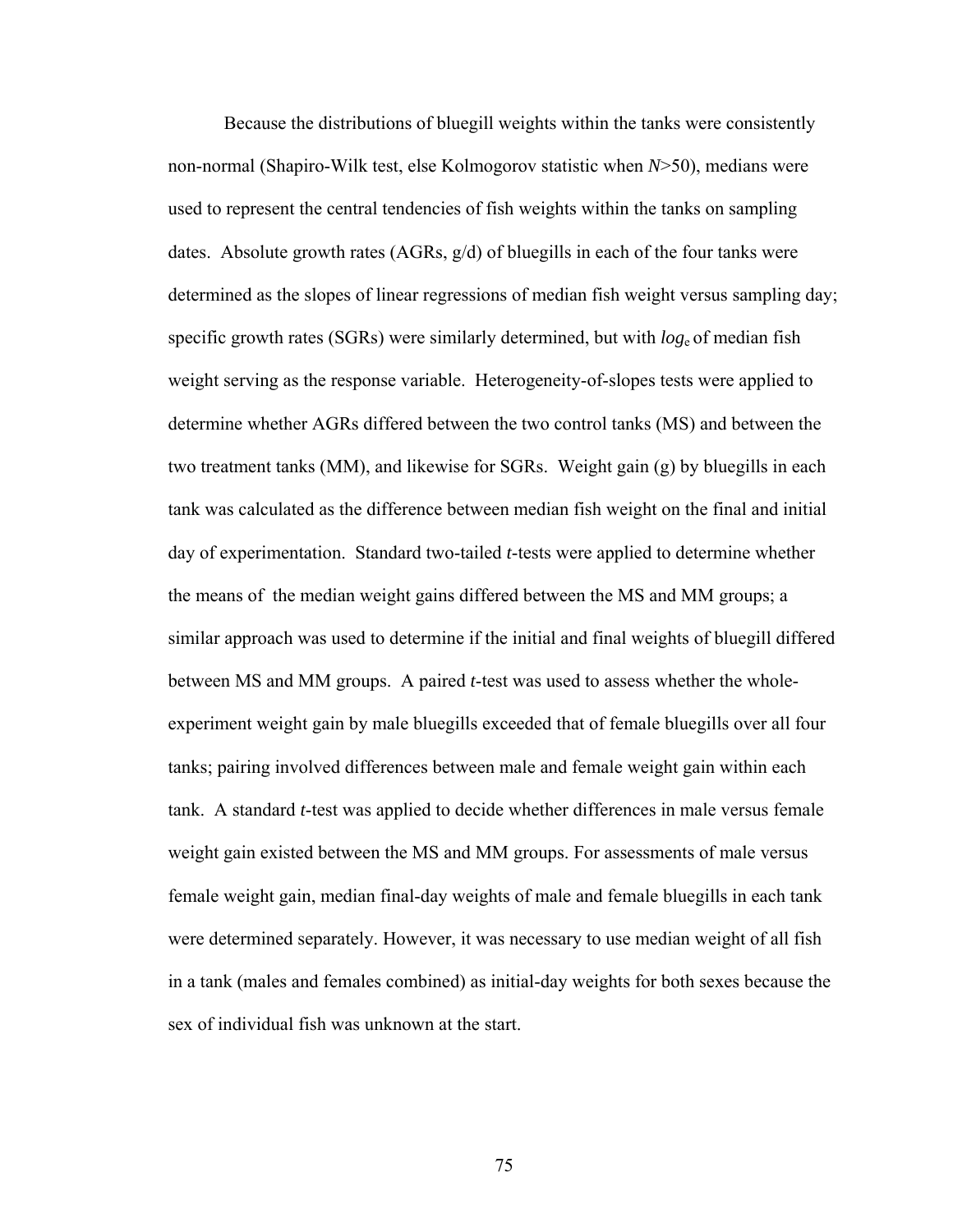Because the distributions of bluegill weights within the tanks were consistently non-normal (Shapiro-Wilk test, else Kolmogorov statistic when $N$>50), medians were used to represent the central tendencies of fish weights within the tanks on sampling dates. Absolute growth rates (AGRs, g/d) of bluegills in each of the four tanks were determined as the slopes of linear regressions of median fish weight versus sampling day; specific growth rates (SGRs) were similarly determined, but with $log_e$ of median fish weight serving as the response variable. Heterogeneity-of-slopes tests were applied to determine whether AGRs differed between the two control tanks (MS) and between the two treatment tanks (MM), and likewise for SGRs. Weight gain (g) by bluegills in each tank was calculated as the difference between median fish weight on the final and initial day of experimentation. Standard two-tailed *t*-tests were applied to determine whether the means of the median weight gains differed between the MS and MM groups; a similar approach was used to determine if the initial and final weights of bluegill differed between MS and MM groups. A paired *t*-test was used to assess whether the whole-experiment weight gain by male bluegills exceeded that of female bluegills over all four tanks; pairing involved differences between male and female weight gain within each tank. A standard *t*-test was applied to decide whether differences in male versus female weight gain existed between the MS and MM groups. For assessments of male versus female weight gain, median final-day weights of male and female bluegills in each tank were determined separately. However, it was necessary to use median weight of all fish in a tank (males and females combined) as initial-day weights for both sexes because the sex of individual fish was unknown at the start.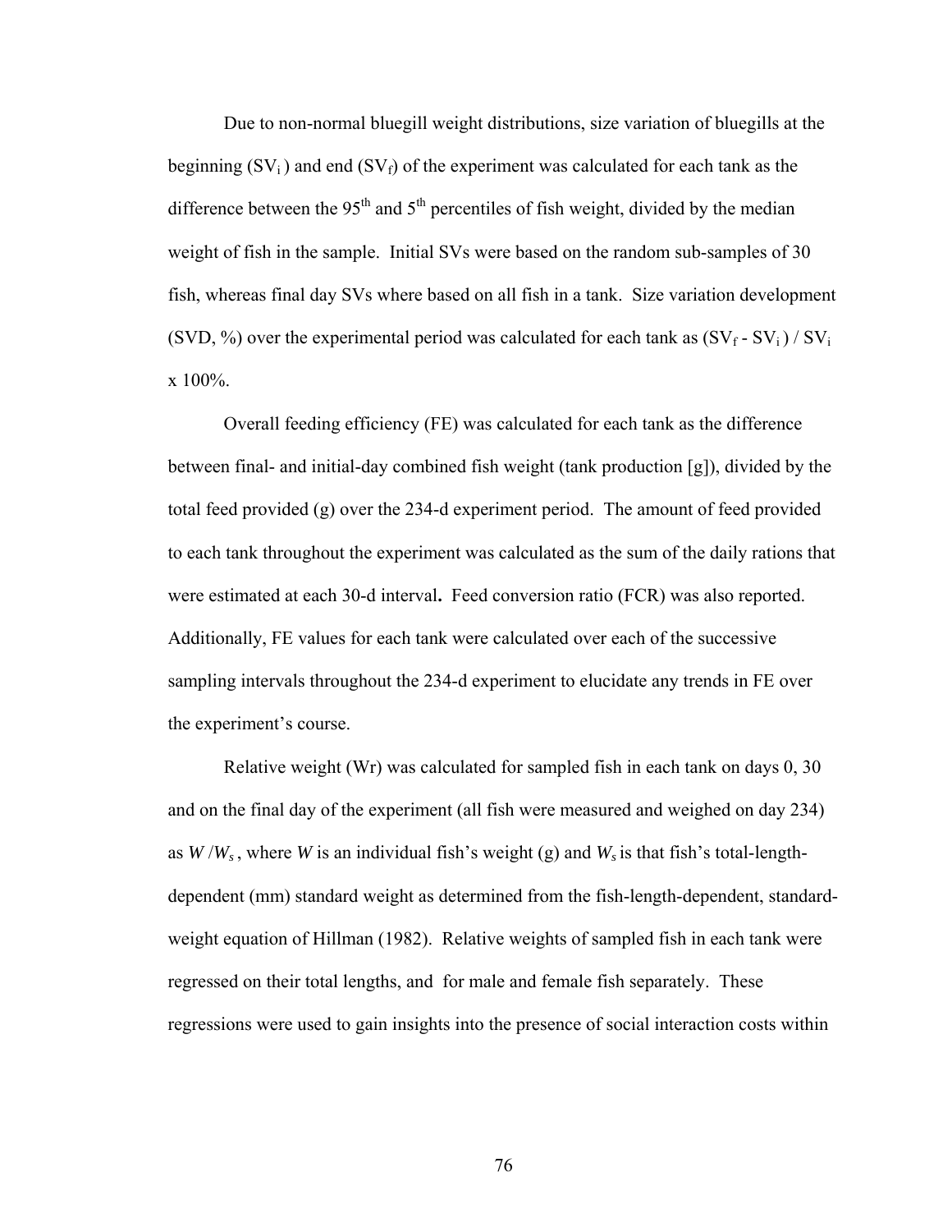Due to non-normal bluegill weight distributions, size variation of bluegills at the beginning ($SV_i$) and end ($SV_f$) of the experiment was calculated for each tank as the difference between the 95$^{th}$ and 5$^{th}$ percentiles of fish weight, divided by the median weight of fish in the sample. Initial SVs were based on the random sub-samples of 30 fish, whereas final day SVs where based on all fish in a tank. Size variation development (SVD, %) over the experimental period was calculated for each tank as $(SV_f - SV_i) / SV_i$ x 100%.

Overall feeding efficiency (FE) was calculated for each tank as the difference between final- and initial-day combined fish weight (tank production [g]), divided by the total feed provided (g) over the 234-d experiment period. The amount of feed provided to each tank throughout the experiment was calculated as the sum of the daily rations that were estimated at each 30-d interval**.** Feed conversion ratio (FCR) was also reported. Additionally, FE values for each tank were calculated over each of the successive sampling intervals throughout the 234-d experiment to elucidate any trends in FE over the experiment's course.

Relative weight (Wr) was calculated for sampled fish in each tank on days 0, 30 and on the final day of the experiment (all fish were measured and weighed on day 234) as $W/W_s$, where $W$ is an individual fish's weight (g) and $W_s$ is that fish's total-length-dependent (mm) standard weight as determined from the fish-length-dependent, standard-weight equation of Hillman (1982). Relative weights of sampled fish in each tank were regressed on their total lengths, and for male and female fish separately. These regressions were used to gain insights into the presence of social interaction costs within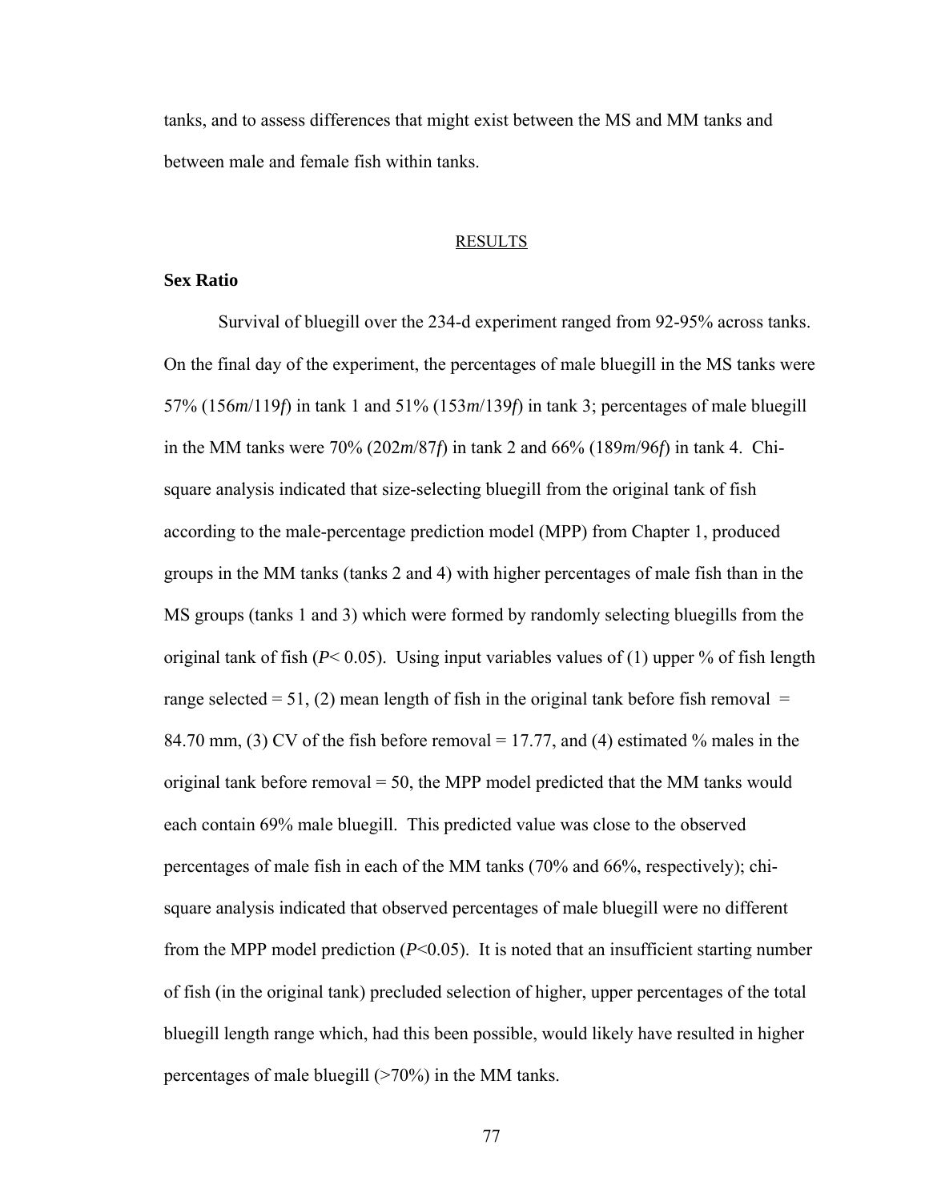tanks, and to assess differences that might exist between the MS and MM tanks and between male and female fish within tanks.

## RESULTS

### Sex Ratio

Survival of bluegill over the 234-d experiment ranged from 92-95% across tanks. On the final day of the experiment, the percentages of male bluegill in the MS tanks were 57% (156*m*/119*f*) in tank 1 and 51% (153*m*/139*f*) in tank 3; percentages of male bluegill in the MM tanks were 70% (202*m*/87*f*) in tank 2 and 66% (189*m*/96*f*) in tank 4. Chi-square analysis indicated that size-selecting bluegill from the original tank of fish according to the male-percentage prediction model (MPP) from Chapter 1, produced groups in the MM tanks (tanks 2 and 4) with higher percentages of male fish than in the MS groups (tanks 1 and 3) which were formed by randomly selecting bluegills from the original tank of fish ($P < 0.05$). Using input variables values of (1) upper % of fish length range selected = 51, (2) mean length of fish in the original tank before fish removal = 84.70 mm, (3) CV of the fish before removal = 17.77, and (4) estimated % males in the original tank before removal = 50, the MPP model predicted that the MM tanks would each contain 69% male bluegill. This predicted value was close to the observed percentages of male fish in each of the MM tanks (70% and 66%, respectively); chi-square analysis indicated that observed percentages of male bluegill were no different from the MPP model prediction ($P<0.05$). It is noted that an insufficient starting number of fish (in the original tank) precluded selection of higher, upper percentages of the total bluegill length range which, had this been possible, would likely have resulted in higher percentages of male bluegill (>70%) in the MM tanks.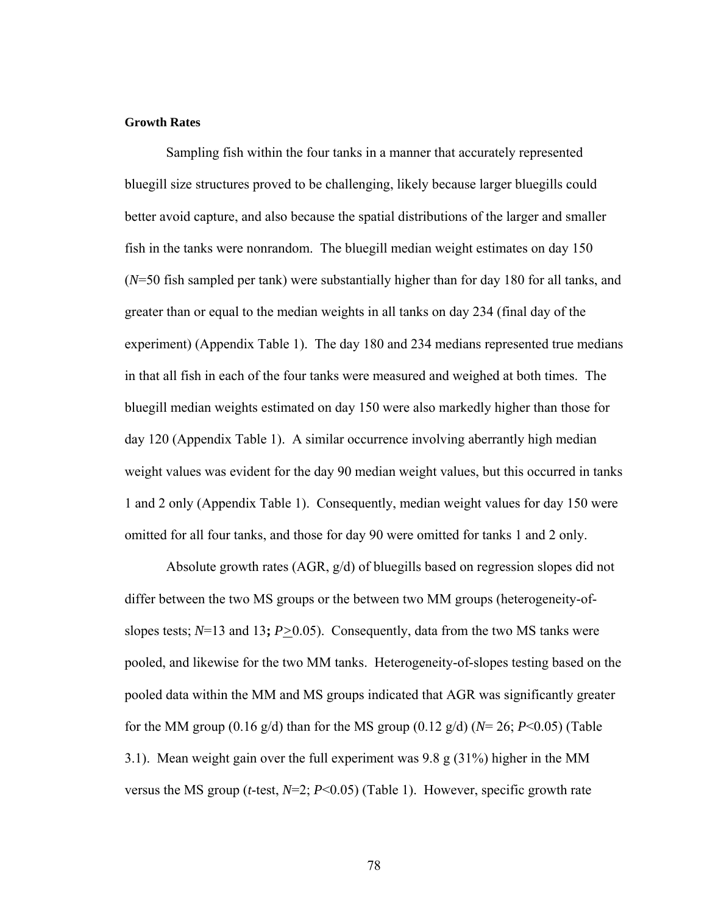**Growth Rates**

Sampling fish within the four tanks in a manner that accurately represented bluegill size structures proved to be challenging, likely because larger bluegills could better avoid capture, and also because the spatial distributions of the larger and smaller fish in the tanks were nonrandom. The bluegill median weight estimates on day 150 ($N$=50 fish sampled per tank) were substantially higher than for day 180 for all tanks, and greater than or equal to the median weights in all tanks on day 234 (final day of the experiment) (Appendix Table 1). The day 180 and 234 medians represented true medians in that all fish in each of the four tanks were measured and weighed at both times. The bluegill median weights estimated on day 150 were also markedly higher than those for day 120 (Appendix Table 1). A similar occurrence involving aberrantly high median weight values was evident for the day 90 median weight values, but this occurred in tanks 1 and 2 only (Appendix Table 1). Consequently, median weight values for day 150 were omitted for all four tanks, and those for day 90 were omitted for tanks 1 and 2 only.

Absolute growth rates (AGR, g/d) of bluegills based on regression slopes did not differ between the two MS groups or the between two MM groups (heterogeneity-of-slopes tests; $N$=13 and 13**;** $P \geq 0.05$). Consequently, data from the two MS tanks were pooled, and likewise for the two MM tanks. Heterogeneity-of-slopes testing based on the pooled data within the MM and MS groups indicated that AGR was significantly greater for the MM group (0.16 g/d) than for the MS group (0.12 g/d) ($N$= 26; $P<0.05$) (Table 3.1). Mean weight gain over the full experiment was 9.8 g (31%) higher in the MM versus the MS group ($t$-test, $N$=2; $P<0.05$) (Table 1). However, specific growth rate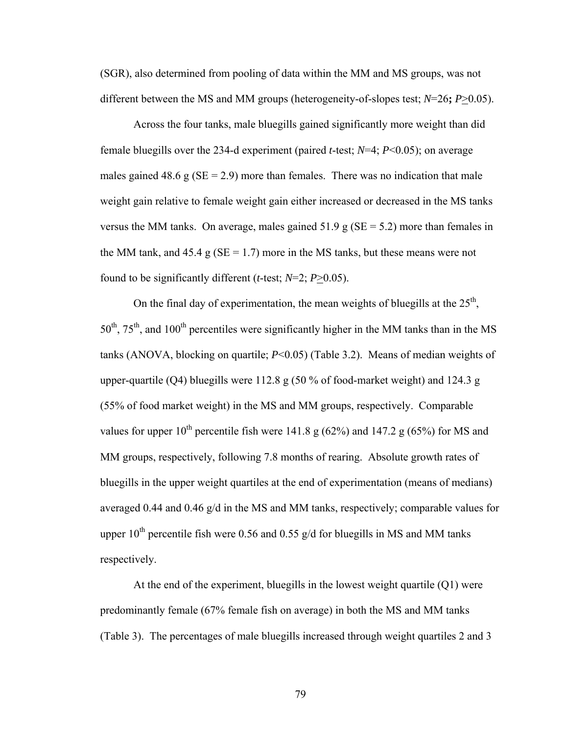(SGR), also determined from pooling of data within the MM and MS groups, was not different between the MS and MM groups (heterogeneity-of-slopes test; $N$=26**;** $P \geq 0.05$).

Across the four tanks, male bluegills gained significantly more weight than did female bluegills over the 234-d experiment (paired *t*-test; $N$=4; $P<0.05$); on average males gained 48.6 g (SE = 2.9) more than females. There was no indication that male weight gain relative to female weight gain either increased or decreased in the MS tanks versus the MM tanks. On average, males gained 51.9 g (SE = 5.2) more than females in the MM tank, and 45.4 g (SE = 1.7) more in the MS tanks, but these means were not found to be significantly different (*t*-test; $N$=2; $P \geq 0.05$).

On the final day of experimentation, the mean weights of bluegills at the $25^{th}$, $50^{th}$, $75^{th}$, and $100^{th}$ percentiles were significantly higher in the MM tanks than in the MS tanks (ANOVA, blocking on quartile; $P<0.05$) (Table 3.2). Means of median weights of upper-quartile (Q4) bluegills were 112.8 g (50 % of food-market weight) and 124.3 g (55% of food market weight) in the MS and MM groups, respectively. Comparable values for upper $10^{th}$ percentile fish were 141.8 g (62%) and 147.2 g (65%) for MS and MM groups, respectively, following 7.8 months of rearing. Absolute growth rates of bluegills in the upper weight quartiles at the end of experimentation (means of medians) averaged 0.44 and 0.46 g/d in the MS and MM tanks, respectively; comparable values for upper $10^{th}$ percentile fish were 0.56 and 0.55 g/d for bluegills in MS and MM tanks respectively.

At the end of the experiment, bluegills in the lowest weight quartile (Q1) were predominantly female (67% female fish on average) in both the MS and MM tanks (Table 3). The percentages of male bluegills increased through weight quartiles 2 and 3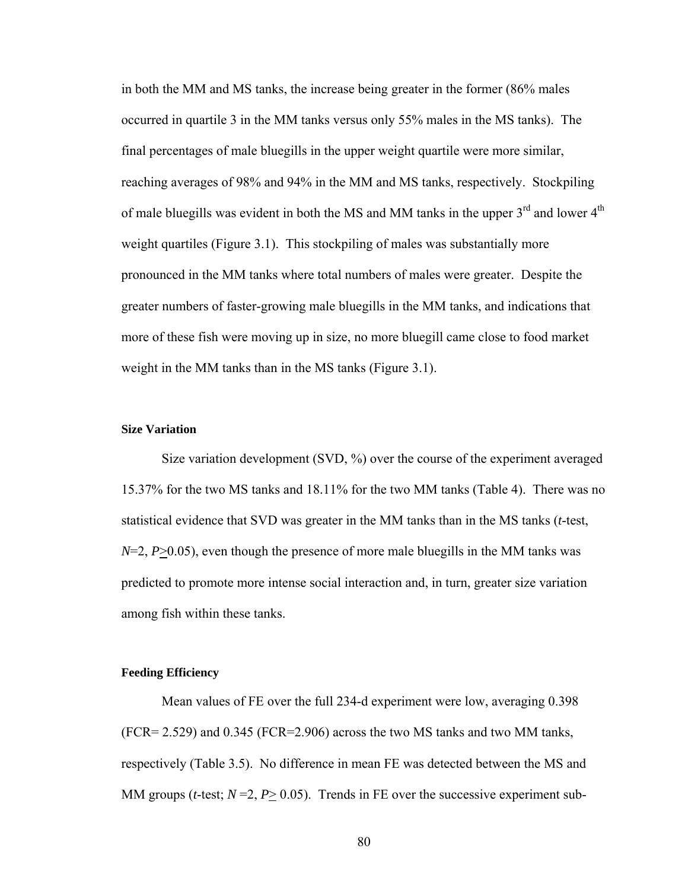in both the MM and MS tanks, the increase being greater in the former (86% males occurred in quartile 3 in the MM tanks versus only 55% males in the MS tanks). The final percentages of male bluegills in the upper weight quartile were more similar, reaching averages of 98% and 94% in the MM and MS tanks, respectively. Stockpiling of male bluegills was evident in both the MS and MM tanks in the upper 3rd and lower 4th weight quartiles (Figure 3.1). This stockpiling of males was substantially more pronounced in the MM tanks where total numbers of males were greater. Despite the greater numbers of faster-growing male bluegills in the MM tanks, and indications that more of these fish were moving up in size, no more bluegill came close to food market weight in the MM tanks than in the MS tanks (Figure 3.1).

#### Size Variation

Size variation development (SVD, %) over the course of the experiment averaged 15.37% for the two MS tanks and 18.11% for the two MM tanks (Table 4). There was no statistical evidence that SVD was greater in the MM tanks than in the MS tanks (*t*-test, $N=2$, $P \geq 0.05$), even though the presence of more male bluegills in the MM tanks was predicted to promote more intense social interaction and, in turn, greater size variation among fish within these tanks.

#### Feeding Efficiency

Mean values of FE over the full 234-d experiment were low, averaging 0.398 (FCR= 2.529) and 0.345 (FCR=2.906) across the two MS tanks and two MM tanks, respectively (Table 3.5). No difference in mean FE was detected between the MS and MM groups (*t*-test; $N=2$, $P \geq 0.05$). Trends in FE over the successive experiment sub-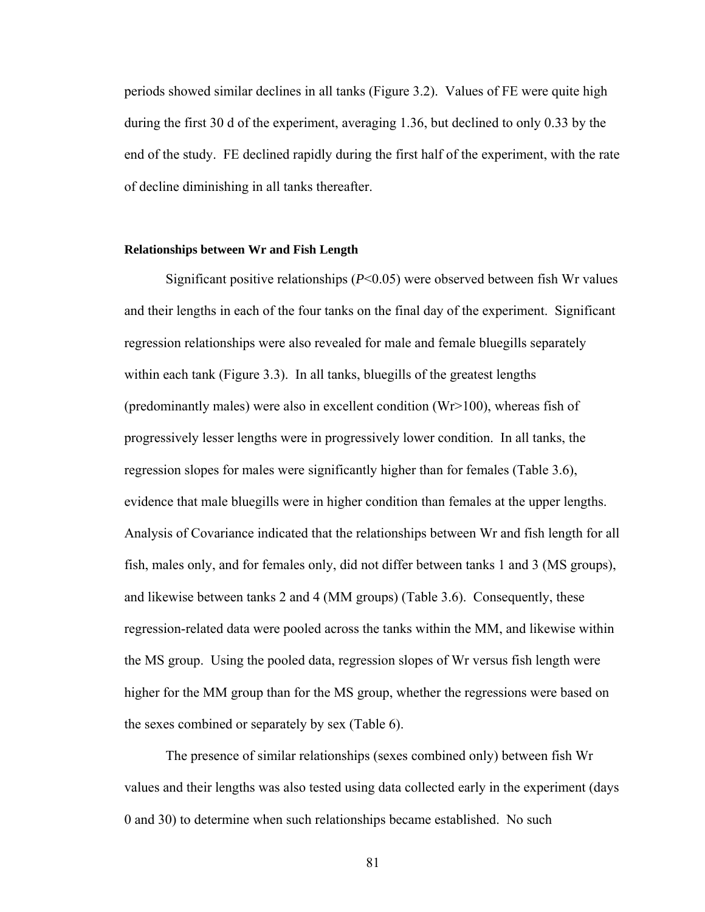periods showed similar declines in all tanks (Figure 3.2). Values of FE were quite high during the first 30 d of the experiment, averaging 1.36, but declined to only 0.33 by the end of the study. FE declined rapidly during the first half of the experiment, with the rate of decline diminishing in all tanks thereafter.

#### Relationships between Wr and Fish Length

Significant positive relationships ($P<0.05$) were observed between fish Wr values and their lengths in each of the four tanks on the final day of the experiment. Significant regression relationships were also revealed for male and female bluegills separately within each tank (Figure 3.3). In all tanks, bluegills of the greatest lengths (predominantly males) were also in excellent condition (Wr>100), whereas fish of progressively lesser lengths were in progressively lower condition. In all tanks, the regression slopes for males were significantly higher than for females (Table 3.6), evidence that male bluegills were in higher condition than females at the upper lengths. Analysis of Covariance indicated that the relationships between Wr and fish length for all fish, males only, and for females only, did not differ between tanks 1 and 3 (MS groups), and likewise between tanks 2 and 4 (MM groups) (Table 3.6). Consequently, these regression-related data were pooled across the tanks within the MM, and likewise within the MS group. Using the pooled data, regression slopes of Wr versus fish length were higher for the MM group than for the MS group, whether the regressions were based on the sexes combined or separately by sex (Table 6).

The presence of similar relationships (sexes combined only) between fish Wr values and their lengths was also tested using data collected early in the experiment (days 0 and 30) to determine when such relationships became established. No such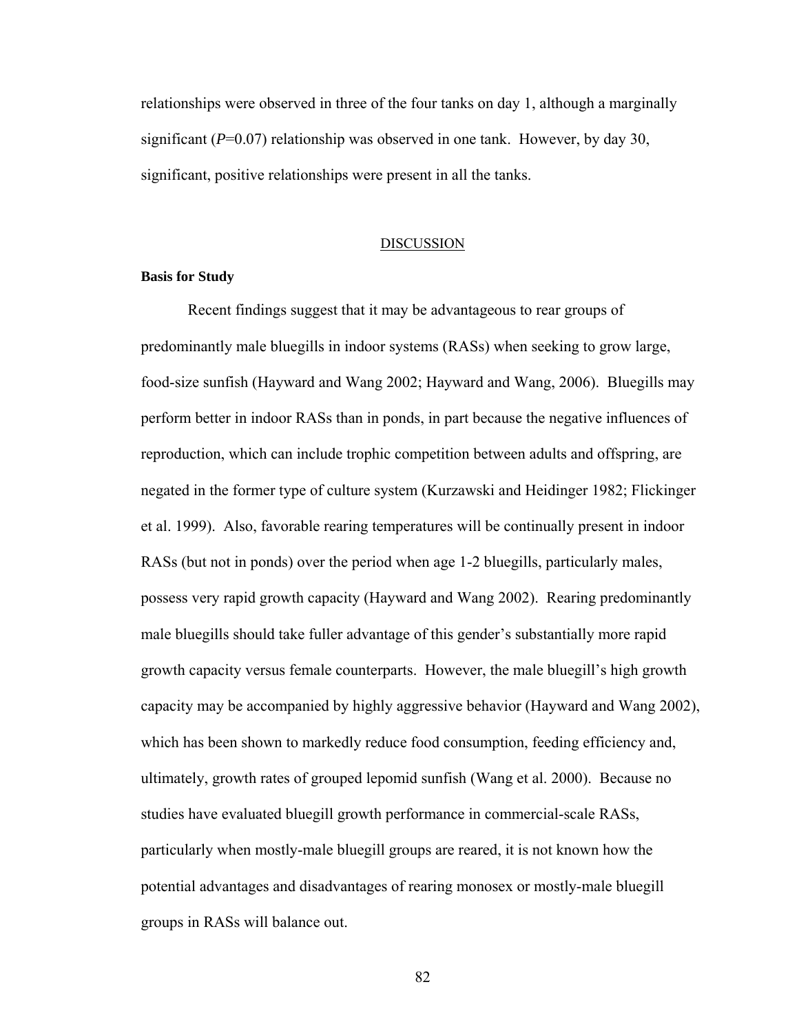relationships were observed in three of the four tanks on day 1, although a marginally significant (*P*=0.07) relationship was observed in one tank. However, by day 30, significant, positive relationships were present in all the tanks.

## DISCUSSION

### Basis for Study

Recent findings suggest that it may be advantageous to rear groups of predominantly male bluegills in indoor systems (RASs) when seeking to grow large, food-size sunfish (Hayward and Wang 2002; Hayward and Wang, 2006). Bluegills may perform better in indoor RASs than in ponds, in part because the negative influences of reproduction, which can include trophic competition between adults and offspring, are negated in the former type of culture system (Kurzawski and Heidinger 1982; Flickinger et al. 1999). Also, favorable rearing temperatures will be continually present in indoor RASs (but not in ponds) over the period when age 1-2 bluegills, particularly males, possess very rapid growth capacity (Hayward and Wang 2002). Rearing predominantly male bluegills should take fuller advantage of this gender's substantially more rapid growth capacity versus female counterparts. However, the male bluegill's high growth capacity may be accompanied by highly aggressive behavior (Hayward and Wang 2002), which has been shown to markedly reduce food consumption, feeding efficiency and, ultimately, growth rates of grouped lepomid sunfish (Wang et al. 2000). Because no studies have evaluated bluegill growth performance in commercial-scale RASs, particularly when mostly-male bluegill groups are reared, it is not known how the potential advantages and disadvantages of rearing monosex or mostly-male bluegill groups in RASs will balance out.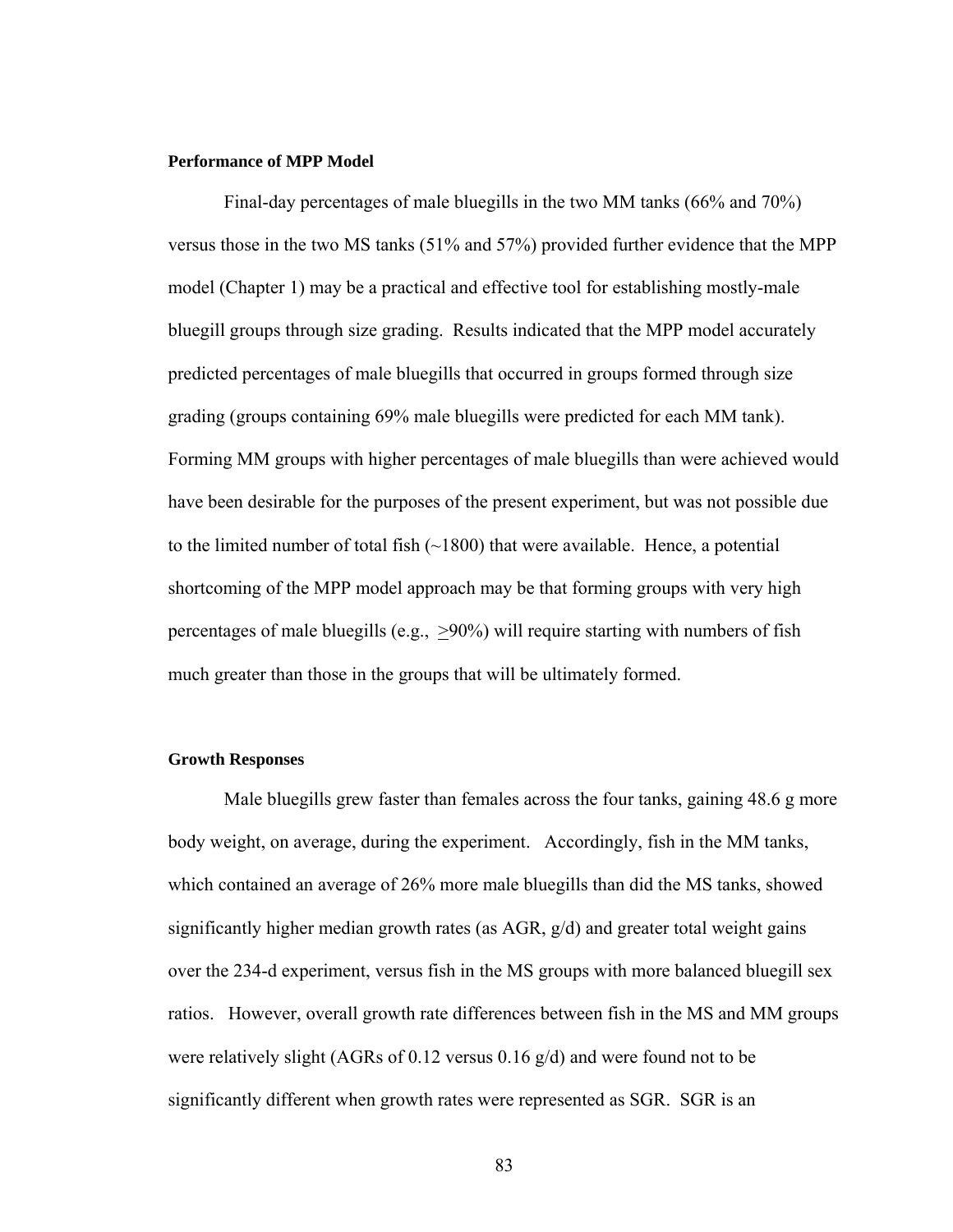**Performance of MPP Model**

Final-day percentages of male bluegills in the two MM tanks (66% and 70%) versus those in the two MS tanks (51% and 57%) provided further evidence that the MPP model (Chapter 1) may be a practical and effective tool for establishing mostly-male bluegill groups through size grading. Results indicated that the MPP model accurately predicted percentages of male bluegills that occurred in groups formed through size grading (groups containing 69% male bluegills were predicted for each MM tank). Forming MM groups with higher percentages of male bluegills than were achieved would have been desirable for the purposes of the present experiment, but was not possible due to the limited number of total fish (~1800) that were available. Hence, a potential shortcoming of the MPP model approach may be that forming groups with very high percentages of male bluegills (e.g., $\geq$90%) will require starting with numbers of fish much greater than those in the groups that will be ultimately formed.

**Growth Responses**

Male bluegills grew faster than females across the four tanks, gaining 48.6 g more body weight, on average, during the experiment. Accordingly, fish in the MM tanks, which contained an average of 26% more male bluegills than did the MS tanks, showed significantly higher median growth rates (as AGR, g/d) and greater total weight gains over the 234-d experiment, versus fish in the MS groups with more balanced bluegill sex ratios. However, overall growth rate differences between fish in the MS and MM groups were relatively slight (AGRs of 0.12 versus 0.16 g/d) and were found not to be significantly different when growth rates were represented as SGR. SGR is an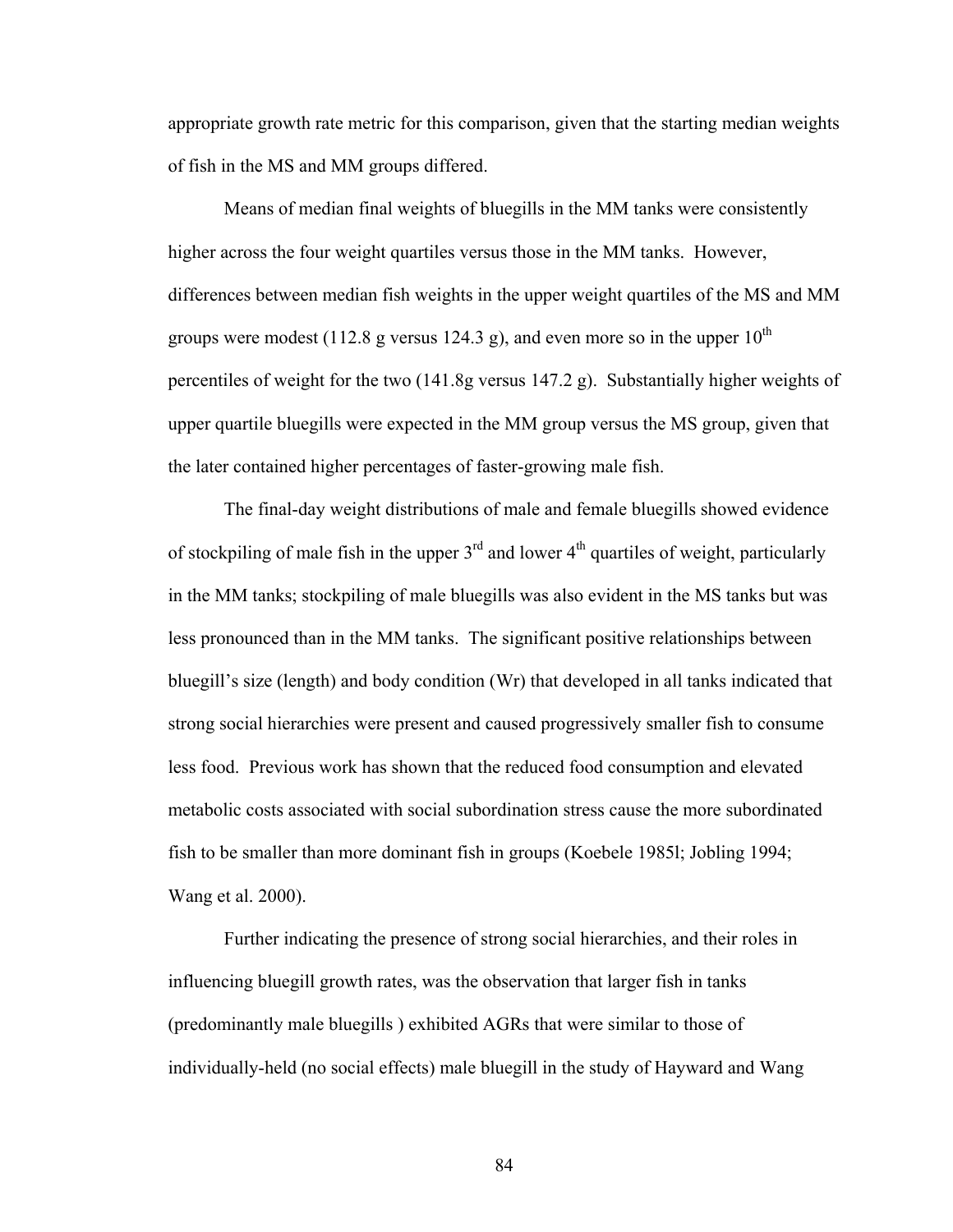appropriate growth rate metric for this comparison, given that the starting median weights of fish in the MS and MM groups differed.

Means of median final weights of bluegills in the MM tanks were consistently higher across the four weight quartiles versus those in the MM tanks. However, differences between median fish weights in the upper weight quartiles of the MS and MM groups were modest (112.8 g versus 124.3 g), and even more so in the upper 10$^{th}$ percentiles of weight for the two (141.8g versus 147.2 g). Substantially higher weights of upper quartile bluegills were expected in the MM group versus the MS group, given that the later contained higher percentages of faster-growing male fish.

The final-day weight distributions of male and female bluegills showed evidence of stockpiling of male fish in the upper 3$^{rd}$ and lower 4$^{th}$ quartiles of weight, particularly in the MM tanks; stockpiling of male bluegills was also evident in the MS tanks but was less pronounced than in the MM tanks. The significant positive relationships between bluegill's size (length) and body condition (Wr) that developed in all tanks indicated that strong social hierarchies were present and caused progressively smaller fish to consume less food. Previous work has shown that the reduced food consumption and elevated metabolic costs associated with social subordination stress cause the more subordinated fish to be smaller than more dominant fish in groups (Koebele 1985l; Jobling 1994; Wang et al. 2000).

Further indicating the presence of strong social hierarchies, and their roles in influencing bluegill growth rates, was the observation that larger fish in tanks (predominantly male bluegills ) exhibited AGRs that were similar to those of individually-held (no social effects) male bluegill in the study of Hayward and Wang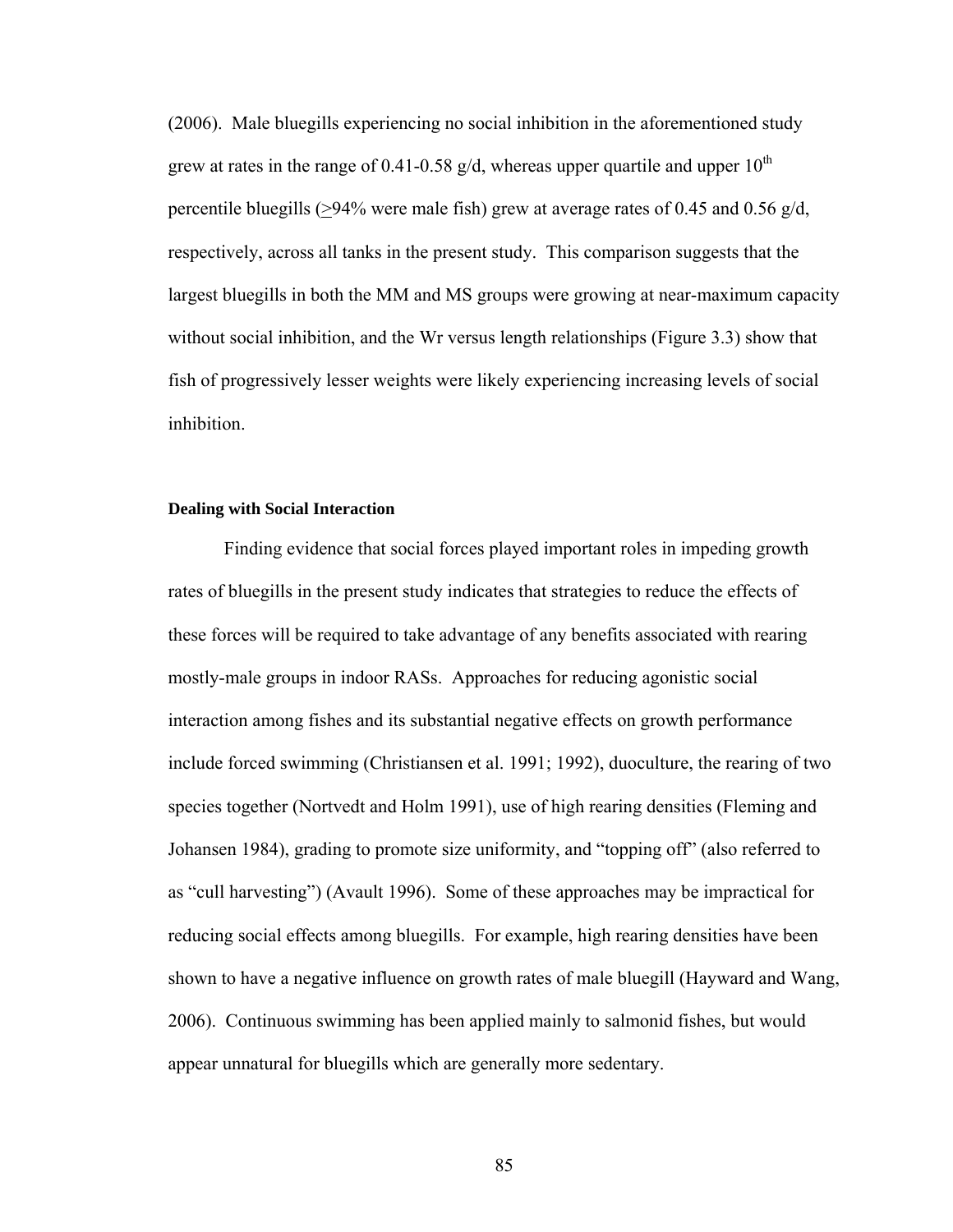(2006). Male bluegills experiencing no social inhibition in the aforementioned study grew at rates in the range of 0.41-0.58 g/d, whereas upper quartile and upper 10$^{th}$ percentile bluegills ($\geq$94% were male fish) grew at average rates of 0.45 and 0.56 g/d, respectively, across all tanks in the present study. This comparison suggests that the largest bluegills in both the MM and MS groups were growing at near-maximum capacity without social inhibition, and the Wr versus length relationships (Figure 3.3) show that fish of progressively lesser weights were likely experiencing increasing levels of social inhibition.

#### Dealing with Social Interaction

Finding evidence that social forces played important roles in impeding growth rates of bluegills in the present study indicates that strategies to reduce the effects of these forces will be required to take advantage of any benefits associated with rearing mostly-male groups in indoor RASs. Approaches for reducing agonistic social interaction among fishes and its substantial negative effects on growth performance include forced swimming (Christiansen et al. 1991; 1992), duoculture, the rearing of two species together (Nortvedt and Holm 1991), use of high rearing densities (Fleming and Johansen 1984), grading to promote size uniformity, and "topping off" (also referred to as "cull harvesting") (Avault 1996). Some of these approaches may be impractical for reducing social effects among bluegills. For example, high rearing densities have been shown to have a negative influence on growth rates of male bluegill (Hayward and Wang, 2006). Continuous swimming has been applied mainly to salmonid fishes, but would appear unnatural for bluegills which are generally more sedentary.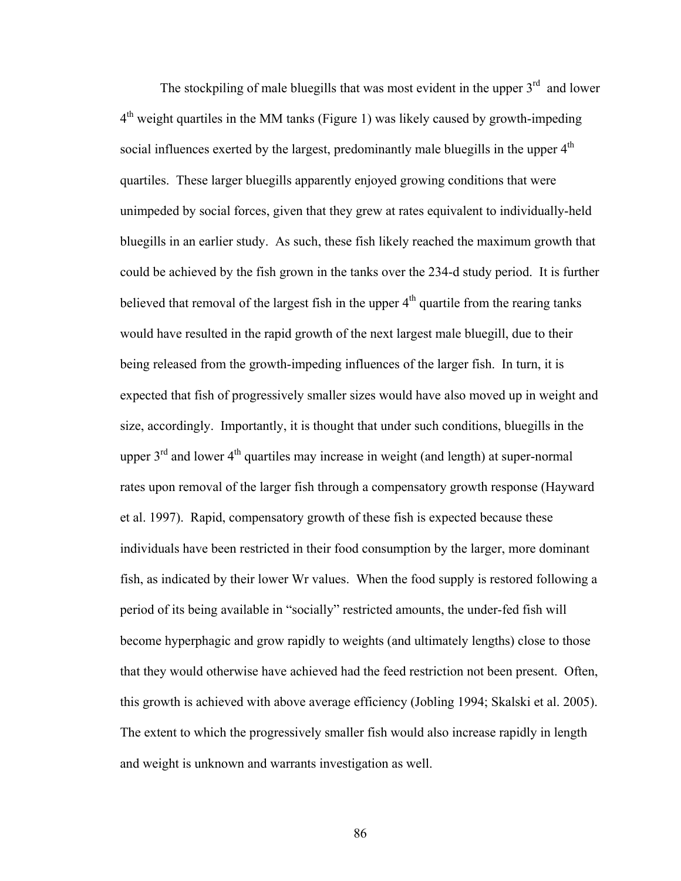The stockpiling of male bluegills that was most evident in the upper 3rd and lower 4th weight quartiles in the MM tanks (Figure 1) was likely caused by growth-impeding social influences exerted by the largest, predominantly male bluegills in the upper 4th quartiles. These larger bluegills apparently enjoyed growing conditions that were unimpeded by social forces, given that they grew at rates equivalent to individually-held bluegills in an earlier study. As such, these fish likely reached the maximum growth that could be achieved by the fish grown in the tanks over the 234-d study period. It is further believed that removal of the largest fish in the upper 4th quartile from the rearing tanks would have resulted in the rapid growth of the next largest male bluegill, due to their being released from the growth-impeding influences of the larger fish. In turn, it is expected that fish of progressively smaller sizes would have also moved up in weight and size, accordingly. Importantly, it is thought that under such conditions, bluegills in the upper 3rd and lower 4th quartiles may increase in weight (and length) at super-normal rates upon removal of the larger fish through a compensatory growth response (Hayward et al. 1997). Rapid, compensatory growth of these fish is expected because these individuals have been restricted in their food consumption by the larger, more dominant fish, as indicated by their lower Wr values. When the food supply is restored following a period of its being available in "socially" restricted amounts, the under-fed fish will become hyperphagic and grow rapidly to weights (and ultimately lengths) close to those that they would otherwise have achieved had the feed restriction not been present. Often, this growth is achieved with above average efficiency (Jobling 1994; Skalski et al. 2005). The extent to which the progressively smaller fish would also increase rapidly in length and weight is unknown and warrants investigation as well.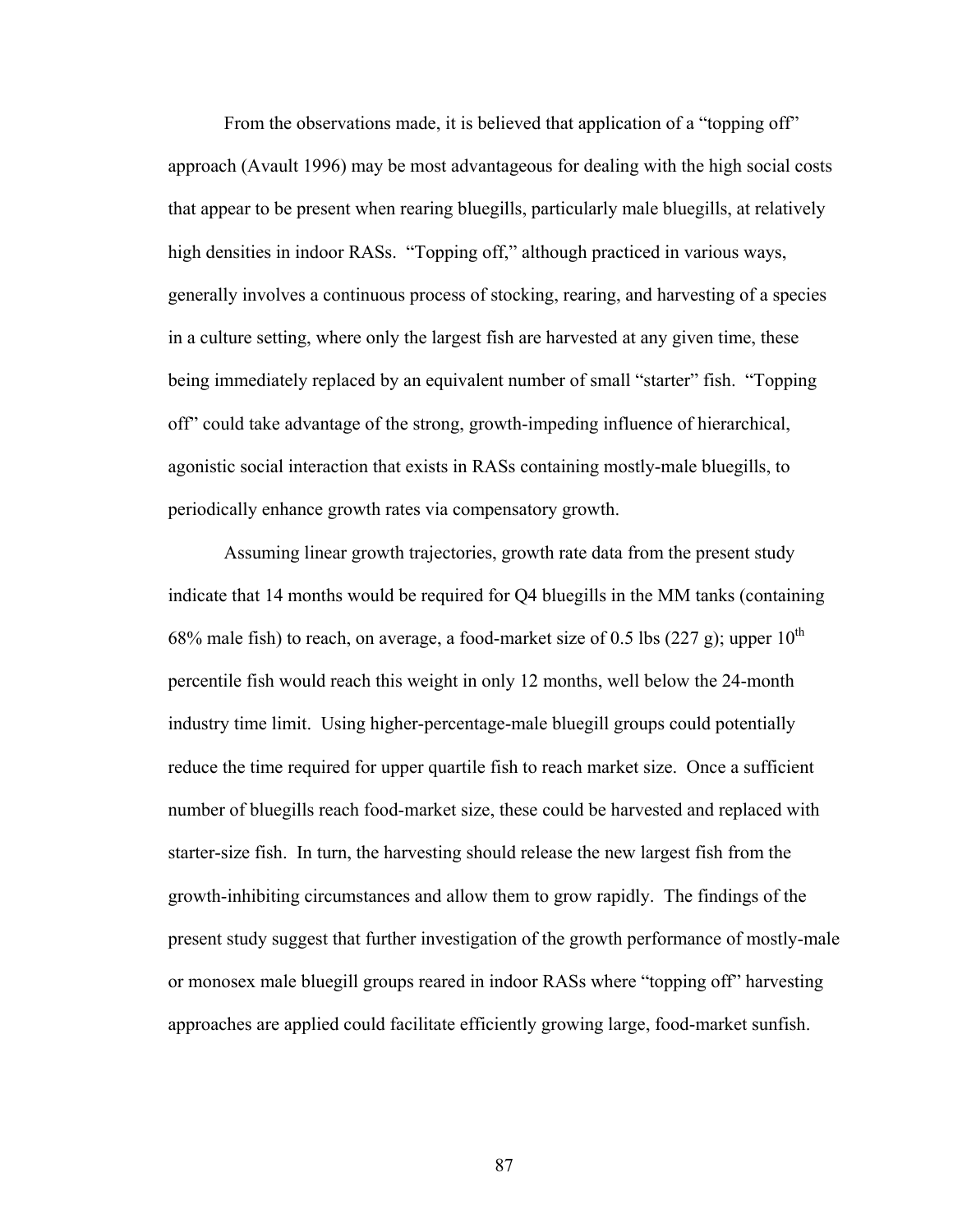From the observations made, it is believed that application of a "topping off" approach (Avault 1996) may be most advantageous for dealing with the high social costs that appear to be present when rearing bluegills, particularly male bluegills, at relatively high densities in indoor RASs. "Topping off," although practiced in various ways, generally involves a continuous process of stocking, rearing, and harvesting of a species in a culture setting, where only the largest fish are harvested at any given time, these being immediately replaced by an equivalent number of small "starter" fish. "Topping off" could take advantage of the strong, growth-impeding influence of hierarchical, agonistic social interaction that exists in RASs containing mostly-male bluegills, to periodically enhance growth rates via compensatory growth.

Assuming linear growth trajectories, growth rate data from the present study indicate that 14 months would be required for Q4 bluegills in the MM tanks (containing 68% male fish) to reach, on average, a food-market size of 0.5 lbs (227 g); upper $10^{th}$ percentile fish would reach this weight in only 12 months, well below the 24-month industry time limit. Using higher-percentage-male bluegill groups could potentially reduce the time required for upper quartile fish to reach market size. Once a sufficient number of bluegills reach food-market size, these could be harvested and replaced with starter-size fish. In turn, the harvesting should release the new largest fish from the growth-inhibiting circumstances and allow them to grow rapidly. The findings of the present study suggest that further investigation of the growth performance of mostly-male or monosex male bluegill groups reared in indoor RASs where "topping off" harvesting approaches are applied could facilitate efficiently growing large, food-market sunfish.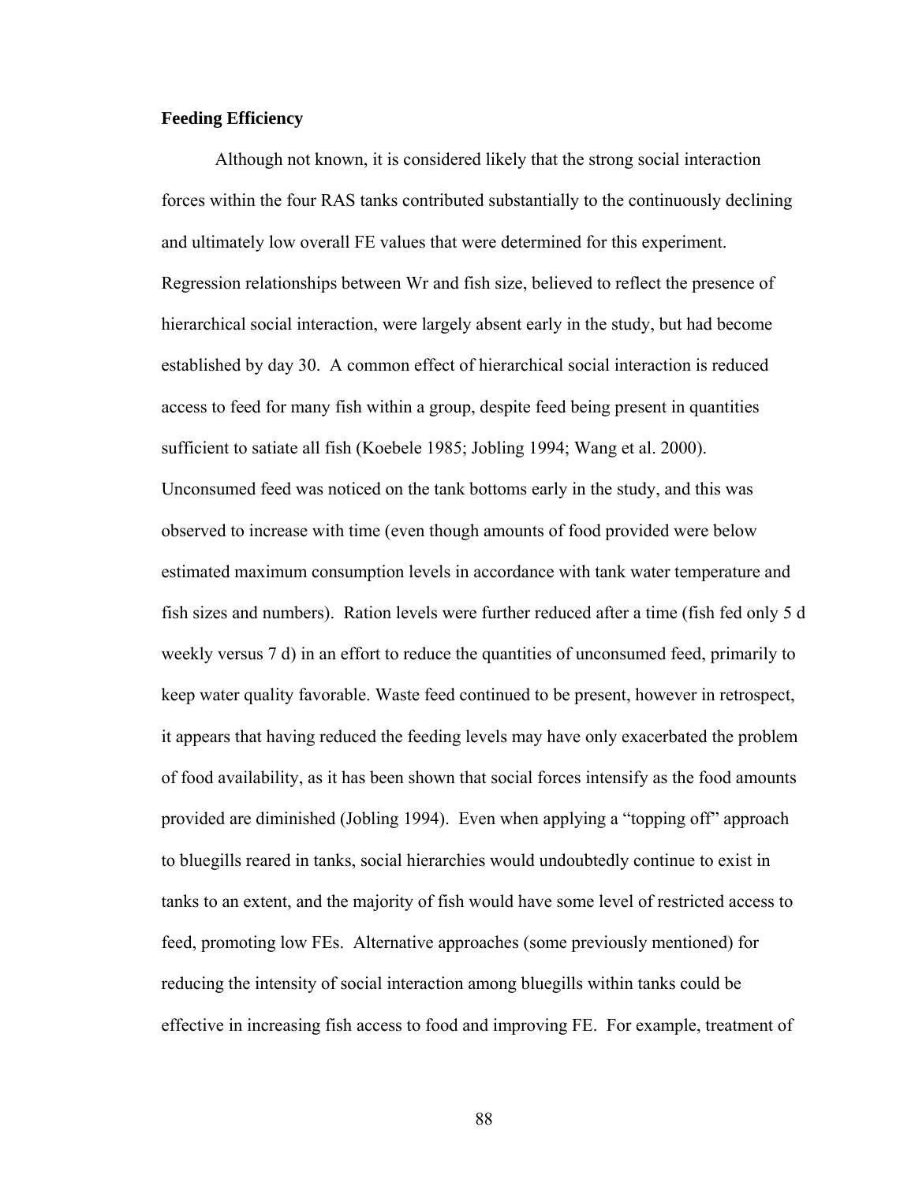**Feeding Efficiency**

Although not known, it is considered likely that the strong social interaction forces within the four RAS tanks contributed substantially to the continuously declining and ultimately low overall FE values that were determined for this experiment. Regression relationships between Wr and fish size, believed to reflect the presence of hierarchical social interaction, were largely absent early in the study, but had become established by day 30. A common effect of hierarchical social interaction is reduced access to feed for many fish within a group, despite feed being present in quantities sufficient to satiate all fish (Koebele 1985; Jobling 1994; Wang et al. 2000). Unconsumed feed was noticed on the tank bottoms early in the study, and this was observed to increase with time (even though amounts of food provided were below estimated maximum consumption levels in accordance with tank water temperature and fish sizes and numbers). Ration levels were further reduced after a time (fish fed only 5 d weekly versus 7 d) in an effort to reduce the quantities of unconsumed feed, primarily to keep water quality favorable. Waste feed continued to be present, however in retrospect, it appears that having reduced the feeding levels may have only exacerbated the problem of food availability, as it has been shown that social forces intensify as the food amounts provided are diminished (Jobling 1994). Even when applying a "topping off" approach to bluegills reared in tanks, social hierarchies would undoubtedly continue to exist in tanks to an extent, and the majority of fish would have some level of restricted access to feed, promoting low FEs. Alternative approaches (some previously mentioned) for reducing the intensity of social interaction among bluegills within tanks could be effective in increasing fish access to food and improving FE. For example, treatment of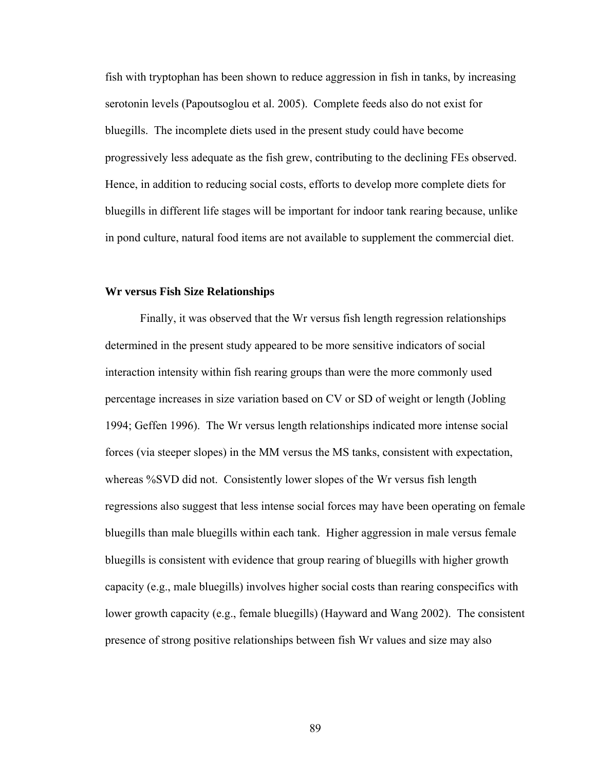fish with tryptophan has been shown to reduce aggression in fish in tanks, by increasing serotonin levels (Papoutsoglou et al. 2005). Complete feeds also do not exist for bluegills. The incomplete diets used in the present study could have become progressively less adequate as the fish grew, contributing to the declining FEs observed. Hence, in addition to reducing social costs, efforts to develop more complete diets for bluegills in different life stages will be important for indoor tank rearing because, unlike in pond culture, natural food items are not available to supplement the commercial diet.

### Wr versus Fish Size Relationships

Finally, it was observed that the Wr versus fish length regression relationships determined in the present study appeared to be more sensitive indicators of social interaction intensity within fish rearing groups than were the more commonly used percentage increases in size variation based on CV or SD of weight or length (Jobling 1994; Geffen 1996). The Wr versus length relationships indicated more intense social forces (via steeper slopes) in the MM versus the MS tanks, consistent with expectation, whereas %SVD did not. Consistently lower slopes of the Wr versus fish length regressions also suggest that less intense social forces may have been operating on female bluegills than male bluegills within each tank. Higher aggression in male versus female bluegills is consistent with evidence that group rearing of bluegills with higher growth capacity (e.g., male bluegills) involves higher social costs than rearing conspecifics with lower growth capacity (e.g., female bluegills) (Hayward and Wang 2002). The consistent presence of strong positive relationships between fish Wr values and size may also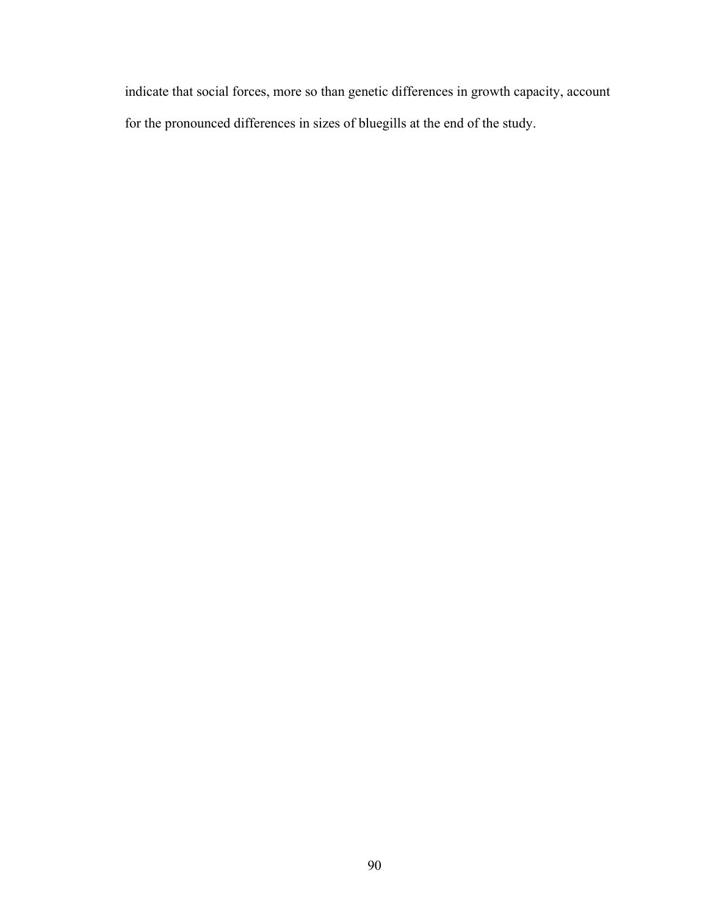indicate that social forces, more so than genetic differences in growth capacity, account for the pronounced differences in sizes of bluegills at the end of the study.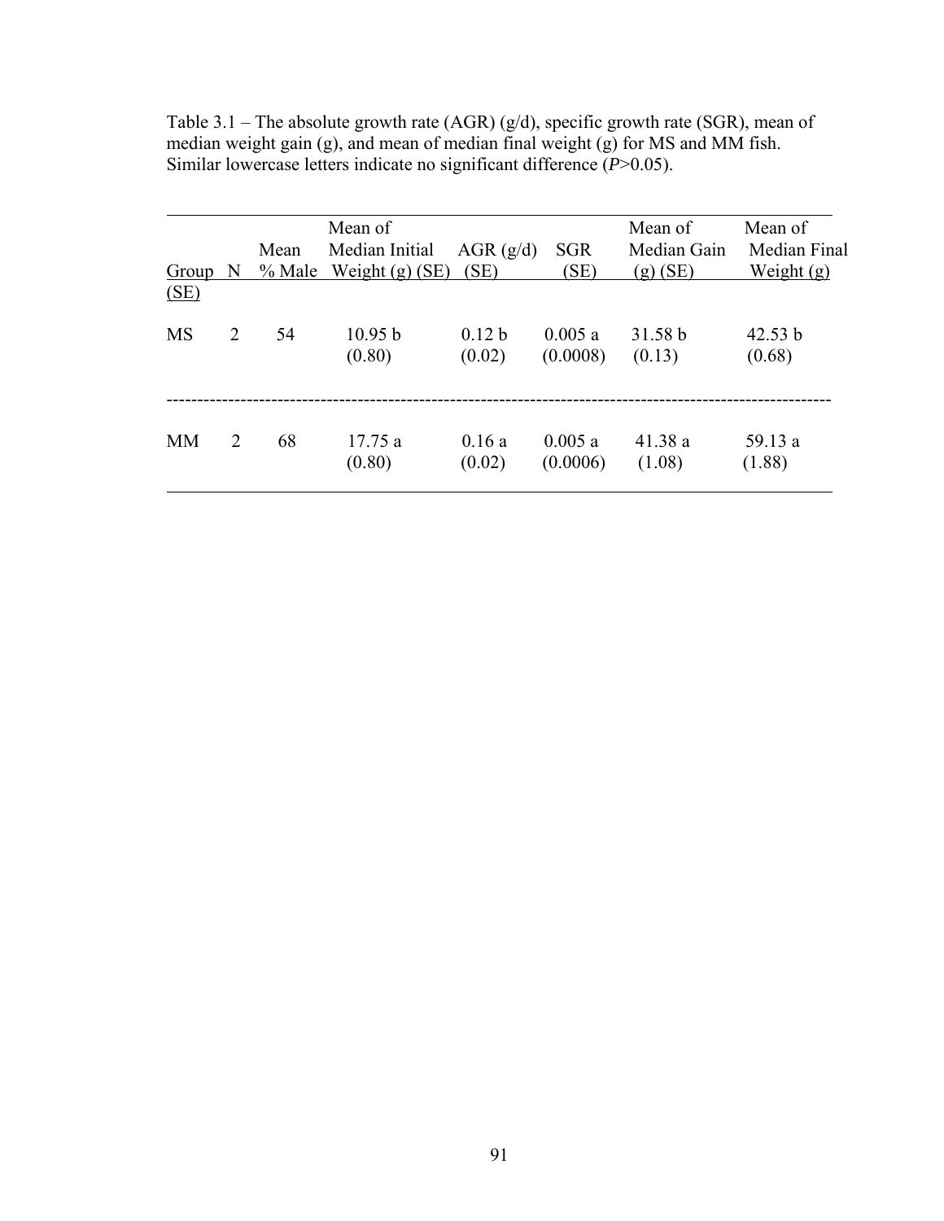Table 3.1 – The absolute growth rate (AGR) (g/d), specific growth rate (SGR), mean of median weight gain (g), and mean of median final weight (g) for MS and MM fish. Similar lowercase letters indicate no significant difference (*P*>0.05).

| Group | N | Mean % Male | Mean of Median Initial Weight (g) (SE) | AGR (g/d) (SE) | SGR (SE) | Mean of Median Gain (g) (SE) | Mean of Median Final Weight (g) (SE) |
|---|---|---|---|---|---|---|---|
| MS | 2 | 54 | 10.95 b (0.80) | 0.12 b (0.02) | 0.005 a (0.0008) | 31.58 b (0.13) | 42.53 b (0.68) |
| MM | 2 | 68 | 17.75 a (0.80) | 0.16 a (0.02) | 0.005 a (0.0006) | 41.38 a (1.08) | 59.13 a (1.88) |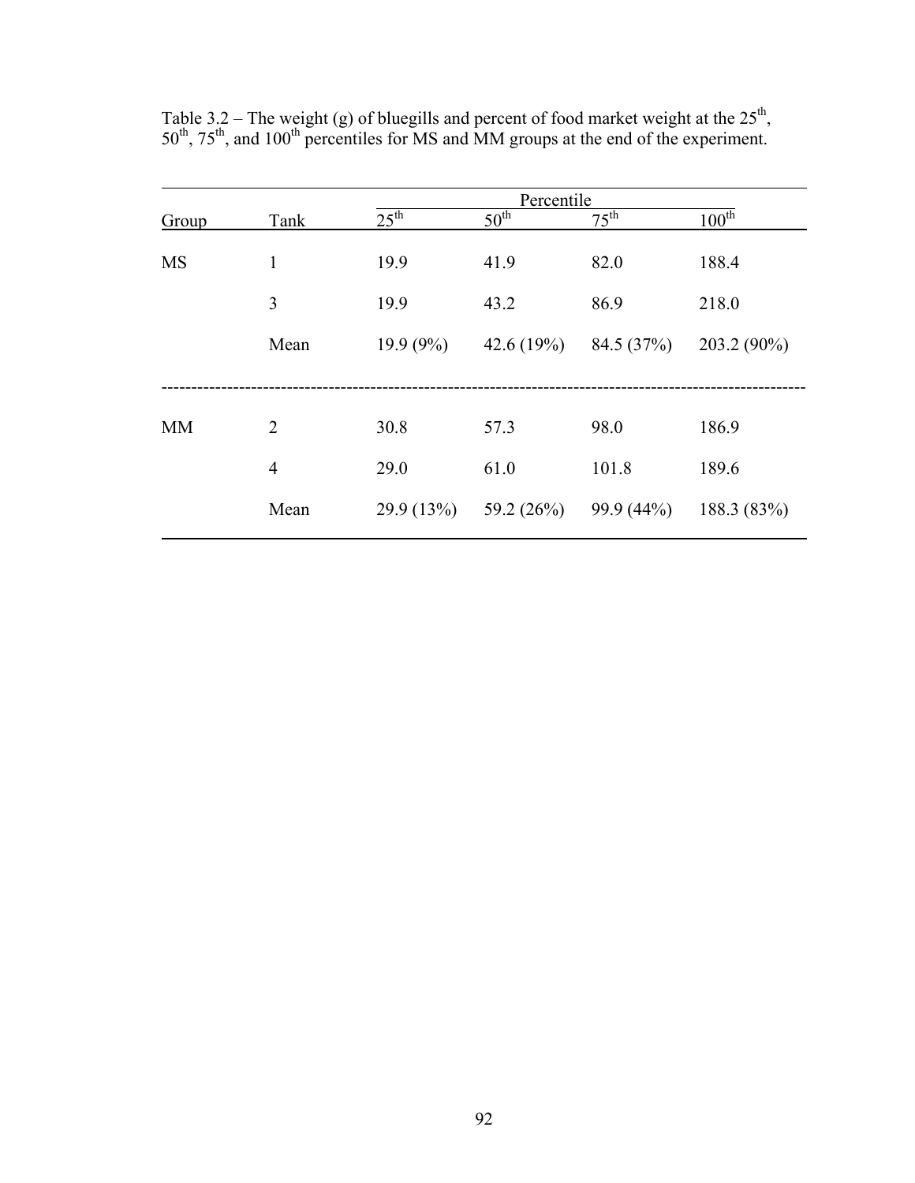Table 3.2 – The weight (g) of bluegills and percent of food market weight at the 25th, 50th, 75th, and 100th percentiles for MS and MM groups at the end of the experiment.

| Group | Tank | Percentile | | | |
|---|---|---|---|---|---|
| | | 25th | 50th | 75th | 100th |
| MS | 1 | 19.9 | 41.9 | 82.0 | 188.4 |
| | 3 | 19.9 | 43.2 | 86.9 | 218.0 |
| | Mean | 19.9 (9%) | 42.6 (19%) | 84.5 (37%) | 203.2 (90%) |
| MM | 2 | 30.8 | 57.3 | 98.0 | 186.9 |
| | 4 | 29.0 | 61.0 | 101.8 | 189.6 |
| | Mean | 29.9 (13%) | 59.2 (26%) | 99.9 (44%) | 188.3 (83%) |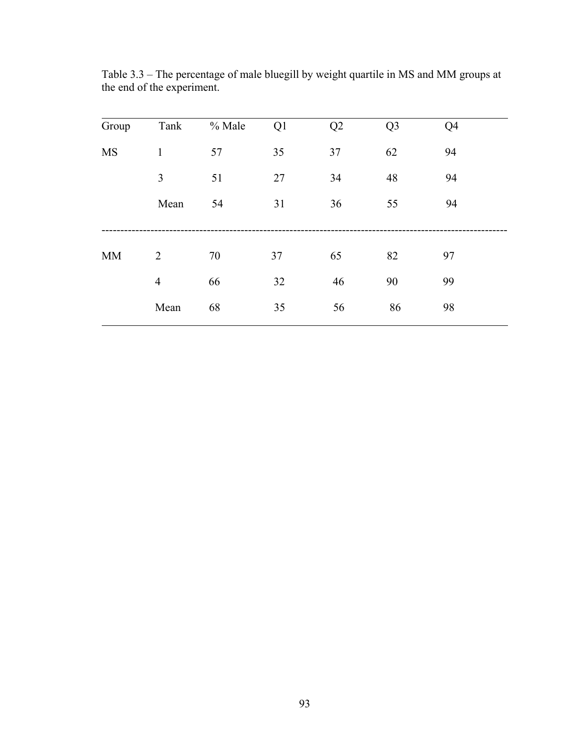Table 3.3 – The percentage of male bluegill by weight quartile in MS and MM groups at the end of the experiment.

| Group | Tank | % Male | Q1 | Q2 | Q3 | Q4 |
|---|---|---|---|---|---|---|
| MS | 1 | 57 | 35 | 37 | 62 | 94 |
| | 3 | 51 | 27 | 34 | 48 | 94 |
| | Mean | 54 | 31 | 36 | 55 | 94 |
| MM | 2 | 70 | 37 | 65 | 82 | 97 |
| | 4 | 66 | 32 | 46 | 90 | 99 |
| | Mean | 68 | 35 | 56 | 86 | 98 |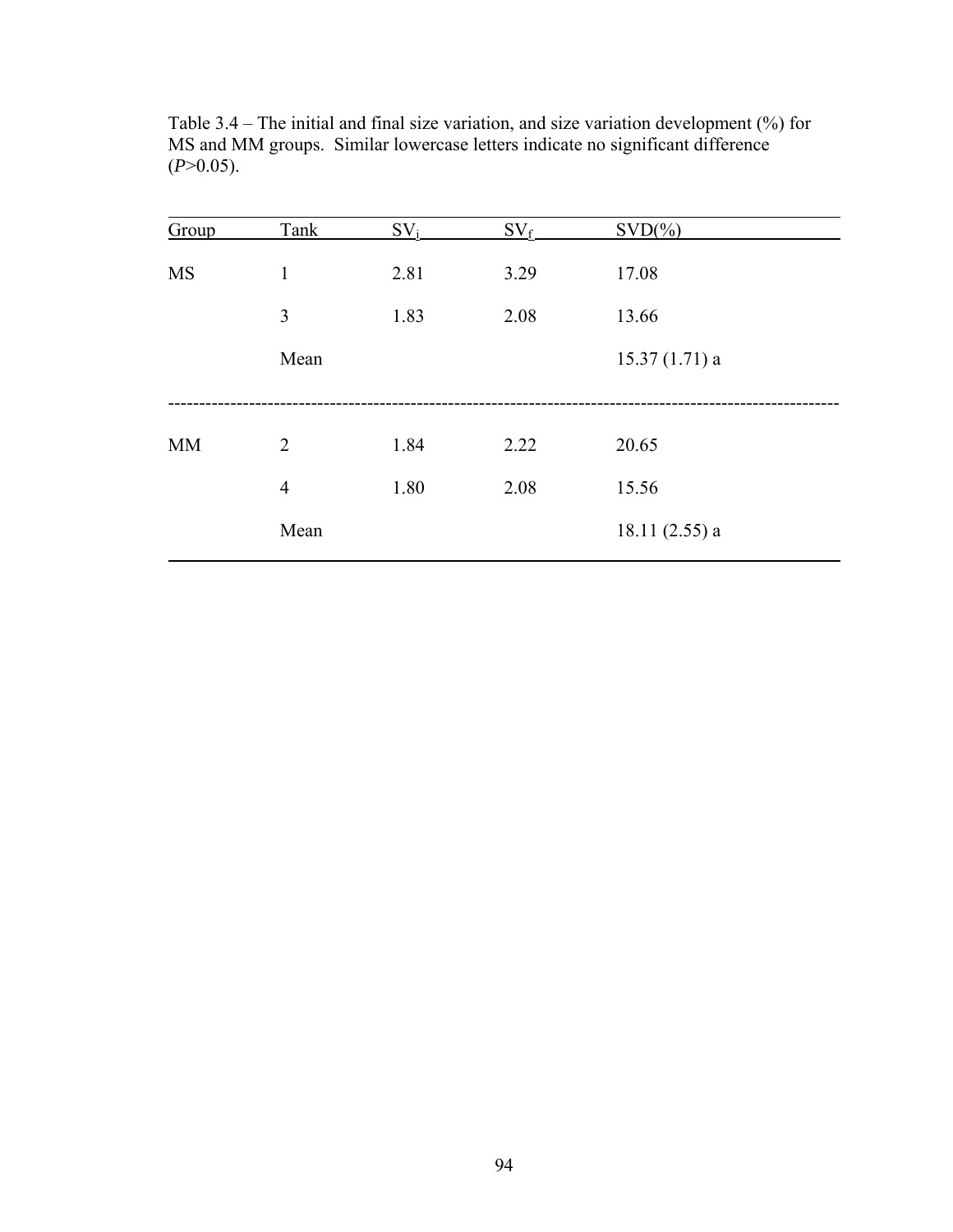Table 3.4 – The initial and final size variation, and size variation development (%) for MS and MM groups. Similar lowercase letters indicate no significant difference ($P$>0.05).

| Group | Tank | $SV_i$ | $SV_f$ | SVD(%) |
|---|---|---|---|---|
| MS | 1 | 2.81 | 3.29 | 17.08 |
| | 3 | 1.83 | 2.08 | 13.66 |
| | Mean | | | 15.37 (1.71) a |
| MM | 2 | 1.84 | 2.22 | 20.65 |
| | 4 | 1.80 | 2.08 | 15.56 |
| | Mean | | | 18.11 (2.55) a |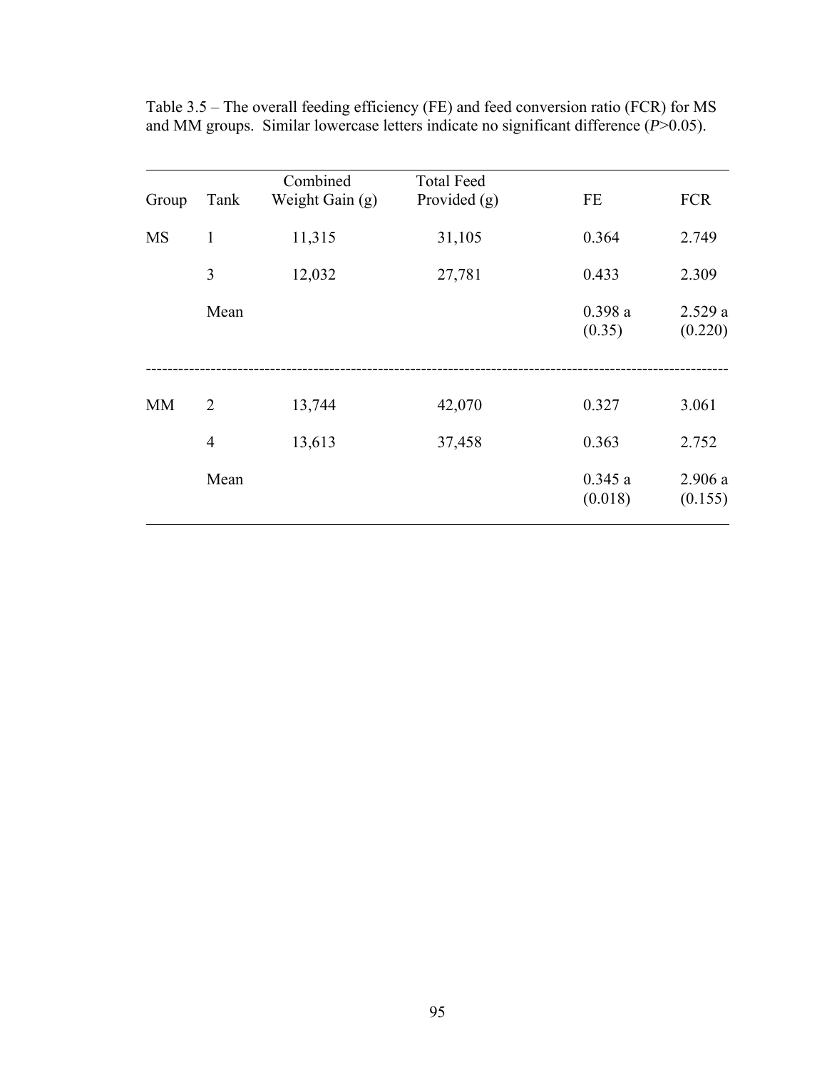Table 3.5 – The overall feeding efficiency (FE) and feed conversion ratio (FCR) for MS and MM groups. Similar lowercase letters indicate no significant difference (*P*>0.05).

| Group | Tank | Combined Weight Gain (g) | Total Feed Provided (g) | FE | FCR |
|---|---|---|---|---|---|
| MS | 1 | 11,315 | 31,105 | 0.364 | 2.749 |
| | 3 | 12,032 | 27,781 | 0.433 | 2.309 |
| | Mean | | | 0.398 a (0.35) | 2.529 a (0.220) |
| MM | 2 | 13,744 | 42,070 | 0.327 | 3.061 |
| | 4 | 13,613 | 37,458 | 0.363 | 2.752 |
| | Mean | | | 0.345 a (0.018) | 2.906 a (0.155) |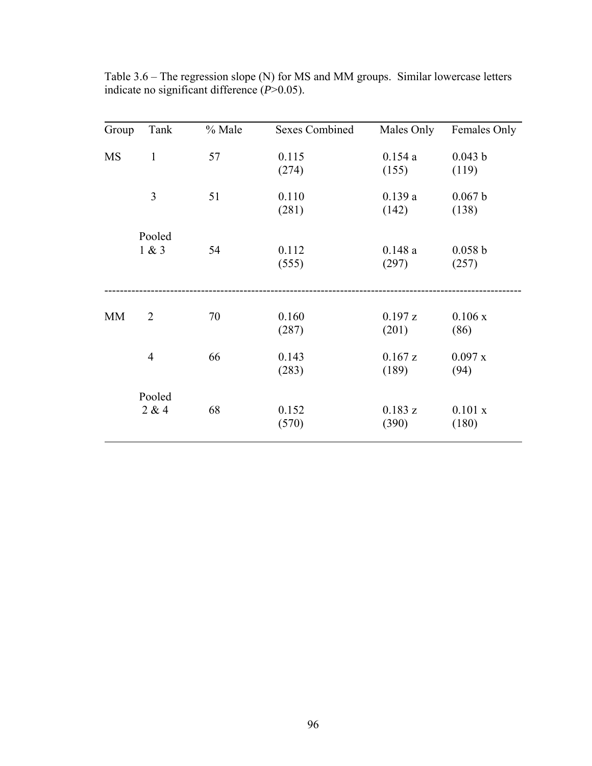Table 3.6 – The regression slope (N) for MS and MM groups. Similar lowercase letters indicate no significant difference (*P*>0.05).

| Group | Tank | % Male | Sexes Combined | Males Only | Females Only |
|---|---|---|---|---|---|
| MS | 1 | 57 | 0.115 (274) | 0.154 a (155) | 0.043 b (119) |
| | 3 | 51 | 0.110 (281) | 0.139 a (142) | 0.067 b (138) |
| | Pooled 1 & 3 | 54 | 0.112 (555) | 0.148 a (297) | 0.058 b (257) |
| MM | 2 | 70 | 0.160 (287) | 0.197 z (201) | 0.106 x (86) |
| | 4 | 66 | 0.143 (283) | 0.167 z (189) | 0.097 x (94) |
| | Pooled 2 & 4 | 68 | 0.152 (570) | 0.183 z (390) | 0.101 x (180) |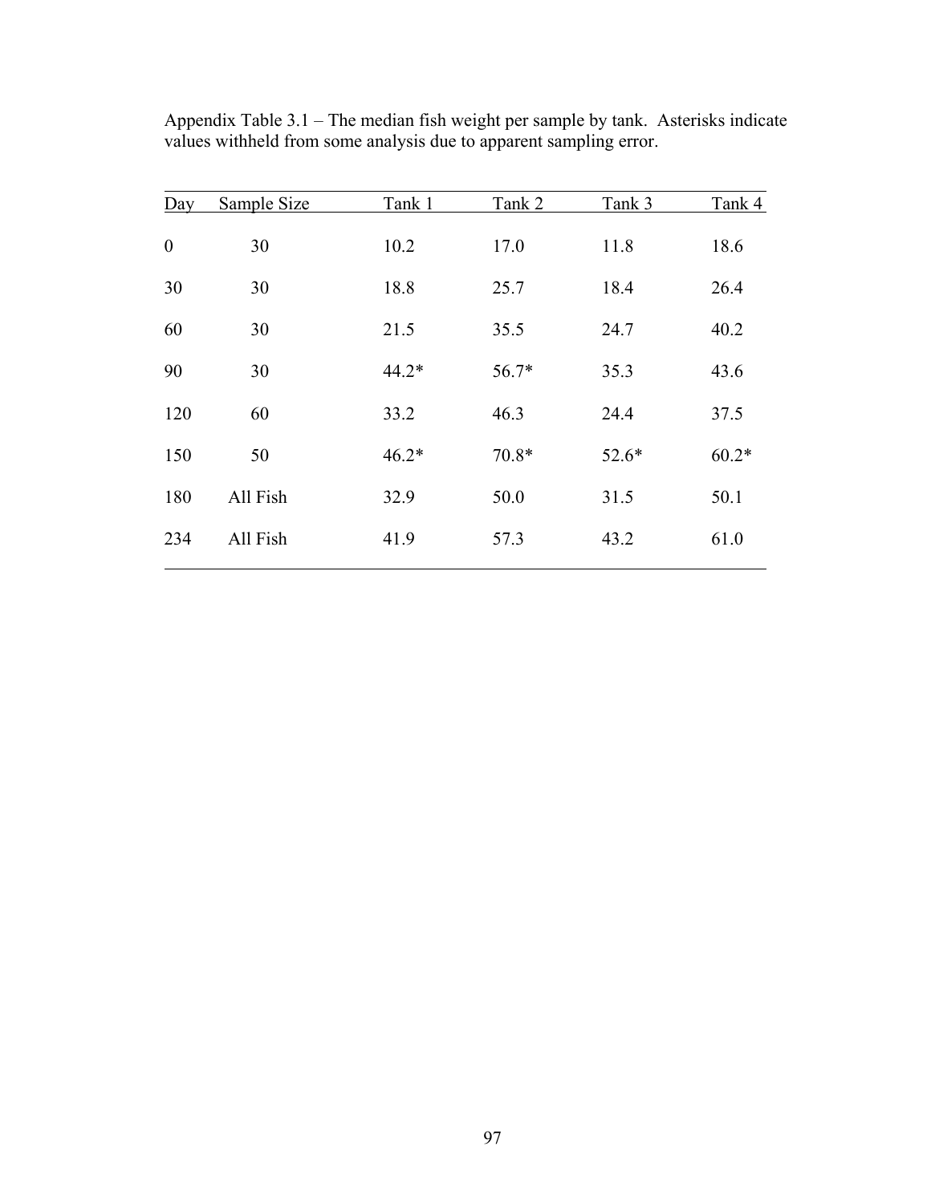Appendix Table 3.1 – The median fish weight per sample by tank. Asterisks indicate values withheld from some analysis due to apparent sampling error.

| Day | Sample Size | Tank 1 | Tank 2 | Tank 3 | Tank 4 |
|---|---|---|---|---|---|
| 0 | 30 | 10.2 | 17.0 | 11.8 | 18.6 |
| 30 | 30 | 18.8 | 25.7 | 18.4 | 26.4 |
| 60 | 30 | 21.5 | 35.5 | 24.7 | 40.2 |
| 90 | 30 | 44.2* | 56.7* | 35.3 | 43.6 |
| 120 | 60 | 33.2 | 46.3 | 24.4 | 37.5 |
| 150 | 50 | 46.2* | 70.8* | 52.6* | 60.2* |
| 180 | All Fish | 32.9 | 50.0 | 31.5 | 50.1 |
| 234 | All Fish | 41.9 | 57.3 | 43.2 | 61.0 |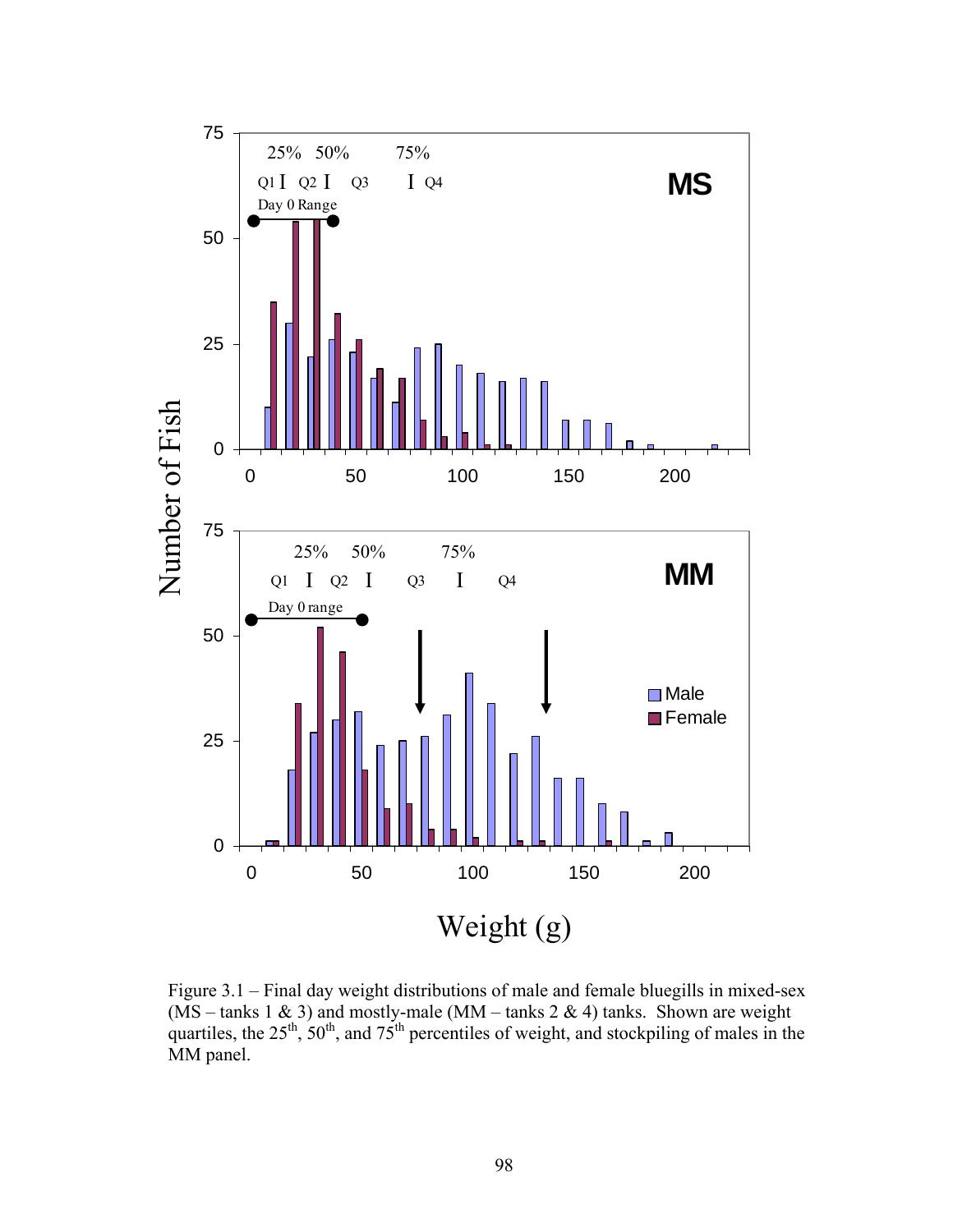Figure 3.1 – Final day weight distributions of male and female bluegills in mixed-sex (MS – tanks 1 & 3) and mostly-male (MM – tanks 2 & 4) tanks. Shown are weight quartiles, the 25th, 50th, and 75th percentiles of weight, and stockpiling of males in the MM panel.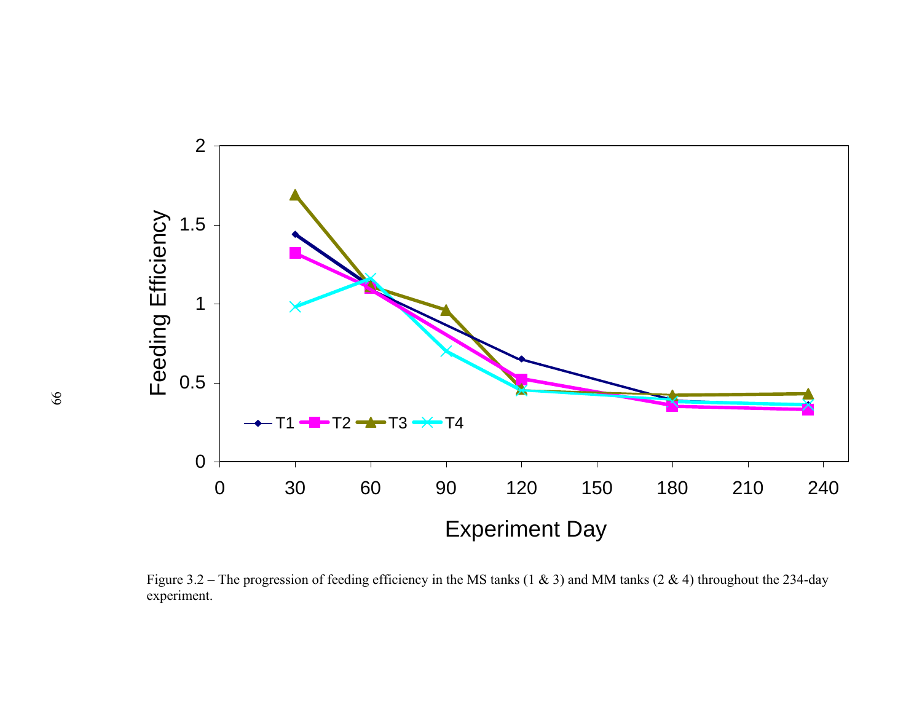Figure 3.2 – The progression of feeding efficiency in the MS tanks (1 & 3) and MM tanks (2 & 4) throughout the 234-day experiment.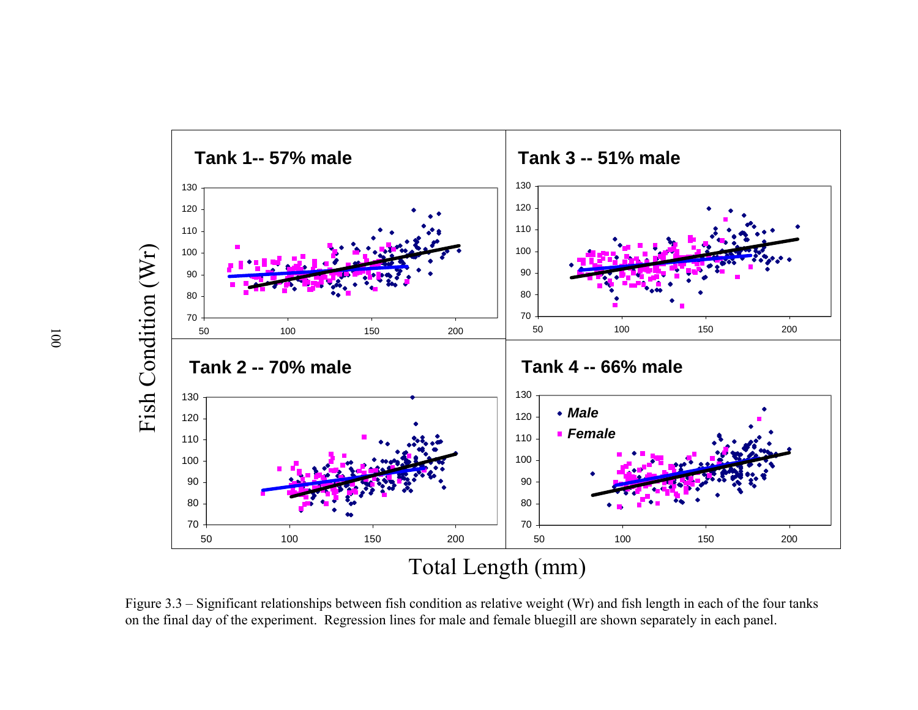Figure 3.3 – Significant relationships between fish condition as relative weight (Wr) and fish length in each of the four tanks on the final day of the experiment. Regression lines for male and female bluegill are shown separately in each panel.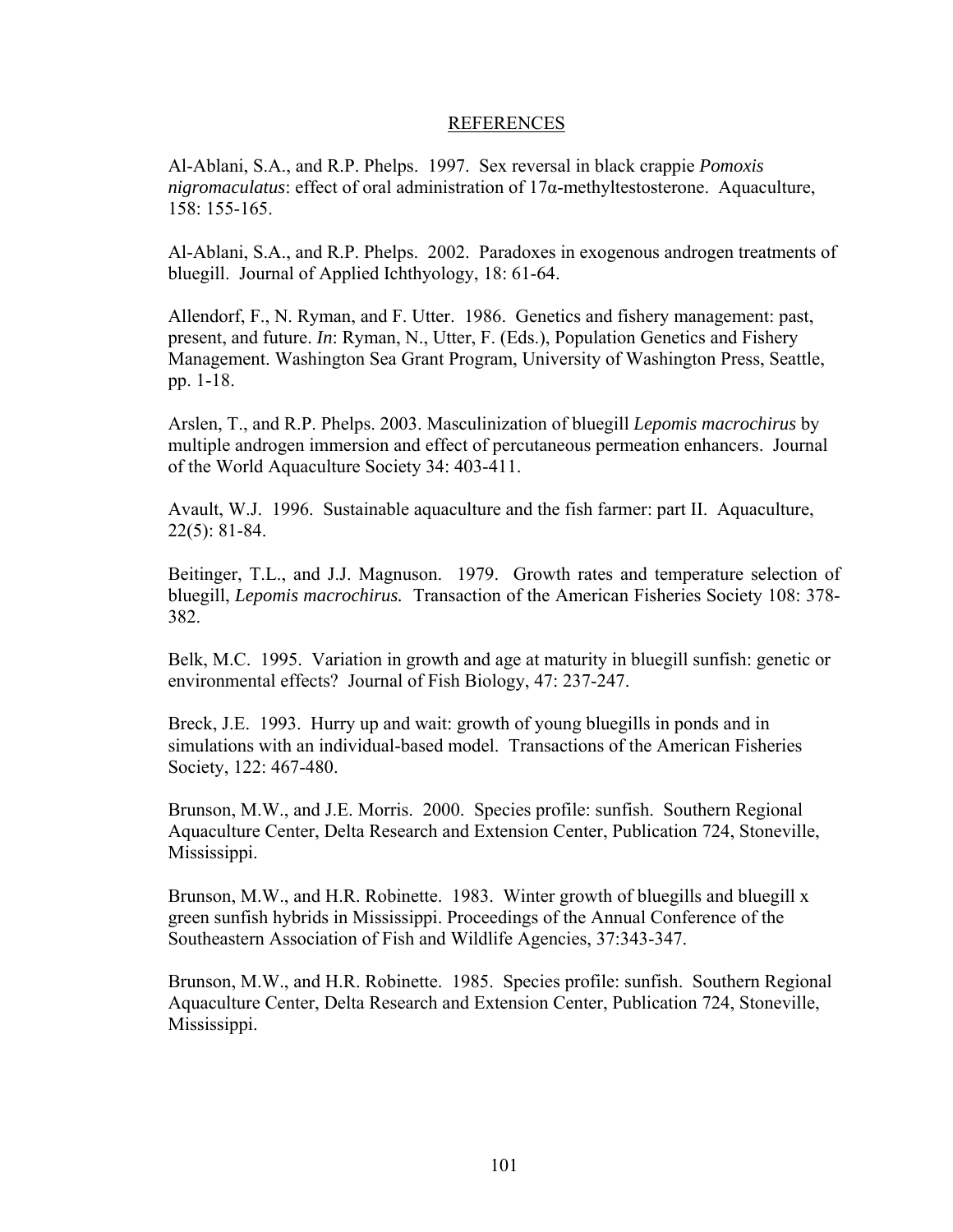## REFERENCES

Al-Ablani, S.A., and R.P. Phelps. 1997. Sex reversal in black crappie *Pomoxis nigromaculatus*: effect of oral administration of 17α-methyltestosterone. Aquaculture, 158: 155-165.

Al-Ablani, S.A., and R.P. Phelps. 2002. Paradoxes in exogenous androgen treatments of bluegill. Journal of Applied Ichthyology, 18: 61-64.

Allendorf, F., N. Ryman, and F. Utter. 1986. Genetics and fishery management: past, present, and future. *In*: Ryman, N., Utter, F. (Eds.), Population Genetics and Fishery Management. Washington Sea Grant Program, University of Washington Press, Seattle, pp. 1-18.

Arslen, T., and R.P. Phelps. 2003. Masculinization of bluegill *Lepomis macrochirus* by multiple androgen immersion and effect of percutaneous permeation enhancers. Journal of the World Aquaculture Society 34: 403-411.

Avault, W.J. 1996. Sustainable aquaculture and the fish farmer: part II. Aquaculture, 22(5): 81-84.

Beitinger, T.L., and J.J. Magnuson. 1979. Growth rates and temperature selection of bluegill, *Lepomis macrochirus.* Transaction of the American Fisheries Society 108: 378-382.

Belk, M.C. 1995. Variation in growth and age at maturity in bluegill sunfish: genetic or environmental effects? Journal of Fish Biology, 47: 237-247.

Breck, J.E. 1993. Hurry up and wait: growth of young bluegills in ponds and in simulations with an individual-based model. Transactions of the American Fisheries Society, 122: 467-480.

Brunson, M.W., and J.E. Morris. 2000. Species profile: sunfish. Southern Regional Aquaculture Center, Delta Research and Extension Center, Publication 724, Stoneville, Mississippi.

Brunson, M.W., and H.R. Robinette. 1983. Winter growth of bluegills and bluegill x green sunfish hybrids in Mississippi. Proceedings of the Annual Conference of the Southeastern Association of Fish and Wildlife Agencies, 37:343-347.

Brunson, M.W., and H.R. Robinette. 1985. Species profile: sunfish. Southern Regional Aquaculture Center, Delta Research and Extension Center, Publication 724, Stoneville, Mississippi.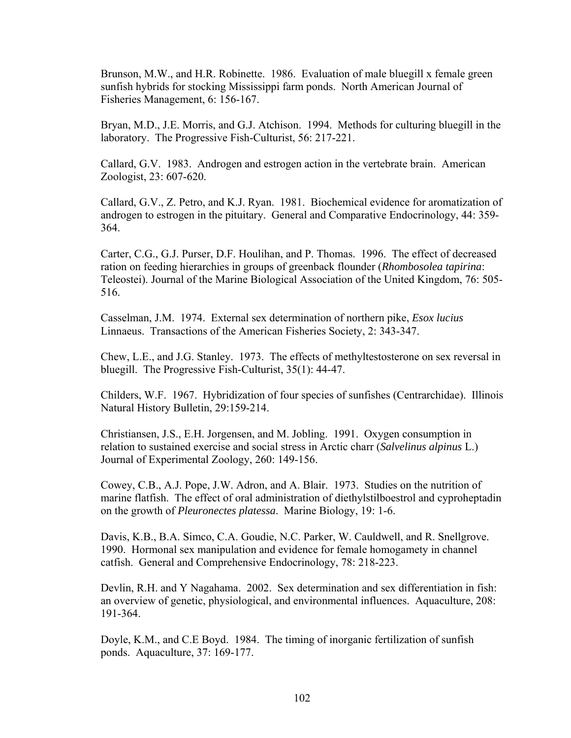Brunson, M.W., and H.R. Robinette. 1986. Evaluation of male bluegill x female green sunfish hybrids for stocking Mississippi farm ponds. North American Journal of Fisheries Management, 6: 156-167.

Bryan, M.D., J.E. Morris, and G.J. Atchison. 1994. Methods for culturing bluegill in the laboratory. The Progressive Fish-Culturist, 56: 217-221.

Callard, G.V. 1983. Androgen and estrogen action in the vertebrate brain. American Zoologist, 23: 607-620.

Callard, G.V., Z. Petro, and K.J. Ryan. 1981. Biochemical evidence for aromatization of androgen to estrogen in the pituitary. General and Comparative Endocrinology, 44: 359-364.

Carter, C.G., G.J. Purser, D.F. Houlihan, and P. Thomas. 1996. The effect of decreased ration on feeding hierarchies in groups of greenback flounder (*Rhombosolea tapirina*: Teleostei). Journal of the Marine Biological Association of the United Kingdom, 76: 505-516.

Casselman, J.M. 1974. External sex determination of northern pike, *Esox lucius* Linnaeus. Transactions of the American Fisheries Society, 2: 343-347.

Chew, L.E., and J.G. Stanley. 1973. The effects of methyltestosterone on sex reversal in bluegill. The Progressive Fish-Culturist, 35(1): 44-47.

Childers, W.F. 1967. Hybridization of four species of sunfishes (Centrarchidae). Illinois Natural History Bulletin, 29:159-214.

Christiansen, J.S., E.H. Jorgensen, and M. Jobling. 1991. Oxygen consumption in relation to sustained exercise and social stress in Arctic charr (*Salvelinus alpinus* L.) Journal of Experimental Zoology, 260: 149-156.

Cowey, C.B., A.J. Pope, J.W. Adron, and A. Blair. 1973. Studies on the nutrition of marine flatfish. The effect of oral administration of diethylstilboestrol and cyproheptadin on the growth of *Pleuronectes platessa*. Marine Biology, 19: 1-6.

Davis, K.B., B.A. Simco, C.A. Goudie, N.C. Parker, W. Cauldwell, and R. Snellgrove. 1990. Hormonal sex manipulation and evidence for female homogamety in channel catfish. General and Comprehensive Endocrinology, 78: 218-223.

Devlin, R.H. and Y Nagahama. 2002. Sex determination and sex differentiation in fish: an overview of genetic, physiological, and environmental influences. Aquaculture, 208: 191-364.

Doyle, K.M., and C.E Boyd. 1984. The timing of inorganic fertilization of sunfish ponds. Aquaculture, 37: 169-177.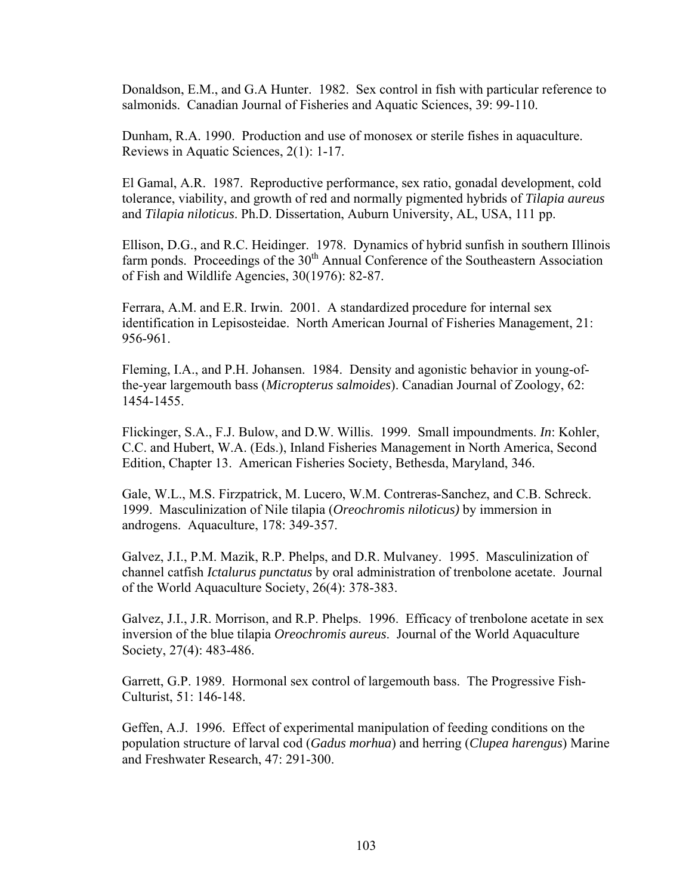Donaldson, E.M., and G.A Hunter. 1982. Sex control in fish with particular reference to salmonids. Canadian Journal of Fisheries and Aquatic Sciences, 39: 99-110.

Dunham, R.A. 1990. Production and use of monosex or sterile fishes in aquaculture. Reviews in Aquatic Sciences, 2(1): 1-17.

El Gamal, A.R. 1987. Reproductive performance, sex ratio, gonadal development, cold tolerance, viability, and growth of red and normally pigmented hybrids of *Tilapia aureus* and *Tilapia niloticus*. Ph.D. Dissertation, Auburn University, AL, USA, 111 pp.

Ellison, D.G., and R.C. Heidinger. 1978. Dynamics of hybrid sunfish in southern Illinois farm ponds. Proceedings of the 30th Annual Conference of the Southeastern Association of Fish and Wildlife Agencies, 30(1976): 82-87.

Ferrara, A.M. and E.R. Irwin. 2001. A standardized procedure for internal sex identification in Lepisosteidae. North American Journal of Fisheries Management, 21: 956-961.

Fleming, I.A., and P.H. Johansen. 1984. Density and agonistic behavior in young-of-the-year largemouth bass (*Micropterus salmoides*). Canadian Journal of Zoology, 62: 1454-1455.

Flickinger, S.A., F.J. Bulow, and D.W. Willis. 1999. Small impoundments. *In*: Kohler, C.C. and Hubert, W.A. (Eds.), Inland Fisheries Management in North America, Second Edition, Chapter 13. American Fisheries Society, Bethesda, Maryland, 346.

Gale, W.L., M.S. Firzpatrick, M. Lucero, W.M. Contreras-Sanchez, and C.B. Schreck. 1999. Masculinization of Nile tilapia (*Oreochromis niloticus)* by immersion in androgens. Aquaculture, 178: 349-357.

Galvez, J.I., P.M. Mazik, R.P. Phelps, and D.R. Mulvaney. 1995. Masculinization of channel catfish *Ictalurus punctatus* by oral administration of trenbolone acetate. Journal of the World Aquaculture Society, 26(4): 378-383.

Galvez, J.I., J.R. Morrison, and R.P. Phelps. 1996. Efficacy of trenbolone acetate in sex inversion of the blue tilapia *Oreochromis aureus*. Journal of the World Aquaculture Society, 27(4): 483-486.

Garrett, G.P. 1989. Hormonal sex control of largemouth bass. The Progressive Fish-Culturist, 51: 146-148.

Geffen, A.J. 1996. Effect of experimental manipulation of feeding conditions on the population structure of larval cod (*Gadus morhua*) and herring (*Clupea harengus*) Marine and Freshwater Research, 47: 291-300.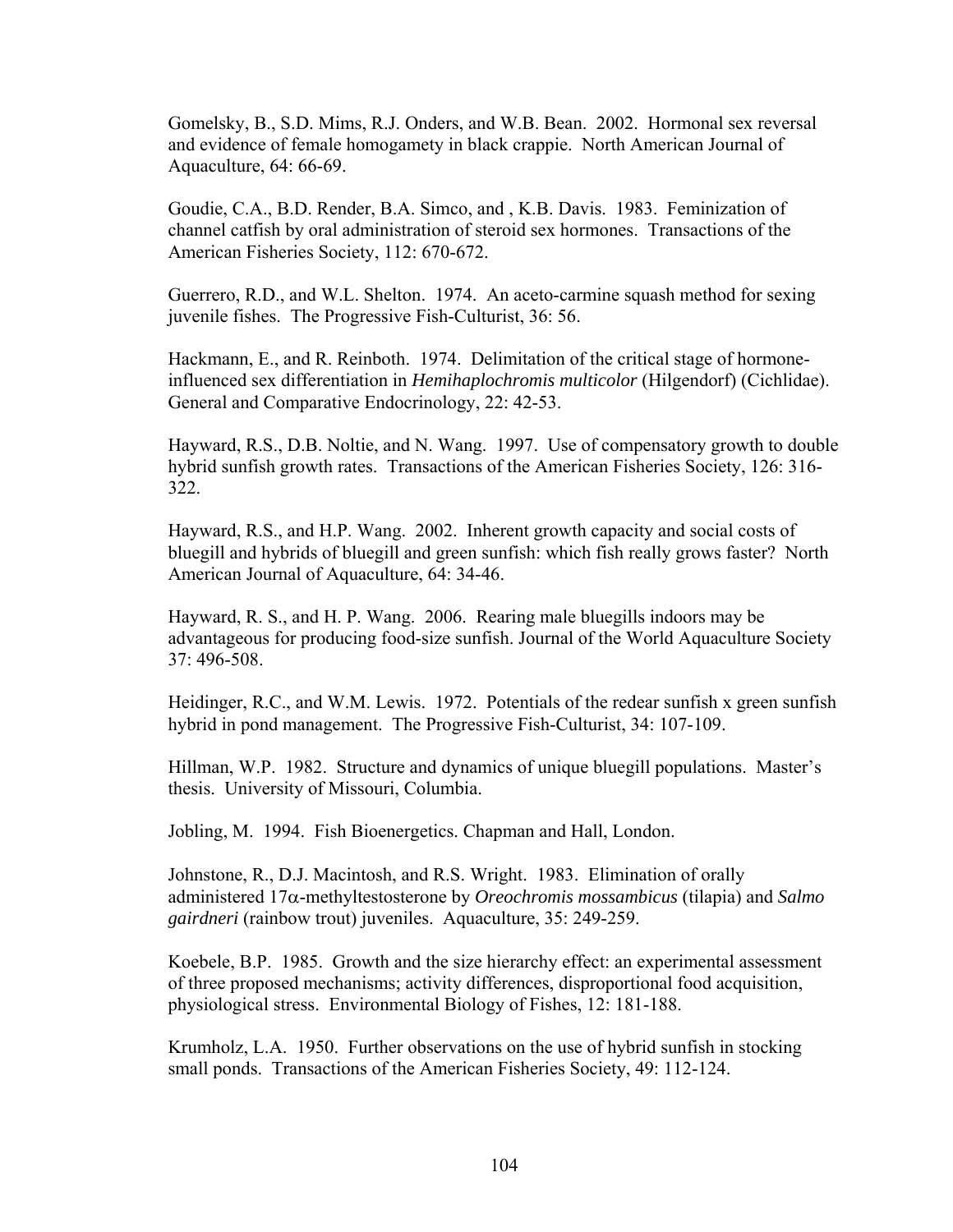Gomelsky, B., S.D. Mims, R.J. Onders, and W.B. Bean. 2002. Hormonal sex reversal and evidence of female homogamety in black crappie. North American Journal of Aquaculture, 64: 66-69.

Goudie, C.A., B.D. Render, B.A. Simco, and , K.B. Davis. 1983. Feminization of channel catfish by oral administration of steroid sex hormones. Transactions of the American Fisheries Society, 112: 670-672.

Guerrero, R.D., and W.L. Shelton. 1974. An aceto-carmine squash method for sexing juvenile fishes. The Progressive Fish-Culturist, 36: 56.

Hackmann, E., and R. Reinboth. 1974. Delimitation of the critical stage of hormone-influenced sex differentiation in *Hemihaplochromis multicolor* (Hilgendorf) (Cichlidae). General and Comparative Endocrinology, 22: 42-53.

Hayward, R.S., D.B. Noltie, and N. Wang. 1997. Use of compensatory growth to double hybrid sunfish growth rates. Transactions of the American Fisheries Society, 126: 316-322.

Hayward, R.S., and H.P. Wang. 2002. Inherent growth capacity and social costs of bluegill and hybrids of bluegill and green sunfish: which fish really grows faster? North American Journal of Aquaculture, 64: 34-46.

Hayward, R. S., and H. P. Wang. 2006. Rearing male bluegills indoors may be advantageous for producing food-size sunfish. Journal of the World Aquaculture Society 37: 496-508.

Heidinger, R.C., and W.M. Lewis. 1972. Potentials of the redear sunfish x green sunfish hybrid in pond management. The Progressive Fish-Culturist, 34: 107-109.

Hillman, W.P. 1982. Structure and dynamics of unique bluegill populations. Master's thesis. University of Missouri, Columbia.

Jobling, M. 1994. Fish Bioenergetics. Chapman and Hall, London.

Johnstone, R., D.J. Macintosh, and R.S. Wright. 1983. Elimination of orally administered 17$\alpha$-methyltestosterone by *Oreochromis mossambicus* (tilapia) and *Salmo gairdneri* (rainbow trout) juveniles. Aquaculture, 35: 249-259.

Koebele, B.P. 1985. Growth and the size hierarchy effect: an experimental assessment of three proposed mechanisms; activity differences, disproportional food acquisition, physiological stress. Environmental Biology of Fishes, 12: 181-188.

Krumholz, L.A. 1950. Further observations on the use of hybrid sunfish in stocking small ponds. Transactions of the American Fisheries Society, 49: 112-124.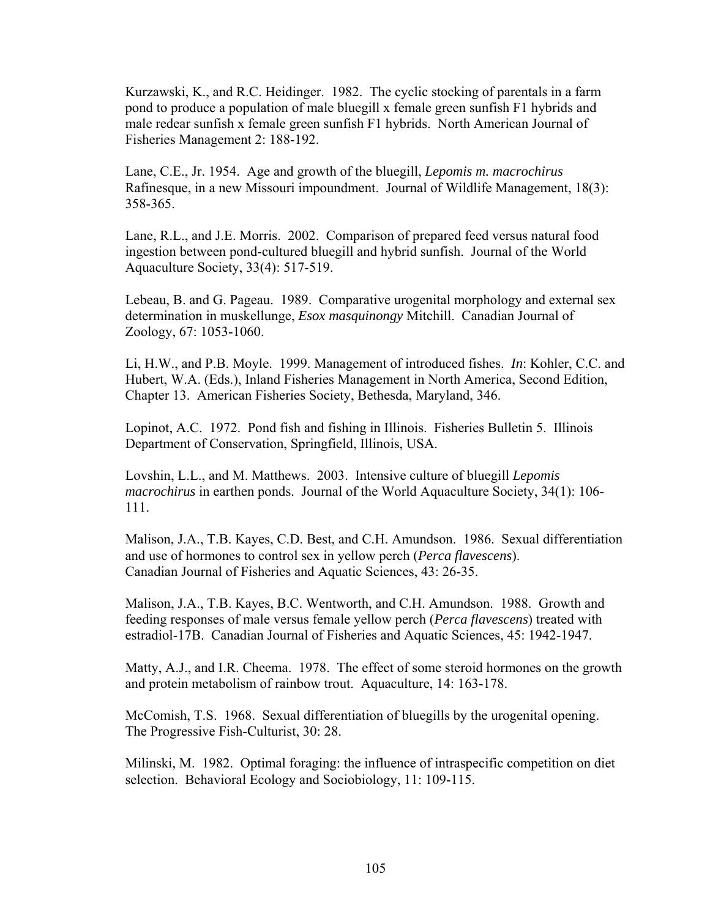Kurzawski, K., and R.C. Heidinger. 1982. The cyclic stocking of parentals in a farm pond to produce a population of male bluegill x female green sunfish F1 hybrids and male redear sunfish x female green sunfish F1 hybrids. North American Journal of Fisheries Management 2: 188-192.

Lane, C.E., Jr. 1954. Age and growth of the bluegill, *Lepomis m. macrochirus* Rafinesque, in a new Missouri impoundment. Journal of Wildlife Management, 18(3): 358-365.

Lane, R.L., and J.E. Morris. 2002. Comparison of prepared feed versus natural food ingestion between pond-cultured bluegill and hybrid sunfish. Journal of the World Aquaculture Society, 33(4): 517-519.

Lebeau, B. and G. Pageau. 1989. Comparative urogenital morphology and external sex determination in muskellunge, *Esox masquinongy* Mitchill. Canadian Journal of Zoology, 67: 1053-1060.

Li, H.W., and P.B. Moyle. 1999. Management of introduced fishes. *In*: Kohler, C.C. and Hubert, W.A. (Eds.), Inland Fisheries Management in North America, Second Edition, Chapter 13. American Fisheries Society, Bethesda, Maryland, 346.

Lopinot, A.C. 1972. Pond fish and fishing in Illinois. Fisheries Bulletin 5. Illinois Department of Conservation, Springfield, Illinois, USA.

Lovshin, L.L., and M. Matthews. 2003. Intensive culture of bluegill *Lepomis macrochirus* in earthen ponds. Journal of the World Aquaculture Society, 34(1): 106-111.

Malison, J.A., T.B. Kayes, C.D. Best, and C.H. Amundson. 1986. Sexual differentiation and use of hormones to control sex in yellow perch (*Perca flavescens*). Canadian Journal of Fisheries and Aquatic Sciences, 43: 26-35.

Malison, J.A., T.B. Kayes, B.C. Wentworth, and C.H. Amundson. 1988. Growth and feeding responses of male versus female yellow perch (*Perca flavescens*) treated with estradiol-17B. Canadian Journal of Fisheries and Aquatic Sciences, 45: 1942-1947.

Matty, A.J., and I.R. Cheema. 1978. The effect of some steroid hormones on the growth and protein metabolism of rainbow trout. Aquaculture, 14: 163-178.

McComish, T.S. 1968. Sexual differentiation of bluegills by the urogenital opening. The Progressive Fish-Culturist, 30: 28.

Milinski, M. 1982. Optimal foraging: the influence of intraspecific competition on diet selection. Behavioral Ecology and Sociobiology, 11: 109-115.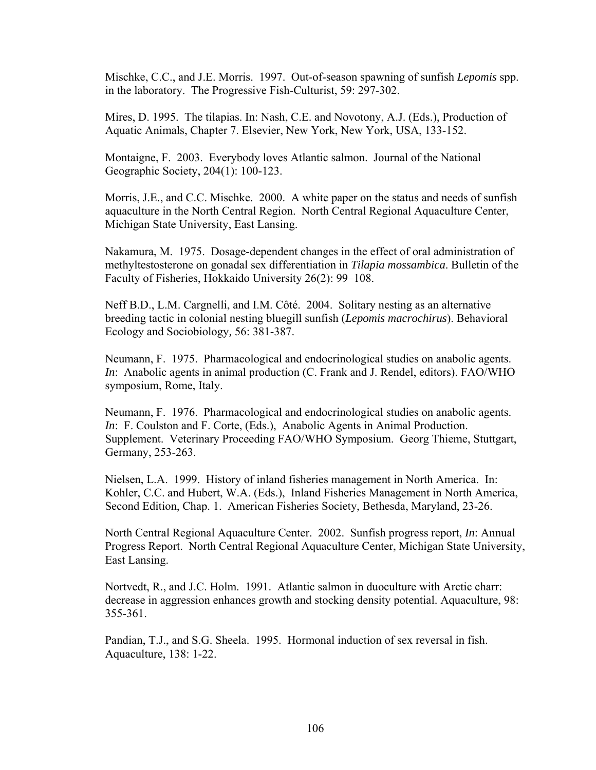Mischke, C.C., and J.E. Morris. 1997. Out-of-season spawning of sunfish *Lepomis* spp. in the laboratory. The Progressive Fish-Culturist, 59: 297-302.

Mires, D. 1995. The tilapias. In: Nash, C.E. and Novotony, A.J. (Eds.), Production of Aquatic Animals, Chapter 7. Elsevier, New York, New York, USA, 133-152.

Montaigne, F. 2003. Everybody loves Atlantic salmon. Journal of the National Geographic Society, 204(1): 100-123.

Morris, J.E., and C.C. Mischke. 2000. A white paper on the status and needs of sunfish aquaculture in the North Central Region. North Central Regional Aquaculture Center, Michigan State University, East Lansing.

Nakamura, M. 1975. Dosage-dependent changes in the effect of oral administration of methyltestosterone on gonadal sex differentiation in *Tilapia mossambica*. Bulletin of the Faculty of Fisheries, Hokkaido University 26(2): 99–108.

Neff B.D., L.M. Cargnelli, and I.M. Côté. 2004. Solitary nesting as an alternative breeding tactic in colonial nesting bluegill sunfish (*Lepomis macrochirus*). Behavioral Ecology and Sociobiology, 56: 381-387.

Neumann, F. 1975. Pharmacological and endocrinological studies on anabolic agents. *In*: Anabolic agents in animal production (C. Frank and J. Rendel, editors). FAO/WHO symposium, Rome, Italy.

Neumann, F. 1976. Pharmacological and endocrinological studies on anabolic agents. *In*: F. Coulston and F. Corte, (Eds.), Anabolic Agents in Animal Production. Supplement. Veterinary Proceeding FAO/WHO Symposium. Georg Thieme, Stuttgart, Germany, 253-263.

Nielsen, L.A. 1999. History of inland fisheries management in North America. In: Kohler, C.C. and Hubert, W.A. (Eds.), Inland Fisheries Management in North America, Second Edition, Chap. 1. American Fisheries Society, Bethesda, Maryland, 23-26.

North Central Regional Aquaculture Center. 2002. Sunfish progress report, *In*: Annual Progress Report. North Central Regional Aquaculture Center, Michigan State University, East Lansing.

Nortvedt, R., and J.C. Holm. 1991. Atlantic salmon in duoculture with Arctic charr: decrease in aggression enhances growth and stocking density potential. Aquaculture, 98: 355-361.

Pandian, T.J., and S.G. Sheela. 1995. Hormonal induction of sex reversal in fish. Aquaculture, 138: 1-22.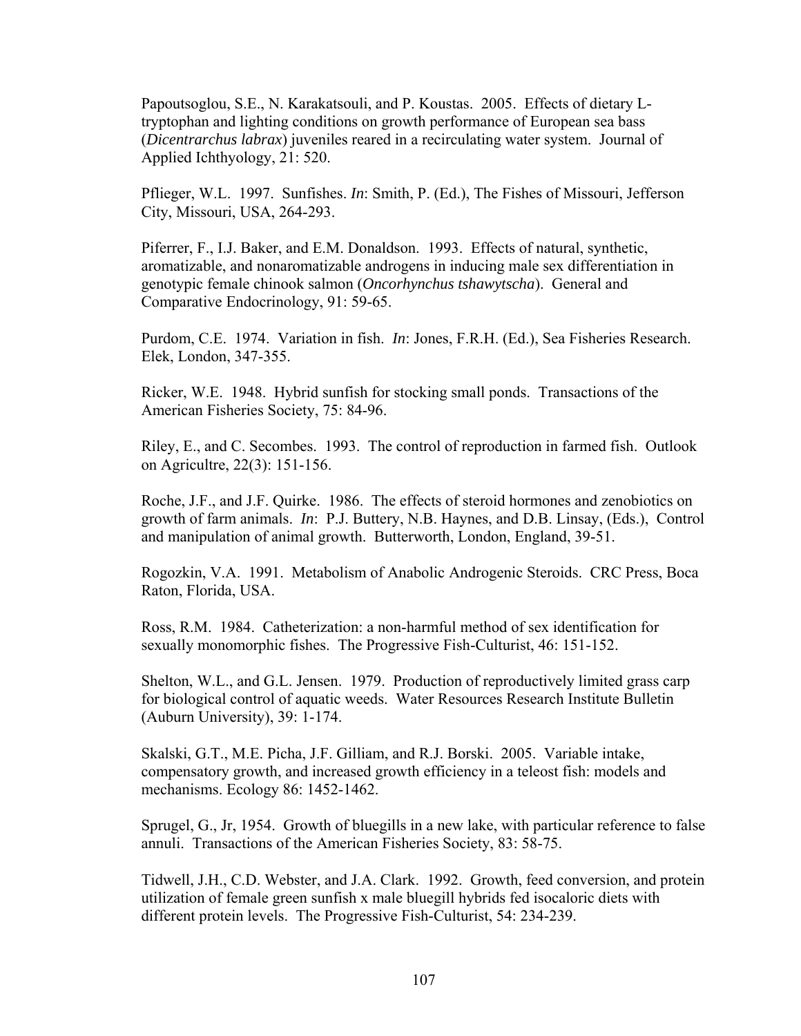Papoutsoglou, S.E., N. Karakatsouli, and P. Koustas. 2005. Effects of dietary L-tryptophan and lighting conditions on growth performance of European sea bass (*Dicentrarchus labrax*) juveniles reared in a recirculating water system. Journal of Applied Ichthyology, 21: 520.

Pflieger, W.L. 1997. Sunfishes. *In*: Smith, P. (Ed.), The Fishes of Missouri, Jefferson City, Missouri, USA, 264-293.

Piferrer, F., I.J. Baker, and E.M. Donaldson. 1993. Effects of natural, synthetic, aromatizable, and nonaromatizable androgens in inducing male sex differentiation in genotypic female chinook salmon (*Oncorhynchus tshawytscha*). General and Comparative Endocrinology, 91: 59-65.

Purdom, C.E. 1974. Variation in fish. *In*: Jones, F.R.H. (Ed.), Sea Fisheries Research. Elek, London, 347-355.

Ricker, W.E. 1948. Hybrid sunfish for stocking small ponds. Transactions of the American Fisheries Society, 75: 84-96.

Riley, E., and C. Secombes. 1993. The control of reproduction in farmed fish. Outlook on Agricultre, 22(3): 151-156.

Roche, J.F., and J.F. Quirke. 1986. The effects of steroid hormones and zenobiotics on growth of farm animals. *In*: P.J. Buttery, N.B. Haynes, and D.B. Linsay, (Eds.), Control and manipulation of animal growth. Butterworth, London, England, 39-51.

Rogozkin, V.A. 1991. Metabolism of Anabolic Androgenic Steroids. CRC Press, Boca Raton, Florida, USA.

Ross, R.M. 1984. Catheterization: a non-harmful method of sex identification for sexually monomorphic fishes. The Progressive Fish-Culturist, 46: 151-152.

Shelton, W.L., and G.L. Jensen. 1979. Production of reproductively limited grass carp for biological control of aquatic weeds. Water Resources Research Institute Bulletin (Auburn University), 39: 1-174.

Skalski, G.T., M.E. Picha, J.F. Gilliam, and R.J. Borski. 2005. Variable intake, compensatory growth, and increased growth efficiency in a teleost fish: models and mechanisms. Ecology 86: 1452-1462.

Sprugel, G., Jr, 1954. Growth of bluegills in a new lake, with particular reference to false annuli. Transactions of the American Fisheries Society, 83: 58-75.

Tidwell, J.H., C.D. Webster, and J.A. Clark. 1992. Growth, feed conversion, and protein utilization of female green sunfish x male bluegill hybrids fed isocaloric diets with different protein levels. The Progressive Fish-Culturist, 54: 234-239.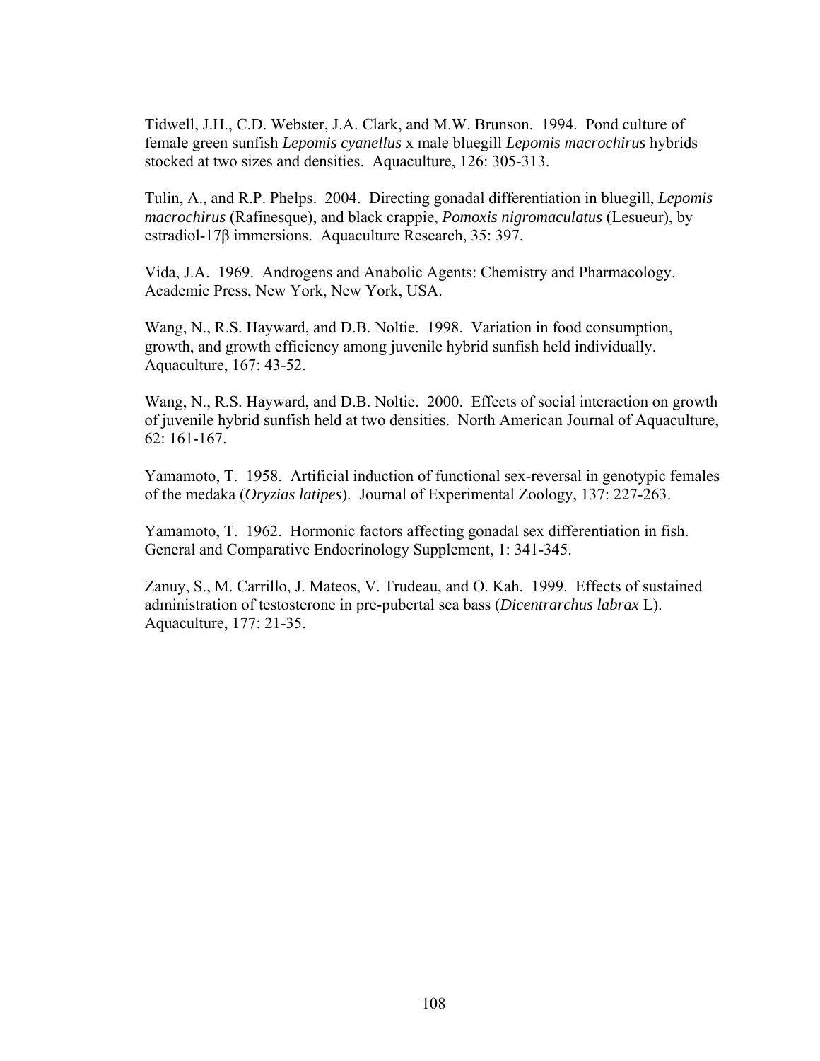Tidwell, J.H., C.D. Webster, J.A. Clark, and M.W. Brunson. 1994. Pond culture of female green sunfish *Lepomis cyanellus* x male bluegill *Lepomis macrochirus* hybrids stocked at two sizes and densities. Aquaculture, 126: 305-313.

Tulin, A., and R.P. Phelps. 2004. Directing gonadal differentiation in bluegill, *Lepomis macrochirus* (Rafinesque), and black crappie, *Pomoxis nigromaculatus* (Lesueur), by estradiol-17β immersions. Aquaculture Research, 35: 397.

Vida, J.A. 1969. Androgens and Anabolic Agents: Chemistry and Pharmacology. Academic Press, New York, New York, USA.

Wang, N., R.S. Hayward, and D.B. Noltie. 1998. Variation in food consumption, growth, and growth efficiency among juvenile hybrid sunfish held individually. Aquaculture, 167: 43-52.

Wang, N., R.S. Hayward, and D.B. Noltie. 2000. Effects of social interaction on growth of juvenile hybrid sunfish held at two densities. North American Journal of Aquaculture, 62: 161-167.

Yamamoto, T. 1958. Artificial induction of functional sex-reversal in genotypic females of the medaka (*Oryzias latipes*). Journal of Experimental Zoology, 137: 227-263.

Yamamoto, T. 1962. Hormonic factors affecting gonadal sex differentiation in fish. General and Comparative Endocrinology Supplement, 1: 341-345.

Zanuy, S., M. Carrillo, J. Mateos, V. Trudeau, and O. Kah. 1999. Effects of sustained administration of testosterone in pre-pubertal sea bass (*Dicentrarchus labrax* L). Aquaculture, 177: 21-35.